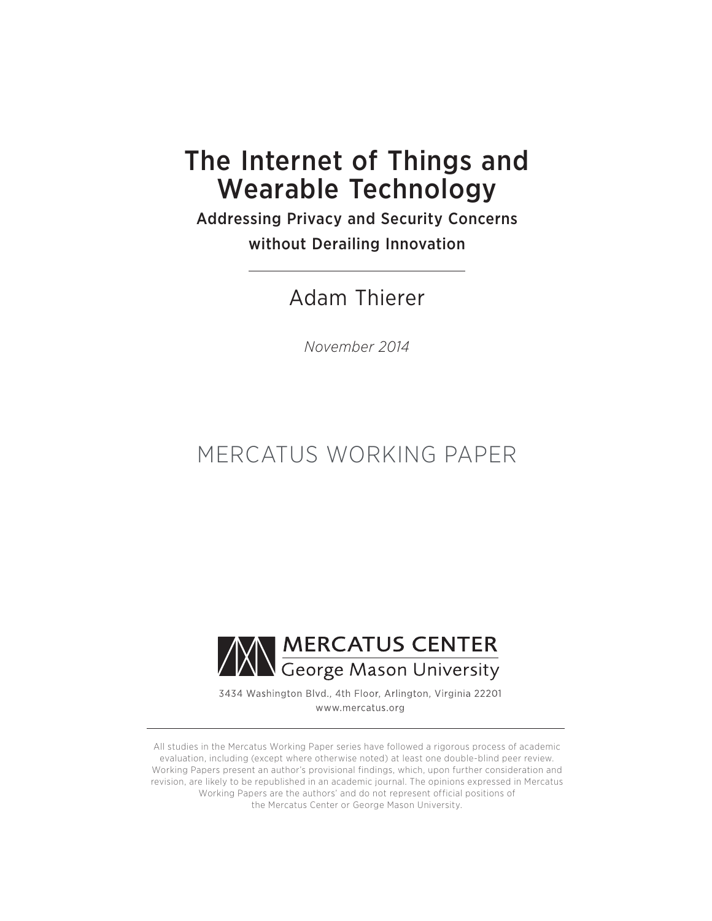# The Internet of Things and Wearable Technology

## Addressing Privacy and Security Concerns without Derailing Innovation

Adam Thierer

*November 2014*

MERCATUS WORKING PAPER

MERCATUS CENTER
George Mason University

3434 Washington Blvd., 4th Floor, Arlington, Virginia 22201
www.mercatus.org

---

All studies in the Mercatus Working Paper series have followed a rigorous process of academic evaluation, including (except where otherwise noted) at least one double-blind peer review. Working Papers present an author's provisional findings, which, upon further consideration and revision, are likely to be republished in an academic journal. The opinions expressed in Mercatus Working Papers are the authors' and do not represent official positions of the Mercatus Center or George Mason University.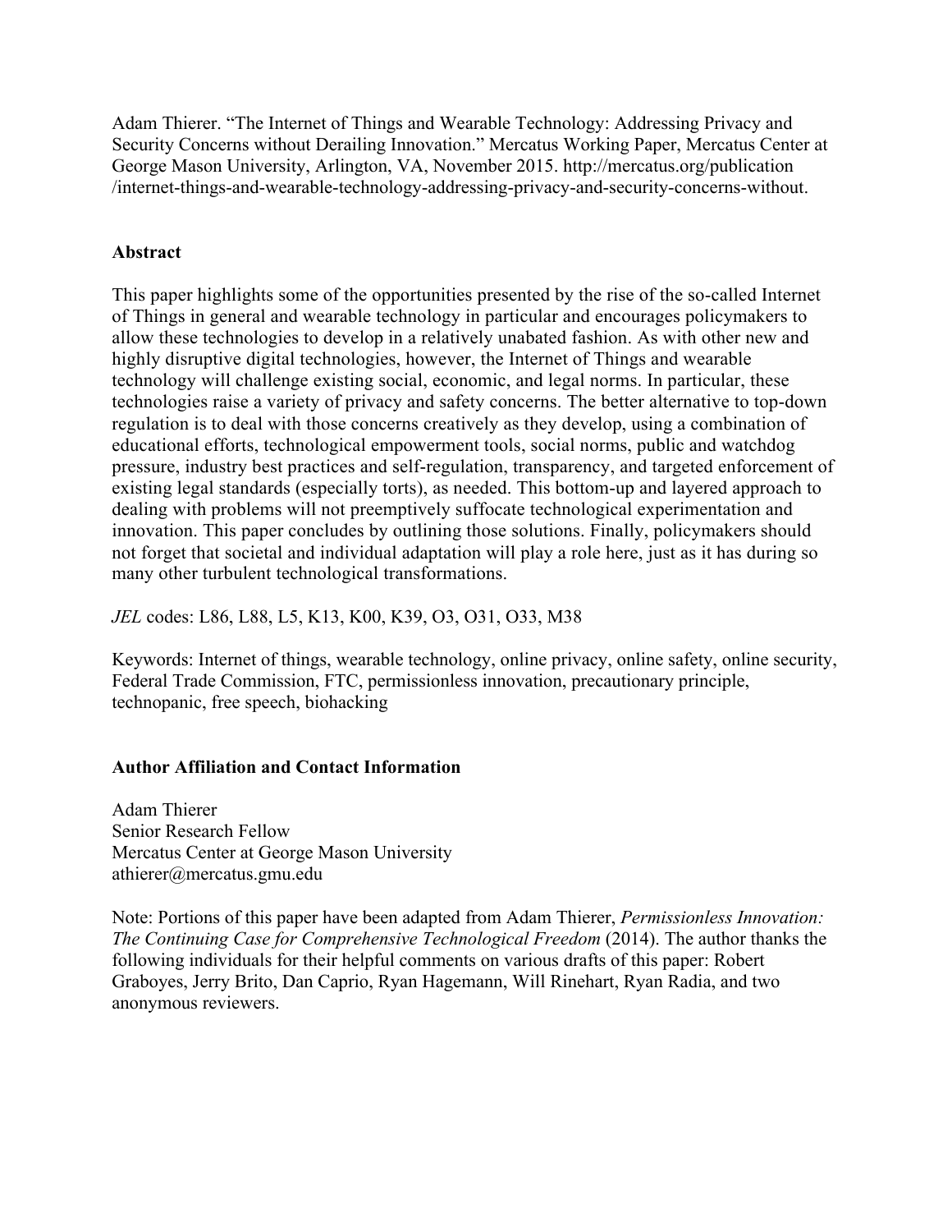Adam Thierer. "The Internet of Things and Wearable Technology: Addressing Privacy and Security Concerns without Derailing Innovation." Mercatus Working Paper, Mercatus Center at George Mason University, Arlington, VA, November 2015. http://mercatus.org/publication /internet-things-and-wearable-technology-addressing-privacy-and-security-concerns-without.

## Abstract

This paper highlights some of the opportunities presented by the rise of the so-called Internet of Things in general and wearable technology in particular and encourages policymakers to allow these technologies to develop in a relatively unabated fashion. As with other new and highly disruptive digital technologies, however, the Internet of Things and wearable technology will challenge existing social, economic, and legal norms. In particular, these technologies raise a variety of privacy and safety concerns. The better alternative to top-down regulation is to deal with those concerns creatively as they develop, using a combination of educational efforts, technological empowerment tools, social norms, public and watchdog pressure, industry best practices and self-regulation, transparency, and targeted enforcement of existing legal standards (especially torts), as needed. This bottom-up and layered approach to dealing with problems will not preemptively suffocate technological experimentation and innovation. This paper concludes by outlining those solutions. Finally, policymakers should not forget that societal and individual adaptation will play a role here, just as it has during so many other turbulent technological transformations.

*JEL* codes: L86, L88, L5, K13, K00, K39, O3, O31, O33, M38

Keywords: Internet of things, wearable technology, online privacy, online safety, online security, Federal Trade Commission, FTC, permissionless innovation, precautionary principle, technopanic, free speech, biohacking

## Author Affiliation and Contact Information

Adam Thierer
Senior Research Fellow
Mercatus Center at George Mason University
athierer@mercatus.gmu.edu

Note: Portions of this paper have been adapted from Adam Thierer, *Permissionless Innovation: The Continuing Case for Comprehensive Technological Freedom* (2014). The author thanks the following individuals for their helpful comments on various drafts of this paper: Robert Graboyes, Jerry Brito, Dan Caprio, Ryan Hagemann, Will Rinehart, Ryan Radia, and two anonymous reviewers.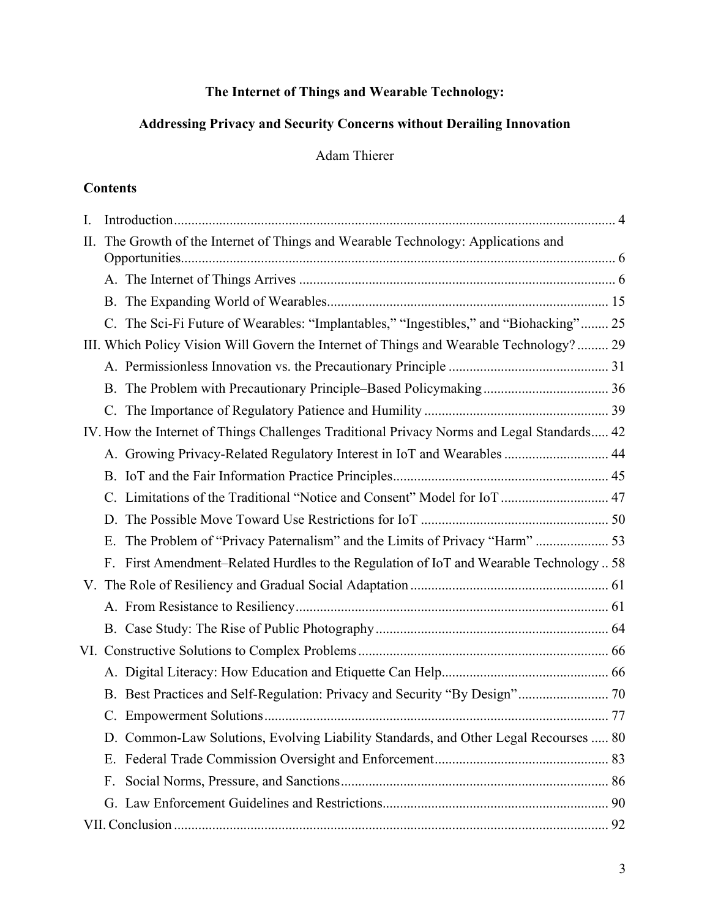**The Internet of Things and Wearable Technology:**

**Addressing Privacy and Security Concerns without Derailing Innovation**

Adam Thierer

## Contents

I. Introduction ..... 4

II. The Growth of the Internet of Things and Wearable Technology: Applications and Opportunities ..... 6

- A. The Internet of Things Arrives ..... 6
- B. The Expanding World of Wearables ..... 15
- C. The Sci-Fi Future of Wearables: "Implantables," "Ingestibles," and "Biohacking" ..... 25

III. Which Policy Vision Will Govern the Internet of Things and Wearable Technology? ..... 29

- A. Permissionless Innovation vs. the Precautionary Principle ..... 31
- B. The Problem with Precautionary Principle–Based Policymaking ..... 36
- C. The Importance of Regulatory Patience and Humility ..... 39

IV. How the Internet of Things Challenges Traditional Privacy Norms and Legal Standards ..... 42

- A. Growing Privacy-Related Regulatory Interest in IoT and Wearables ..... 44
- B. IoT and the Fair Information Practice Principles ..... 45
- C. Limitations of the Traditional "Notice and Consent" Model for IoT ..... 47
- D. The Possible Move Toward Use Restrictions for IoT ..... 50
- E. The Problem of "Privacy Paternalism" and the Limits of Privacy "Harm" ..... 53
- F. First Amendment–Related Hurdles to the Regulation of IoT and Wearable Technology ..... 58

V. The Role of Resiliency and Gradual Social Adaptation ..... 61

- A. From Resistance to Resiliency ..... 61
- B. Case Study: The Rise of Public Photography ..... 64

VI. Constructive Solutions to Complex Problems ..... 66

- A. Digital Literacy: How Education and Etiquette Can Help ..... 66
- B. Best Practices and Self-Regulation: Privacy and Security "By Design" ..... 70
- C. Empowerment Solutions ..... 77
- D. Common-Law Solutions, Evolving Liability Standards, and Other Legal Recourses ..... 80
- E. Federal Trade Commission Oversight and Enforcement ..... 83
- F. Social Norms, Pressure, and Sanctions ..... 86
- G. Law Enforcement Guidelines and Restrictions ..... 90

VII. Conclusion ..... 92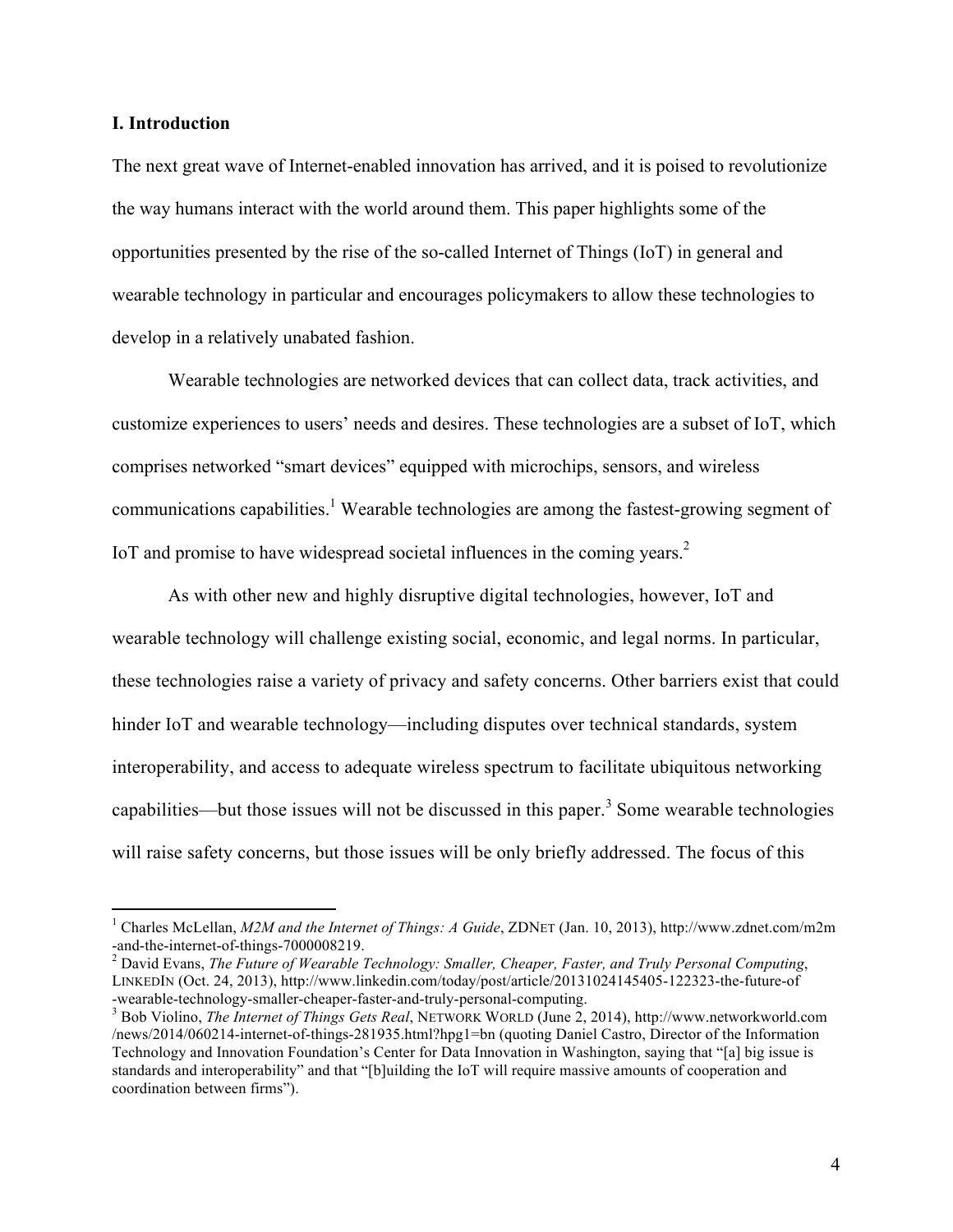## I. Introduction

The next great wave of Internet-enabled innovation has arrived, and it is poised to revolutionize the way humans interact with the world around them. This paper highlights some of the opportunities presented by the rise of the so-called Internet of Things (IoT) in general and wearable technology in particular and encourages policymakers to allow these technologies to develop in a relatively unabated fashion.

Wearable technologies are networked devices that can collect data, track activities, and customize experiences to users' needs and desires. These technologies are a subset of IoT, which comprises networked "smart devices" equipped with microchips, sensors, and wireless communications capabilities.[1] Wearable technologies are among the fastest-growing segment of IoT and promise to have widespread societal influences in the coming years.[2]

As with other new and highly disruptive digital technologies, however, IoT and wearable technology will challenge existing social, economic, and legal norms. In particular, these technologies raise a variety of privacy and safety concerns. Other barriers exist that could hinder IoT and wearable technology—including disputes over technical standards, system interoperability, and access to adequate wireless spectrum to facilitate ubiquitous networking capabilities—but those issues will not be discussed in this paper.[3] Some wearable technologies will raise safety concerns, but those issues will be only briefly addressed. The focus of this

---

[1] Charles McLellan, *M2M and the Internet of Things: A Guide*, ZDNET (Jan. 10, 2013), http://www.zdnet.com/m2m-and-the-internet-of-things-7000008219.

[2] David Evans, *The Future of Wearable Technology: Smaller, Cheaper, Faster, and Truly Personal Computing*, LINKEDIN (Oct. 24, 2013), http://www.linkedin.com/today/post/article/20131024145405-122323-the-future-of-wearable-technology-smaller-cheaper-faster-and-truly-personal-computing.

[3] Bob Violino, *The Internet of Things Gets Real*, NETWORK WORLD (June 2, 2014), http://www.networkworld.com/news/2014/060214-internet-of-things-281935.html?hpg1=bn (quoting Daniel Castro, Director of the Information Technology and Innovation Foundation's Center for Data Innovation in Washington, saying that "[a] big issue is standards and interoperability" and that "[b]uilding the IoT will require massive amounts of cooperation and coordination between firms").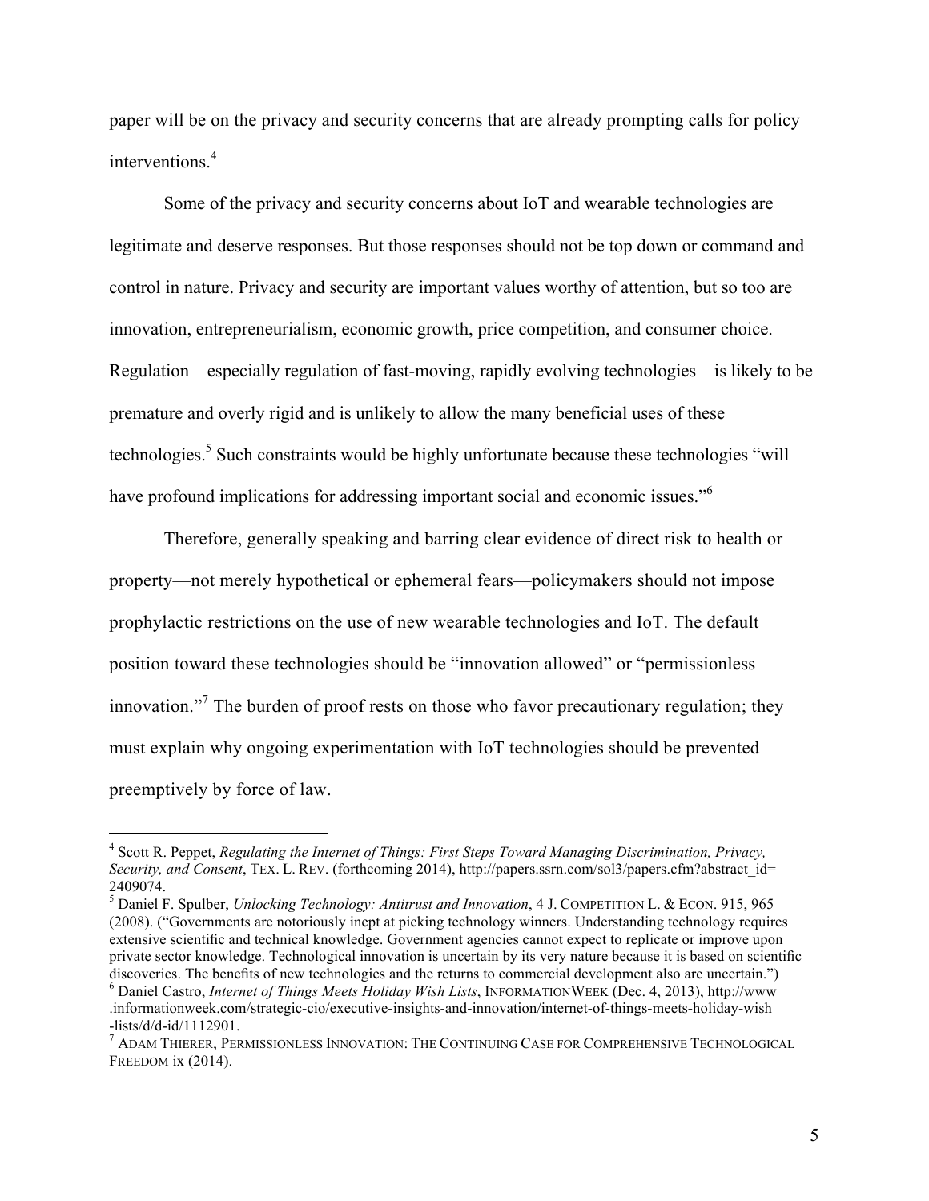paper will be on the privacy and security concerns that are already prompting calls for policy interventions.[4]

Some of the privacy and security concerns about IoT and wearable technologies are legitimate and deserve responses. But those responses should not be top down or command and control in nature. Privacy and security are important values worthy of attention, but so too are innovation, entrepreneurialism, economic growth, price competition, and consumer choice. Regulation—especially regulation of fast-moving, rapidly evolving technologies—is likely to be premature and overly rigid and is unlikely to allow the many beneficial uses of these technologies.[5] Such constraints would be highly unfortunate because these technologies "will have profound implications for addressing important social and economic issues."[6]

Therefore, generally speaking and barring clear evidence of direct risk to health or property—not merely hypothetical or ephemeral fears—policymakers should not impose prophylactic restrictions on the use of new wearable technologies and IoT. The default position toward these technologies should be "innovation allowed" or "permissionless innovation."[7] The burden of proof rests on those who favor precautionary regulation; they must explain why ongoing experimentation with IoT technologies should be prevented preemptively by force of law.

---

[4] Scott R. Peppet, *Regulating the Internet of Things: First Steps Toward Managing Discrimination, Privacy, Security, and Consent*, TEX. L. REV. (forthcoming 2014), http://papers.ssrn.com/sol3/papers.cfm?abstract_id=2409074.

[5] Daniel F. Spulber, *Unlocking Technology: Antitrust and Innovation*, 4 J. COMPETITION L. & ECON. 915, 965 (2008). ("Governments are notoriously inept at picking technology winners. Understanding technology requires extensive scientific and technical knowledge. Government agencies cannot expect to replicate or improve upon private sector knowledge. Technological innovation is uncertain by its very nature because it is based on scientific discoveries. The benefits of new technologies and the returns to commercial development also are uncertain.")

[6] Daniel Castro, *Internet of Things Meets Holiday Wish Lists*, INFORMATIONWEEK (Dec. 4, 2013), http://www.informationweek.com/strategic-cio/executive-insights-and-innovation/internet-of-things-meets-holiday-wish-lists/d/d-id/1112901.

[7] ADAM THIERER, PERMISSIONLESS INNOVATION: THE CONTINUING CASE FOR COMPREHENSIVE TECHNOLOGICAL FREEDOM ix (2014).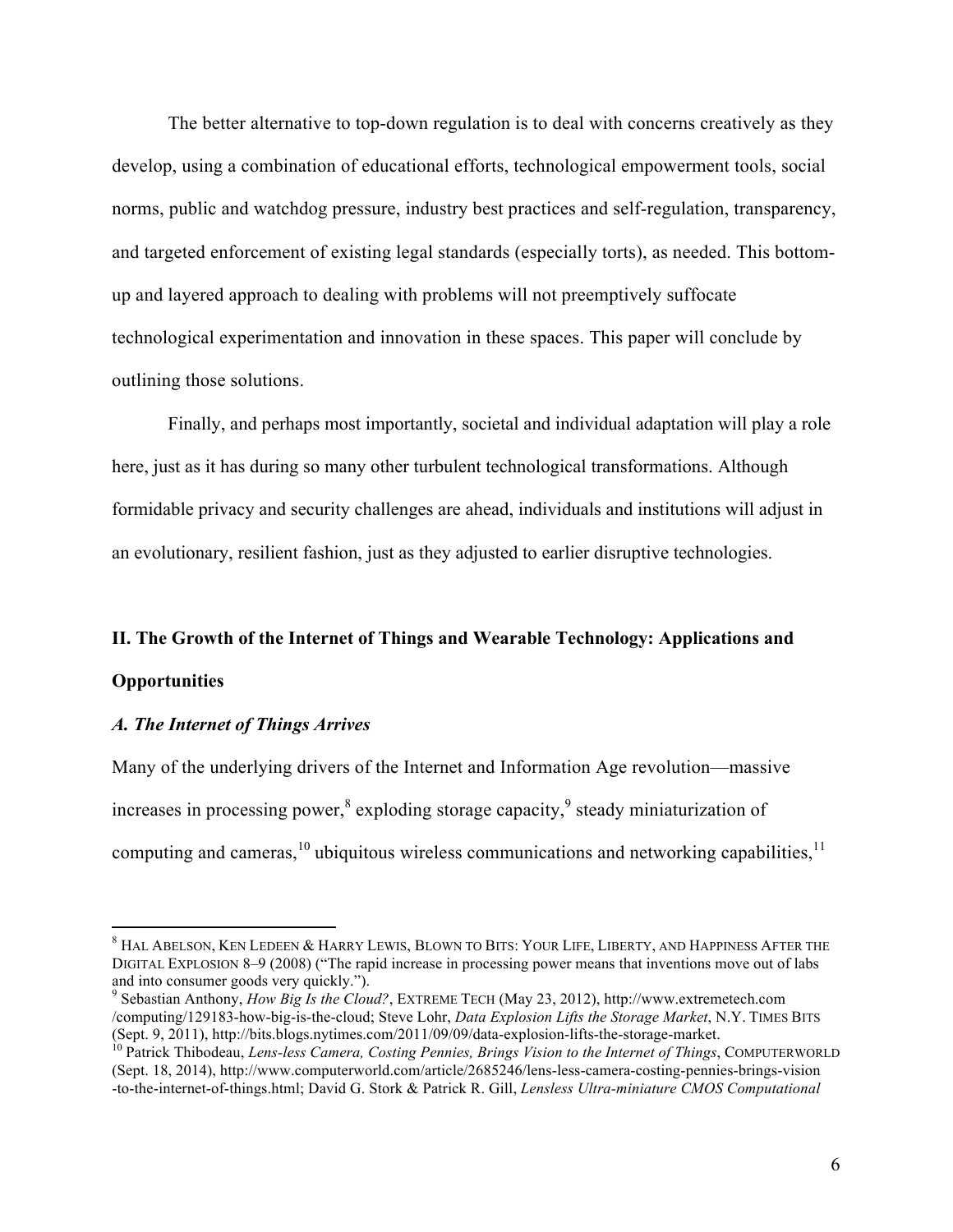The better alternative to top-down regulation is to deal with concerns creatively as they develop, using a combination of educational efforts, technological empowerment tools, social norms, public and watchdog pressure, industry best practices and self-regulation, transparency, and targeted enforcement of existing legal standards (especially torts), as needed. This bottom-up and layered approach to dealing with problems will not preemptively suffocate technological experimentation and innovation in these spaces. This paper will conclude by outlining those solutions.

Finally, and perhaps most importantly, societal and individual adaptation will play a role here, just as it has during so many other turbulent technological transformations. Although formidable privacy and security challenges are ahead, individuals and institutions will adjust in an evolutionary, resilient fashion, just as they adjusted to earlier disruptive technologies.

## II. The Growth of the Internet of Things and Wearable Technology: Applications and Opportunities

### *A. The Internet of Things Arrives*

Many of the underlying drivers of the Internet and Information Age revolution—massive increases in processing power,[8] exploding storage capacity,[9] steady miniaturization of computing and cameras,[10] ubiquitous wireless communications and networking capabilities,[11]

---

[8] HAL ABELSON, KEN LEDEEN & HARRY LEWIS, BLOWN TO BITS: YOUR LIFE, LIBERTY, AND HAPPINESS AFTER THE DIGITAL EXPLOSION 8–9 (2008) ("The rapid increase in processing power means that inventions move out of labs and into consumer goods very quickly.").

[9] Sebastian Anthony, *How Big Is the Cloud?*, EXTREME TECH (May 23, 2012), http://www.extremetech.com /computing/129183-how-big-is-the-cloud; Steve Lohr, *Data Explosion Lifts the Storage Market*, N.Y. TIMES BITS (Sept. 9, 2011), http://bits.blogs.nytimes.com/2011/09/09/data-explosion-lifts-the-storage-market.

[10] Patrick Thibodeau, *Lens-less Camera, Costing Pennies, Brings Vision to the Internet of Things*, COMPUTERWORLD (Sept. 18, 2014), http://www.computerworld.com/article/2685246/lens-less-camera-costing-pennies-brings-vision -to-the-internet-of-things.html; David G. Stork & Patrick R. Gill, *Lensless Ultra-miniature CMOS Computational*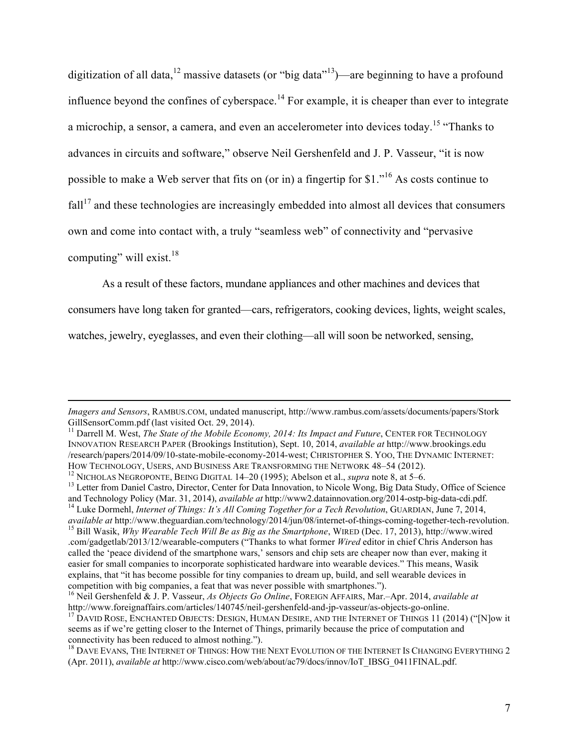digitization of all data,[12] massive datasets (or "big data"[13])—are beginning to have a profound influence beyond the confines of cyberspace.[14] For example, it is cheaper than ever to integrate a microchip, a sensor, a camera, and even an accelerometer into devices today.[15] "Thanks to advances in circuits and software," observe Neil Gershenfeld and J. P. Vasseur, "it is now possible to make a Web server that fits on (or in) a fingertip for $1."[16] As costs continue to fall[17] and these technologies are increasingly embedded into almost all devices that consumers own and come into contact with, a truly "seamless web" of connectivity and "pervasive computing" will exist.[18]

As a result of these factors, mundane appliances and other machines and devices that consumers have long taken for granted—cars, refrigerators, cooking devices, lights, weight scales, watches, jewelry, eyeglasses, and even their clothing—all will soon be networked, sensing,

---

*Imagers and Sensors*, RAMBUS.COM, undated manuscript, http://www.rambus.com/assets/documents/papers/Stork GillSensorComm.pdf (last visited Oct. 29, 2014).

[11] Darrell M. West, *The State of the Mobile Economy, 2014: Its Impact and Future*, CENTER FOR TECHNOLOGY INNOVATION RESEARCH PAPER (Brookings Institution), Sept. 10, 2014, *available at* http://www.brookings.edu /research/papers/2014/09/10-state-mobile-economy-2014-west; CHRISTOPHER S. YOO, THE DYNAMIC INTERNET: HOW TECHNOLOGY, USERS, AND BUSINESS ARE TRANSFORMING THE NETWORK 48–54 (2012).

[12] NICHOLAS NEGROPONTE, BEING DIGITAL 14–20 (1995); Abelson et al., *supra* note 8, at 5–6.

[13] Letter from Daniel Castro, Director, Center for Data Innovation, to Nicole Wong, Big Data Study, Office of Science and Technology Policy (Mar. 31, 2014), *available at* http://www2.datainnovation.org/2014-ostp-big-data-cdi.pdf.

[14] Luke Dormehl, *Internet of Things: It's All Coming Together for a Tech Revolution*, GUARDIAN, June 7, 2014, *available at* http://www.theguardian.com/technology/2014/jun/08/internet-of-things-coming-together-tech-revolution.

[15] Bill Wasik, *Why Wearable Tech Will Be as Big as the Smartphone*, WIRED (Dec. 17, 2013), http://www.wired .com/gadgetlab/2013/12/wearable-computers ("Thanks to what former *Wired* editor in chief Chris Anderson has called the 'peace dividend of the smartphone wars,' sensors and chip sets are cheaper now than ever, making it easier for small companies to incorporate sophisticated hardware into wearable devices." This means, Wasik explains, that "it has become possible for tiny companies to dream up, build, and sell wearable devices in competition with big companies, a feat that was never possible with smartphones.").

[16] Neil Gershenfeld & J. P. Vasseur, *As Objects Go Online*, FOREIGN AFFAIRS, Mar.–Apr. 2014, *available at* http://www.foreignaffairs.com/articles/140745/neil-gershenfeld-and-jp-vasseur/as-objects-go-online.

[17] DAVID ROSE, ENCHANTED OBJECTS: DESIGN, HUMAN DESIRE, AND THE INTERNET OF THINGS 11 (2014) ("[N]ow it seems as if we're getting closer to the Internet of Things, primarily because the price of computation and connectivity has been reduced to almost nothing.").

[18] DAVE EVANS, THE INTERNET OF THINGS: HOW THE NEXT EVOLUTION OF THE INTERNET IS CHANGING EVERYTHING 2 (Apr. 2011), *available at* http://www.cisco.com/web/about/ac79/docs/innov/IoT_IBSG_0411FINAL.pdf.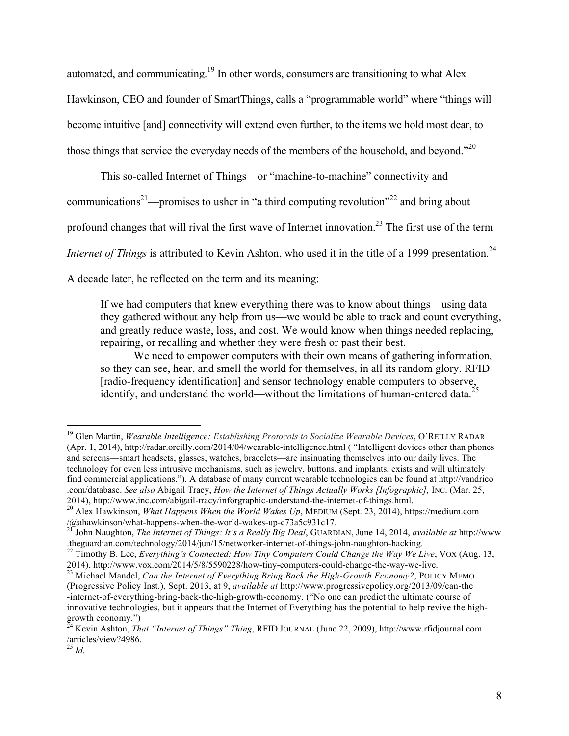automated, and communicating.[19] In other words, consumers are transitioning to what Alex Hawkinson, CEO and founder of SmartThings, calls a "programmable world" where "things will become intuitive [and] connectivity will extend even further, to the items we hold most dear, to those things that service the everyday needs of the members of the household, and beyond."[20]

This so-called Internet of Things—or "machine-to-machine" connectivity and communications[21]—promises to usher in "a third computing revolution"[22] and bring about profound changes that will rival the first wave of Internet innovation.[23] The first use of the term *Internet of Things* is attributed to Kevin Ashton, who used it in the title of a 1999 presentation.[24] A decade later, he reflected on the term and its meaning:

> If we had computers that knew everything there was to know about things—using data they gathered without any help from us—we would be able to track and count everything, and greatly reduce waste, loss, and cost. We would know when things needed replacing, repairing, or recalling and whether they were fresh or past their best.
>
> We need to empower computers with their own means of gathering information, so they can see, hear, and smell the world for themselves, in all its random glory. RFID [radio-frequency identification] and sensor technology enable computers to observe, identify, and understand the world—without the limitations of human-entered data.[25]

---

[19] Glen Martin, *Wearable Intelligence: Establishing Protocols to Socialize Wearable Devices*, O'REILLY RADAR (Apr. 1, 2014), http://radar.oreilly.com/2014/04/wearable-intelligence.html ( "Intelligent devices other than phones and screens—smart headsets, glasses, watches, bracelets—are insinuating themselves into our daily lives. The technology for even less intrusive mechanisms, such as jewelry, buttons, and implants, exists and will ultimately find commercial applications."). A database of many current wearable technologies can be found at http://vandrico.com/database. *See also* Abigail Tracy, *How the Internet of Things Actually Works [Infographic],* INC. (Mar. 25, 2014), http://www.inc.com/abigail-tracy/inforgraphic-understand-the-internet-of-things.html.

[20] Alex Hawkinson, *What Happens When the World Wakes Up*, MEDIUM (Sept. 23, 2014), https://medium.com/@ahawkinson/what-happens-when-the-world-wakes-up-c73a5c931c17.

[21] John Naughton, *The Internet of Things: It's a Really Big Deal*, GUARDIAN, June 14, 2014, *available at* http://www.theguardian.com/technology/2014/jun/15/networker-internet-of-things-john-naughton-hacking.

[22] Timothy B. Lee, *Everything's Connected: How Tiny Computers Could Change the Way We Live*, VOX (Aug. 13, 2014), http://www.vox.com/2014/5/8/5590228/how-tiny-computers-could-change-the-way-we-live.

[23] Michael Mandel, *Can the Internet of Everything Bring Back the High-Growth Economy?*, POLICY MEMO (Progressive Policy Inst.), Sept. 2013, at 9, *available at* http://www.progressivepolicy.org/2013/09/can-the-internet-of-everything-bring-back-the-high-growth-economy. ("No one can predict the ultimate course of innovative technologies, but it appears that the Internet of Everything has the potential to help revive the high-growth economy.")

[24] Kevin Ashton, *That "Internet of Things" Thing*, RFID JOURNAL (June 22, 2009), http://www.rfidjournal.com/articles/view?4986.

[25] *Id.*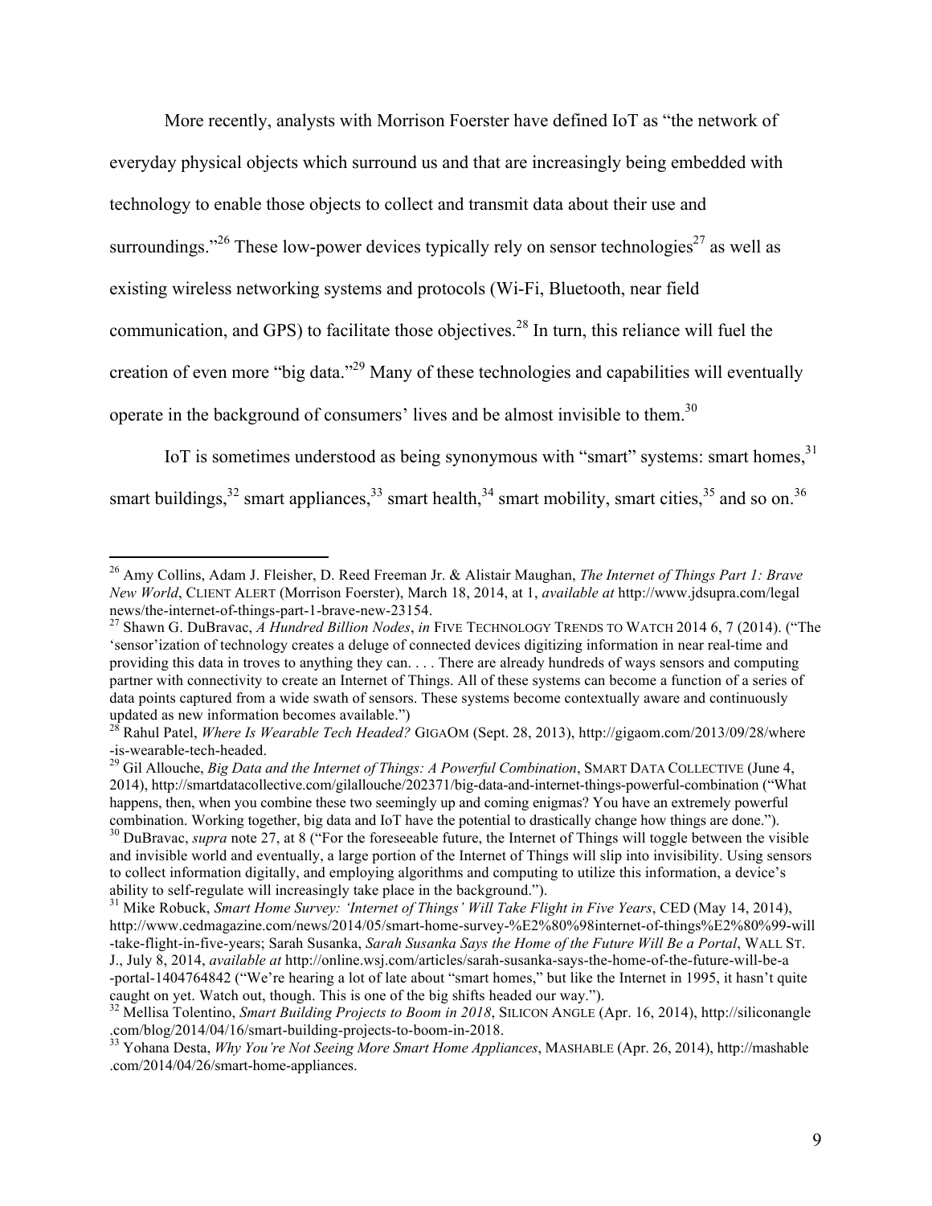More recently, analysts with Morrison Foerster have defined IoT as "the network of everyday physical objects which surround us and that are increasingly being embedded with technology to enable those objects to collect and transmit data about their use and surroundings."[26] These low-power devices typically rely on sensor technologies[27] as well as existing wireless networking systems and protocols (Wi-Fi, Bluetooth, near field communication, and GPS) to facilitate those objectives.[28] In turn, this reliance will fuel the creation of even more "big data."[29] Many of these technologies and capabilities will eventually operate in the background of consumers' lives and be almost invisible to them.[30]

IoT is sometimes understood as being synonymous with "smart" systems: smart homes,[31] smart buildings,[32] smart appliances,[33] smart health,[34] smart mobility, smart cities,[35] and so on.[36]

---

[26] Amy Collins, Adam J. Fleisher, D. Reed Freeman Jr. & Alistair Maughan, *The Internet of Things Part 1: Brave New World*, CLIENT ALERT (Morrison Foerster), March 18, 2014, at 1, *available at* http://www.jdsupra.com/legalnews/the-internet-of-things-part-1-brave-new-23154.

[27] Shawn G. DuBravac, *A Hundred Billion Nodes*, *in* FIVE TECHNOLOGY TRENDS TO WATCH 2014 6, 7 (2014). ("The 'sensor'ization of technology creates a deluge of connected devices digitizing information in near real-time and providing this data in troves to anything they can. . . . There are already hundreds of ways sensors and computing partner with connectivity to create an Internet of Things. All of these systems can become a function of a series of data points captured from a wide swath of sensors. These systems become contextually aware and continuously updated as new information becomes available.")

[28] Rahul Patel, *Where Is Wearable Tech Headed?* GIGAOM (Sept. 28, 2013), http://gigaom.com/2013/09/28/where-is-wearable-tech-headed.

[29] Gil Allouche, *Big Data and the Internet of Things: A Powerful Combination*, SMART DATA COLLECTIVE (June 4, 2014), http://smartdatacollective.com/gilallouche/202371/big-data-and-internet-things-powerful-combination ("What happens, then, when you combine these two seemingly up and coming enigmas? You have an extremely powerful combination. Working together, big data and IoT have the potential to drastically change how things are done.").

[30] DuBravac, *supra* note 27, at 8 ("For the foreseeable future, the Internet of Things will toggle between the visible and invisible world and eventually, a large portion of the Internet of Things will slip into invisibility. Using sensors to collect information digitally, and employing algorithms and computing to utilize this information, a device's ability to self-regulate will increasingly take place in the background.").

[31] Mike Robuck, *Smart Home Survey: 'Internet of Things' Will Take Flight in Five Years*, CED (May 14, 2014), http://www.cedmagazine.com/news/2014/05/smart-home-survey-%E2%80%98internet-of-things%E2%80%99-will-take-flight-in-five-years; Sarah Susanka, *Sarah Susanka Says the Home of the Future Will Be a Portal*, WALL ST. J., July 8, 2014, *available at* http://online.wsj.com/articles/sarah-susanka-says-the-home-of-the-future-will-be-a-portal-1404764842 ("We're hearing a lot of late about "smart homes," but like the Internet in 1995, it hasn't quite caught on yet. Watch out, though. This is one of the big shifts headed our way.").

[32] Mellisa Tolentino, *Smart Building Projects to Boom in 2018*, SILICON ANGLE (Apr. 16, 2014), http://siliconangle.com/blog/2014/04/16/smart-building-projects-to-boom-in-2018.

[33] Yohana Desta, *Why You're Not Seeing More Smart Home Appliances*, MASHABLE (Apr. 26, 2014), http://mashable.com/2014/04/26/smart-home-appliances.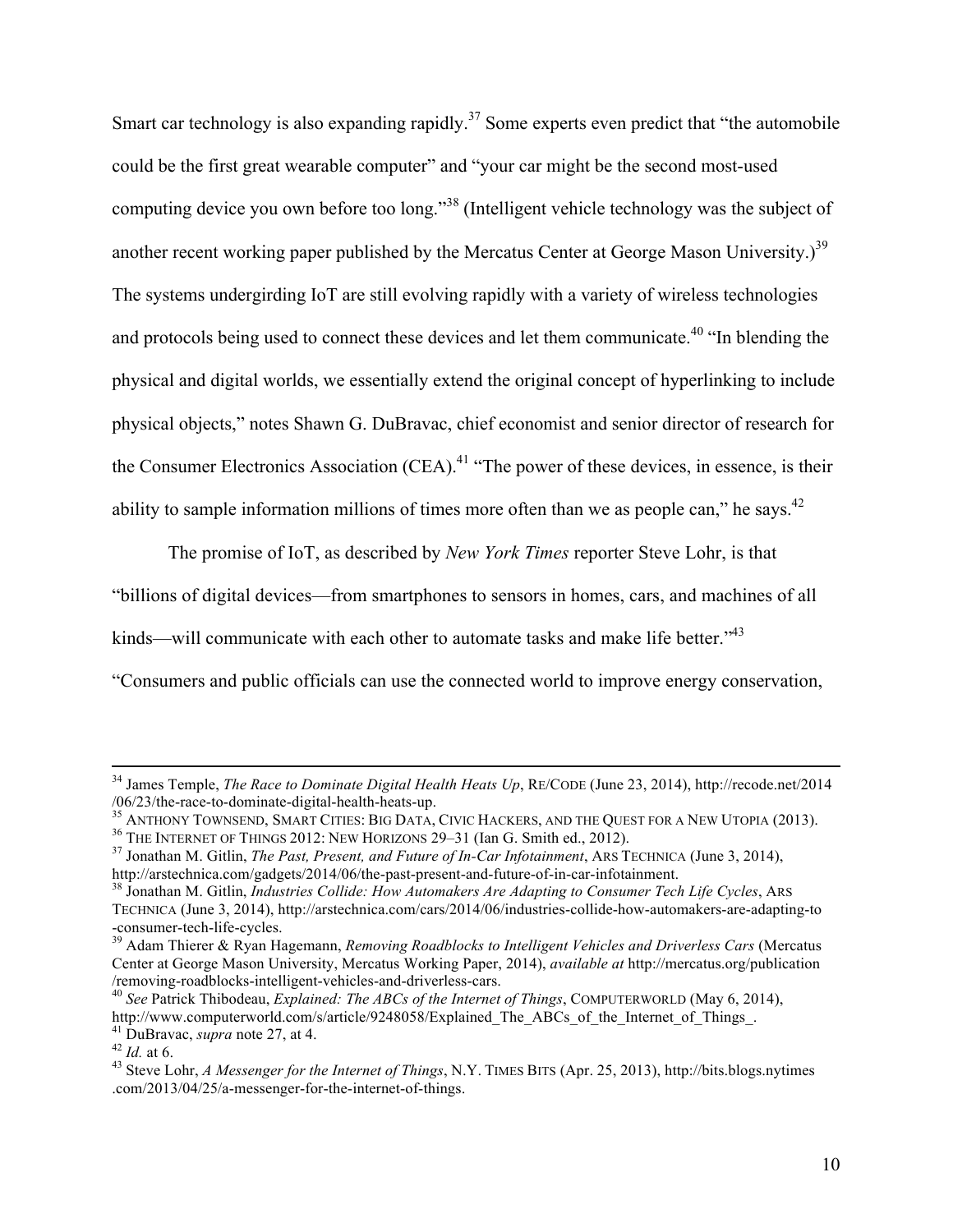Smart car technology is also expanding rapidly.[37] Some experts even predict that "the automobile could be the first great wearable computer" and "your car might be the second most-used computing device you own before too long."[38] (Intelligent vehicle technology was the subject of another recent working paper published by the Mercatus Center at George Mason University.)[39] The systems undergirding IoT are still evolving rapidly with a variety of wireless technologies and protocols being used to connect these devices and let them communicate.[40] "In blending the physical and digital worlds, we essentially extend the original concept of hyperlinking to include physical objects," notes Shawn G. DuBravac, chief economist and senior director of research for the Consumer Electronics Association (CEA).[41] "The power of these devices, in essence, is their ability to sample information millions of times more often than we as people can," he says.[42]

The promise of IoT, as described by *New York Times* reporter Steve Lohr, is that "billions of digital devices—from smartphones to sensors in homes, cars, and machines of all kinds—will communicate with each other to automate tasks and make life better."[43] "Consumers and public officials can use the connected world to improve energy conservation,

---

[34] James Temple, *The Race to Dominate Digital Health Heats Up*, RE/CODE (June 23, 2014), http://recode.net/2014/06/23/the-race-to-dominate-digital-health-heats-up.

[35] ANTHONY TOWNSEND, SMART CITIES: BIG DATA, CIVIC HACKERS, AND THE QUEST FOR A NEW UTOPIA (2013).

[36] THE INTERNET OF THINGS 2012: NEW HORIZONS 29–31 (Ian G. Smith ed., 2012).

[37] Jonathan M. Gitlin, *The Past, Present, and Future of In-Car Infotainment*, ARS TECHNICA (June 3, 2014), http://arstechnica.com/gadgets/2014/06/the-past-present-and-future-of-in-car-infotainment.

[38] Jonathan M. Gitlin, *Industries Collide: How Automakers Are Adapting to Consumer Tech Life Cycles*, ARS TECHNICA (June 3, 2014), http://arstechnica.com/cars/2014/06/industries-collide-how-automakers-are-adapting-to-consumer-tech-life-cycles.

[39] Adam Thierer & Ryan Hagemann, *Removing Roadblocks to Intelligent Vehicles and Driverless Cars* (Mercatus Center at George Mason University, Mercatus Working Paper, 2014), *available at* http://mercatus.org/publication/removing-roadblocks-intelligent-vehicles-and-driverless-cars.

[40] *See* Patrick Thibodeau, *Explained: The ABCs of the Internet of Things*, COMPUTERWORLD (May 6, 2014), http://www.computerworld.com/s/article/9248058/Explained_The_ABCs_of_the_Internet_of_Things_.

[41] DuBravac, *supra* note 27, at 4.

[42] *Id.* at 6.

[43] Steve Lohr, *A Messenger for the Internet of Things*, N.Y. TIMES BITS (Apr. 25, 2013), http://bits.blogs.nytimes.com/2013/04/25/a-messenger-for-the-internet-of-things.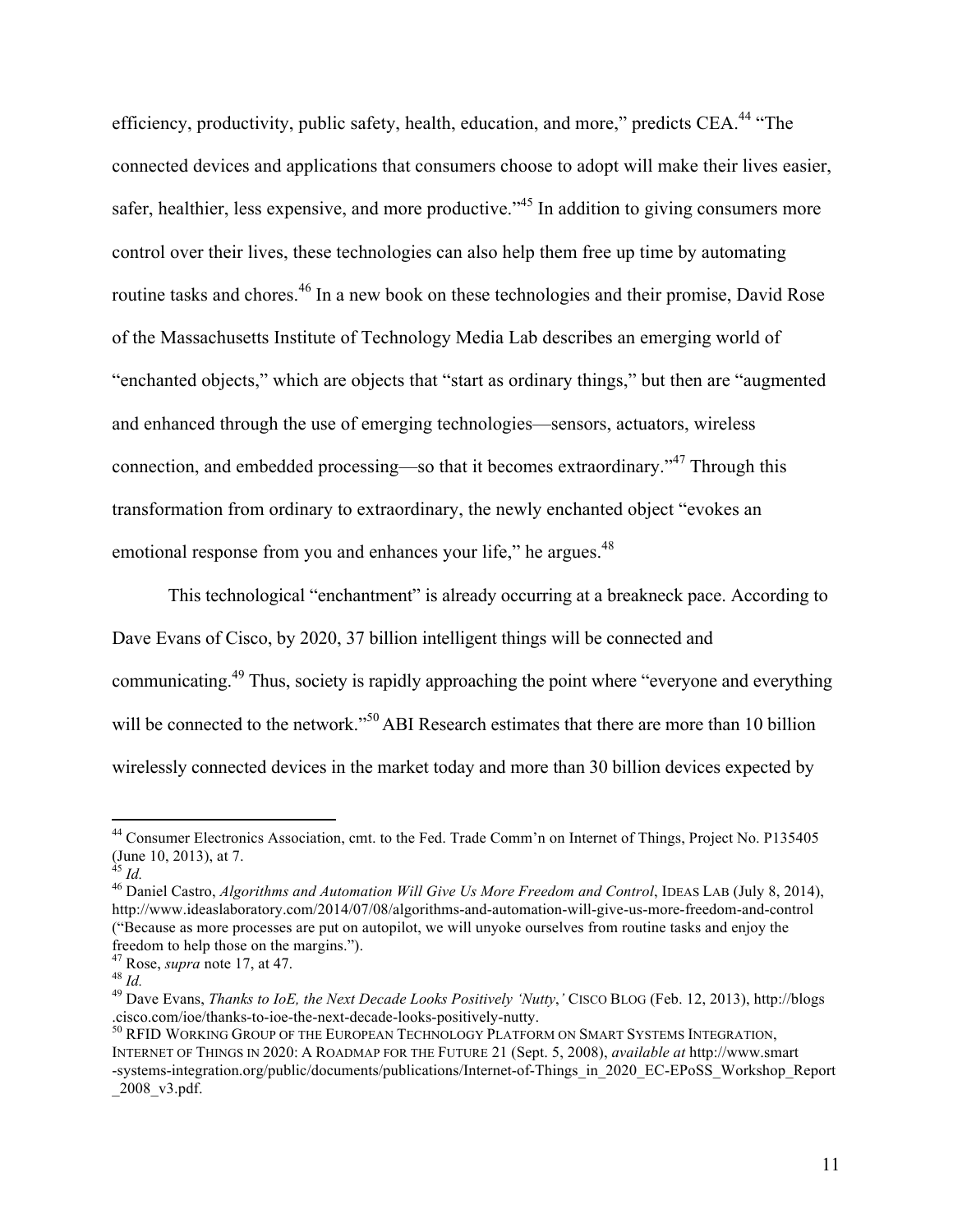efficiency, productivity, public safety, health, education, and more," predicts CEA.[44] "The connected devices and applications that consumers choose to adopt will make their lives easier, safer, healthier, less expensive, and more productive."[45] In addition to giving consumers more control over their lives, these technologies can also help them free up time by automating routine tasks and chores.[46] In a new book on these technologies and their promise, David Rose of the Massachusetts Institute of Technology Media Lab describes an emerging world of "enchanted objects," which are objects that "start as ordinary things," but then are "augmented and enhanced through the use of emerging technologies—sensors, actuators, wireless connection, and embedded processing—so that it becomes extraordinary."[47] Through this transformation from ordinary to extraordinary, the newly enchanted object "evokes an emotional response from you and enhances your life," he argues.[48]

This technological "enchantment" is already occurring at a breakneck pace. According to Dave Evans of Cisco, by 2020, 37 billion intelligent things will be connected and communicating.[49] Thus, society is rapidly approaching the point where "everyone and everything will be connected to the network."[50] ABI Research estimates that there are more than 10 billion wirelessly connected devices in the market today and more than 30 billion devices expected by

---

[44] Consumer Electronics Association, cmt. to the Fed. Trade Comm'n on Internet of Things, Project No. P135405 (June 10, 2013), at 7.

[45] *Id.*

[46] Daniel Castro, *Algorithms and Automation Will Give Us More Freedom and Control*, IDEAS LAB (July 8, 2014), http://www.ideaslaboratory.com/2014/07/08/algorithms-and-automation-will-give-us-more-freedom-and-control ("Because as more processes are put on autopilot, we will unyoke ourselves from routine tasks and enjoy the freedom to help those on the margins.").

[47] Rose, *supra* note 17, at 47.

[48] *Id.*

[49] Dave Evans, *Thanks to IoE, the Next Decade Looks Positively 'Nutty*,*'* CISCO BLOG (Feb. 12, 2013), http://blogs.cisco.com/ioe/thanks-to-ioe-the-next-decade-looks-positively-nutty.

[50] RFID WORKING GROUP OF THE EUROPEAN TECHNOLOGY PLATFORM ON SMART SYSTEMS INTEGRATION, INTERNET OF THINGS IN 2020: A ROADMAP FOR THE FUTURE 21 (Sept. 5, 2008), *available at* http://www.smart-systems-integration.org/public/documents/publications/Internet-of-Things_in_2020_EC-EPoSS_Workshop_Report_2008_v3.pdf.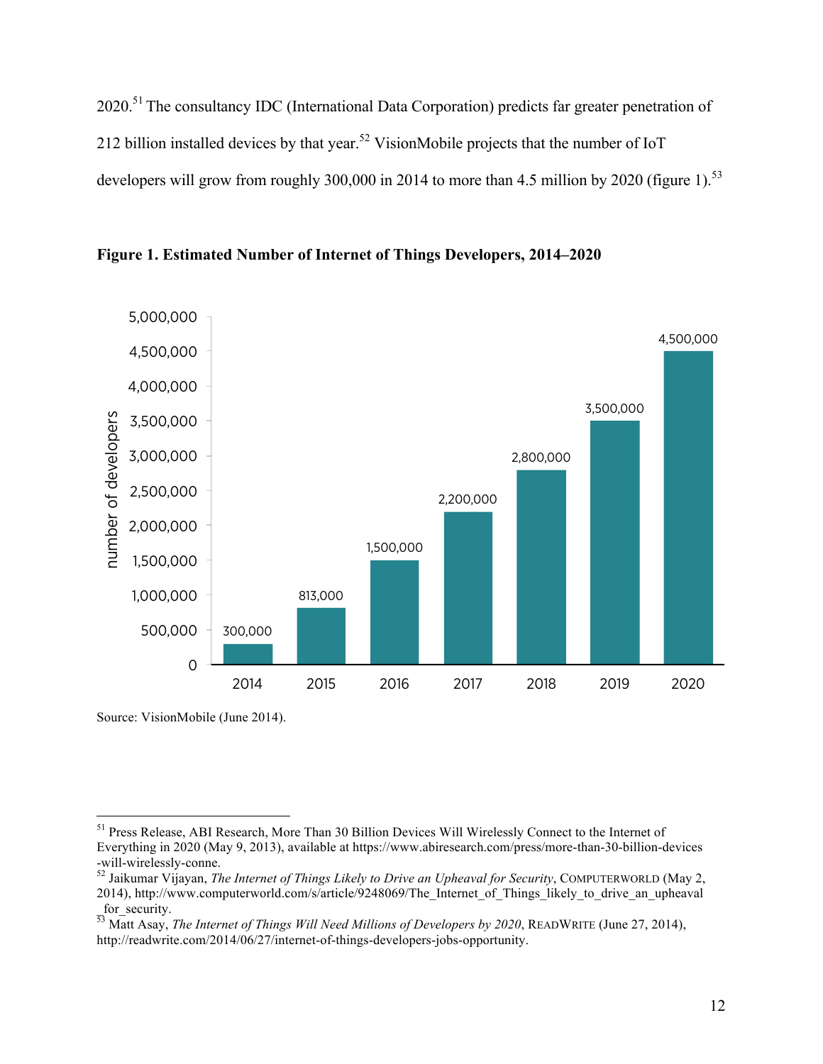2020.[51] The consultancy IDC (International Data Corporation) predicts far greater penetration of 212 billion installed devices by that year.[52] VisionMobile projects that the number of IoT developers will grow from roughly 300,000 in 2014 to more than 4.5 million by 2020 (figure 1).[53]

**Figure 1. Estimated Number of Internet of Things Developers, 2014–2020**

| Year | Number of developers |
|---|---|
| 2014 | 300,000 |
| 2015 | 813,000 |
| 2016 | 1,500,000 |
| 2017 | 2,200,000 |
| 2018 | 2,800,000 |
| 2019 | 3,500,000 |
| 2020 | 4,500,000 |

Source: VisionMobile (June 2014).

---

[51] Press Release, ABI Research, More Than 30 Billion Devices Will Wirelessly Connect to the Internet of Everything in 2020 (May 9, 2013), available at https://www.abiresearch.com/press/more-than-30-billion-devices-will-wirelessly-conne.

[52] Jaikumar Vijayan, *The Internet of Things Likely to Drive an Upheaval for Security*, COMPUTERWORLD (May 2, 2014), http://www.computerworld.com/s/article/9248069/The_Internet_of_Things_likely_to_drive_an_upheaval_for_security.

[53] Matt Asay, *The Internet of Things Will Need Millions of Developers by 2020*, READWRITE (June 27, 2014), http://readwrite.com/2014/06/27/internet-of-things-developers-jobs-opportunity.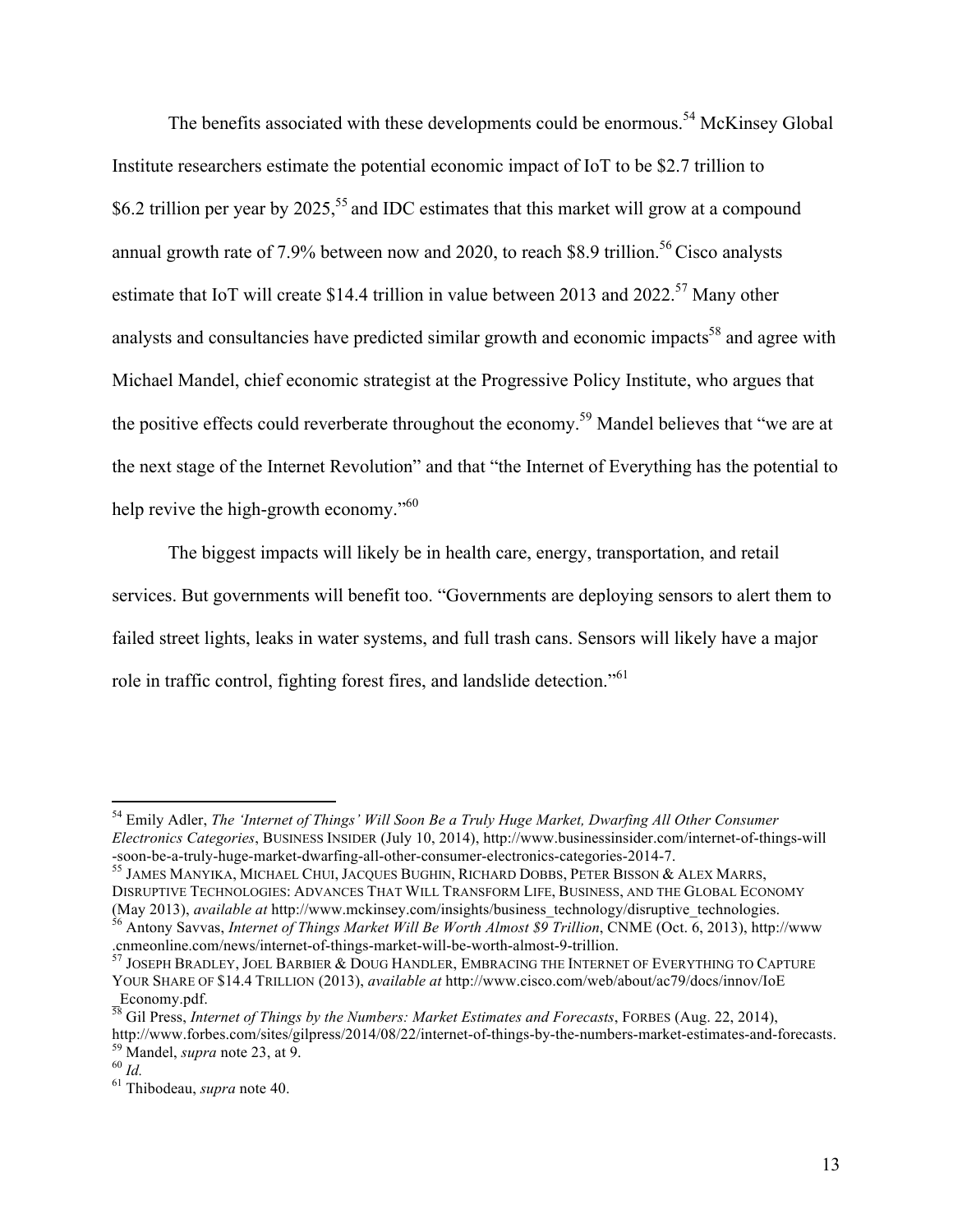The benefits associated with these developments could be enormous.[54] McKinsey Global Institute researchers estimate the potential economic impact of IoT to be $2.7 trillion to $6.2 trillion per year by 2025,[55] and IDC estimates that this market will grow at a compound annual growth rate of 7.9% between now and 2020, to reach $8.9 trillion.[56] Cisco analysts estimate that IoT will create $14.4 trillion in value between 2013 and 2022.[57] Many other analysts and consultancies have predicted similar growth and economic impacts[58] and agree with Michael Mandel, chief economic strategist at the Progressive Policy Institute, who argues that the positive effects could reverberate throughout the economy.[59] Mandel believes that "we are at the next stage of the Internet Revolution" and that "the Internet of Everything has the potential to help revive the high-growth economy."[60]

The biggest impacts will likely be in health care, energy, transportation, and retail services. But governments will benefit too. "Governments are deploying sensors to alert them to failed street lights, leaks in water systems, and full trash cans. Sensors will likely have a major role in traffic control, fighting forest fires, and landslide detection."[61]

---

[54] Emily Adler, *The 'Internet of Things' Will Soon Be a Truly Huge Market, Dwarfing All Other Consumer Electronics Categories*, BUSINESS INSIDER (July 10, 2014), http://www.businessinsider.com/internet-of-things-will-soon-be-a-truly-huge-market-dwarfing-all-other-consumer-electronics-categories-2014-7.

[55] JAMES MANYIKA, MICHAEL CHUI, JACQUES BUGHIN, RICHARD DOBBS, PETER BISSON & ALEX MARRS, DISRUPTIVE TECHNOLOGIES: ADVANCES THAT WILL TRANSFORM LIFE, BUSINESS, AND THE GLOBAL ECONOMY (May 2013), *available at* http://www.mckinsey.com/insights/business_technology/disruptive_technologies.

[56] Antony Savvas, *Internet of Things Market Will Be Worth Almost $9 Trillion*, CNME (Oct. 6, 2013), http://www.cnmeonline.com/news/internet-of-things-market-will-be-worth-almost-9-trillion.

[57] JOSEPH BRADLEY, JOEL BARBIER & DOUG HANDLER, EMBRACING THE INTERNET OF EVERYTHING TO CAPTURE YOUR SHARE OF $14.4 TRILLION (2013), *available at* http://www.cisco.com/web/about/ac79/docs/innov/IoE_Economy.pdf.

[58] Gil Press, *Internet of Things by the Numbers: Market Estimates and Forecasts*, FORBES (Aug. 22, 2014), http://www.forbes.com/sites/gilpress/2014/08/22/internet-of-things-by-the-numbers-market-estimates-and-forecasts.

[59] Mandel, *supra* note 23, at 9.

[60] *Id.*

[61] Thibodeau, *supra* note 40.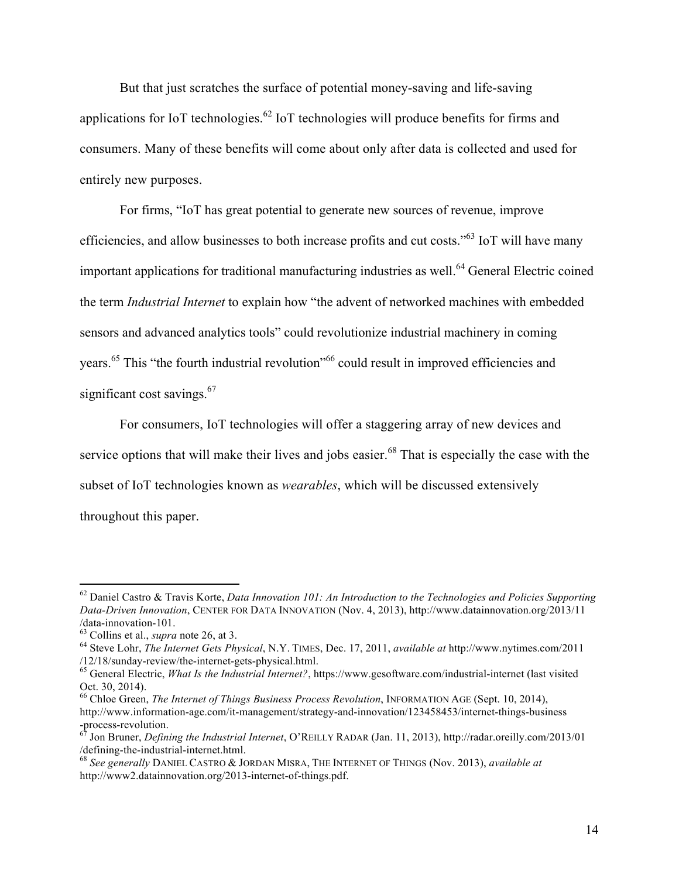But that just scratches the surface of potential money-saving and life-saving applications for IoT technologies.[62] IoT technologies will produce benefits for firms and consumers. Many of these benefits will come about only after data is collected and used for entirely new purposes.

For firms, "IoT has great potential to generate new sources of revenue, improve efficiencies, and allow businesses to both increase profits and cut costs."[63] IoT will have many important applications for traditional manufacturing industries as well.[64] General Electric coined the term *Industrial Internet* to explain how "the advent of networked machines with embedded sensors and advanced analytics tools" could revolutionize industrial machinery in coming years.[65] This "the fourth industrial revolution"[66] could result in improved efficiencies and significant cost savings.[67]

For consumers, IoT technologies will offer a staggering array of new devices and service options that will make their lives and jobs easier.[68] That is especially the case with the subset of IoT technologies known as *wearables*, which will be discussed extensively throughout this paper.

---

[62] Daniel Castro & Travis Korte, *Data Innovation 101: An Introduction to the Technologies and Policies Supporting Data-Driven Innovation*, CENTER FOR DATA INNOVATION (Nov. 4, 2013), http://www.datainnovation.org/2013/11/data-innovation-101.

[63] Collins et al., *supra* note 26, at 3.

[64] Steve Lohr, *The Internet Gets Physical*, N.Y. TIMES, Dec. 17, 2011, *available at* http://www.nytimes.com/2011/12/18/sunday-review/the-internet-gets-physical.html.

[65] General Electric, *What Is the Industrial Internet?*, https://www.gesoftware.com/industrial-internet (last visited Oct. 30, 2014).

[66] Chloe Green, *The Internet of Things Business Process Revolution*, INFORMATION AGE (Sept. 10, 2014), http://www.information-age.com/it-management/strategy-and-innovation/123458453/internet-things-business-process-revolution.

[67] Jon Bruner, *Defining the Industrial Internet*, O'REILLY RADAR (Jan. 11, 2013), http://radar.oreilly.com/2013/01/defining-the-industrial-internet.html.

[68] *See generally* DANIEL CASTRO & JORDAN MISRA, THE INTERNET OF THINGS (Nov. 2013), *available at* http://www2.datainnovation.org/2013-internet-of-things.pdf.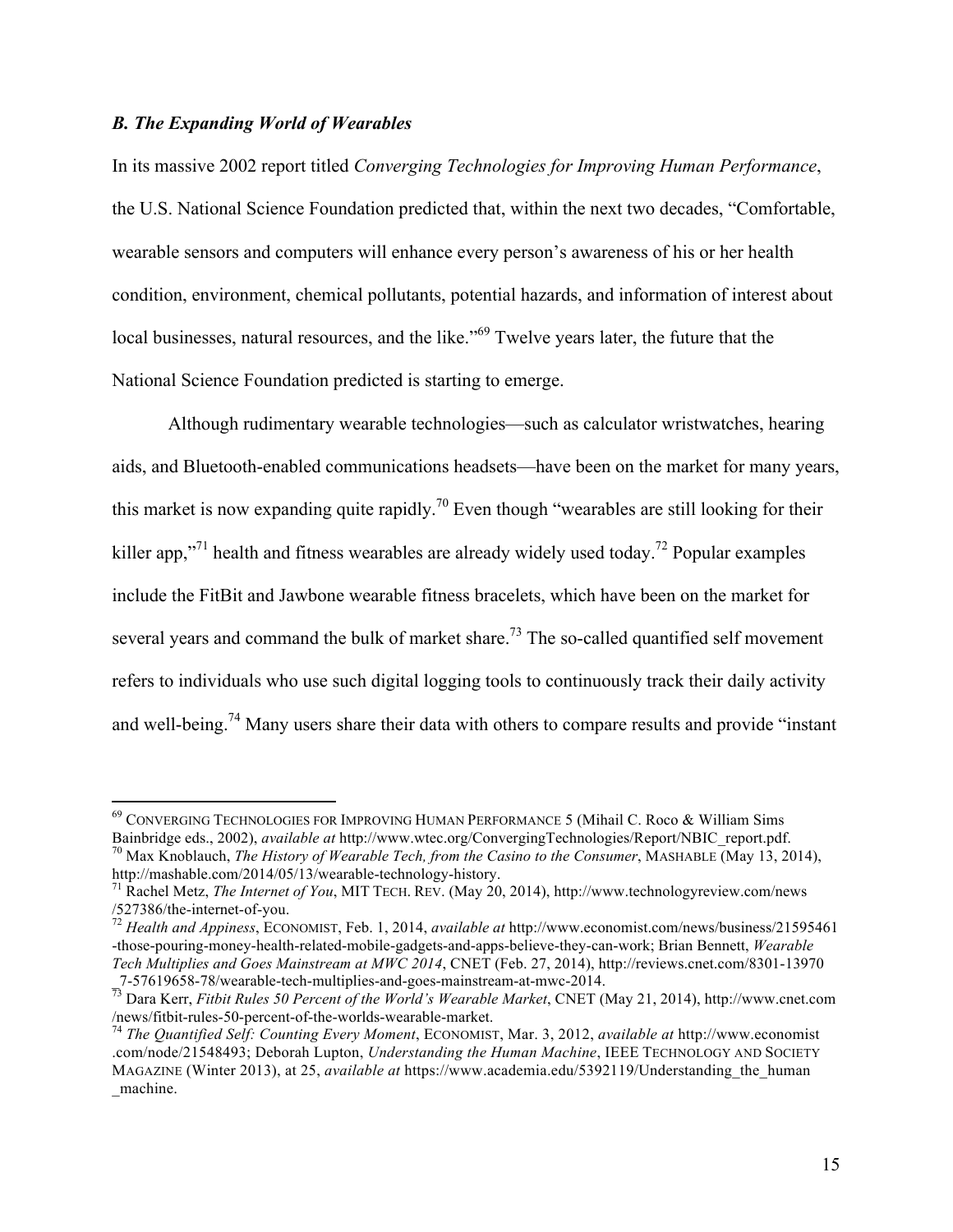### *B. The Expanding World of Wearables*

In its massive 2002 report titled *Converging Technologies for Improving Human Performance*, the U.S. National Science Foundation predicted that, within the next two decades, "Comfortable, wearable sensors and computers will enhance every person's awareness of his or her health condition, environment, chemical pollutants, potential hazards, and information of interest about local businesses, natural resources, and the like."[69] Twelve years later, the future that the National Science Foundation predicted is starting to emerge.

Although rudimentary wearable technologies—such as calculator wristwatches, hearing aids, and Bluetooth-enabled communications headsets—have been on the market for many years, this market is now expanding quite rapidly.[70] Even though "wearables are still looking for their killer app,"[71] health and fitness wearables are already widely used today.[72] Popular examples include the FitBit and Jawbone wearable fitness bracelets, which have been on the market for several years and command the bulk of market share.[73] The so-called quantified self movement refers to individuals who use such digital logging tools to continuously track their daily activity and well-being.[74] Many users share their data with others to compare results and provide "instant

---

[69] CONVERGING TECHNOLOGIES FOR IMPROVING HUMAN PERFORMANCE 5 (Mihail C. Roco & William Sims Bainbridge eds., 2002), *available at* http://www.wtec.org/ConvergingTechnologies/Report/NBIC_report.pdf.

[70] Max Knoblauch, *The History of Wearable Tech, from the Casino to the Consumer*, MASHABLE (May 13, 2014), http://mashable.com/2014/05/13/wearable-technology-history.

[71] Rachel Metz, *The Internet of You*, MIT TECH. REV. (May 20, 2014), http://www.technologyreview.com/news/527386/the-internet-of-you.

[72] *Health and Appiness*, ECONOMIST, Feb. 1, 2014, *available at* http://www.economist.com/news/business/21595461-those-pouring-money-health-related-mobile-gadgets-and-apps-believe-they-can-work; Brian Bennett, *Wearable Tech Multiplies and Goes Mainstream at MWC 2014*, CNET (Feb. 27, 2014), http://reviews.cnet.com/8301-13970_7-57619658-78/wearable-tech-multiplies-and-goes-mainstream-at-mwc-2014.

[73] Dara Kerr, *Fitbit Rules 50 Percent of the World's Wearable Market*, CNET (May 21, 2014), http://www.cnet.com/news/fitbit-rules-50-percent-of-the-worlds-wearable-market.

[74] *The Quantified Self: Counting Every Moment*, ECONOMIST, Mar. 3, 2012, *available at* http://www.economist.com/node/21548493; Deborah Lupton, *Understanding the Human Machine*, IEEE TECHNOLOGY AND SOCIETY MAGAZINE (Winter 2013), at 25, *available at* https://www.academia.edu/5392119/Understanding_the_human_machine.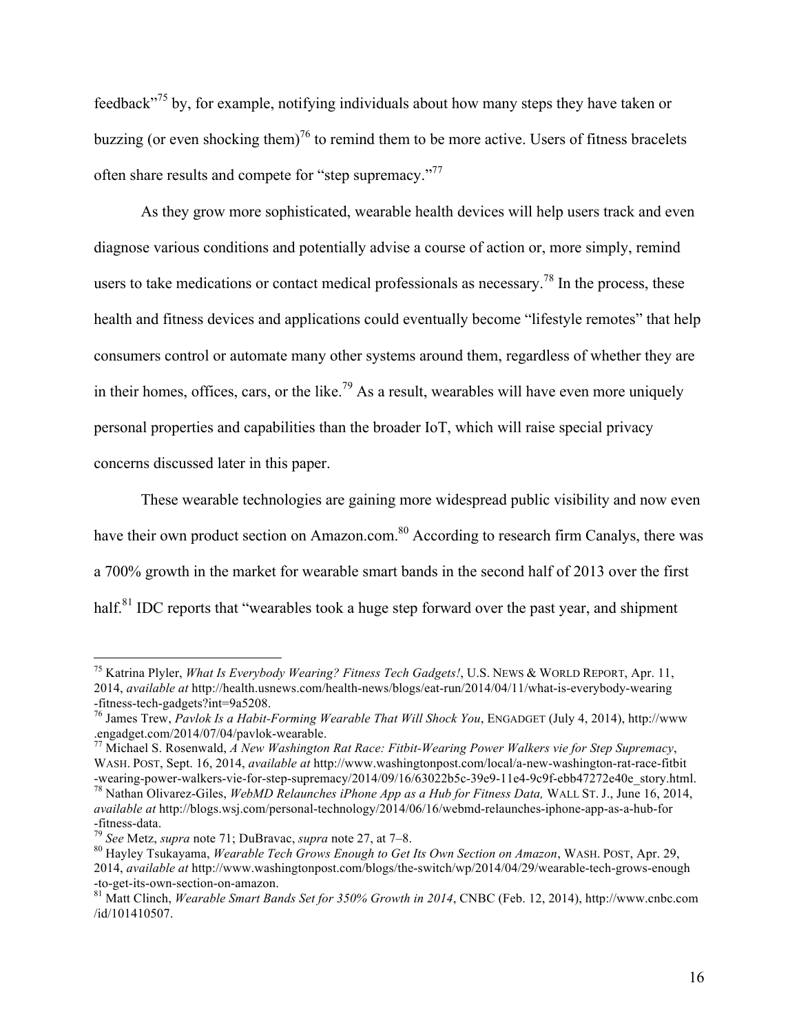feedback"[75] by, for example, notifying individuals about how many steps they have taken or buzzing (or even shocking them)[76] to remind them to be more active. Users of fitness bracelets often share results and compete for "step supremacy."[77]

As they grow more sophisticated, wearable health devices will help users track and even diagnose various conditions and potentially advise a course of action or, more simply, remind users to take medications or contact medical professionals as necessary.[78] In the process, these health and fitness devices and applications could eventually become "lifestyle remotes" that help consumers control or automate many other systems around them, regardless of whether they are in their homes, offices, cars, or the like.[79] As a result, wearables will have even more uniquely personal properties and capabilities than the broader IoT, which will raise special privacy concerns discussed later in this paper.

These wearable technologies are gaining more widespread public visibility and now even have their own product section on Amazon.com.[80] According to research firm Canalys, there was a 700% growth in the market for wearable smart bands in the second half of 2013 over the first half.[81] IDC reports that "wearables took a huge step forward over the past year, and shipment

---

[75] Katrina Plyler, *What Is Everybody Wearing? Fitness Tech Gadgets!*, U.S. NEWS & WORLD REPORT, Apr. 11, 2014, *available at* http://health.usnews.com/health-news/blogs/eat-run/2014/04/11/what-is-everybody-wearing-fitness-tech-gadgets?int=9a5208.

[76] James Trew, *Pavlok Is a Habit-Forming Wearable That Will Shock You*, ENGADGET (July 4, 2014), http://www.engadget.com/2014/07/04/pavlok-wearable.

[77] Michael S. Rosenwald, *A New Washington Rat Race: Fitbit-Wearing Power Walkers vie for Step Supremacy*, WASH. POST, Sept. 16, 2014, *available at* http://www.washingtonpost.com/local/a-new-washington-rat-race-fitbit-wearing-power-walkers-vie-for-step-supremacy/2014/09/16/63022b5c-39e9-11e4-9c9f-ebb47272e40e_story.html.

[78] Nathan Olivarez-Giles, *WebMD Relaunches iPhone App as a Hub for Fitness Data,* WALL ST. J., June 16, 2014, *available at* http://blogs.wsj.com/personal-technology/2014/06/16/webmd-relaunches-iphone-app-as-a-hub-for-fitness-data.

[79] *See* Metz, *supra* note 71; DuBravac, *supra* note 27, at 7–8.

[80] Hayley Tsukayama, *Wearable Tech Grows Enough to Get Its Own Section on Amazon*, WASH. POST, Apr. 29, 2014, *available at* http://www.washingtonpost.com/blogs/the-switch/wp/2014/04/29/wearable-tech-grows-enough-to-get-its-own-section-on-amazon.

[81] Matt Clinch, *Wearable Smart Bands Set for 350% Growth in 2014*, CNBC (Feb. 12, 2014), http://www.cnbc.com/id/101410507.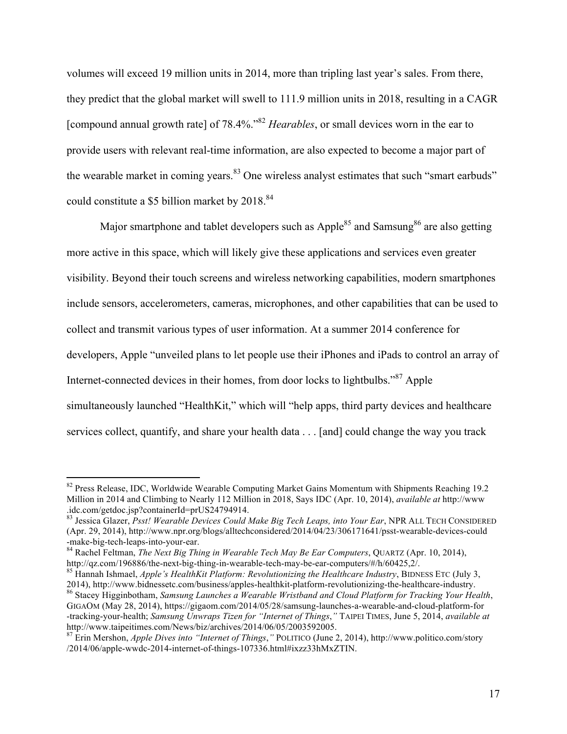volumes will exceed 19 million units in 2014, more than tripling last year's sales. From there, they predict that the global market will swell to 111.9 million units in 2018, resulting in a CAGR [compound annual growth rate] of 78.4%."[82] *Hearables*, or small devices worn in the ear to provide users with relevant real-time information, are also expected to become a major part of the wearable market in coming years.[83] One wireless analyst estimates that such "smart earbuds" could constitute a $5 billion market by 2018.[84]

Major smartphone and tablet developers such as Apple[85] and Samsung[86] are also getting more active in this space, which will likely give these applications and services even greater visibility. Beyond their touch screens and wireless networking capabilities, modern smartphones include sensors, accelerometers, cameras, microphones, and other capabilities that can be used to collect and transmit various types of user information. At a summer 2014 conference for developers, Apple "unveiled plans to let people use their iPhones and iPads to control an array of Internet-connected devices in their homes, from door locks to lightbulbs."[87] Apple simultaneously launched "HealthKit," which will "help apps, third party devices and healthcare services collect, quantify, and share your health data . . . [and] could change the way you track

---

[82] Press Release, IDC, Worldwide Wearable Computing Market Gains Momentum with Shipments Reaching 19.2 Million in 2014 and Climbing to Nearly 112 Million in 2018, Says IDC (Apr. 10, 2014), *available at* http://www.idc.com/getdoc.jsp?containerId=prUS24794914.

[83] Jessica Glazer, *Psst! Wearable Devices Could Make Big Tech Leaps, into Your Ear*, NPR ALL TECH CONSIDERED (Apr. 29, 2014), http://www.npr.org/blogs/alltechconsidered/2014/04/23/306171641/psst-wearable-devices-could-make-big-tech-leaps-into-your-ear.

[84] Rachel Feltman, *The Next Big Thing in Wearable Tech May Be Ear Computers*, QUARTZ (Apr. 10, 2014), http://qz.com/196886/the-next-big-thing-in-wearable-tech-may-be-ear-computers/#/h/60425,2/.

[85] Hannah Ishmael, *Apple's HealthKit Platform: Revolutionizing the Healthcare Industry*, BIDNESS ETC (July 3, 2014), http://www.bidnessetc.com/business/apples-healthkit-platform-revolutionizing-the-healthcare-industry.

[86] Stacey Higginbotham, *Samsung Launches a Wearable Wristband and Cloud Platform for Tracking Your Health*, GIGAOM (May 28, 2014), https://gigaom.com/2014/05/28/samsung-launches-a-wearable-and-cloud-platform-for-tracking-your-health; *Samsung Unwraps Tizen for "Internet of Things*,*"* TAIPEI TIMES, June 5, 2014, *available at* http://www.taipeitimes.com/News/biz/archives/2014/06/05/2003592005.

[87] Erin Mershon, *Apple Dives into "Internet of Things*,*"* POLITICO (June 2, 2014), http://www.politico.com/story/2014/06/apple-wwdc-2014-internet-of-things-107336.html#ixzz33hMxZTIN.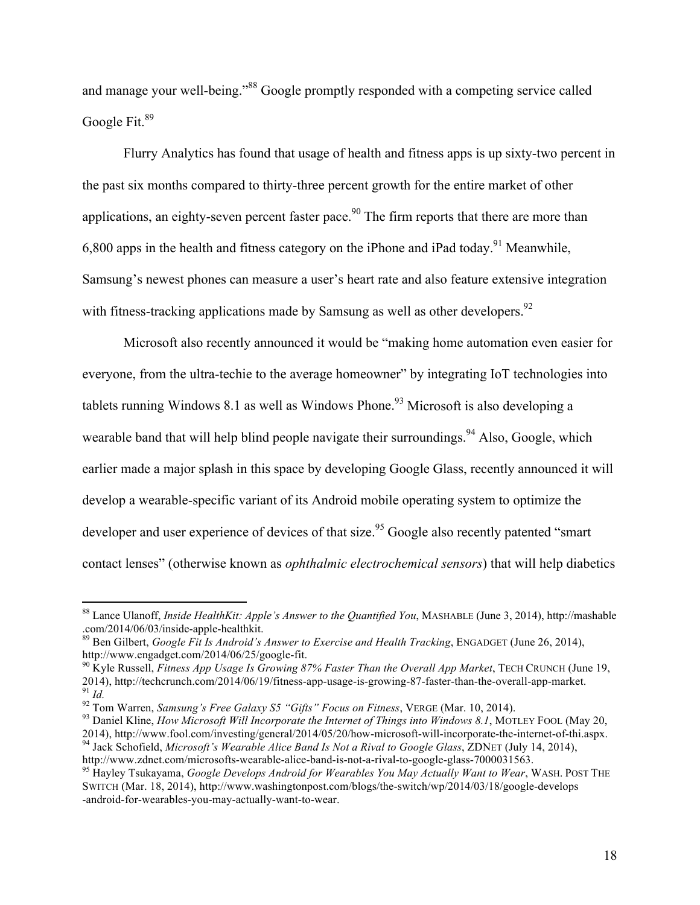and manage your well-being."[88] Google promptly responded with a competing service called Google Fit.[89]

Flurry Analytics has found that usage of health and fitness apps is up sixty-two percent in the past six months compared to thirty-three percent growth for the entire market of other applications, an eighty-seven percent faster pace.[90] The firm reports that there are more than 6,800 apps in the health and fitness category on the iPhone and iPad today.[91] Meanwhile, Samsung's newest phones can measure a user's heart rate and also feature extensive integration with fitness-tracking applications made by Samsung as well as other developers.[92]

Microsoft also recently announced it would be "making home automation even easier for everyone, from the ultra-techie to the average homeowner" by integrating IoT technologies into tablets running Windows 8.1 as well as Windows Phone.[93] Microsoft is also developing a wearable band that will help blind people navigate their surroundings.[94] Also, Google, which earlier made a major splash in this space by developing Google Glass, recently announced it will develop a wearable-specific variant of its Android mobile operating system to optimize the developer and user experience of devices of that size.[95] Google also recently patented "smart contact lenses" (otherwise known as *ophthalmic electrochemical sensors*) that will help diabetics

---

[88] Lance Ulanoff, *Inside HealthKit: Apple's Answer to the Quantified You*, MASHABLE (June 3, 2014), http://mashable.com/2014/06/03/inside-apple-healthkit.

[89] Ben Gilbert, *Google Fit Is Android's Answer to Exercise and Health Tracking*, ENGADGET (June 26, 2014), http://www.engadget.com/2014/06/25/google-fit.

[90] Kyle Russell, *Fitness App Usage Is Growing 87% Faster Than the Overall App Market*, TECH CRUNCH (June 19, 2014), http://techcrunch.com/2014/06/19/fitness-app-usage-is-growing-87-faster-than-the-overall-app-market.

[91] *Id.*

[92] Tom Warren, *Samsung's Free Galaxy S5 "Gifts" Focus on Fitness*, VERGE (Mar. 10, 2014).

[93] Daniel Kline, *How Microsoft Will Incorporate the Internet of Things into Windows 8.1*, MOTLEY FOOL (May 20, 2014), http://www.fool.com/investing/general/2014/05/20/how-microsoft-will-incorporate-the-internet-of-thi.aspx.

[94] Jack Schofield, *Microsoft's Wearable Alice Band Is Not a Rival to Google Glass*, ZDNET (July 14, 2014), http://www.zdnet.com/microsofts-wearable-alice-band-is-not-a-rival-to-google-glass-7000031563.

[95] Hayley Tsukayama, *Google Develops Android for Wearables You May Actually Want to Wear*, WASH. POST THE SWITCH (Mar. 18, 2014), http://www.washingtonpost.com/blogs/the-switch/wp/2014/03/18/google-develops-android-for-wearables-you-may-actually-want-to-wear.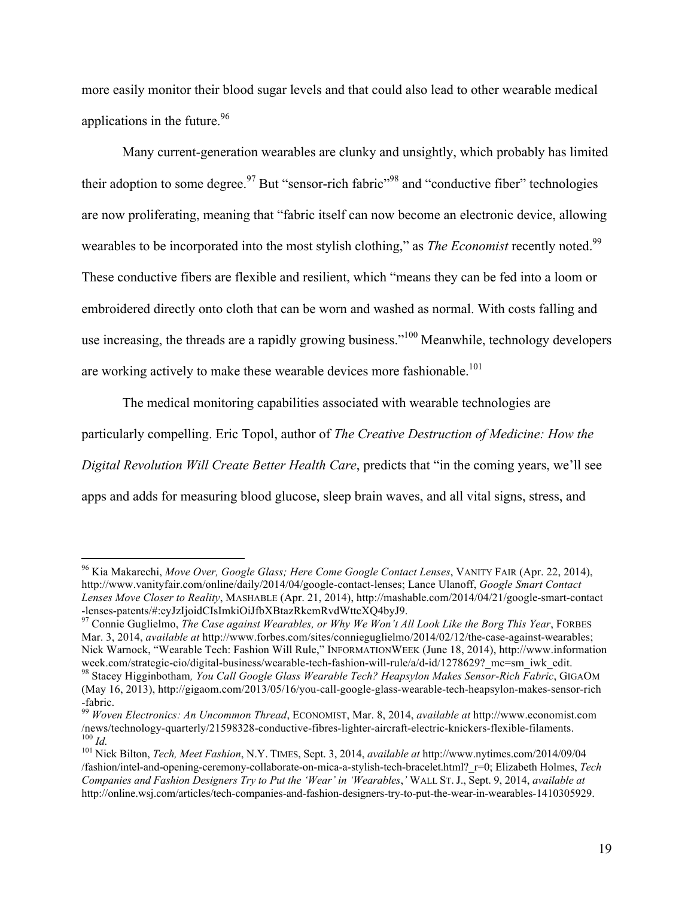more easily monitor their blood sugar levels and that could also lead to other wearable medical applications in the future.[96]

Many current-generation wearables are clunky and unsightly, which probably has limited their adoption to some degree.[97] But "sensor-rich fabric"[98] and "conductive fiber" technologies are now proliferating, meaning that "fabric itself can now become an electronic device, allowing wearables to be incorporated into the most stylish clothing," as *The Economist* recently noted.[99] These conductive fibers are flexible and resilient, which "means they can be fed into a loom or embroidered directly onto cloth that can be worn and washed as normal. With costs falling and use increasing, the threads are a rapidly growing business."[100] Meanwhile, technology developers are working actively to make these wearable devices more fashionable.[101]

The medical monitoring capabilities associated with wearable technologies are particularly compelling. Eric Topol, author of *The Creative Destruction of Medicine: How the Digital Revolution Will Create Better Health Care*, predicts that "in the coming years, we'll see apps and adds for measuring blood glucose, sleep brain waves, and all vital signs, stress, and

---

[96] Kia Makarechi, *Move Over, Google Glass; Here Come Google Contact Lenses*, VANITY FAIR (Apr. 22, 2014), http://www.vanityfair.com/online/daily/2014/04/google-contact-lenses; Lance Ulanoff, *Google Smart Contact Lenses Move Closer to Reality*, MASHABLE (Apr. 21, 2014), http://mashable.com/2014/04/21/google-smart-contact-lenses-patents/#:eyJzIjoidCIsImkiOiJfbXBtazRkemRvdWttcXQ4byJ9.

[97] Connie Guglielmo, *The Case against Wearables, or Why We Won't All Look Like the Borg This Year*, FORBES Mar. 3, 2014, *available at* http://www.forbes.com/sites/connieguglielmo/2014/02/12/the-case-against-wearables; Nick Warnock, "Wearable Tech: Fashion Will Rule," INFORMATIONWEEK (June 18, 2014), http://www.informationweek.com/strategic-cio/digital-business/wearable-tech-fashion-will-rule/a/d-id/1278629?_mc=sm_iwk_edit.

[98] Stacey Higginbotham, *You Call Google Glass Wearable Tech? Heapsylon Makes Sensor-Rich Fabric*, GIGAOM (May 16, 2013), http://gigaom.com/2013/05/16/you-call-google-glass-wearable-tech-heapsylon-makes-sensor-rich-fabric.

[99] *Woven Electronics: An Uncommon Thread*, ECONOMIST, Mar. 8, 2014, *available at* http://www.economist.com/news/technology-quarterly/21598328-conductive-fibres-lighter-aircraft-electric-knickers-flexible-filaments.

[100] *Id.*

[101] Nick Bilton, *Tech, Meet Fashion*, N.Y. TIMES, Sept. 3, 2014, *available at* http://www.nytimes.com/2014/09/04/fashion/intel-and-opening-ceremony-collaborate-on-mica-a-stylish-tech-bracelet.html?_r=0; Elizabeth Holmes, *Tech Companies and Fashion Designers Try to Put the 'Wear' in 'Wearables,'* WALL ST. J., Sept. 9, 2014, *available at* http://online.wsj.com/articles/tech-companies-and-fashion-designers-try-to-put-the-wear-in-wearables-1410305929.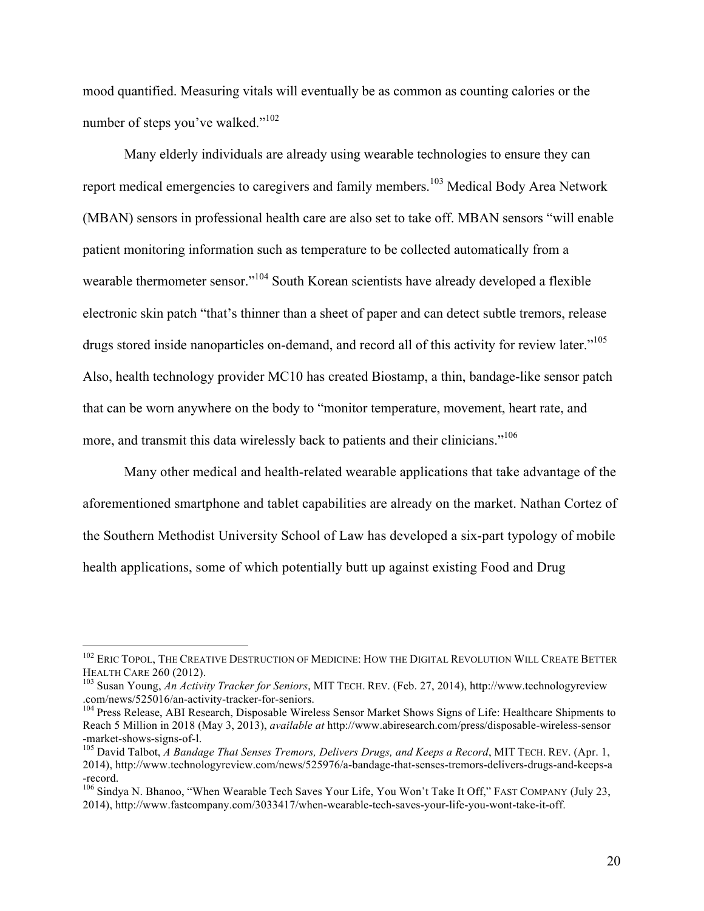mood quantified. Measuring vitals will eventually be as common as counting calories or the number of steps you've walked."[102]

Many elderly individuals are already using wearable technologies to ensure they can report medical emergencies to caregivers and family members.[103] Medical Body Area Network (MBAN) sensors in professional health care are also set to take off. MBAN sensors "will enable patient monitoring information such as temperature to be collected automatically from a wearable thermometer sensor."[104] South Korean scientists have already developed a flexible electronic skin patch "that's thinner than a sheet of paper and can detect subtle tremors, release drugs stored inside nanoparticles on-demand, and record all of this activity for review later."[105] Also, health technology provider MC10 has created Biostamp, a thin, bandage-like sensor patch that can be worn anywhere on the body to "monitor temperature, movement, heart rate, and more, and transmit this data wirelessly back to patients and their clinicians."[106]

Many other medical and health-related wearable applications that take advantage of the aforementioned smartphone and tablet capabilities are already on the market. Nathan Cortez of the Southern Methodist University School of Law has developed a six-part typology of mobile health applications, some of which potentially butt up against existing Food and Drug

---

[102] ERIC TOPOL, THE CREATIVE DESTRUCTION OF MEDICINE: HOW THE DIGITAL REVOLUTION WILL CREATE BETTER HEALTH CARE 260 (2012).

[103] Susan Young, *An Activity Tracker for Seniors*, MIT TECH. REV. (Feb. 27, 2014), http://www.technologyreview.com/news/525016/an-activity-tracker-for-seniors.

[104] Press Release, ABI Research, Disposable Wireless Sensor Market Shows Signs of Life: Healthcare Shipments to Reach 5 Million in 2018 (May 3, 2013), *available at* http://www.abiresearch.com/press/disposable-wireless-sensor-market-shows-signs-of-l.

[105] David Talbot, *A Bandage That Senses Tremors, Delivers Drugs, and Keeps a Record*, MIT TECH. REV. (Apr. 1, 2014), http://www.technologyreview.com/news/525976/a-bandage-that-senses-tremors-delivers-drugs-and-keeps-a-record.

[106] Sindya N. Bhanoo, "When Wearable Tech Saves Your Life, You Won't Take It Off," FAST COMPANY (July 23, 2014), http://www.fastcompany.com/3033417/when-wearable-tech-saves-your-life-you-wont-take-it-off.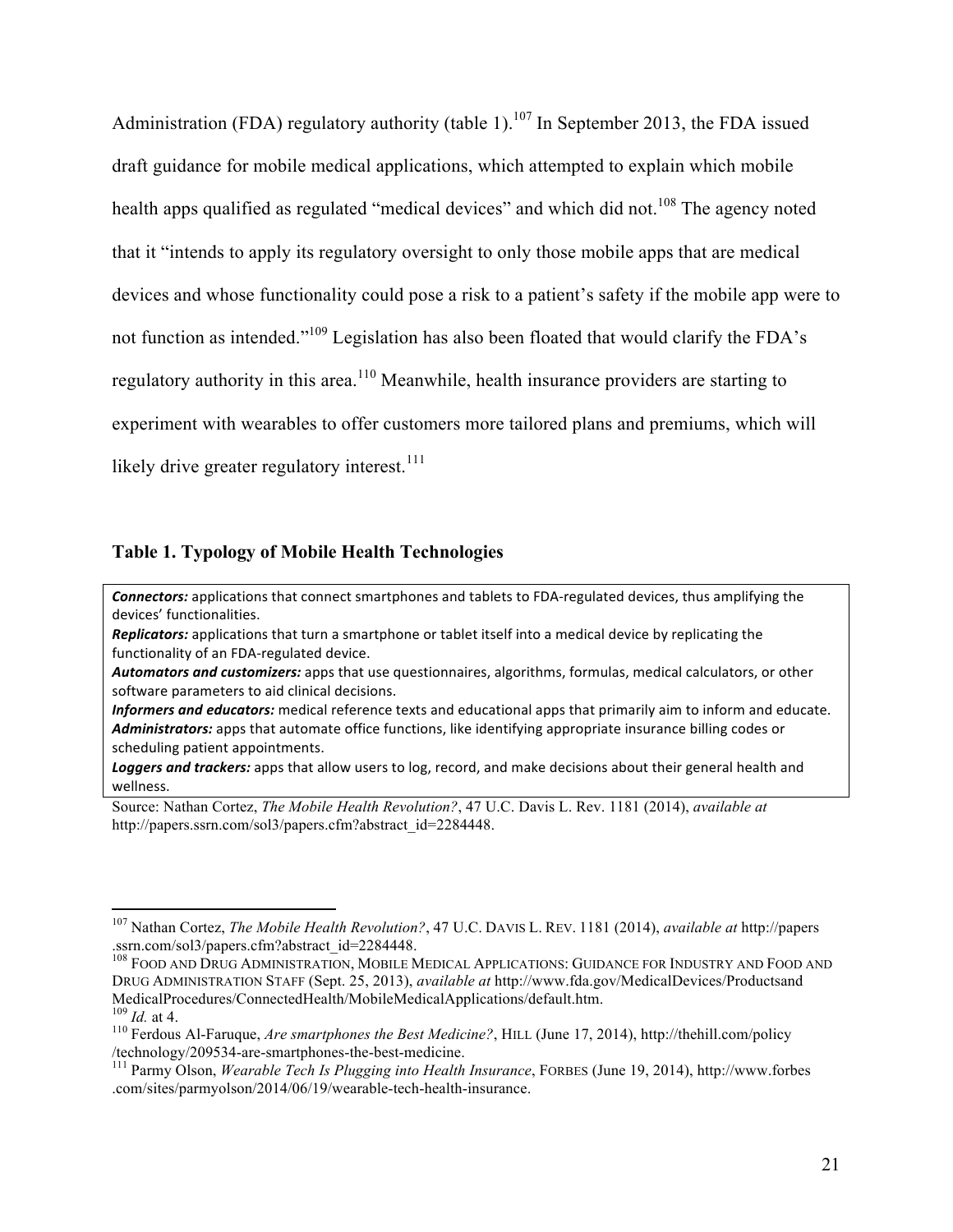Administration (FDA) regulatory authority (table 1).[107] In September 2013, the FDA issued draft guidance for mobile medical applications, which attempted to explain which mobile health apps qualified as regulated "medical devices" and which did not.[108] The agency noted that it "intends to apply its regulatory oversight to only those mobile apps that are medical devices and whose functionality could pose a risk to a patient's safety if the mobile app were to not function as intended."[109] Legislation has also been floated that would clarify the FDA's regulatory authority in this area.[110] Meanwhile, health insurance providers are starting to experiment with wearables to offer customers more tailored plans and premiums, which will likely drive greater regulatory interest.[111]

### Table 1. Typology of Mobile Health Technologies

***Connectors:*** applications that connect smartphones and tablets to FDA-regulated devices, thus amplifying the devices' functionalities.
***Replicators:*** applications that turn a smartphone or tablet itself into a medical device by replicating the functionality of an FDA-regulated device.
***Automators and customizers:*** apps that use questionnaires, algorithms, formulas, medical calculators, or other software parameters to aid clinical decisions.
***Informers and educators:*** medical reference texts and educational apps that primarily aim to inform and educate.
***Administrators:*** apps that automate office functions, like identifying appropriate insurance billing codes or scheduling patient appointments.
***Loggers and trackers:*** apps that allow users to log, record, and make decisions about their general health and wellness.

Source: Nathan Cortez, *The Mobile Health Revolution?*, 47 U.C. Davis L. Rev. 1181 (2014), *available at* http://papers.ssrn.com/sol3/papers.cfm?abstract_id=2284448.

---

[107] Nathan Cortez, *The Mobile Health Revolution?*, 47 U.C. DAVIS L. REV. 1181 (2014), *available at* http://papers.ssrn.com/sol3/papers.cfm?abstract_id=2284448.
[108] FOOD AND DRUG ADMINISTRATION, MOBILE MEDICAL APPLICATIONS: GUIDANCE FOR INDUSTRY AND FOOD AND DRUG ADMINISTRATION STAFF (Sept. 25, 2013), *available at* http://www.fda.gov/MedicalDevices/ProductsandMedicalProcedures/ConnectedHealth/MobileMedicalApplications/default.htm.
[109] *Id.* at 4.
[110] Ferdous Al-Faruque, *Are smartphones the Best Medicine?*, HILL (June 17, 2014), http://thehill.com/policy/technology/209534-are-smartphones-the-best-medicine.
[111] Parmy Olson, *Wearable Tech Is Plugging into Health Insurance*, FORBES (June 19, 2014), http://www.forbes.com/sites/parmyolson/2014/06/19/wearable-tech-health-insurance.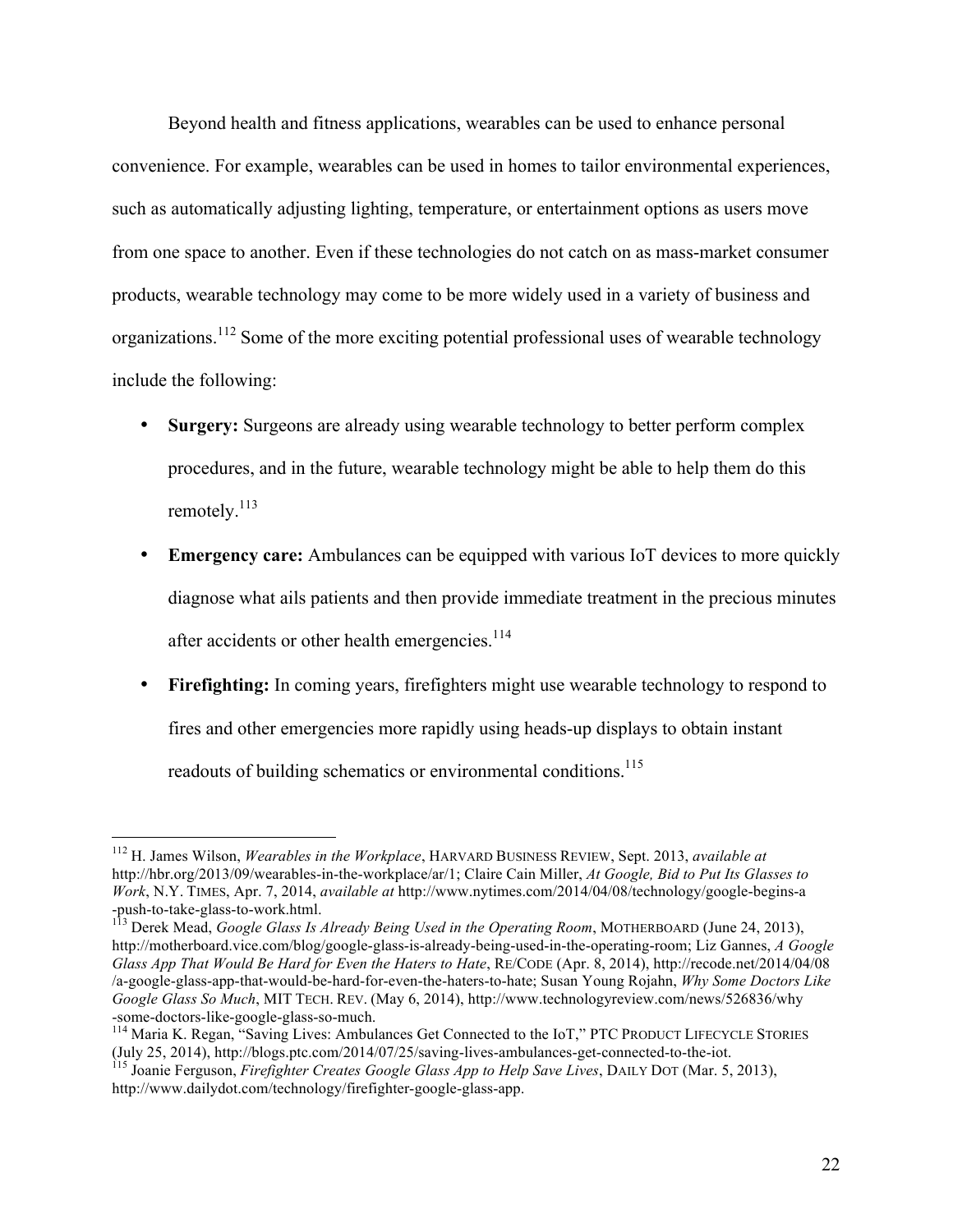Beyond health and fitness applications, wearables can be used to enhance personal convenience. For example, wearables can be used in homes to tailor environmental experiences, such as automatically adjusting lighting, temperature, or entertainment options as users move from one space to another. Even if these technologies do not catch on as mass-market consumer products, wearable technology may come to be more widely used in a variety of business and organizations.[112] Some of the more exciting potential professional uses of wearable technology include the following:

- **Surgery:** Surgeons are already using wearable technology to better perform complex procedures, and in the future, wearable technology might be able to help them do this remotely.[113]
- **Emergency care:** Ambulances can be equipped with various IoT devices to more quickly diagnose what ails patients and then provide immediate treatment in the precious minutes after accidents or other health emergencies.[114]
- **Firefighting:** In coming years, firefighters might use wearable technology to respond to fires and other emergencies more rapidly using heads-up displays to obtain instant readouts of building schematics or environmental conditions.[115]

---

[112] H. James Wilson, *Wearables in the Workplace*, HARVARD BUSINESS REVIEW, Sept. 2013, *available at* http://hbr.org/2013/09/wearables-in-the-workplace/ar/1; Claire Cain Miller, *At Google, Bid to Put Its Glasses to Work*, N.Y. TIMES, Apr. 7, 2014, *available at* http://www.nytimes.com/2014/04/08/technology/google-begins-a-push-to-take-glass-to-work.html.

[113] Derek Mead, *Google Glass Is Already Being Used in the Operating Room*, MOTHERBOARD (June 24, 2013), http://motherboard.vice.com/blog/google-glass-is-already-being-used-in-the-operating-room; Liz Gannes, *A Google Glass App That Would Be Hard for Even the Haters to Hate*, RE/CODE (Apr. 8, 2014), http://recode.net/2014/04/08/a-google-glass-app-that-would-be-hard-for-even-the-haters-to-hate; Susan Young Rojahn, *Why Some Doctors Like Google Glass So Much*, MIT TECH. REV. (May 6, 2014), http://www.technologyreview.com/news/526836/why-some-doctors-like-google-glass-so-much.

[114] Maria K. Regan, "Saving Lives: Ambulances Get Connected to the IoT," PTC PRODUCT LIFECYCLE STORIES (July 25, 2014), http://blogs.ptc.com/2014/07/25/saving-lives-ambulances-get-connected-to-the-iot.

[115] Joanie Ferguson, *Firefighter Creates Google Glass App to Help Save Lives*, DAILY DOT (Mar. 5, 2013), http://www.dailydot.com/technology/firefighter-google-glass-app.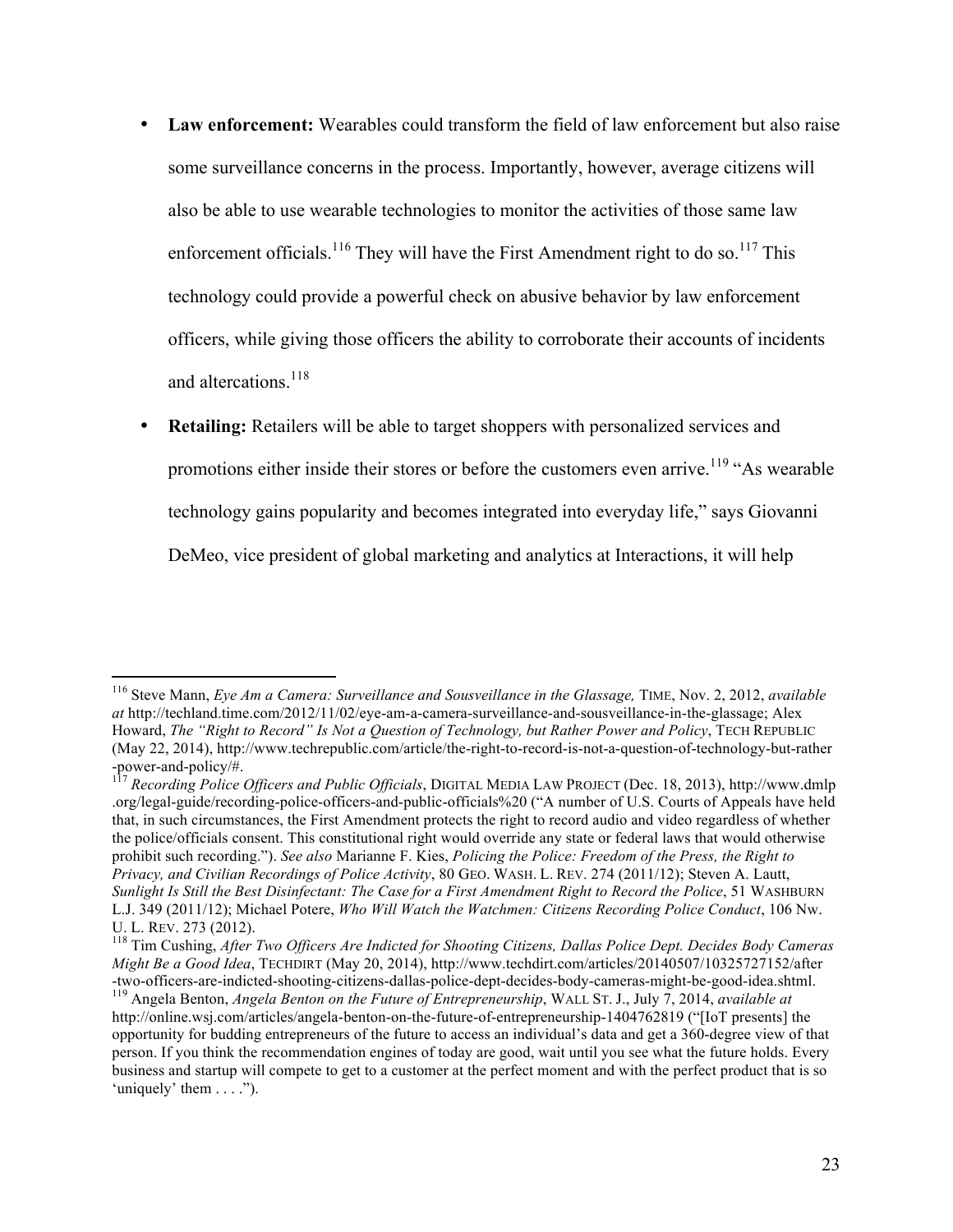- **Law enforcement:** Wearables could transform the field of law enforcement but also raise some surveillance concerns in the process. Importantly, however, average citizens will also be able to use wearable technologies to monitor the activities of those same law enforcement officials.[116] They will have the First Amendment right to do so.[117] This technology could provide a powerful check on abusive behavior by law enforcement officers, while giving those officers the ability to corroborate their accounts of incidents and altercations.[118]

- **Retailing:** Retailers will be able to target shoppers with personalized services and promotions either inside their stores or before the customers even arrive.[119] "As wearable technology gains popularity and becomes integrated into everyday life," says Giovanni DeMeo, vice president of global marketing and analytics at Interactions, it will help

---

[116] Steve Mann, *Eye Am a Camera: Surveillance and Sousveillance in the Glassage,* TIME, Nov. 2, 2012, *available at* http://techland.time.com/2012/11/02/eye-am-a-camera-surveillance-and-sousveillance-in-the-glassage; Alex Howard, *The "Right to Record" Is Not a Question of Technology, but Rather Power and Policy*, TECH REPUBLIC (May 22, 2014), http://www.techrepublic.com/article/the-right-to-record-is-not-a-question-of-technology-but-rather-power-and-policy/#.

[117] *Recording Police Officers and Public Officials*, DIGITAL MEDIA LAW PROJECT (Dec. 18, 2013), http://www.dmlp.org/legal-guide/recording-police-officers-and-public-officials%20 ("A number of U.S. Courts of Appeals have held that, in such circumstances, the First Amendment protects the right to record audio and video regardless of whether the police/officials consent. This constitutional right would override any state or federal laws that would otherwise prohibit such recording."). *See also* Marianne F. Kies, *Policing the Police: Freedom of the Press, the Right to Privacy, and Civilian Recordings of Police Activity*, 80 GEO. WASH. L. REV. 274 (2011/12); Steven A. Lautt, *Sunlight Is Still the Best Disinfectant: The Case for a First Amendment Right to Record the Police*, 51 WASHBURN L.J. 349 (2011/12); Michael Potere, *Who Will Watch the Watchmen: Citizens Recording Police Conduct*, 106 Nw. U. L. REV. 273 (2012).

[118] Tim Cushing, *After Two Officers Are Indicted for Shooting Citizens, Dallas Police Dept. Decides Body Cameras Might Be a Good Idea*, TECHDIRT (May 20, 2014), http://www.techdirt.com/articles/20140507/10325727152/after-two-officers-are-indicted-shooting-citizens-dallas-police-dept-decides-body-cameras-might-be-good-idea.shtml.

[119] Angela Benton, *Angela Benton on the Future of Entrepreneurship*, WALL ST. J., July 7, 2014, *available at* http://online.wsj.com/articles/angela-benton-on-the-future-of-entrepreneurship-1404762819 ("[IoT presents] the opportunity for budding entrepreneurs of the future to access an individual's data and get a 360-degree view of that person. If you think the recommendation engines of today are good, wait until you see what the future holds. Every business and startup will compete to get to a customer at the perfect moment and with the perfect product that is so 'uniquely' them . . . .").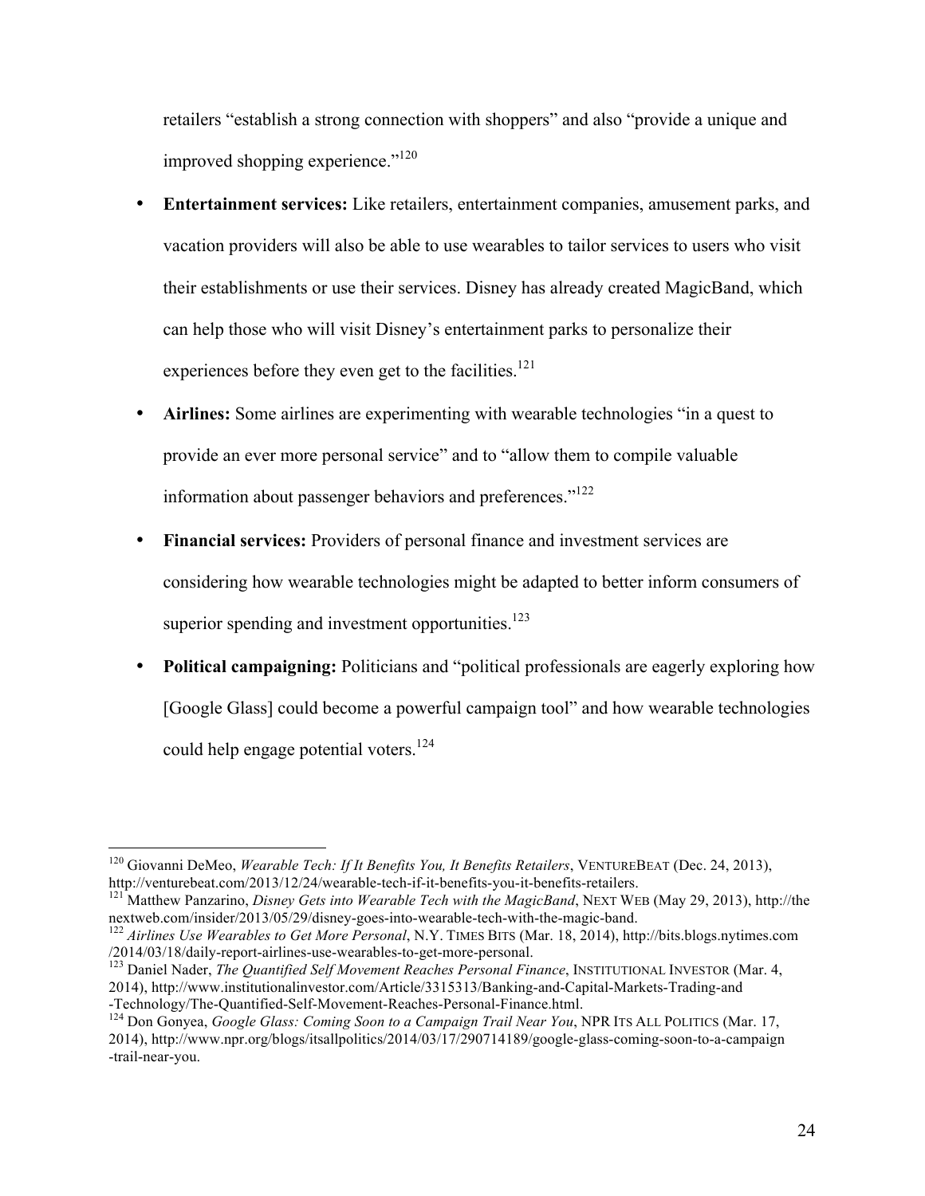retailers "establish a strong connection with shoppers" and also "provide a unique and improved shopping experience."[120]

- **Entertainment services:** Like retailers, entertainment companies, amusement parks, and vacation providers will also be able to use wearables to tailor services to users who visit their establishments or use their services. Disney has already created MagicBand, which can help those who will visit Disney's entertainment parks to personalize their experiences before they even get to the facilities.[121]
- **Airlines:** Some airlines are experimenting with wearable technologies "in a quest to provide an ever more personal service" and to "allow them to compile valuable information about passenger behaviors and preferences."[122]
- **Financial services:** Providers of personal finance and investment services are considering how wearable technologies might be adapted to better inform consumers of superior spending and investment opportunities.[123]
- **Political campaigning:** Politicians and "political professionals are eagerly exploring how [Google Glass] could become a powerful campaign tool" and how wearable technologies could help engage potential voters.[124]

---

[120] Giovanni DeMeo, *Wearable Tech: If It Benefits You, It Benefits Retailers*, VENTUREBEAT (Dec. 24, 2013), http://venturebeat.com/2013/12/24/wearable-tech-if-it-benefits-you-it-benefits-retailers.

[121] Matthew Panzarino, *Disney Gets into Wearable Tech with the MagicBand*, NEXT WEB (May 29, 2013), http://thenextweb.com/insider/2013/05/29/disney-goes-into-wearable-tech-with-the-magic-band.

[122] *Airlines Use Wearables to Get More Personal*, N.Y. TIMES BITS (Mar. 18, 2014), http://bits.blogs.nytimes.com/2014/03/18/daily-report-airlines-use-wearables-to-get-more-personal.

[123] Daniel Nader, *The Quantified Self Movement Reaches Personal Finance*, INSTITUTIONAL INVESTOR (Mar. 4, 2014), http://www.institutionalinvestor.com/Article/3315313/Banking-and-Capital-Markets-Trading-and-Technology/The-Quantified-Self-Movement-Reaches-Personal-Finance.html.

[124] Don Gonyea, *Google Glass: Coming Soon to a Campaign Trail Near You*, NPR ITS ALL POLITICS (Mar. 17, 2014), http://www.npr.org/blogs/itsallpolitics/2014/03/17/290714189/google-glass-coming-soon-to-a-campaign-trail-near-you.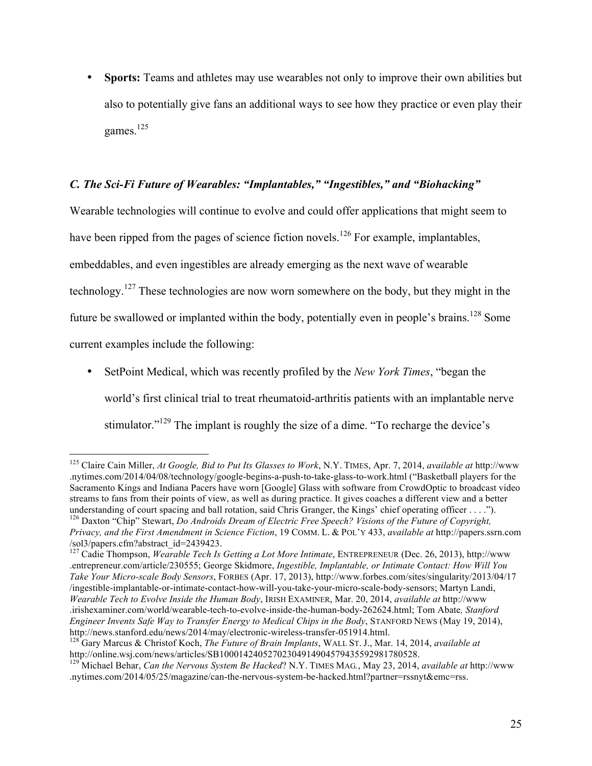- **Sports:** Teams and athletes may use wearables not only to improve their own abilities but also to potentially give fans an additional ways to see how they practice or even play their games.[125]

### *C. The Sci-Fi Future of Wearables: "Implantables," "Ingestibles," and "Biohacking"*

Wearable technologies will continue to evolve and could offer applications that might seem to have been ripped from the pages of science fiction novels.[126] For example, implantables, embeddables, and even ingestibles are already emerging as the next wave of wearable technology.[127] These technologies are now worn somewhere on the body, but they might in the future be swallowed or implanted within the body, potentially even in people's brains.[128] Some current examples include the following:

- SetPoint Medical, which was recently profiled by the *New York Times*, "began the world's first clinical trial to treat rheumatoid-arthritis patients with an implantable nerve stimulator."[129] The implant is roughly the size of a dime. "To recharge the device's

---

[125] Claire Cain Miller, *At Google, Bid to Put Its Glasses to Work*, N.Y. TIMES, Apr. 7, 2014, *available at* http://www.nytimes.com/2014/04/08/technology/google-begins-a-push-to-take-glass-to-work.html ("Basketball players for the Sacramento Kings and Indiana Pacers have worn [Google] Glass with software from CrowdOptic to broadcast video streams to fans from their points of view, as well as during practice. It gives coaches a different view and a better understanding of court spacing and ball rotation, said Chris Granger, the Kings' chief operating officer . . . .").

[126] Daxton "Chip" Stewart, *Do Androids Dream of Electric Free Speech? Visions of the Future of Copyright, Privacy, and the First Amendment in Science Fiction*, 19 COMM. L. & POL'Y 433, *available at* http://papers.ssrn.com/sol3/papers.cfm?abstract_id=2439423.

[127] Cadie Thompson, *Wearable Tech Is Getting a Lot More Intimate*, ENTREPRENEUR (Dec. 26, 2013), http://www.entrepreneur.com/article/230555; George Skidmore, *Ingestible, Implantable, or Intimate Contact: How Will You Take Your Micro-scale Body Sensors*, FORBES (Apr. 17, 2013), http://www.forbes.com/sites/singularity/2013/04/17/ingestible-implantable-or-intimate-contact-how-will-you-take-your-micro-scale-body-sensors; Martyn Landi, *Wearable Tech to Evolve Inside the Human Body*, IRISH EXAMINER, Mar. 20, 2014, *available at* http://www.irishexaminer.com/world/wearable-tech-to-evolve-inside-the-human-body-262624.html; Tom Abate*, Stanford Engineer Invents Safe Way to Transfer Energy to Medical Chips in the Body*, STANFORD NEWS (May 19, 2014), http://news.stanford.edu/news/2014/may/electronic-wireless-transfer-051914.html.

[128] Gary Marcus & Christof Koch, *The Future of Brain Implants*, WALL ST. J., Mar. 14, 2014, *available at* http://online.wsj.com/news/articles/SB10001424052702304914904579435592981780528.

[129] Michael Behar, *Can the Nervous System Be Hacked*? N.Y. TIMES MAG., May 23, 2014, *available at* http://www.nytimes.com/2014/05/25/magazine/can-the-nervous-system-be-hacked.html?partner=rssnyt&emc=rss.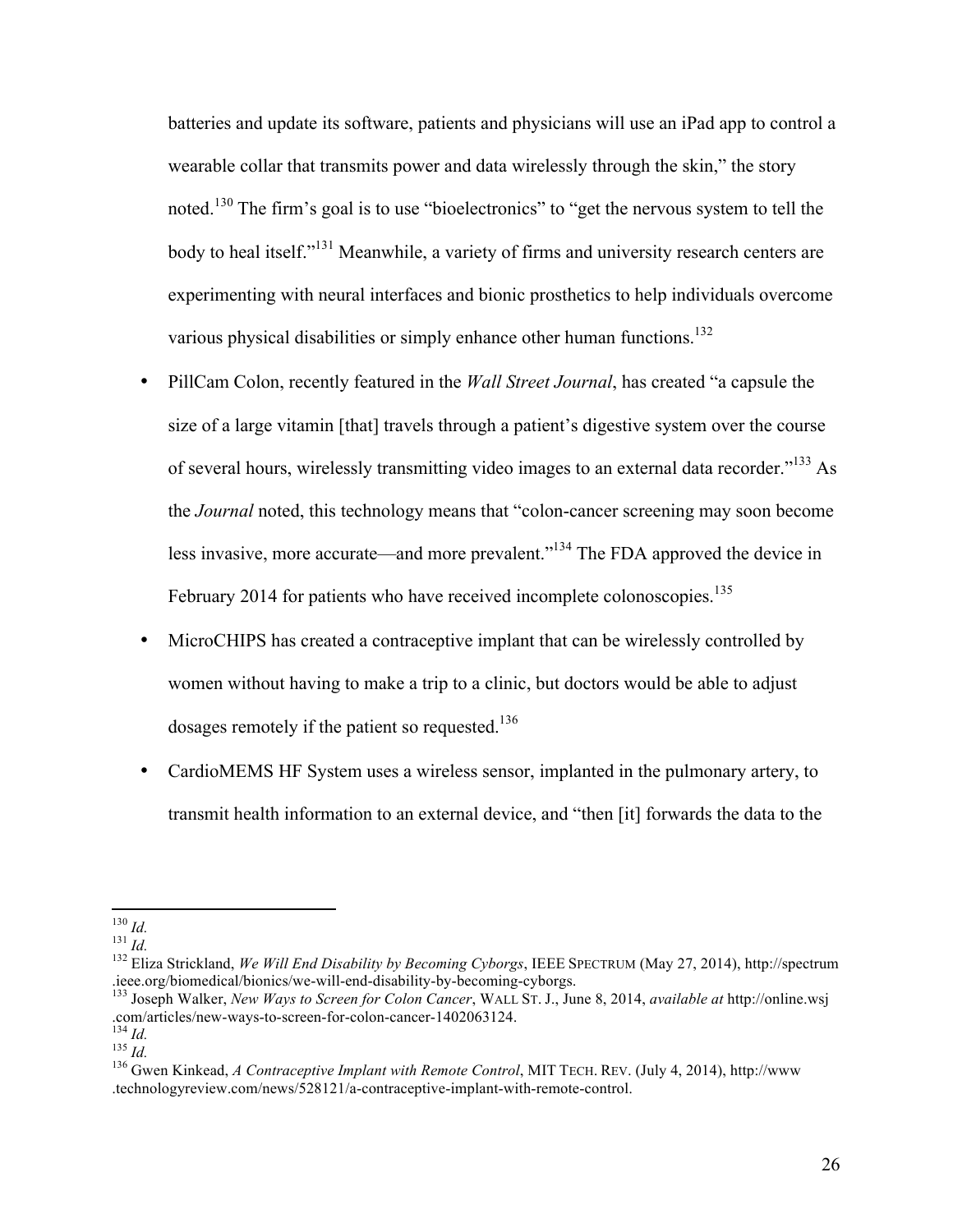batteries and update its software, patients and physicians will use an iPad app to control a wearable collar that transmits power and data wirelessly through the skin," the story noted.[130] The firm's goal is to use "bioelectronics" to "get the nervous system to tell the body to heal itself."[131] Meanwhile, a variety of firms and university research centers are experimenting with neural interfaces and bionic prosthetics to help individuals overcome various physical disabilities or simply enhance other human functions.[132]

- PillCam Colon, recently featured in the *Wall Street Journal*, has created "a capsule the size of a large vitamin [that] travels through a patient's digestive system over the course of several hours, wirelessly transmitting video images to an external data recorder."[133] As the *Journal* noted, this technology means that "colon-cancer screening may soon become less invasive, more accurate—and more prevalent."[134] The FDA approved the device in February 2014 for patients who have received incomplete colonoscopies.[135]
- MicroCHIPS has created a contraceptive implant that can be wirelessly controlled by women without having to make a trip to a clinic, but doctors would be able to adjust dosages remotely if the patient so requested.[136]
- CardioMEMS HF System uses a wireless sensor, implanted in the pulmonary artery, to transmit health information to an external device, and "then [it] forwards the data to the

---

[130] *Id.*

[131] *Id.*

[132] Eliza Strickland, *We Will End Disability by Becoming Cyborgs*, IEEE SPECTRUM (May 27, 2014), http://spectrum.ieee.org/biomedical/bionics/we-will-end-disability-by-becoming-cyborgs.

[133] Joseph Walker, *New Ways to Screen for Colon Cancer*, WALL ST. J., June 8, 2014, *available at* http://online.wsj.com/articles/new-ways-to-screen-for-colon-cancer-1402063124.

[134] *Id.*

[135] *Id.*

[136] Gwen Kinkead, *A Contraceptive Implant with Remote Control*, MIT TECH. REV. (July 4, 2014), http://www.technologyreview.com/news/528121/a-contraceptive-implant-with-remote-control.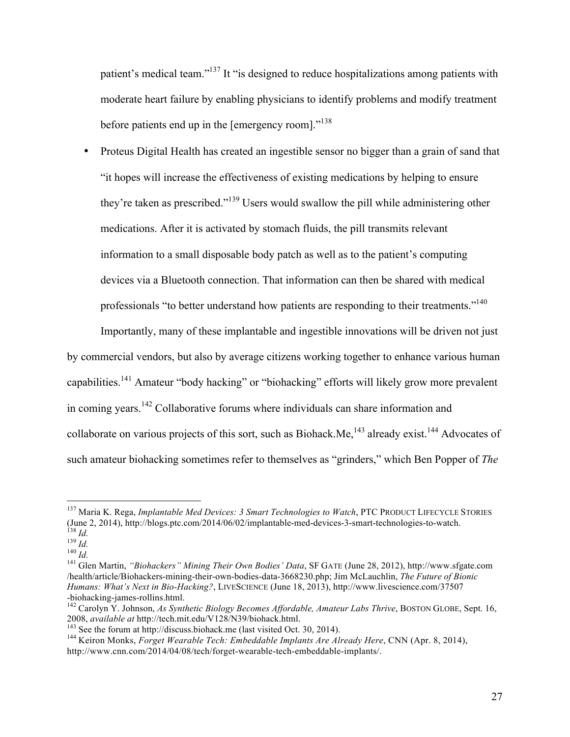patient's medical team."[137] It "is designed to reduce hospitalizations among patients with moderate heart failure by enabling physicians to identify problems and modify treatment before patients end up in the [emergency room]."[138]

- Proteus Digital Health has created an ingestible sensor no bigger than a grain of sand that "it hopes will increase the effectiveness of existing medications by helping to ensure they're taken as prescribed."[139] Users would swallow the pill while administering other medications. After it is activated by stomach fluids, the pill transmits relevant information to a small disposable body patch as well as to the patient's computing devices via a Bluetooth connection. That information can then be shared with medical professionals "to better understand how patients are responding to their treatments."[140]

Importantly, many of these implantable and ingestible innovations will be driven not just by commercial vendors, but also by average citizens working together to enhance various human capabilities.[141] Amateur "body hacking" or "biohacking" efforts will likely grow more prevalent in coming years.[142] Collaborative forums where individuals can share information and collaborate on various projects of this sort, such as Biohack.Me,[143] already exist.[144] Advocates of such amateur biohacking sometimes refer to themselves as "grinders," which Ben Popper of *The*

---

[137] Maria K. Rega, *Implantable Med Devices: 3 Smart Technologies to Watch*, PTC PRODUCT LIFECYCLE STORIES (June 2, 2014), http://blogs.ptc.com/2014/06/02/implantable-med-devices-3-smart-technologies-to-watch.

[138] *Id.*

[139] *Id.*

[140] *Id.*

[141] Glen Martin, *"Biohackers" Mining Their Own Bodies' Data*, SF GATE (June 28, 2012), http://www.sfgate.com/health/article/Biohackers-mining-their-own-bodies-data-3668230.php; Jim McLauchlin, *The Future of Bionic Humans: What's Next in Bio-Hacking?*, LIVESCIENCE (June 18, 2013), http://www.livescience.com/37507-biohacking-james-rollins.html.

[142] Carolyn Y. Johnson, *As Synthetic Biology Becomes Affordable, Amateur Labs Thrive*, BOSTON GLOBE, Sept. 16, 2008, *available at* http://tech.mit.edu/V128/N39/biohack.html.

[143] See the forum at http://discuss.biohack.me (last visited Oct. 30, 2014).

[144] Keiron Monks, *Forget Wearable Tech: Embeddable Implants Are Already Here*, CNN (Apr. 8, 2014), http://www.cnn.com/2014/04/08/tech/forget-wearable-tech-embeddable-implants/.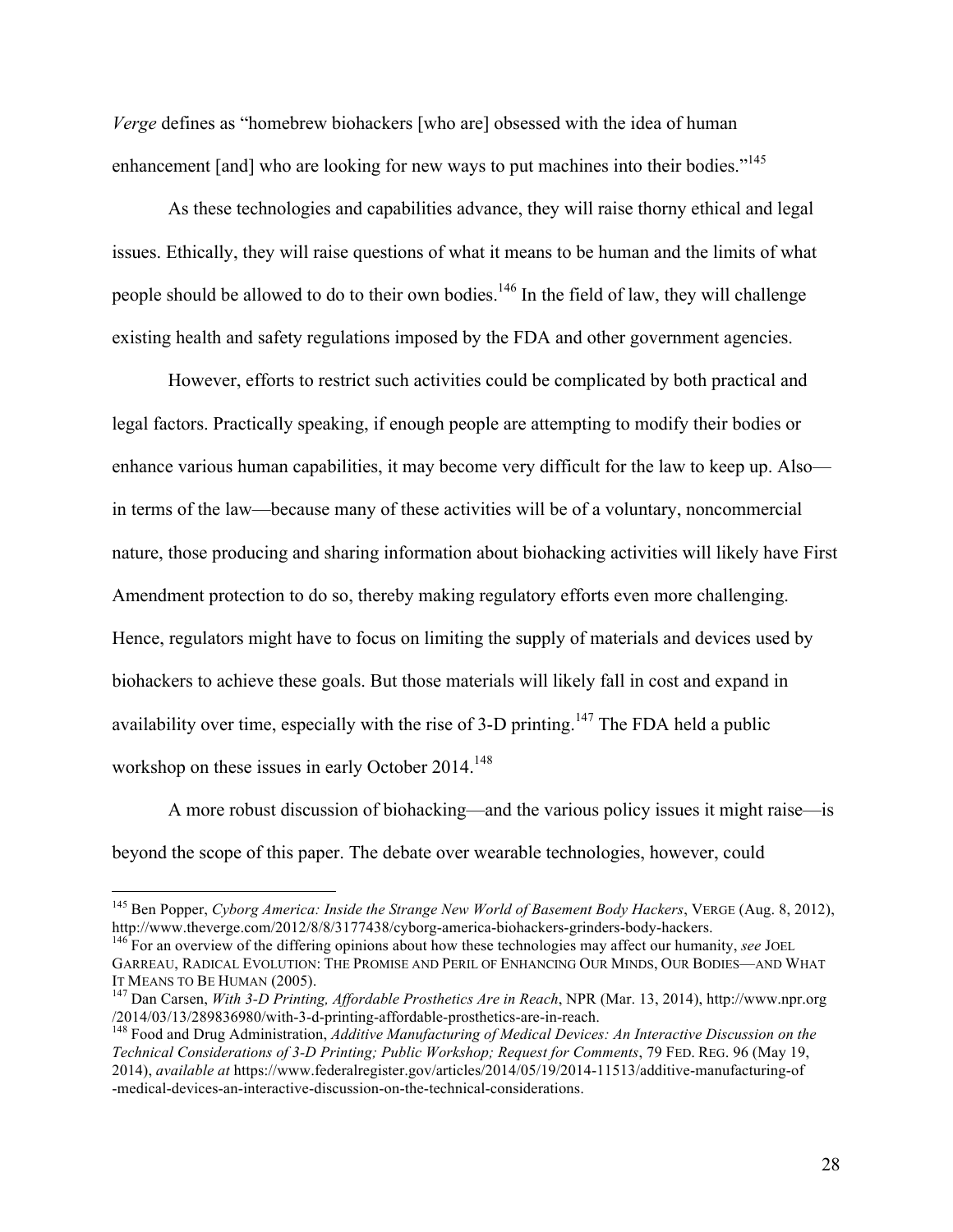*Verge* defines as "homebrew biohackers [who are] obsessed with the idea of human enhancement [and] who are looking for new ways to put machines into their bodies."[145]

As these technologies and capabilities advance, they will raise thorny ethical and legal issues. Ethically, they will raise questions of what it means to be human and the limits of what people should be allowed to do to their own bodies.[146] In the field of law, they will challenge existing health and safety regulations imposed by the FDA and other government agencies.

However, efforts to restrict such activities could be complicated by both practical and legal factors. Practically speaking, if enough people are attempting to modify their bodies or enhance various human capabilities, it may become very difficult for the law to keep up. Also—in terms of the law—because many of these activities will be of a voluntary, noncommercial nature, those producing and sharing information about biohacking activities will likely have First Amendment protection to do so, thereby making regulatory efforts even more challenging. Hence, regulators might have to focus on limiting the supply of materials and devices used by biohackers to achieve these goals. But those materials will likely fall in cost and expand in availability over time, especially with the rise of 3-D printing.[147] The FDA held a public workshop on these issues in early October 2014.[148]

A more robust discussion of biohacking—and the various policy issues it might raise—is beyond the scope of this paper. The debate over wearable technologies, however, could

---

[145] Ben Popper, *Cyborg America: Inside the Strange New World of Basement Body Hackers*, VERGE (Aug. 8, 2012), http://www.theverge.com/2012/8/8/3177438/cyborg-america-biohackers-grinders-body-hackers.

[146] For an overview of the differing opinions about how these technologies may affect our humanity, *see* JOEL GARREAU, RADICAL EVOLUTION: THE PROMISE AND PERIL OF ENHANCING OUR MINDS, OUR BODIES—AND WHAT IT MEANS TO BE HUMAN (2005).

[147] Dan Carsen, *With 3-D Printing, Affordable Prosthetics Are in Reach*, NPR (Mar. 13, 2014), http://www.npr.org/2014/03/13/289836980/with-3-d-printing-affordable-prosthetics-are-in-reach.

[148] Food and Drug Administration, *Additive Manufacturing of Medical Devices: An Interactive Discussion on the Technical Considerations of 3-D Printing; Public Workshop; Request for Comments*, 79 FED. REG. 96 (May 19, 2014), *available at* https://www.federalregister.gov/articles/2014/05/19/2014-11513/additive-manufacturing-of-medical-devices-an-interactive-discussion-on-the-technical-considerations.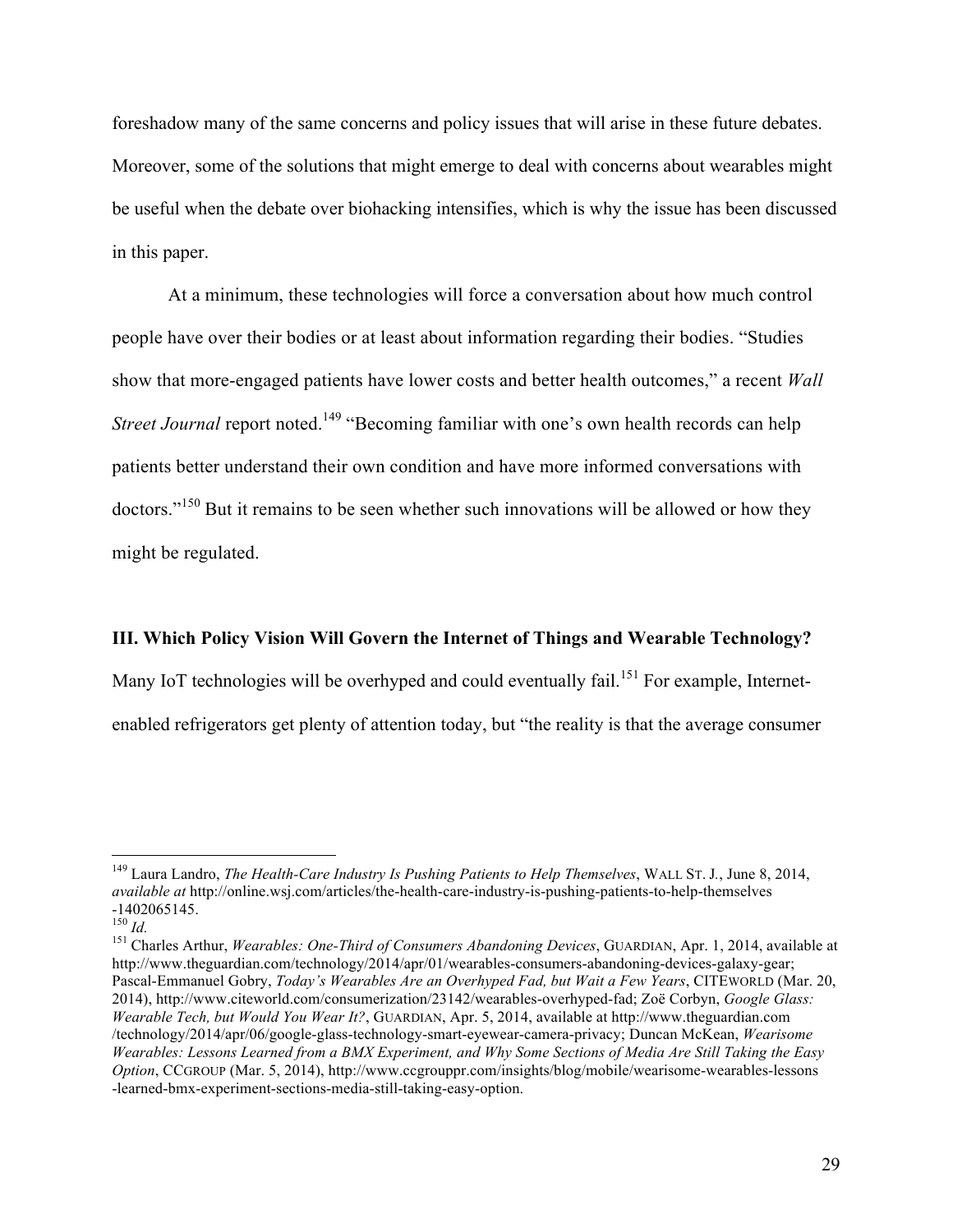foreshadow many of the same concerns and policy issues that will arise in these future debates. Moreover, some of the solutions that might emerge to deal with concerns about wearables might be useful when the debate over biohacking intensifies, which is why the issue has been discussed in this paper.

At a minimum, these technologies will force a conversation about how much control people have over their bodies or at least about information regarding their bodies. "Studies show that more-engaged patients have lower costs and better health outcomes," a recent *Wall Street Journal* report noted.[149] "Becoming familiar with one's own health records can help patients better understand their own condition and have more informed conversations with doctors."[150] But it remains to be seen whether such innovations will be allowed or how they might be regulated.

## III. Which Policy Vision Will Govern the Internet of Things and Wearable Technology?

Many IoT technologies will be overhyped and could eventually fail.[151] For example, Internet-enabled refrigerators get plenty of attention today, but "the reality is that the average consumer

---

[149] Laura Landro, *The Health-Care Industry Is Pushing Patients to Help Themselves*, WALL ST. J., June 8, 2014, *available at* http://online.wsj.com/articles/the-health-care-industry-is-pushing-patients-to-help-themselves-1402065145.

[150] *Id.*

[151] Charles Arthur, *Wearables: One-Third of Consumers Abandoning Devices*, GUARDIAN, Apr. 1, 2014, available at http://www.theguardian.com/technology/2014/apr/01/wearables-consumers-abandoning-devices-galaxy-gear; Pascal-Emmanuel Gobry, *Today's Wearables Are an Overhyped Fad, but Wait a Few Years*, CITEWORLD (Mar. 20, 2014), http://www.citeworld.com/consumerization/23142/wearables-overhyped-fad; Zoë Corbyn, *Google Glass: Wearable Tech, but Would You Wear It?*, GUARDIAN, Apr. 5, 2014, available at http://www.theguardian.com/technology/2014/apr/06/google-glass-technology-smart-eyewear-camera-privacy; Duncan McKean, *Wearisome Wearables: Lessons Learned from a BMX Experiment, and Why Some Sections of Media Are Still Taking the Easy Option*, CCGROUP (Mar. 5, 2014), http://www.ccgrouppr.com/insights/blog/mobile/wearisome-wearables-lessons-learned-bmx-experiment-sections-media-still-taking-easy-option.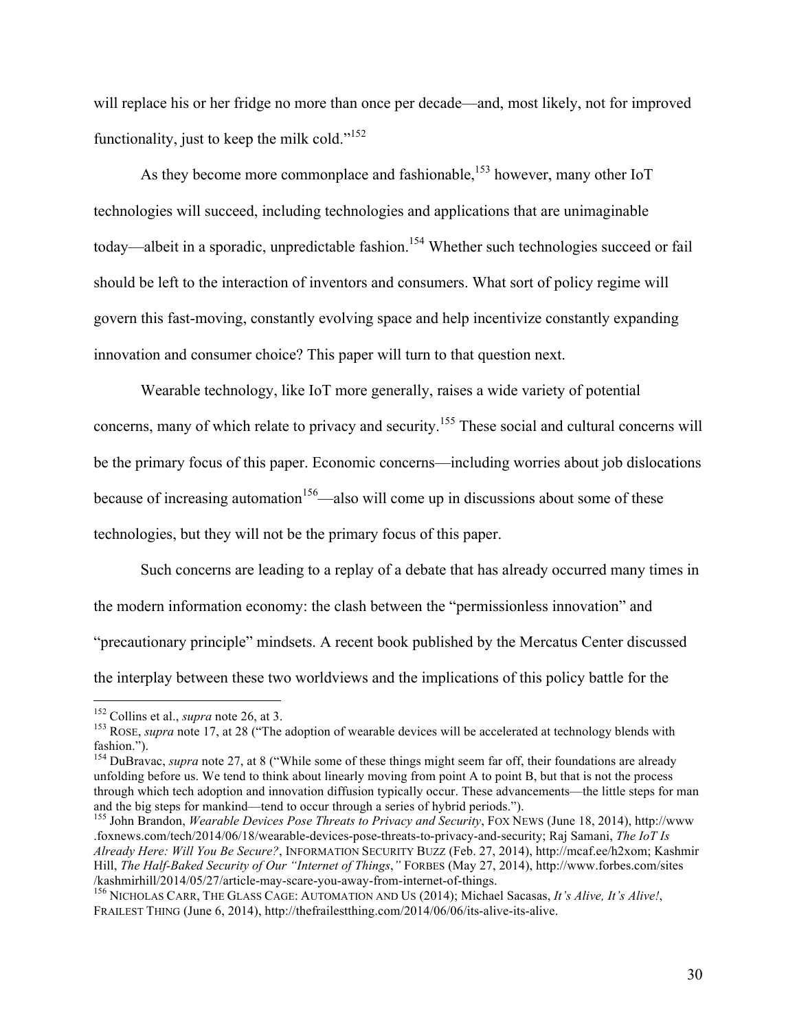will replace his or her fridge no more than once per decade—and, most likely, not for improved functionality, just to keep the milk cold."[152]

As they become more commonplace and fashionable,[153] however, many other IoT technologies will succeed, including technologies and applications that are unimaginable today—albeit in a sporadic, unpredictable fashion.[154] Whether such technologies succeed or fail should be left to the interaction of inventors and consumers. What sort of policy regime will govern this fast-moving, constantly evolving space and help incentivize constantly expanding innovation and consumer choice? This paper will turn to that question next.

Wearable technology, like IoT more generally, raises a wide variety of potential concerns, many of which relate to privacy and security.[155] These social and cultural concerns will be the primary focus of this paper. Economic concerns—including worries about job dislocations because of increasing automation[156]—also will come up in discussions about some of these technologies, but they will not be the primary focus of this paper.

Such concerns are leading to a replay of a debate that has already occurred many times in the modern information economy: the clash between the "permissionless innovation" and "precautionary principle" mindsets. A recent book published by the Mercatus Center discussed the interplay between these two worldviews and the implications of this policy battle for the

---

[152] Collins et al., *supra* note 26, at 3.

[153] ROSE, *supra* note 17, at 28 ("The adoption of wearable devices will be accelerated at technology blends with fashion.").

[154] DuBravac, *supra* note 27, at 8 ("While some of these things might seem far off, their foundations are already unfolding before us. We tend to think about linearly moving from point A to point B, but that is not the process through which tech adoption and innovation diffusion typically occur. These advancements—the little steps for man and the big steps for mankind—tend to occur through a series of hybrid periods.").

[155] John Brandon, *Wearable Devices Pose Threats to Privacy and Security*, FOX NEWS (June 18, 2014), http://www.foxnews.com/tech/2014/06/18/wearable-devices-pose-threats-to-privacy-and-security; Raj Samani, *The IoT Is Already Here: Will You Be Secure?*, INFORMATION SECURITY BUZZ (Feb. 27, 2014), http://mcaf.ee/h2xom; Kashmir Hill, *The Half-Baked Security of Our "Internet of Things*,*"* FORBES (May 27, 2014), http://www.forbes.com/sites/kashmirhill/2014/05/27/article-may-scare-you-away-from-internet-of-things.

[156] NICHOLAS CARR, THE GLASS CAGE: AUTOMATION AND US (2014); Michael Sacasas, *It's Alive, It's Alive!*, FRAILEST THING (June 6, 2014), http://thefrailestthing.com/2014/06/06/its-alive-its-alive.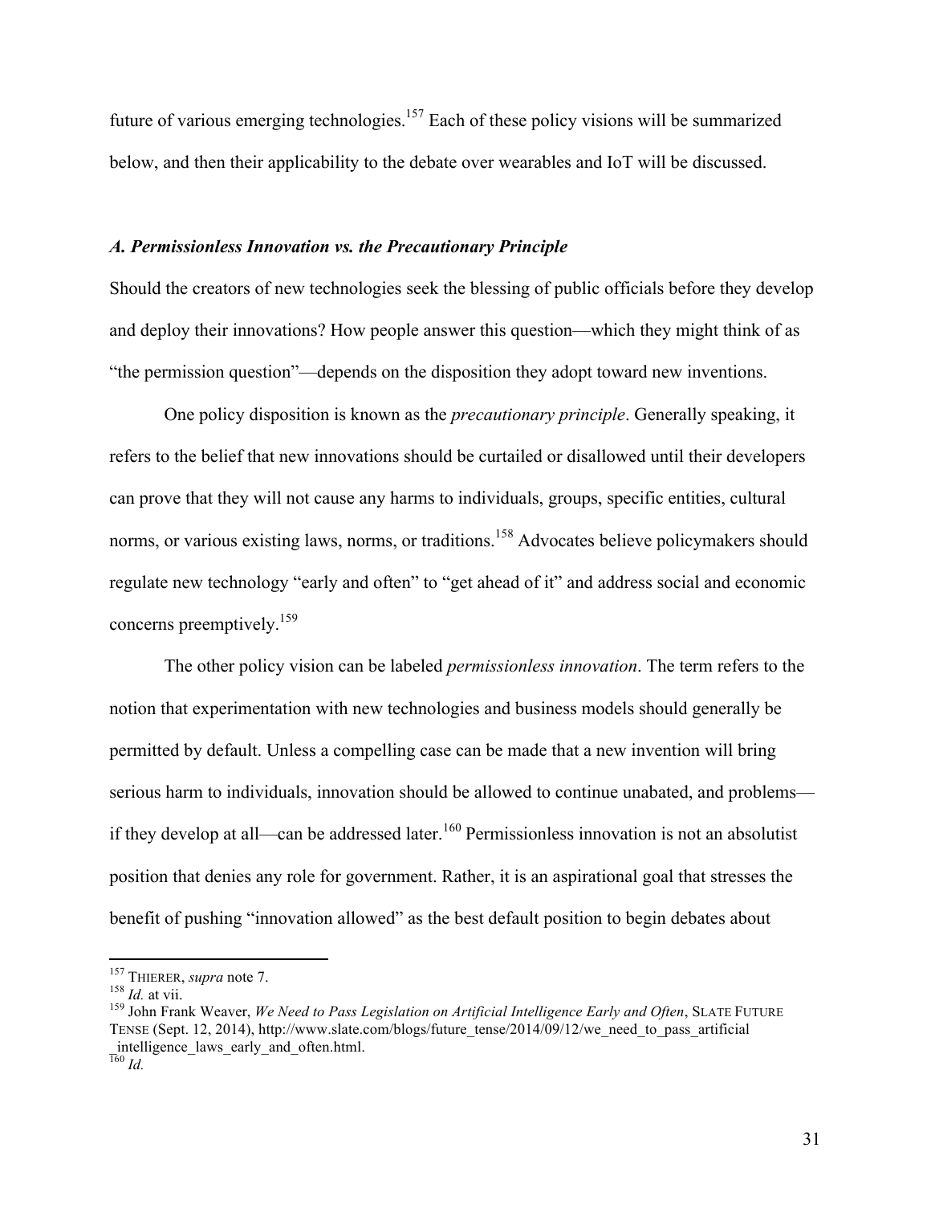future of various emerging technologies.[157] Each of these policy visions will be summarized below, and then their applicability to the debate over wearables and IoT will be discussed.

### *A. Permissionless Innovation vs. the Precautionary Principle*

Should the creators of new technologies seek the blessing of public officials before they develop and deploy their innovations? How people answer this question—which they might think of as "the permission question"—depends on the disposition they adopt toward new inventions.

One policy disposition is known as the *precautionary principle*. Generally speaking, it refers to the belief that new innovations should be curtailed or disallowed until their developers can prove that they will not cause any harms to individuals, groups, specific entities, cultural norms, or various existing laws, norms, or traditions.[158] Advocates believe policymakers should regulate new technology "early and often" to "get ahead of it" and address social and economic concerns preemptively.[159]

The other policy vision can be labeled *permissionless innovation*. The term refers to the notion that experimentation with new technologies and business models should generally be permitted by default. Unless a compelling case can be made that a new invention will bring serious harm to individuals, innovation should be allowed to continue unabated, and problems—if they develop at all—can be addressed later.[160] Permissionless innovation is not an absolutist position that denies any role for government. Rather, it is an aspirational goal that stresses the benefit of pushing "innovation allowed" as the best default position to begin debates about

---

[157] THIERER, *supra* note 7.

[158] *Id.* at vii.

[159] John Frank Weaver, *We Need to Pass Legislation on Artificial Intelligence Early and Often*, SLATE FUTURE TENSE (Sept. 12, 2014), http://www.slate.com/blogs/future_tense/2014/09/12/we_need_to_pass_artificial_intelligence_laws_early_and_often.html.

[160] *Id.*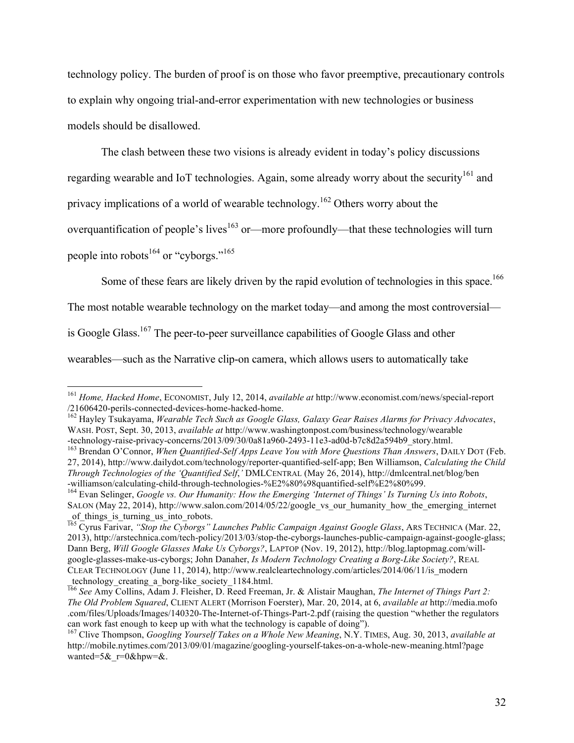technology policy. The burden of proof is on those who favor preemptive, precautionary controls to explain why ongoing trial-and-error experimentation with new technologies or business models should be disallowed.

The clash between these two visions is already evident in today's policy discussions regarding wearable and IoT technologies. Again, some already worry about the security[161] and privacy implications of a world of wearable technology.[162] Others worry about the overquantification of people's lives[163] or—more profoundly—that these technologies will turn people into robots[164] or "cyborgs."[165]

Some of these fears are likely driven by the rapid evolution of technologies in this space.[166] The most notable wearable technology on the market today—and among the most controversial—is Google Glass.[167] The peer-to-peer surveillance capabilities of Google Glass and other wearables—such as the Narrative clip-on camera, which allows users to automatically take

---

[161] *Home, Hacked Home*, ECONOMIST, July 12, 2014, *available at* http://www.economist.com/news/special-report/21606420-perils-connected-devices-home-hacked-home.

[162] Hayley Tsukayama, *Wearable Tech Such as Google Glass, Galaxy Gear Raises Alarms for Privacy Advocates*, WASH. POST, Sept. 30, 2013, *available at* http://www.washingtonpost.com/business/technology/wearable-technology-raise-privacy-concerns/2013/09/30/0a81a960-2493-11e3-ad0d-b7c8d2a594b9_story.html.

[163] Brendan O'Connor, *When Quantified-Self Apps Leave You with More Questions Than Answers*, DAILY DOT (Feb. 27, 2014), http://www.dailydot.com/technology/reporter-quantified-self-app; Ben Williamson, *Calculating the Child Through Technologies of the 'Quantified Self*,*'* DMLCENTRAL (May 26, 2014), http://dmlcentral.net/blog/ben-williamson/calculating-child-through-technologies-%E2%80%98quantified-self%E2%80%99.

[164] Evan Selinger, *Google vs. Our Humanity: How the Emerging 'Internet of Things' Is Turning Us into Robots*, SALON (May 22, 2014), http://www.salon.com/2014/05/22/google_vs_our_humanity_how_the_emerging_internet_of_things_is_turning_us_into_robots.

[165] Cyrus Farivar, *"Stop the Cyborgs" Launches Public Campaign Against Google Glass*, ARS TECHNICA (Mar. 22, 2013), http://arstechnica.com/tech-policy/2013/03/stop-the-cyborgs-launches-public-campaign-against-google-glass; Dann Berg, *Will Google Glasses Make Us Cyborgs?*, LAPTOP (Nov. 19, 2012), http://blog.laptopmag.com/will-google-glasses-make-us-cyborgs; John Danaher, *Is Modern Technology Creating a Borg-Like Society?*, REAL CLEAR TECHNOLOGY (June 11, 2014), http://www.realcleartechnology.com/articles/2014/06/11/is_modern_technology_creating_a_borg-like_society_1184.html.

[166] *See* Amy Collins, Adam J. Fleisher, D. Reed Freeman, Jr. & Alistair Maughan, *The Internet of Things Part 2: The Old Problem Squared*, CLIENT ALERT (Morrison Foerster), Mar. 20, 2014, at 6, *available at* http://media.mofo.com/files/Uploads/Images/140320-The-Internet-of-Things-Part-2.pdf (raising the question "whether the regulators can work fast enough to keep up with what the technology is capable of doing").

[167] Clive Thompson, *Googling Yourself Takes on a Whole New Meaning*, N.Y. TIMES, Aug. 30, 2013, *available at* http://mobile.nytimes.com/2013/09/01/magazine/googling-yourself-takes-on-a-whole-new-meaning.html?pagewanted=5&_r=0&hpw=&.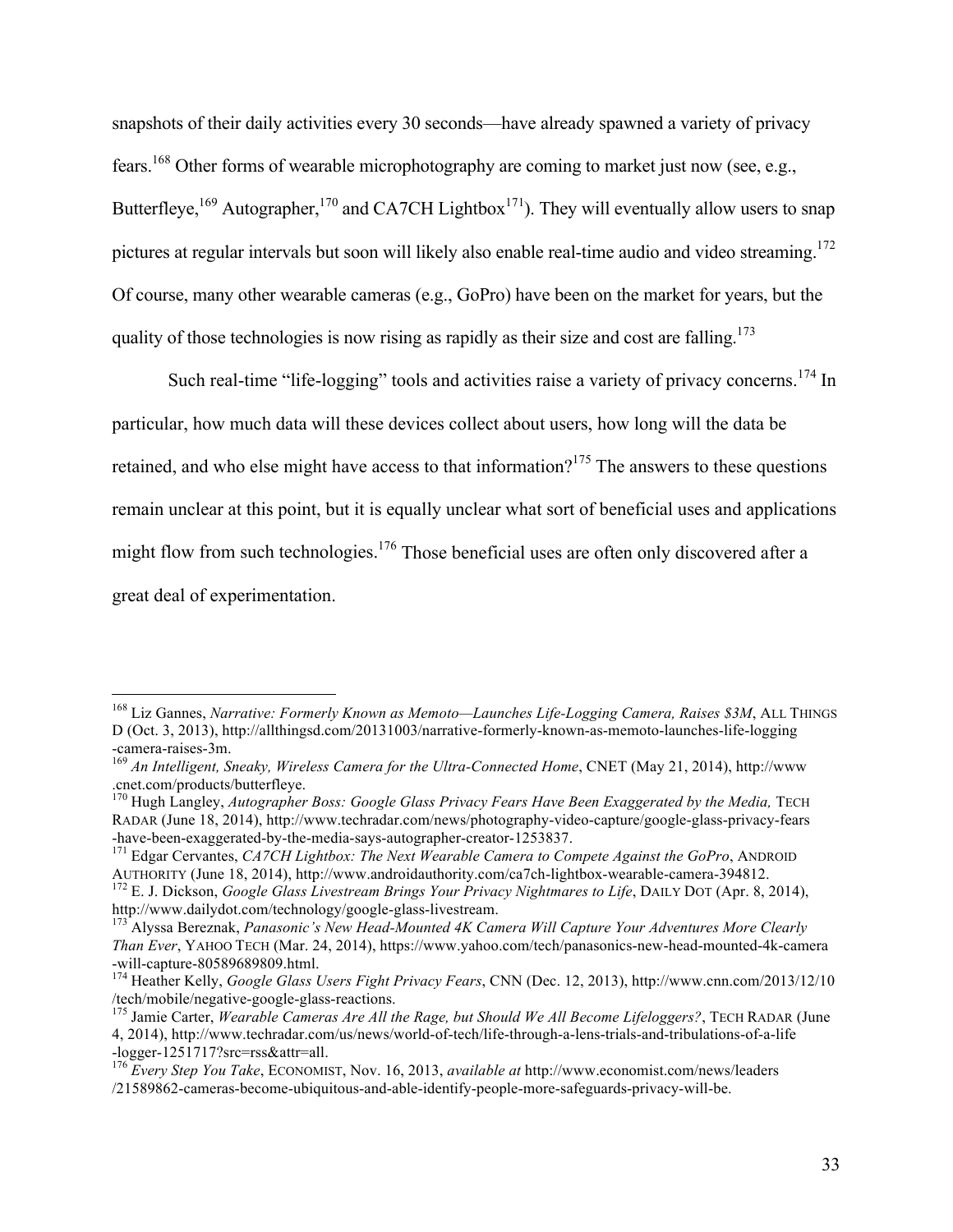snapshots of their daily activities every 30 seconds—have already spawned a variety of privacy fears.[168] Other forms of wearable microphotography are coming to market just now (see, e.g., Butterfleye,[169] Autographer,[170] and CA7CH Lightbox[171]). They will eventually allow users to snap pictures at regular intervals but soon will likely also enable real-time audio and video streaming.[172] Of course, many other wearable cameras (e.g., GoPro) have been on the market for years, but the quality of those technologies is now rising as rapidly as their size and cost are falling.[173]

Such real-time "life-logging" tools and activities raise a variety of privacy concerns.[174] In particular, how much data will these devices collect about users, how long will the data be retained, and who else might have access to that information?[175] The answers to these questions remain unclear at this point, but it is equally unclear what sort of beneficial uses and applications might flow from such technologies.[176] Those beneficial uses are often only discovered after a great deal of experimentation.

---

[168] Liz Gannes, *Narrative: Formerly Known as Memoto—Launches Life-Logging Camera, Raises $3M*, ALL THINGS D (Oct. 3, 2013), http://allthingsd.com/20131003/narrative-formerly-known-as-memoto-launches-life-logging-camera-raises-3m.

[169] *An Intelligent, Sneaky, Wireless Camera for the Ultra-Connected Home*, CNET (May 21, 2014), http://www.cnet.com/products/butterfleye.

[170] Hugh Langley, *Autographer Boss: Google Glass Privacy Fears Have Been Exaggerated by the Media,* TECH RADAR (June 18, 2014), http://www.techradar.com/news/photography-video-capture/google-glass-privacy-fears-have-been-exaggerated-by-the-media-says-autographer-creator-1253837.

[171] Edgar Cervantes, *CA7CH Lightbox: The Next Wearable Camera to Compete Against the GoPro*, ANDROID AUTHORITY (June 18, 2014), http://www.androidauthority.com/ca7ch-lightbox-wearable-camera-394812.

[172] E. J. Dickson, *Google Glass Livestream Brings Your Privacy Nightmares to Life*, DAILY DOT (Apr. 8, 2014), http://www.dailydot.com/technology/google-glass-livestream.

[173] Alyssa Bereznak, *Panasonic's New Head-Mounted 4K Camera Will Capture Your Adventures More Clearly Than Ever*, YAHOO TECH (Mar. 24, 2014), https://www.yahoo.com/tech/panasonics-new-head-mounted-4k-camera-will-capture-80589689809.html.

[174] Heather Kelly, *Google Glass Users Fight Privacy Fears*, CNN (Dec. 12, 2013), http://www.cnn.com/2013/12/10/tech/mobile/negative-google-glass-reactions.

[175] Jamie Carter, *Wearable Cameras Are All the Rage, but Should We All Become Lifeloggers?*, TECH RADAR (June 4, 2014), http://www.techradar.com/us/news/world-of-tech/life-through-a-lens-trials-and-tribulations-of-a-life-logger-1251717?src=rss&attr=all.

[176] *Every Step You Take*, ECONOMIST, Nov. 16, 2013, *available at* http://www.economist.com/news/leaders/21589862-cameras-become-ubiquitous-and-able-identify-people-more-safeguards-privacy-will-be.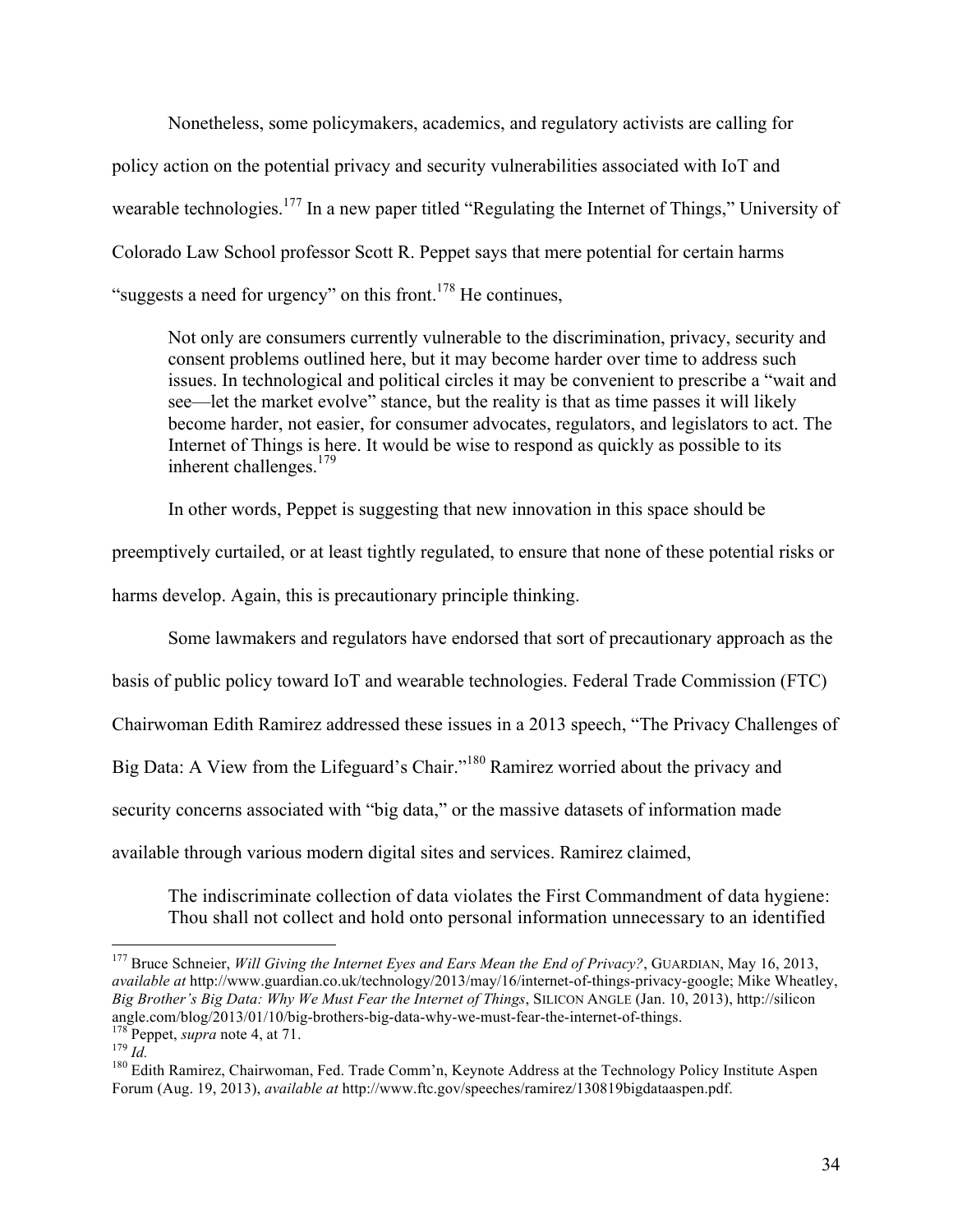Nonetheless, some policymakers, academics, and regulatory activists are calling for policy action on the potential privacy and security vulnerabilities associated with IoT and wearable technologies.[177] In a new paper titled "Regulating the Internet of Things," University of Colorado Law School professor Scott R. Peppet says that mere potential for certain harms "suggests a need for urgency" on this front.[178] He continues,

> Not only are consumers currently vulnerable to the discrimination, privacy, security and consent problems outlined here, but it may become harder over time to address such issues. In technological and political circles it may be convenient to prescribe a "wait and see—let the market evolve" stance, but the reality is that as time passes it will likely become harder, not easier, for consumer advocates, regulators, and legislators to act. The Internet of Things is here. It would be wise to respond as quickly as possible to its inherent challenges.[179]

In other words, Peppet is suggesting that new innovation in this space should be preemptively curtailed, or at least tightly regulated, to ensure that none of these potential risks or harms develop. Again, this is precautionary principle thinking.

Some lawmakers and regulators have endorsed that sort of precautionary approach as the basis of public policy toward IoT and wearable technologies. Federal Trade Commission (FTC) Chairwoman Edith Ramirez addressed these issues in a 2013 speech, "The Privacy Challenges of Big Data: A View from the Lifeguard's Chair."[180] Ramirez worried about the privacy and security concerns associated with "big data," or the massive datasets of information made available through various modern digital sites and services. Ramirez claimed,

> The indiscriminate collection of data violates the First Commandment of data hygiene: Thou shall not collect and hold onto personal information unnecessary to an identified

---

[177] Bruce Schneier, *Will Giving the Internet Eyes and Ears Mean the End of Privacy?*, GUARDIAN, May 16, 2013, *available at* http://www.guardian.co.uk/technology/2013/may/16/internet-of-things-privacy-google; Mike Wheatley, *Big Brother's Big Data: Why We Must Fear the Internet of Things*, SILICON ANGLE (Jan. 10, 2013), http://siliconangle.com/blog/2013/01/10/big-brothers-big-data-why-we-must-fear-the-internet-of-things.

[178] Peppet, *supra* note 4, at 71.

[179] *Id.*

[180] Edith Ramirez, Chairwoman, Fed. Trade Comm'n, Keynote Address at the Technology Policy Institute Aspen Forum (Aug. 19, 2013), *available at* http://www.ftc.gov/speeches/ramirez/130819bigdataaspen.pdf.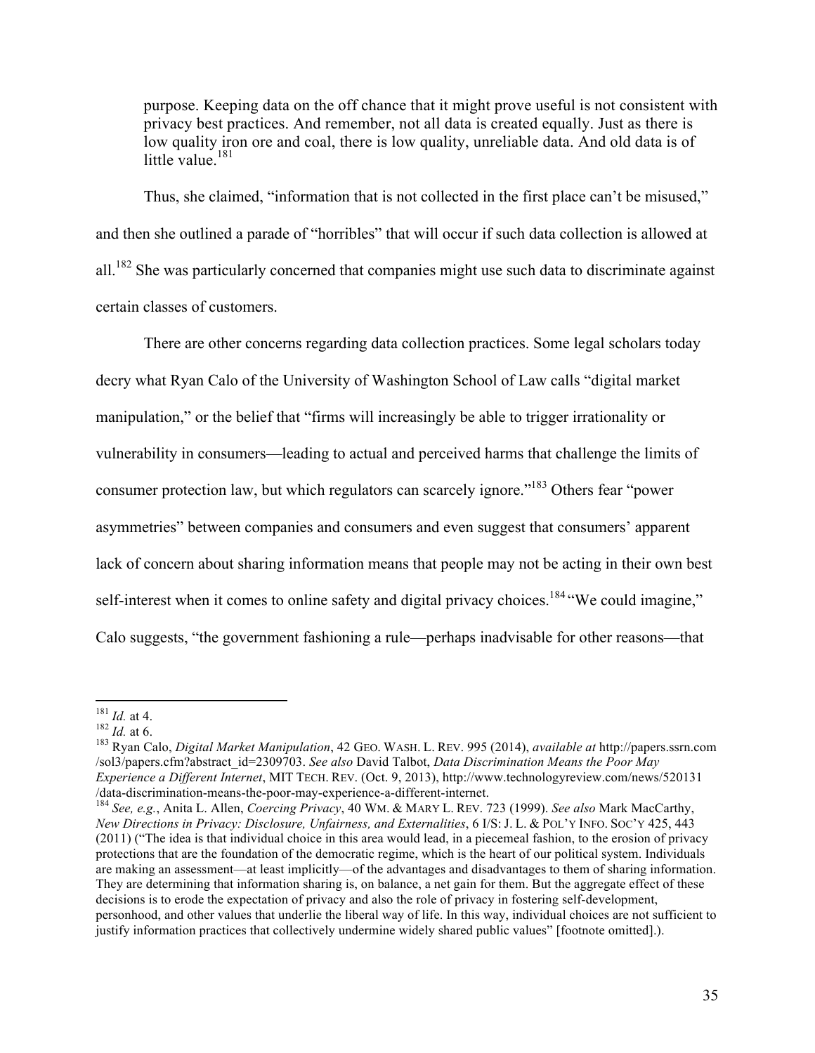purpose. Keeping data on the off chance that it might prove useful is not consistent with privacy best practices. And remember, not all data is created equally. Just as there is low quality iron ore and coal, there is low quality, unreliable data. And old data is of little value.[181]

Thus, she claimed, "information that is not collected in the first place can't be misused," and then she outlined a parade of "horribles" that will occur if such data collection is allowed at all.[182] She was particularly concerned that companies might use such data to discriminate against certain classes of customers.

There are other concerns regarding data collection practices. Some legal scholars today decry what Ryan Calo of the University of Washington School of Law calls "digital market manipulation," or the belief that "firms will increasingly be able to trigger irrationality or vulnerability in consumers—leading to actual and perceived harms that challenge the limits of consumer protection law, but which regulators can scarcely ignore."[183] Others fear "power asymmetries" between companies and consumers and even suggest that consumers' apparent lack of concern about sharing information means that people may not be acting in their own best self-interest when it comes to online safety and digital privacy choices.[184] "We could imagine," Calo suggests, "the government fashioning a rule—perhaps inadvisable for other reasons—that

---

[181] *Id.* at 4.

[182] *Id.* at 6.

[183] Ryan Calo, *Digital Market Manipulation*, 42 GEO. WASH. L. REV. 995 (2014), *available at* http://papers.ssrn.com/sol3/papers.cfm?abstract_id=2309703. *See also* David Talbot, *Data Discrimination Means the Poor May Experience a Different Internet*, MIT TECH. REV. (Oct. 9, 2013), http://www.technologyreview.com/news/520131/data-discrimination-means-the-poor-may-experience-a-different-internet.

[184] *See, e.g.*, Anita L. Allen, *Coercing Privacy*, 40 WM. & MARY L. REV. 723 (1999). *See also* Mark MacCarthy, *New Directions in Privacy: Disclosure, Unfairness, and Externalities*, 6 I/S: J. L. & POL'Y INFO. SOC'Y 425, 443 (2011) ("The idea is that individual choice in this area would lead, in a piecemeal fashion, to the erosion of privacy protections that are the foundation of the democratic regime, which is the heart of our political system. Individuals are making an assessment—at least implicitly—of the advantages and disadvantages to them of sharing information. They are determining that information sharing is, on balance, a net gain for them. But the aggregate effect of these decisions is to erode the expectation of privacy and also the role of privacy in fostering self-development, personhood, and other values that underlie the liberal way of life. In this way, individual choices are not sufficient to justify information practices that collectively undermine widely shared public values" [footnote omitted].).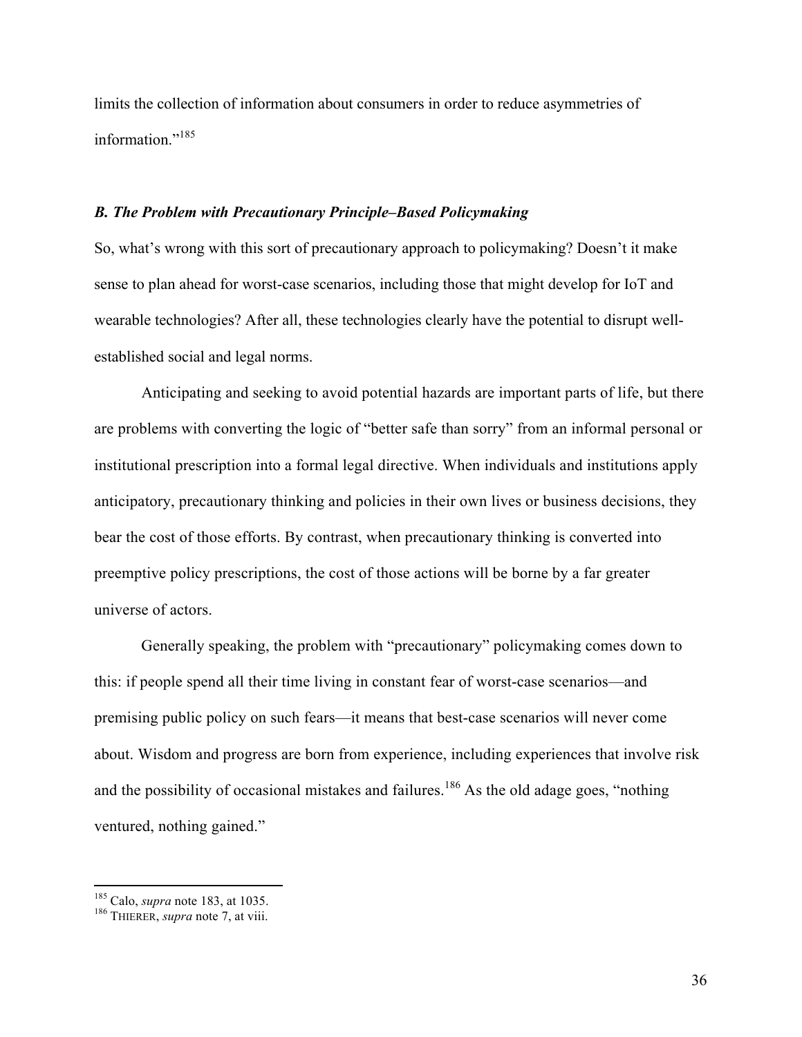limits the collection of information about consumers in order to reduce asymmetries of information."[185]

### *B. The Problem with Precautionary Principle–Based Policymaking*

So, what's wrong with this sort of precautionary approach to policymaking? Doesn't it make sense to plan ahead for worst-case scenarios, including those that might develop for IoT and wearable technologies? After all, these technologies clearly have the potential to disrupt well-established social and legal norms.

Anticipating and seeking to avoid potential hazards are important parts of life, but there are problems with converting the logic of "better safe than sorry" from an informal personal or institutional prescription into a formal legal directive. When individuals and institutions apply anticipatory, precautionary thinking and policies in their own lives or business decisions, they bear the cost of those efforts. By contrast, when precautionary thinking is converted into preemptive policy prescriptions, the cost of those actions will be borne by a far greater universe of actors.

Generally speaking, the problem with "precautionary" policymaking comes down to this: if people spend all their time living in constant fear of worst-case scenarios—and premising public policy on such fears—it means that best-case scenarios will never come about. Wisdom and progress are born from experience, including experiences that involve risk and the possibility of occasional mistakes and failures.[186] As the old adage goes, "nothing ventured, nothing gained."

---

[185] Calo, *supra* note 183, at 1035.
[186] THIERER, *supra* note 7, at viii.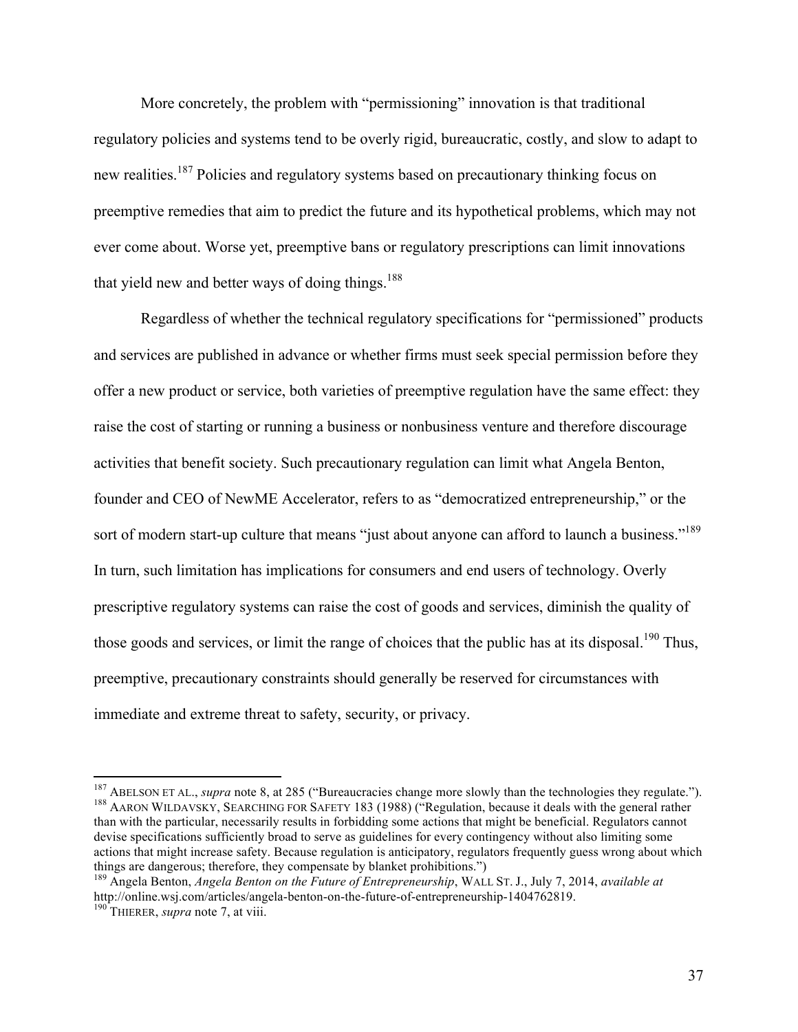More concretely, the problem with "permissioning" innovation is that traditional regulatory policies and systems tend to be overly rigid, bureaucratic, costly, and slow to adapt to new realities.[187] Policies and regulatory systems based on precautionary thinking focus on preemptive remedies that aim to predict the future and its hypothetical problems, which may not ever come about. Worse yet, preemptive bans or regulatory prescriptions can limit innovations that yield new and better ways of doing things.[188]

Regardless of whether the technical regulatory specifications for "permissioned" products and services are published in advance or whether firms must seek special permission before they offer a new product or service, both varieties of preemptive regulation have the same effect: they raise the cost of starting or running a business or nonbusiness venture and therefore discourage activities that benefit society. Such precautionary regulation can limit what Angela Benton, founder and CEO of NewME Accelerator, refers to as "democratized entrepreneurship," or the sort of modern start-up culture that means "just about anyone can afford to launch a business."[189] In turn, such limitation has implications for consumers and end users of technology. Overly prescriptive regulatory systems can raise the cost of goods and services, diminish the quality of those goods and services, or limit the range of choices that the public has at its disposal.[190] Thus, preemptive, precautionary constraints should generally be reserved for circumstances with immediate and extreme threat to safety, security, or privacy.

---

[187] ABELSON ET AL., *supra* note 8, at 285 ("Bureaucracies change more slowly than the technologies they regulate.").

[188] AARON WILDAVSKY, SEARCHING FOR SAFETY 183 (1988) ("Regulation, because it deals with the general rather than with the particular, necessarily results in forbidding some actions that might be beneficial. Regulators cannot devise specifications sufficiently broad to serve as guidelines for every contingency without also limiting some actions that might increase safety. Because regulation is anticipatory, regulators frequently guess wrong about which things are dangerous; therefore, they compensate by blanket prohibitions.")

[189] Angela Benton, *Angela Benton on the Future of Entrepreneurship*, WALL ST. J., July 7, 2014, *available at* http://online.wsj.com/articles/angela-benton-on-the-future-of-entrepreneurship-1404762819.

[190] THIERER, *supra* note 7, at viii.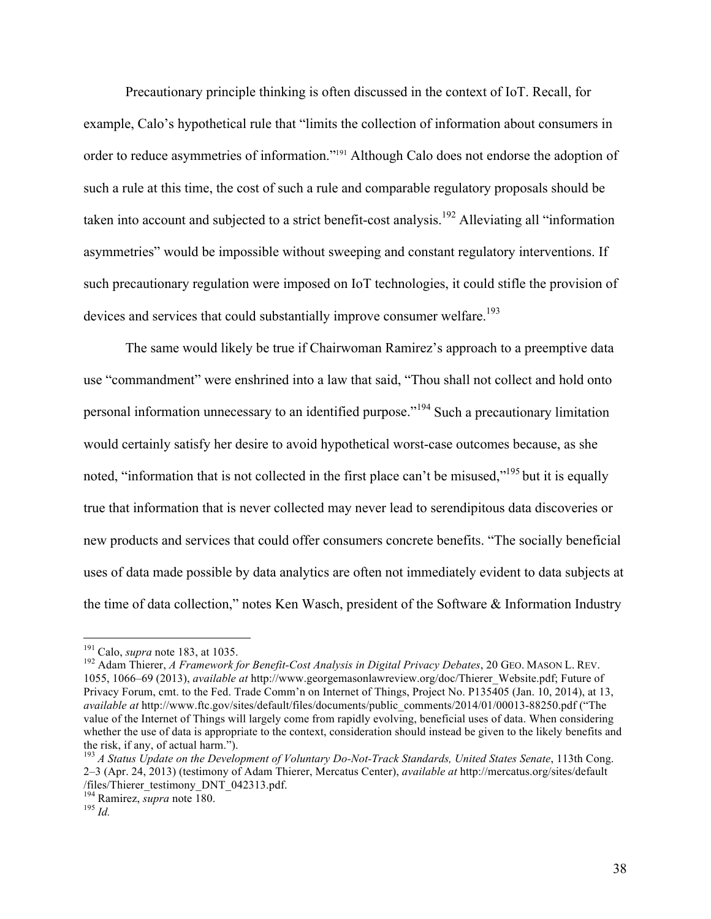Precautionary principle thinking is often discussed in the context of IoT. Recall, for example, Calo's hypothetical rule that "limits the collection of information about consumers in order to reduce asymmetries of information."[191] Although Calo does not endorse the adoption of such a rule at this time, the cost of such a rule and comparable regulatory proposals should be taken into account and subjected to a strict benefit-cost analysis.[192] Alleviating all "information asymmetries" would be impossible without sweeping and constant regulatory interventions. If such precautionary regulation were imposed on IoT technologies, it could stifle the provision of devices and services that could substantially improve consumer welfare.[193]

The same would likely be true if Chairwoman Ramirez's approach to a preemptive data use "commandment" were enshrined into a law that said, "Thou shall not collect and hold onto personal information unnecessary to an identified purpose."[194] Such a precautionary limitation would certainly satisfy her desire to avoid hypothetical worst-case outcomes because, as she noted, "information that is not collected in the first place can't be misused,"[195] but it is equally true that information that is never collected may never lead to serendipitous data discoveries or new products and services that could offer consumers concrete benefits. "The socially beneficial uses of data made possible by data analytics are often not immediately evident to data subjects at the time of data collection," notes Ken Wasch, president of the Software & Information Industry

---

[191] Calo, *supra* note 183, at 1035.

[192] Adam Thierer, *A Framework for Benefit-Cost Analysis in Digital Privacy Debates*, 20 GEO. MASON L. REV. 1055, 1066–69 (2013), *available at* http://www.georgemasonlawreview.org/doc/Thierer_Website.pdf; Future of Privacy Forum, cmt. to the Fed. Trade Comm'n on Internet of Things, Project No. P135405 (Jan. 10, 2014), at 13, *available at* http://www.ftc.gov/sites/default/files/documents/public_comments/2014/01/00013-88250.pdf ("The value of the Internet of Things will largely come from rapidly evolving, beneficial uses of data. When considering whether the use of data is appropriate to the context, consideration should instead be given to the likely benefits and the risk, if any, of actual harm.").

[193] *A Status Update on the Development of Voluntary Do-Not-Track Standards, United States Senate*, 113th Cong. 2–3 (Apr. 24, 2013) (testimony of Adam Thierer, Mercatus Center), *available at* http://mercatus.org/sites/default/files/Thierer_testimony_DNT_042313.pdf.

[194] Ramirez, *supra* note 180.

[195] *Id.*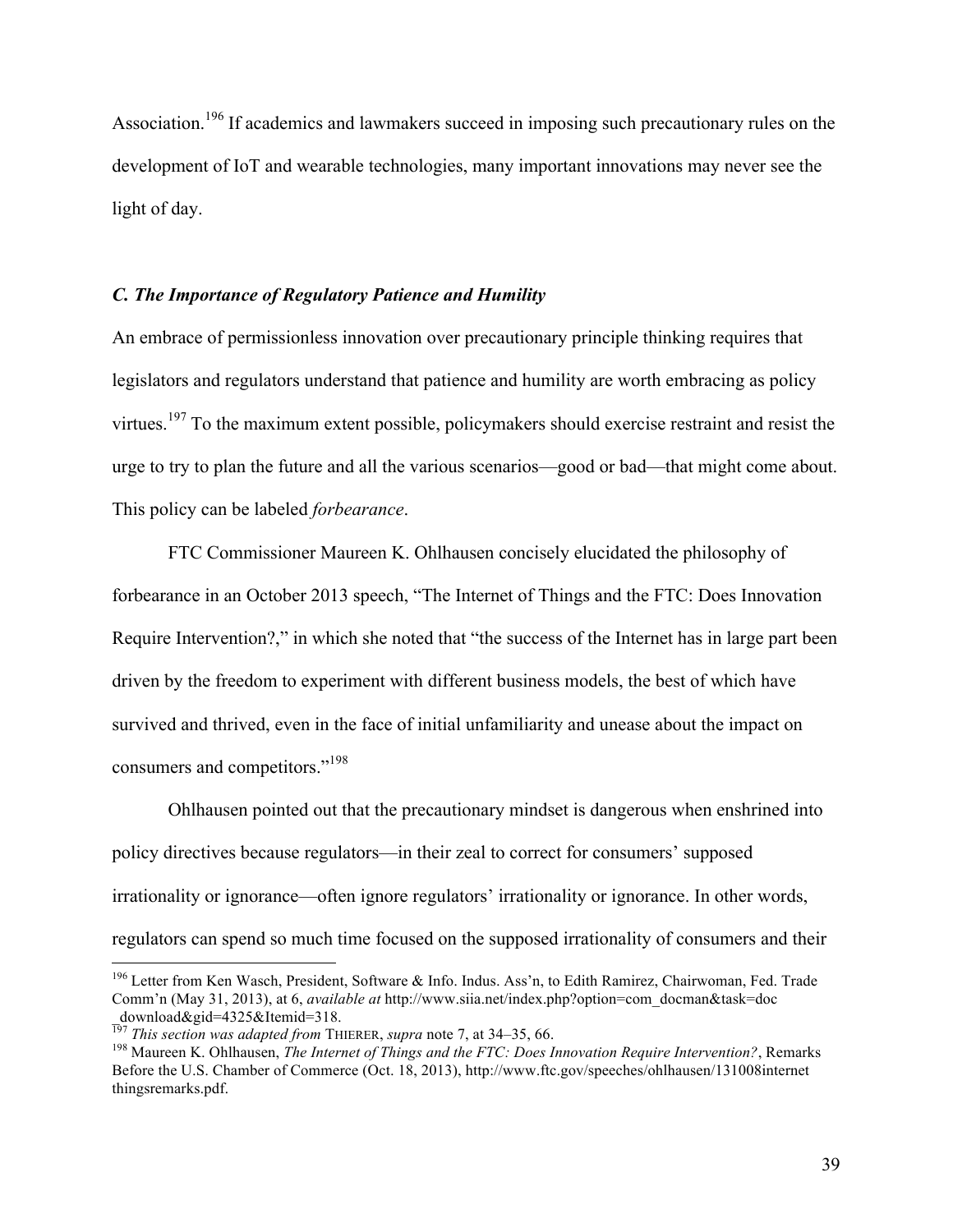Association.[196] If academics and lawmakers succeed in imposing such precautionary rules on the development of IoT and wearable technologies, many important innovations may never see the light of day.

### *C. The Importance of Regulatory Patience and Humility*

An embrace of permissionless innovation over precautionary principle thinking requires that legislators and regulators understand that patience and humility are worth embracing as policy virtues.[197] To the maximum extent possible, policymakers should exercise restraint and resist the urge to try to plan the future and all the various scenarios—good or bad—that might come about. This policy can be labeled *forbearance*.

FTC Commissioner Maureen K. Ohlhausen concisely elucidated the philosophy of forbearance in an October 2013 speech, "The Internet of Things and the FTC: Does Innovation Require Intervention?," in which she noted that "the success of the Internet has in large part been driven by the freedom to experiment with different business models, the best of which have survived and thrived, even in the face of initial unfamiliarity and unease about the impact on consumers and competitors."[198]

Ohlhausen pointed out that the precautionary mindset is dangerous when enshrined into policy directives because regulators—in their zeal to correct for consumers' supposed irrationality or ignorance—often ignore regulators' irrationality or ignorance. In other words, regulators can spend so much time focused on the supposed irrationality of consumers and their

---

[196] Letter from Ken Wasch, President, Software & Info. Indus. Ass'n, to Edith Ramirez, Chairwoman, Fed. Trade Comm'n (May 31, 2013), at 6, *available at* http://www.siia.net/index.php?option=com_docman&task=doc_download&gid=4325&Itemid=318.

[197] *This section was adapted from* THIERER, *supra* note 7, at 34–35, 66.

[198] Maureen K. Ohlhausen, *The Internet of Things and the FTC: Does Innovation Require Intervention?*, Remarks Before the U.S. Chamber of Commerce (Oct. 18, 2013), http://www.ftc.gov/speeches/ohlhausen/131008internetthingsremarks.pdf.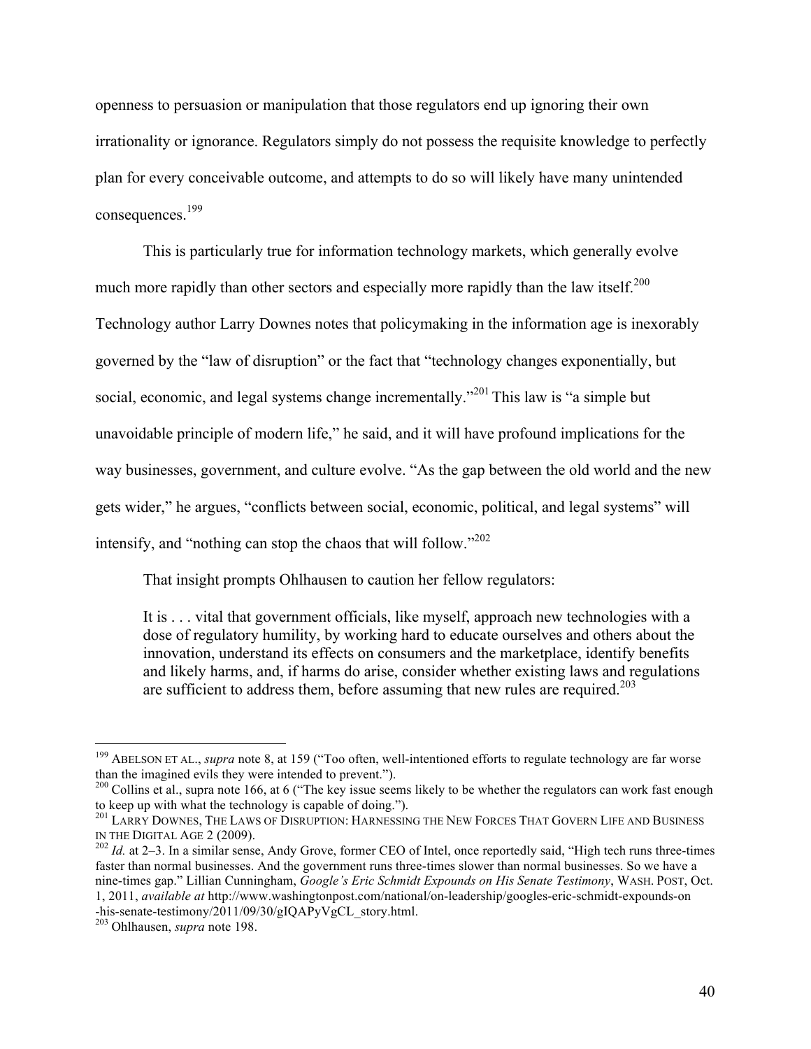openness to persuasion or manipulation that those regulators end up ignoring their own irrationality or ignorance. Regulators simply do not possess the requisite knowledge to perfectly plan for every conceivable outcome, and attempts to do so will likely have many unintended consequences.[199]

This is particularly true for information technology markets, which generally evolve much more rapidly than other sectors and especially more rapidly than the law itself.[200] Technology author Larry Downes notes that policymaking in the information age is inexorably governed by the "law of disruption" or the fact that "technology changes exponentially, but social, economic, and legal systems change incrementally."[201] This law is "a simple but unavoidable principle of modern life," he said, and it will have profound implications for the way businesses, government, and culture evolve. "As the gap between the old world and the new gets wider," he argues, "conflicts between social, economic, political, and legal systems" will intensify, and "nothing can stop the chaos that will follow."[202]

That insight prompts Ohlhausen to caution her fellow regulators:

> It is . . . vital that government officials, like myself, approach new technologies with a dose of regulatory humility, by working hard to educate ourselves and others about the innovation, understand its effects on consumers and the marketplace, identify benefits and likely harms, and, if harms do arise, consider whether existing laws and regulations are sufficient to address them, before assuming that new rules are required.[203]

---

[199] ABELSON ET AL., *supra* note 8, at 159 ("Too often, well-intentioned efforts to regulate technology are far worse than the imagined evils they were intended to prevent.").

[200] Collins et al., supra note 166, at 6 ("The key issue seems likely to be whether the regulators can work fast enough to keep up with what the technology is capable of doing.").

[201] LARRY DOWNES, THE LAWS OF DISRUPTION: HARNESSING THE NEW FORCES THAT GOVERN LIFE AND BUSINESS IN THE DIGITAL AGE 2 (2009).

[202] *Id.* at 2–3. In a similar sense, Andy Grove, former CEO of Intel, once reportedly said, "High tech runs three-times faster than normal businesses. And the government runs three-times slower than normal businesses. So we have a nine-times gap." Lillian Cunningham, *Google's Eric Schmidt Expounds on His Senate Testimony*, WASH. POST, Oct. 1, 2011, *available at* http://www.washingtonpost.com/national/on-leadership/googles-eric-schmidt-expounds-on-his-senate-testimony/2011/09/30/gIQAPyVgCL_story.html.

[203] Ohlhausen, *supra* note 198.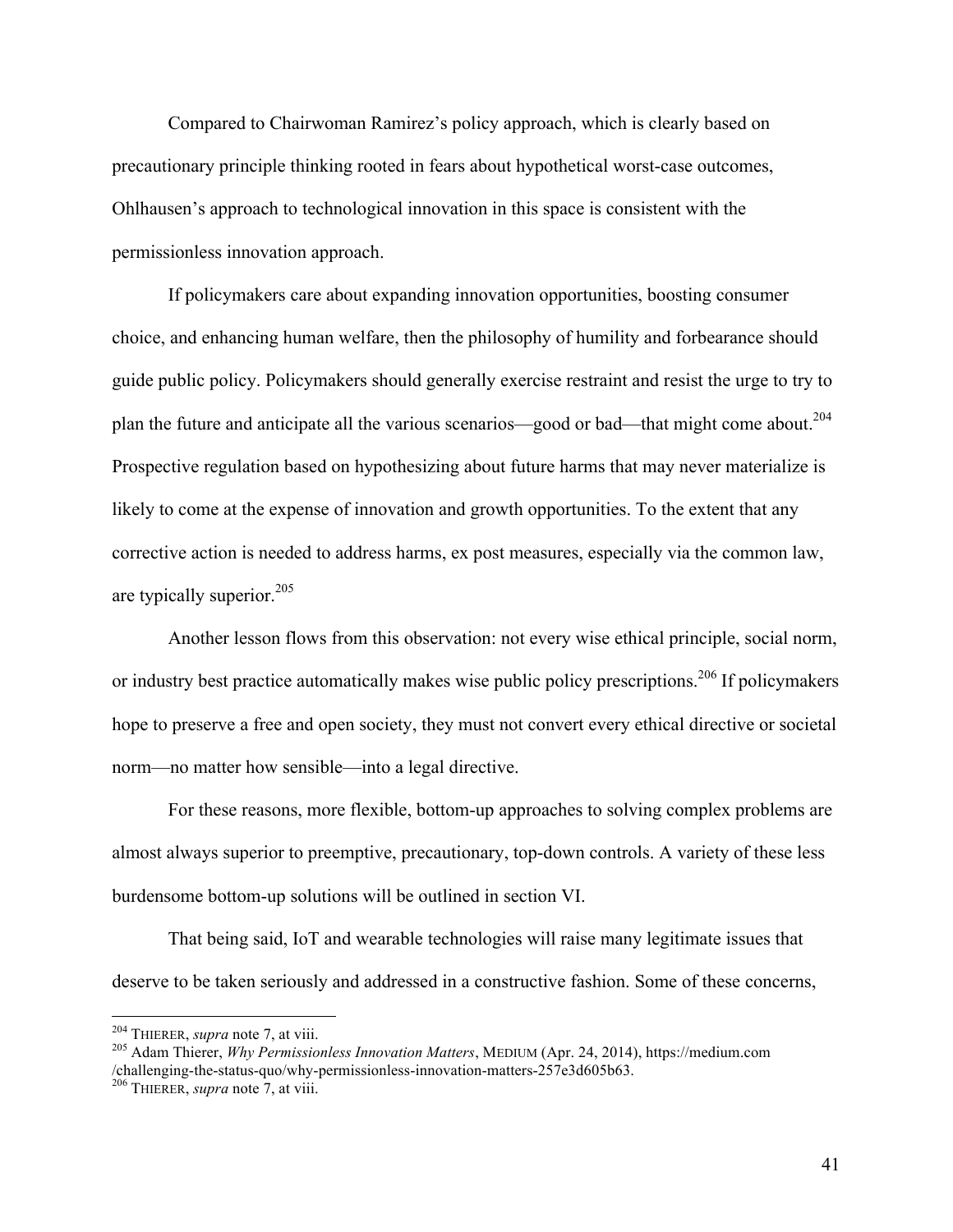Compared to Chairwoman Ramirez's policy approach, which is clearly based on precautionary principle thinking rooted in fears about hypothetical worst-case outcomes, Ohlhausen's approach to technological innovation in this space is consistent with the permissionless innovation approach.

If policymakers care about expanding innovation opportunities, boosting consumer choice, and enhancing human welfare, then the philosophy of humility and forbearance should guide public policy. Policymakers should generally exercise restraint and resist the urge to try to plan the future and anticipate all the various scenarios—good or bad—that might come about.[204] Prospective regulation based on hypothesizing about future harms that may never materialize is likely to come at the expense of innovation and growth opportunities. To the extent that any corrective action is needed to address harms, ex post measures, especially via the common law, are typically superior.[205]

Another lesson flows from this observation: not every wise ethical principle, social norm, or industry best practice automatically makes wise public policy prescriptions.[206] If policymakers hope to preserve a free and open society, they must not convert every ethical directive or societal norm—no matter how sensible—into a legal directive.

For these reasons, more flexible, bottom-up approaches to solving complex problems are almost always superior to preemptive, precautionary, top-down controls. A variety of these less burdensome bottom-up solutions will be outlined in section VI.

That being said, IoT and wearable technologies will raise many legitimate issues that deserve to be taken seriously and addressed in a constructive fashion. Some of these concerns,

---

[204] THIERER, *supra* note 7, at viii.

[205] Adam Thierer, *Why Permissionless Innovation Matters*, MEDIUM (Apr. 24, 2014), https://medium.com/challenging-the-status-quo/why-permissionless-innovation-matters-257e3d605b63.

[206] THIERER, *supra* note 7, at viii.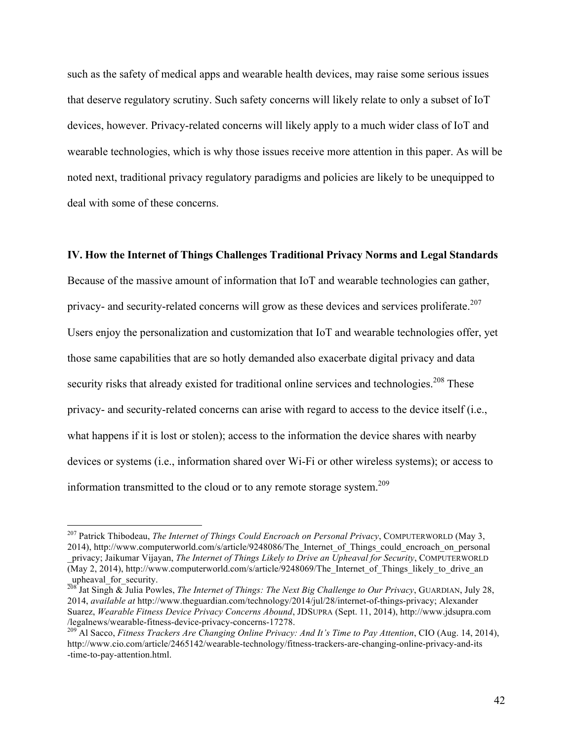such as the safety of medical apps and wearable health devices, may raise some serious issues that deserve regulatory scrutiny. Such safety concerns will likely relate to only a subset of IoT devices, however. Privacy-related concerns will likely apply to a much wider class of IoT and wearable technologies, which is why those issues receive more attention in this paper. As will be noted next, traditional privacy regulatory paradigms and policies are likely to be unequipped to deal with some of these concerns.

## IV. How the Internet of Things Challenges Traditional Privacy Norms and Legal Standards

Because of the massive amount of information that IoT and wearable technologies can gather, privacy- and security-related concerns will grow as these devices and services proliferate.[207] Users enjoy the personalization and customization that IoT and wearable technologies offer, yet those same capabilities that are so hotly demanded also exacerbate digital privacy and data security risks that already existed for traditional online services and technologies.[208] These privacy- and security-related concerns can arise with regard to access to the device itself (i.e., what happens if it is lost or stolen); access to the information the device shares with nearby devices or systems (i.e., information shared over Wi-Fi or other wireless systems); or access to information transmitted to the cloud or to any remote storage system.[209]

---

[207] Patrick Thibodeau, *The Internet of Things Could Encroach on Personal Privacy*, COMPUTERWORLD (May 3, 2014), http://www.computerworld.com/s/article/9248086/The_Internet_of_Things_could_encroach_on_personal_privacy; Jaikumar Vijayan, *The Internet of Things Likely to Drive an Upheaval for Security*, COMPUTERWORLD (May 2, 2014), http://www.computerworld.com/s/article/9248069/The_Internet_of_Things_likely_to_drive_an_upheaval_for_security.

[208] Jat Singh & Julia Powles, *The Internet of Things: The Next Big Challenge to Our Privacy*, GUARDIAN, July 28, 2014, *available at* http://www.theguardian.com/technology/2014/jul/28/internet-of-things-privacy; Alexander Suarez, *Wearable Fitness Device Privacy Concerns Abound*, JDSUPRA (Sept. 11, 2014), http://www.jdsupra.com/legalnews/wearable-fitness-device-privacy-concerns-17278.

[209] Al Sacco, *Fitness Trackers Are Changing Online Privacy: And It's Time to Pay Attention*, CIO (Aug. 14, 2014), http://www.cio.com/article/2465142/wearable-technology/fitness-trackers-are-changing-online-privacy-and-its-time-to-pay-attention.html.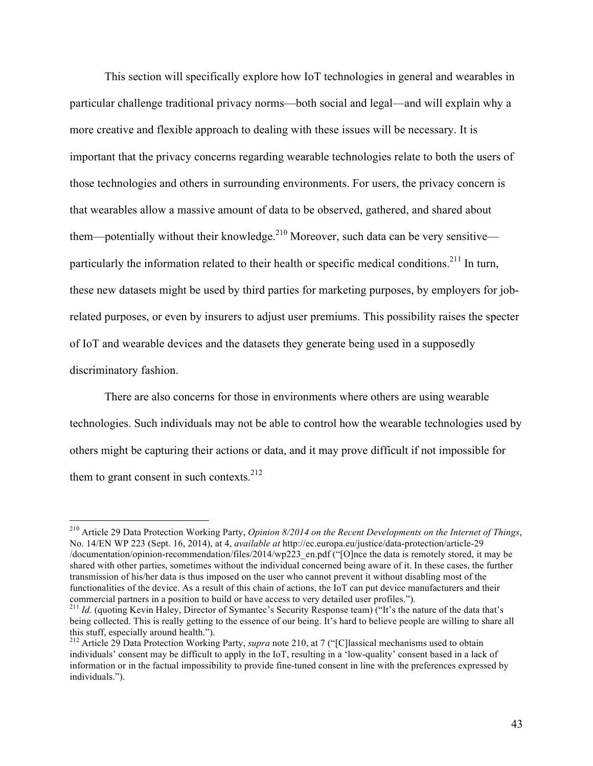This section will specifically explore how IoT technologies in general and wearables in particular challenge traditional privacy norms—both social and legal—and will explain why a more creative and flexible approach to dealing with these issues will be necessary. It is important that the privacy concerns regarding wearable technologies relate to both the users of those technologies and others in surrounding environments. For users, the privacy concern is that wearables allow a massive amount of data to be observed, gathered, and shared about them—potentially without their knowledge.[210] Moreover, such data can be very sensitive—particularly the information related to their health or specific medical conditions.[211] In turn, these new datasets might be used by third parties for marketing purposes, by employers for job-related purposes, or even by insurers to adjust user premiums. This possibility raises the specter of IoT and wearable devices and the datasets they generate being used in a supposedly discriminatory fashion.

There are also concerns for those in environments where others are using wearable technologies. Such individuals may not be able to control how the wearable technologies used by others might be capturing their actions or data, and it may prove difficult if not impossible for them to grant consent in such contexts.[212]

---

[210] Article 29 Data Protection Working Party, *Opinion 8/2014 on the Recent Developments on the Internet of Things*, No. 14/EN WP 223 (Sept. 16, 2014), at 4, *available at* http://ec.europa.eu/justice/data-protection/article-29/documentation/opinion-recommendation/files/2014/wp223_en.pdf ("[O]nce the data is remotely stored, it may be shared with other parties, sometimes without the individual concerned being aware of it. In these cases, the further transmission of his/her data is thus imposed on the user who cannot prevent it without disabling most of the functionalities of the device. As a result of this chain of actions, the IoT can put device manufacturers and their commercial partners in a position to build or have access to very detailed user profiles.").

[211] *Id.* (quoting Kevin Haley, Director of Symantec's Security Response team) ("It's the nature of the data that's being collected. This is really getting to the essence of our being. It's hard to believe people are willing to share all this stuff, especially around health.").

[212] Article 29 Data Protection Working Party, *supra* note 210, at 7 ("[C]lassical mechanisms used to obtain individuals' consent may be difficult to apply in the IoT, resulting in a 'low-quality' consent based in a lack of information or in the factual impossibility to provide fine-tuned consent in line with the preferences expressed by individuals.").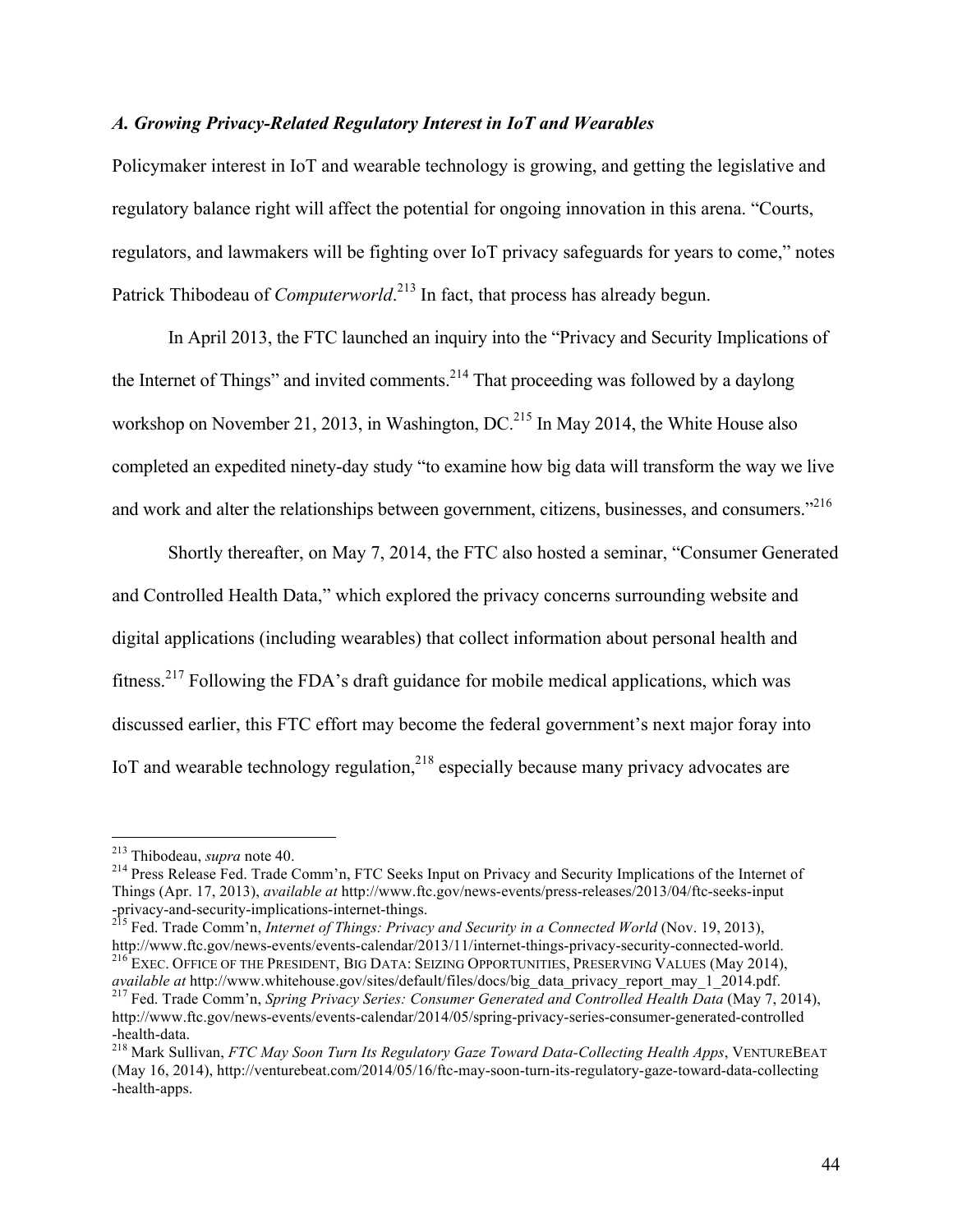### *A. Growing Privacy-Related Regulatory Interest in IoT and Wearables*

Policymaker interest in IoT and wearable technology is growing, and getting the legislative and regulatory balance right will affect the potential for ongoing innovation in this arena. "Courts, regulators, and lawmakers will be fighting over IoT privacy safeguards for years to come," notes Patrick Thibodeau of *Computerworld*.[213] In fact, that process has already begun.

In April 2013, the FTC launched an inquiry into the "Privacy and Security Implications of the Internet of Things" and invited comments.[214] That proceeding was followed by a daylong workshop on November 21, 2013, in Washington, DC.[215] In May 2014, the White House also completed an expedited ninety-day study "to examine how big data will transform the way we live and work and alter the relationships between government, citizens, businesses, and consumers."[216]

Shortly thereafter, on May 7, 2014, the FTC also hosted a seminar, "Consumer Generated and Controlled Health Data," which explored the privacy concerns surrounding website and digital applications (including wearables) that collect information about personal health and fitness.[217] Following the FDA's draft guidance for mobile medical applications, which was discussed earlier, this FTC effort may become the federal government's next major foray into IoT and wearable technology regulation,[218] especially because many privacy advocates are

---

[213] Thibodeau, *supra* note 40.

[214] Press Release Fed. Trade Comm'n, FTC Seeks Input on Privacy and Security Implications of the Internet of Things (Apr. 17, 2013), *available at* http://www.ftc.gov/news-events/press-releases/2013/04/ftc-seeks-input-privacy-and-security-implications-internet-things.

[215] Fed. Trade Comm'n, *Internet of Things: Privacy and Security in a Connected World* (Nov. 19, 2013), http://www.ftc.gov/news-events/events-calendar/2013/11/internet-things-privacy-security-connected-world.

[216] EXEC. OFFICE OF THE PRESIDENT, BIG DATA: SEIZING OPPORTUNITIES, PRESERVING VALUES (May 2014), *available at* http://www.whitehouse.gov/sites/default/files/docs/big_data_privacy_report_may_1_2014.pdf.

[217] Fed. Trade Comm'n, *Spring Privacy Series: Consumer Generated and Controlled Health Data* (May 7, 2014), http://www.ftc.gov/news-events/events-calendar/2014/05/spring-privacy-series-consumer-generated-controlled-health-data.

[218] Mark Sullivan, *FTC May Soon Turn Its Regulatory Gaze Toward Data-Collecting Health Apps*, VENTUREBEAT (May 16, 2014), http://venturebeat.com/2014/05/16/ftc-may-soon-turn-its-regulatory-gaze-toward-data-collecting-health-apps.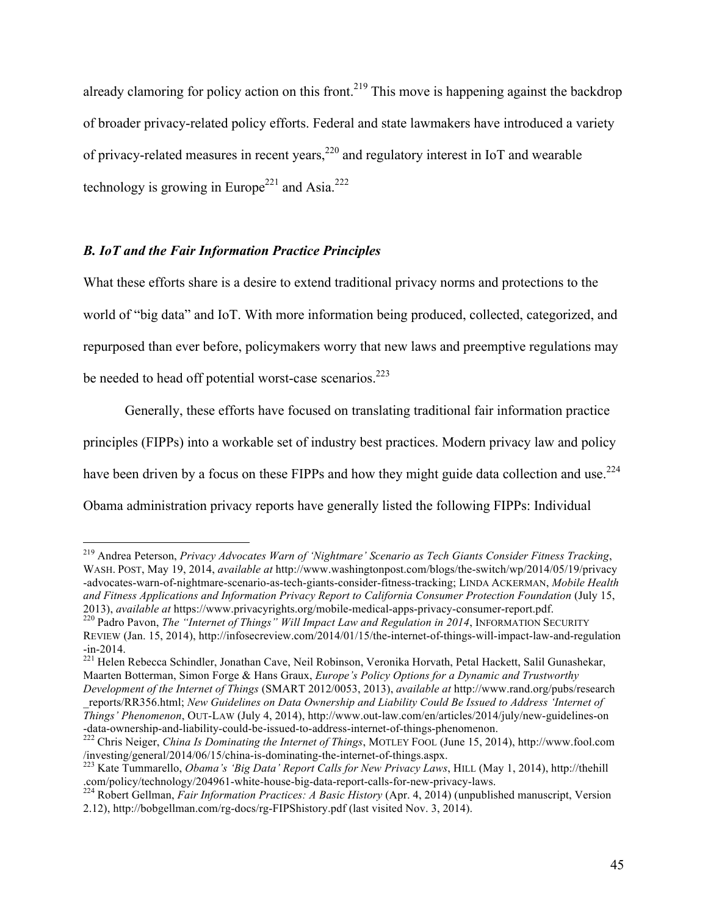already clamoring for policy action on this front.[219] This move is happening against the backdrop of broader privacy-related policy efforts. Federal and state lawmakers have introduced a variety of privacy-related measures in recent years,[220] and regulatory interest in IoT and wearable technology is growing in Europe[221] and Asia.[222]

### *B. IoT and the Fair Information Practice Principles*

What these efforts share is a desire to extend traditional privacy norms and protections to the world of "big data" and IoT. With more information being produced, collected, categorized, and repurposed than ever before, policymakers worry that new laws and preemptive regulations may be needed to head off potential worst-case scenarios.[223]

Generally, these efforts have focused on translating traditional fair information practice principles (FIPPs) into a workable set of industry best practices. Modern privacy law and policy have been driven by a focus on these FIPPs and how they might guide data collection and use.[224] Obama administration privacy reports have generally listed the following FIPPs: Individual

---

[219] Andrea Peterson, *Privacy Advocates Warn of 'Nightmare' Scenario as Tech Giants Consider Fitness Tracking*, WASH. POST, May 19, 2014, *available at* http://www.washingtonpost.com/blogs/the-switch/wp/2014/05/19/privacy-advocates-warn-of-nightmare-scenario-as-tech-giants-consider-fitness-tracking; LINDA ACKERMAN, *Mobile Health and Fitness Applications and Information Privacy Report to California Consumer Protection Foundation* (July 15, 2013), *available at* https://www.privacyrights.org/mobile-medical-apps-privacy-consumer-report.pdf.

[220] Padro Pavon, *The "Internet of Things" Will Impact Law and Regulation in 2014*, INFORMATION SECURITY REVIEW (Jan. 15, 2014), http://infosecreview.com/2014/01/15/the-internet-of-things-will-impact-law-and-regulation-in-2014.

[221] Helen Rebecca Schindler, Jonathan Cave, Neil Robinson, Veronika Horvath, Petal Hackett, Salil Gunashekar, Maarten Botterman, Simon Forge & Hans Graux, *Europe's Policy Options for a Dynamic and Trustworthy Development of the Internet of Things* (SMART 2012/0053, 2013), *available at* http://www.rand.org/pubs/research_reports/RR356.html; *New Guidelines on Data Ownership and Liability Could Be Issued to Address 'Internet of Things' Phenomenon*, OUT-LAW (July 4, 2014), http://www.out-law.com/en/articles/2014/july/new-guidelines-on-data-ownership-and-liability-could-be-issued-to-address-internet-of-things-phenomenon.

[222] Chris Neiger, *China Is Dominating the Internet of Things*, MOTLEY FOOL (June 15, 2014), http://www.fool.com/investing/general/2014/06/15/china-is-dominating-the-internet-of-things.aspx.

[223] Kate Tummarello, *Obama's 'Big Data' Report Calls for New Privacy Laws*, HILL (May 1, 2014), http://thehill.com/policy/technology/204961-white-house-big-data-report-calls-for-new-privacy-laws.

[224] Robert Gellman, *Fair Information Practices: A Basic History* (Apr. 4, 2014) (unpublished manuscript, Version 2.12), http://bobgellman.com/rg-docs/rg-FIPShistory.pdf (last visited Nov. 3, 2014).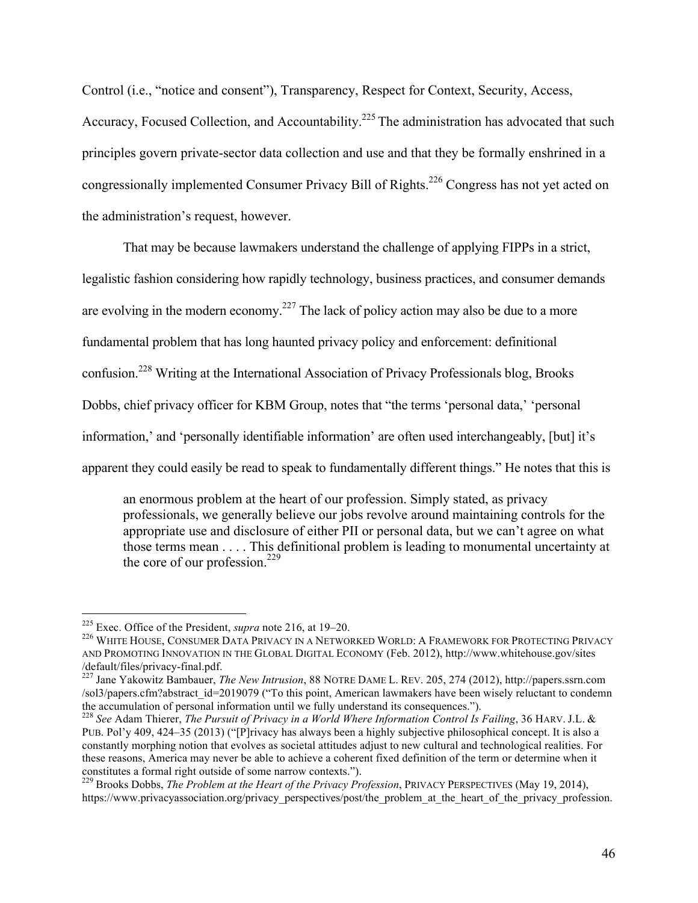Control (i.e., "notice and consent"), Transparency, Respect for Context, Security, Access, Accuracy, Focused Collection, and Accountability.[225] The administration has advocated that such principles govern private-sector data collection and use and that they be formally enshrined in a congressionally implemented Consumer Privacy Bill of Rights.[226] Congress has not yet acted on the administration's request, however.

That may be because lawmakers understand the challenge of applying FIPPs in a strict, legalistic fashion considering how rapidly technology, business practices, and consumer demands are evolving in the modern economy.[227] The lack of policy action may also be due to a more fundamental problem that has long haunted privacy policy and enforcement: definitional confusion.[228] Writing at the International Association of Privacy Professionals blog, Brooks Dobbs, chief privacy officer for KBM Group, notes that "the terms 'personal data,' 'personal information,' and 'personally identifiable information' are often used interchangeably, [but] it's apparent they could easily be read to speak to fundamentally different things." He notes that this is

> an enormous problem at the heart of our profession. Simply stated, as privacy professionals, we generally believe our jobs revolve around maintaining controls for the appropriate use and disclosure of either PII or personal data, but we can't agree on what those terms mean . . . . This definitional problem is leading to monumental uncertainty at the core of our profession.[229]

---

[225] Exec. Office of the President, *supra* note 216, at 19–20.

[226] WHITE HOUSE, CONSUMER DATA PRIVACY IN A NETWORKED WORLD: A FRAMEWORK FOR PROTECTING PRIVACY AND PROMOTING INNOVATION IN THE GLOBAL DIGITAL ECONOMY (Feb. 2012), http://www.whitehouse.gov/sites/default/files/privacy-final.pdf.

[227] Jane Yakowitz Bambauer, *The New Intrusion*, 88 NOTRE DAME L. REV. 205, 274 (2012), http://papers.ssrn.com/sol3/papers.cfm?abstract_id=2019079 ("To this point, American lawmakers have been wisely reluctant to condemn the accumulation of personal information until we fully understand its consequences.").

[228] *See* Adam Thierer, *The Pursuit of Privacy in a World Where Information Control Is Failing*, 36 HARV. J.L. & PUB. Pol'y 409, 424–35 (2013) ("[P]rivacy has always been a highly subjective philosophical concept. It is also a constantly morphing notion that evolves as societal attitudes adjust to new cultural and technological realities. For these reasons, America may never be able to achieve a coherent fixed definition of the term or determine when it constitutes a formal right outside of some narrow contexts.").

[229] Brooks Dobbs, *The Problem at the Heart of the Privacy Profession*, PRIVACY PERSPECTIVES (May 19, 2014), https://www.privacyassociation.org/privacy_perspectives/post/the_problem_at_the_heart_of_the_privacy_profession.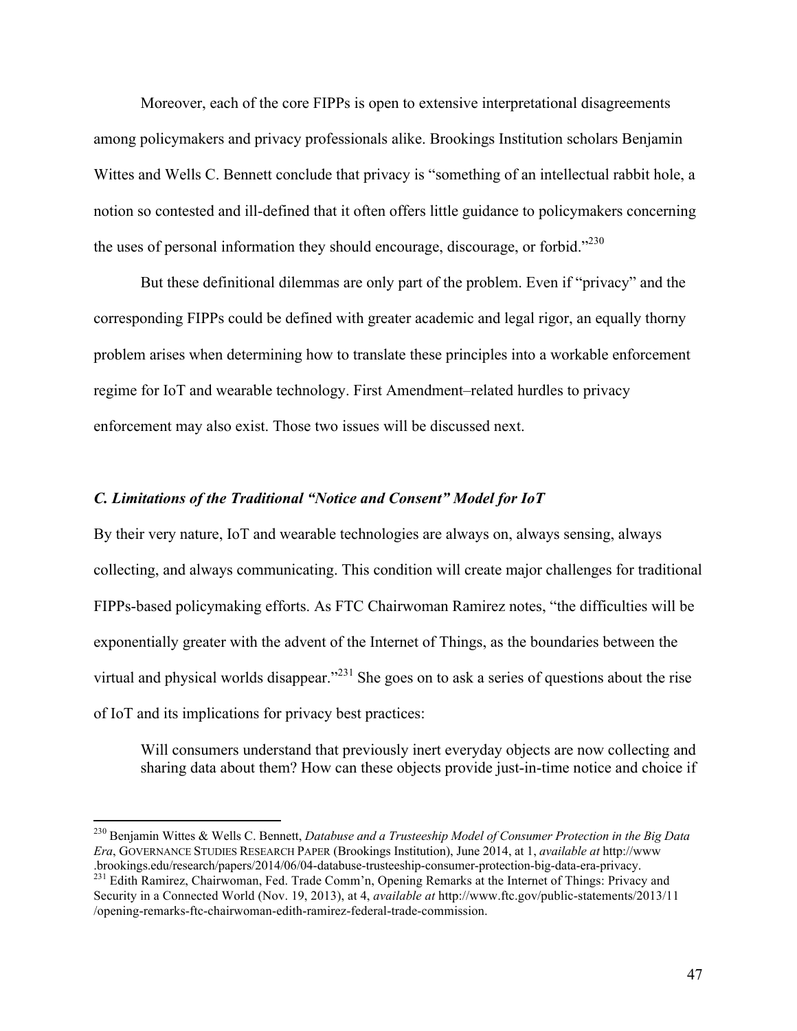Moreover, each of the core FIPPs is open to extensive interpretational disagreements among policymakers and privacy professionals alike. Brookings Institution scholars Benjamin Wittes and Wells C. Bennett conclude that privacy is "something of an intellectual rabbit hole, a notion so contested and ill-defined that it often offers little guidance to policymakers concerning the uses of personal information they should encourage, discourage, or forbid."[230]

But these definitional dilemmas are only part of the problem. Even if "privacy" and the corresponding FIPPs could be defined with greater academic and legal rigor, an equally thorny problem arises when determining how to translate these principles into a workable enforcement regime for IoT and wearable technology. First Amendment–related hurdles to privacy enforcement may also exist. Those two issues will be discussed next.

### *C. Limitations of the Traditional "Notice and Consent" Model for IoT*

By their very nature, IoT and wearable technologies are always on, always sensing, always collecting, and always communicating. This condition will create major challenges for traditional FIPPs-based policymaking efforts. As FTC Chairwoman Ramirez notes, "the difficulties will be exponentially greater with the advent of the Internet of Things, as the boundaries between the virtual and physical worlds disappear."[231] She goes on to ask a series of questions about the rise of IoT and its implications for privacy best practices:

> Will consumers understand that previously inert everyday objects are now collecting and sharing data about them? How can these objects provide just-in-time notice and choice if

---

[230] Benjamin Wittes & Wells C. Bennett, *Databuse and a Trusteeship Model of Consumer Protection in the Big Data Era*, GOVERNANCE STUDIES RESEARCH PAPER (Brookings Institution), June 2014, at 1, *available at* http://www.brookings.edu/research/papers/2014/06/04-databuse-trusteeship-consumer-protection-big-data-era-privacy.

[231] Edith Ramirez, Chairwoman, Fed. Trade Comm'n, Opening Remarks at the Internet of Things: Privacy and Security in a Connected World (Nov. 19, 2013), at 4, *available at* http://www.ftc.gov/public-statements/2013/11/opening-remarks-ftc-chairwoman-edith-ramirez-federal-trade-commission.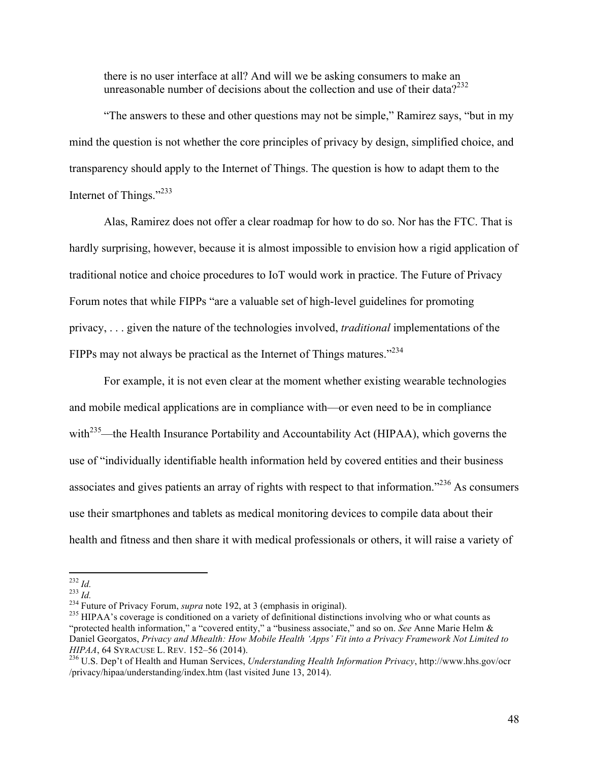> there is no user interface at all? And will we be asking consumers to make an unreasonable number of decisions about the collection and use of their data?[232]

"The answers to these and other questions may not be simple," Ramirez says, "but in my mind the question is not whether the core principles of privacy by design, simplified choice, and transparency should apply to the Internet of Things. The question is how to adapt them to the Internet of Things."[233]

Alas, Ramirez does not offer a clear roadmap for how to do so. Nor has the FTC. That is hardly surprising, however, because it is almost impossible to envision how a rigid application of traditional notice and choice procedures to IoT would work in practice. The Future of Privacy Forum notes that while FIPPs "are a valuable set of high-level guidelines for promoting privacy, . . . given the nature of the technologies involved, *traditional* implementations of the FIPPs may not always be practical as the Internet of Things matures."[234]

For example, it is not even clear at the moment whether existing wearable technologies and mobile medical applications are in compliance with—or even need to be in compliance with[235]—the Health Insurance Portability and Accountability Act (HIPAA), which governs the use of "individually identifiable health information held by covered entities and their business associates and gives patients an array of rights with respect to that information."[236] As consumers use their smartphones and tablets as medical monitoring devices to compile data about their health and fitness and then share it with medical professionals or others, it will raise a variety of

---

[232] *Id.*

[233] *Id.*

[234] Future of Privacy Forum, *supra* note 192, at 3 (emphasis in original).

[235] HIPAA's coverage is conditioned on a variety of definitional distinctions involving who or what counts as "protected health information," a "covered entity," a "business associate," and so on. *See* Anne Marie Helm & Daniel Georgatos, *Privacy and Mhealth: How Mobile Health 'Apps' Fit into a Privacy Framework Not Limited to HIPAA*, 64 SYRACUSE L. REV. 152–56 (2014).

[236] U.S. Dep't of Health and Human Services, *Understanding Health Information Privacy*, http://www.hhs.gov/ocr/privacy/hipaa/understanding/index.htm (last visited June 13, 2014).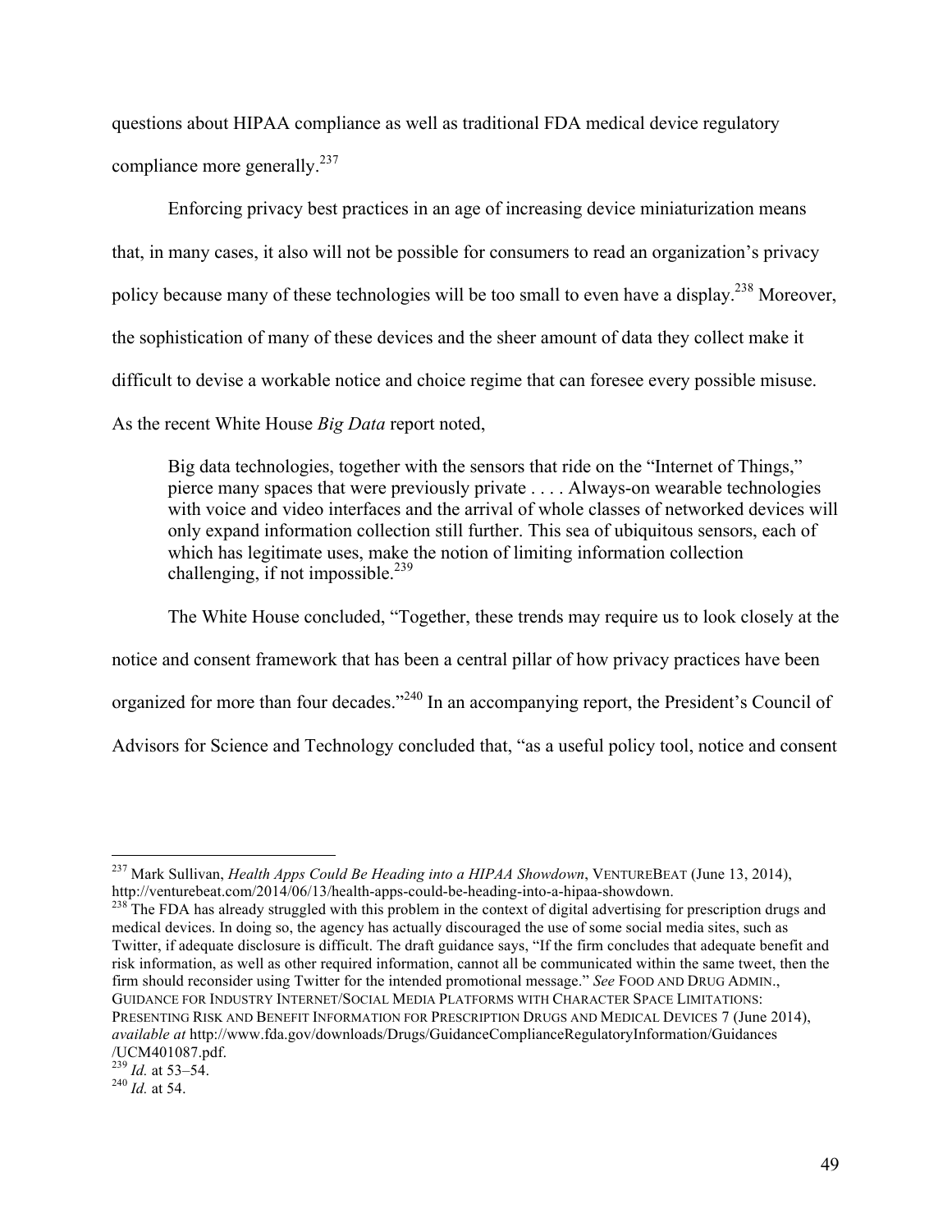questions about HIPAA compliance as well as traditional FDA medical device regulatory compliance more generally.[237]

Enforcing privacy best practices in an age of increasing device miniaturization means that, in many cases, it also will not be possible for consumers to read an organization's privacy policy because many of these technologies will be too small to even have a display.[238] Moreover, the sophistication of many of these devices and the sheer amount of data they collect make it difficult to devise a workable notice and choice regime that can foresee every possible misuse. As the recent White House *Big Data* report noted,

> Big data technologies, together with the sensors that ride on the "Internet of Things," pierce many spaces that were previously private . . . . Always-on wearable technologies with voice and video interfaces and the arrival of whole classes of networked devices will only expand information collection still further. This sea of ubiquitous sensors, each of which has legitimate uses, make the notion of limiting information collection challenging, if not impossible.[239]

The White House concluded, "Together, these trends may require us to look closely at the notice and consent framework that has been a central pillar of how privacy practices have been organized for more than four decades."[240] In an accompanying report, the President's Council of Advisors for Science and Technology concluded that, "as a useful policy tool, notice and consent

---

[237] Mark Sullivan, *Health Apps Could Be Heading into a HIPAA Showdown*, VENTUREBEAT (June 13, 2014), http://venturebeat.com/2014/06/13/health-apps-could-be-heading-into-a-hipaa-showdown.

[238] The FDA has already struggled with this problem in the context of digital advertising for prescription drugs and medical devices. In doing so, the agency has actually discouraged the use of some social media sites, such as Twitter, if adequate disclosure is difficult. The draft guidance says, "If the firm concludes that adequate benefit and risk information, as well as other required information, cannot all be communicated within the same tweet, then the firm should reconsider using Twitter for the intended promotional message." *See* FOOD AND DRUG ADMIN., GUIDANCE FOR INDUSTRY INTERNET/SOCIAL MEDIA PLATFORMS WITH CHARACTER SPACE LIMITATIONS: PRESENTING RISK AND BENEFIT INFORMATION FOR PRESCRIPTION DRUGS AND MEDICAL DEVICES 7 (June 2014), *available at* http://www.fda.gov/downloads/Drugs/GuidanceComplianceRegulatoryInformation/Guidances/UCM401087.pdf.

[239] *Id.* at 53–54.

[240] *Id.* at 54.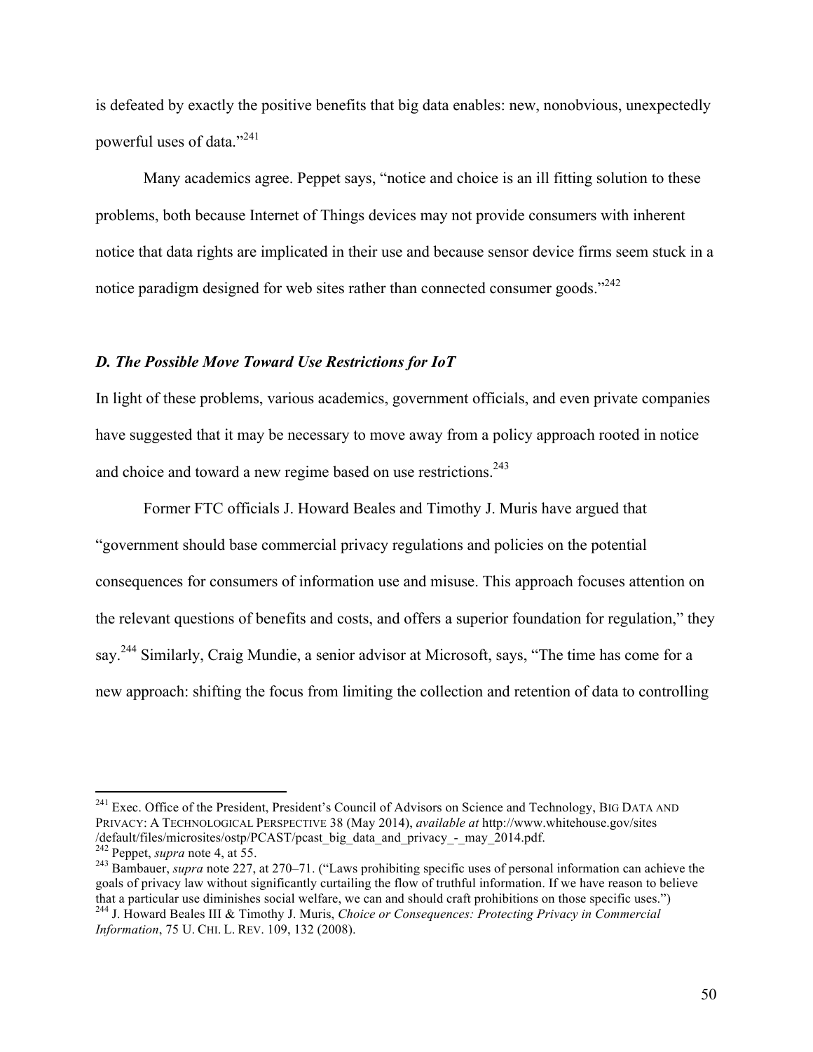is defeated by exactly the positive benefits that big data enables: new, nonobvious, unexpectedly powerful uses of data."[241]

Many academics agree. Peppet says, "notice and choice is an ill fitting solution to these problems, both because Internet of Things devices may not provide consumers with inherent notice that data rights are implicated in their use and because sensor device firms seem stuck in a notice paradigm designed for web sites rather than connected consumer goods."[242]

### *D. The Possible Move Toward Use Restrictions for IoT*

In light of these problems, various academics, government officials, and even private companies have suggested that it may be necessary to move away from a policy approach rooted in notice and choice and toward a new regime based on use restrictions.[243]

Former FTC officials J. Howard Beales and Timothy J. Muris have argued that "government should base commercial privacy regulations and policies on the potential consequences for consumers of information use and misuse. This approach focuses attention on the relevant questions of benefits and costs, and offers a superior foundation for regulation," they say.[244] Similarly, Craig Mundie, a senior advisor at Microsoft, says, "The time has come for a new approach: shifting the focus from limiting the collection and retention of data to controlling

---

[241] Exec. Office of the President, President's Council of Advisors on Science and Technology, BIG DATA AND PRIVACY: A TECHNOLOGICAL PERSPECTIVE 38 (May 2014), *available at* http://www.whitehouse.gov/sites/default/files/microsites/ostp/PCAST/pcast_big_data_and_privacy_-_may_2014.pdf.

[242] Peppet, *supra* note 4, at 55.

[243] Bambauer, *supra* note 227, at 270–71. ("Laws prohibiting specific uses of personal information can achieve the goals of privacy law without significantly curtailing the flow of truthful information. If we have reason to believe that a particular use diminishes social welfare, we can and should craft prohibitions on those specific uses.")

[244] J. Howard Beales III & Timothy J. Muris, *Choice or Consequences: Protecting Privacy in Commercial Information*, 75 U. CHI. L. REV. 109, 132 (2008).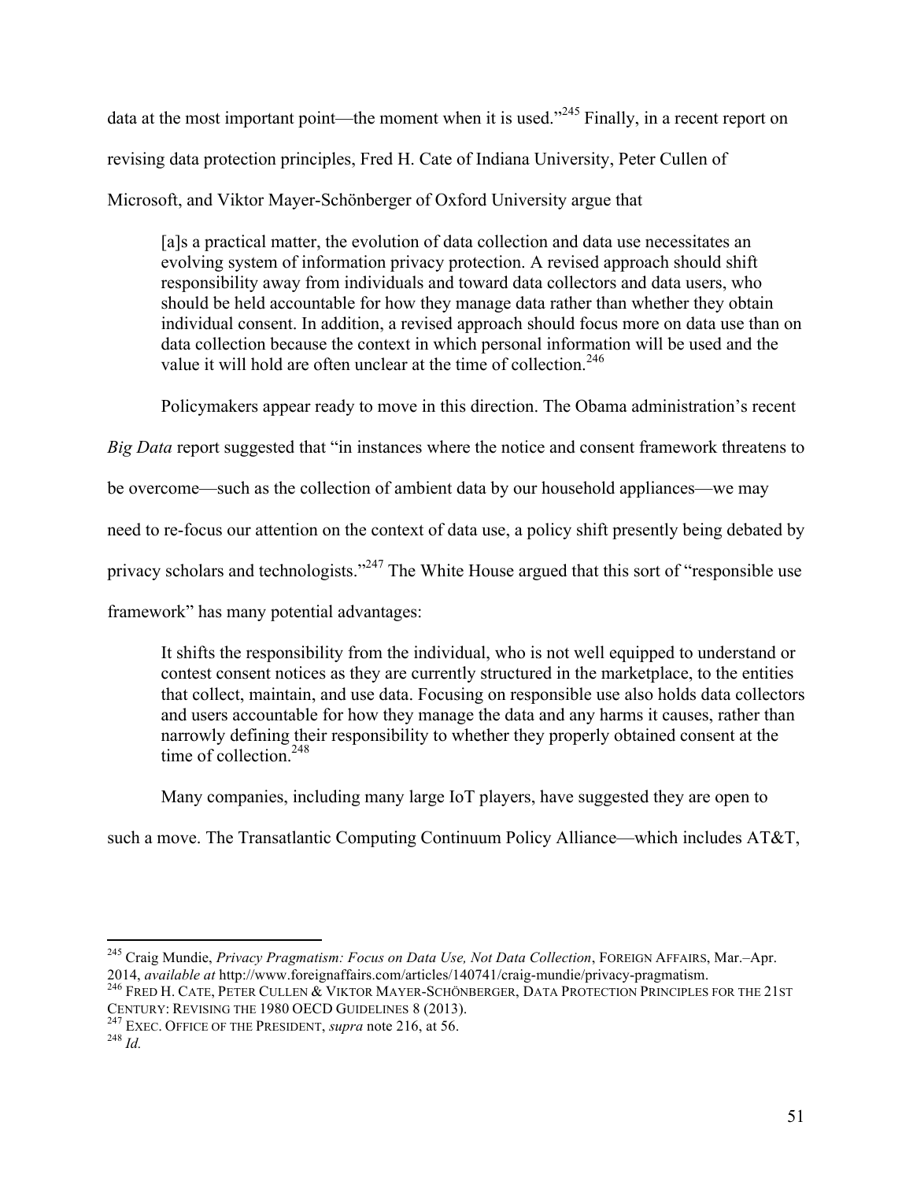data at the most important point—the moment when it is used."[245] Finally, in a recent report on revising data protection principles, Fred H. Cate of Indiana University, Peter Cullen of Microsoft, and Viktor Mayer-Schönberger of Oxford University argue that

> [a]s a practical matter, the evolution of data collection and data use necessitates an evolving system of information privacy protection. A revised approach should shift responsibility away from individuals and toward data collectors and data users, who should be held accountable for how they manage data rather than whether they obtain individual consent. In addition, a revised approach should focus more on data use than on data collection because the context in which personal information will be used and the value it will hold are often unclear at the time of collection.[246]

Policymakers appear ready to move in this direction. The Obama administration's recent *Big Data* report suggested that "in instances where the notice and consent framework threatens to be overcome—such as the collection of ambient data by our household appliances—we may need to re-focus our attention on the context of data use, a policy shift presently being debated by privacy scholars and technologists."[247] The White House argued that this sort of "responsible use framework" has many potential advantages:

> It shifts the responsibility from the individual, who is not well equipped to understand or contest consent notices as they are currently structured in the marketplace, to the entities that collect, maintain, and use data. Focusing on responsible use also holds data collectors and users accountable for how they manage the data and any harms it causes, rather than narrowly defining their responsibility to whether they properly obtained consent at the time of collection.[248]

Many companies, including many large IoT players, have suggested they are open to such a move. The Transatlantic Computing Continuum Policy Alliance—which includes AT&T,

---

[245] Craig Mundie, *Privacy Pragmatism: Focus on Data Use, Not Data Collection*, FOREIGN AFFAIRS, Mar.–Apr. 2014, *available at* http://www.foreignaffairs.com/articles/140741/craig-mundie/privacy-pragmatism.

[246] FRED H. CATE, PETER CULLEN & VIKTOR MAYER-SCHÖNBERGER, DATA PROTECTION PRINCIPLES FOR THE 21ST CENTURY: REVISING THE 1980 OECD GUIDELINES 8 (2013).

[247] EXEC. OFFICE OF THE PRESIDENT, *supra* note 216, at 56.

[248] *Id.*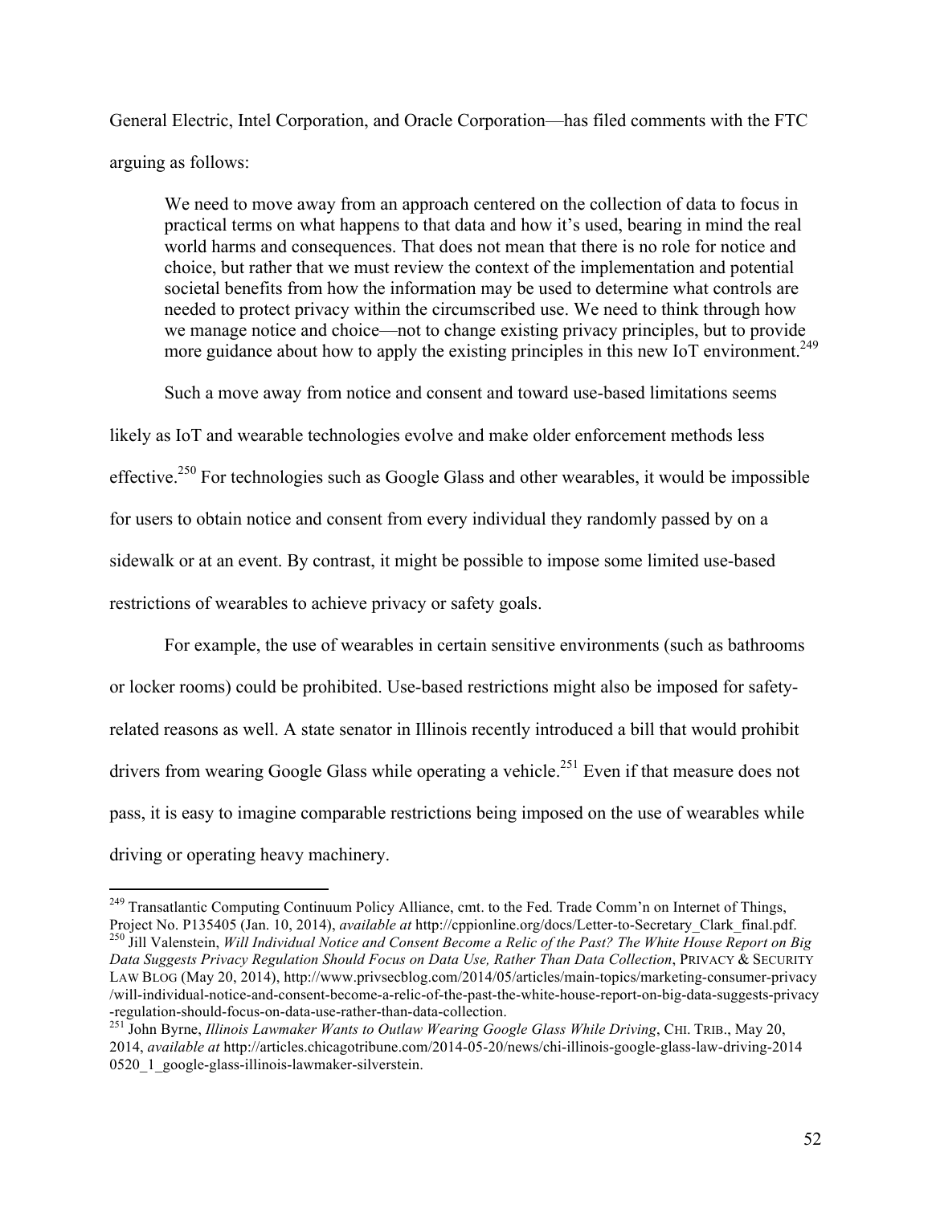General Electric, Intel Corporation, and Oracle Corporation—has filed comments with the FTC arguing as follows:

> We need to move away from an approach centered on the collection of data to focus in practical terms on what happens to that data and how it's used, bearing in mind the real world harms and consequences. That does not mean that there is no role for notice and choice, but rather that we must review the context of the implementation and potential societal benefits from how the information may be used to determine what controls are needed to protect privacy within the circumscribed use. We need to think through how we manage notice and choice—not to change existing privacy principles, but to provide more guidance about how to apply the existing principles in this new IoT environment.[249]

Such a move away from notice and consent and toward use-based limitations seems likely as IoT and wearable technologies evolve and make older enforcement methods less effective.[250] For technologies such as Google Glass and other wearables, it would be impossible for users to obtain notice and consent from every individual they randomly passed by on a sidewalk or at an event. By contrast, it might be possible to impose some limited use-based restrictions of wearables to achieve privacy or safety goals.

For example, the use of wearables in certain sensitive environments (such as bathrooms or locker rooms) could be prohibited. Use-based restrictions might also be imposed for safety-related reasons as well. A state senator in Illinois recently introduced a bill that would prohibit drivers from wearing Google Glass while operating a vehicle.[251] Even if that measure does not pass, it is easy to imagine comparable restrictions being imposed on the use of wearables while driving or operating heavy machinery.

---

[249] Transatlantic Computing Continuum Policy Alliance, cmt. to the Fed. Trade Comm'n on Internet of Things, Project No. P135405 (Jan. 10, 2014), *available at* http://cppionline.org/docs/Letter-to-Secretary_Clark_final.pdf.

[250] Jill Valenstein, *Will Individual Notice and Consent Become a Relic of the Past? The White House Report on Big Data Suggests Privacy Regulation Should Focus on Data Use, Rather Than Data Collection*, PRIVACY & SECURITY LAW BLOG (May 20, 2014), http://www.privsecblog.com/2014/05/articles/main-topics/marketing-consumer-privacy/will-individual-notice-and-consent-become-a-relic-of-the-past-the-white-house-report-on-big-data-suggests-privacy-regulation-should-focus-on-data-use-rather-than-data-collection.

[251] John Byrne, *Illinois Lawmaker Wants to Outlaw Wearing Google Glass While Driving*, CHI. TRIB., May 20, 2014, *available at* http://articles.chicagotribune.com/2014-05-20/news/chi-illinois-google-glass-law-driving-20140520_1_google-glass-illinois-lawmaker-silverstein.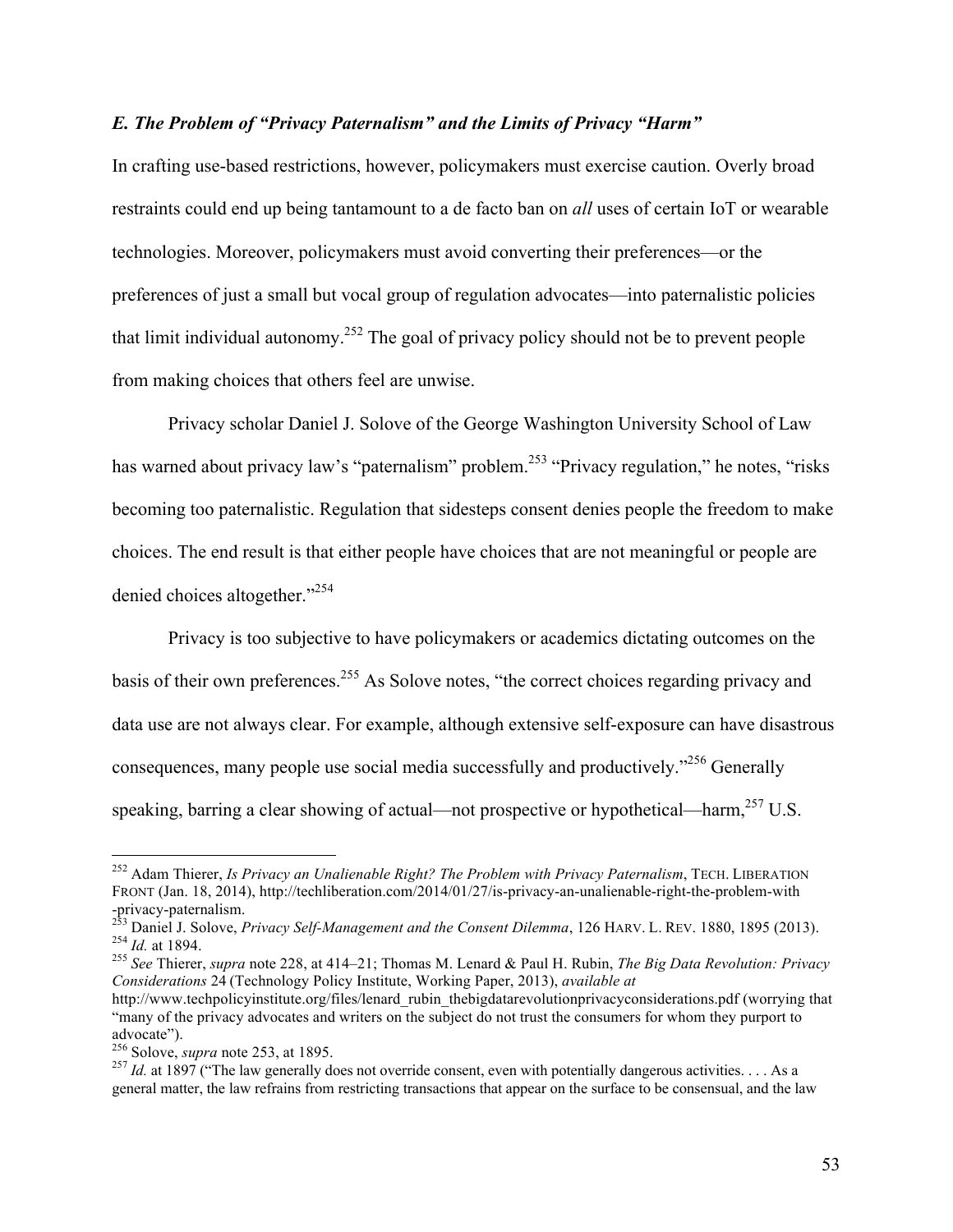### *E. The Problem of "Privacy Paternalism" and the Limits of Privacy "Harm"*

In crafting use-based restrictions, however, policymakers must exercise caution. Overly broad restraints could end up being tantamount to a de facto ban on *all* uses of certain IoT or wearable technologies. Moreover, policymakers must avoid converting their preferences—or the preferences of just a small but vocal group of regulation advocates—into paternalistic policies that limit individual autonomy.[252] The goal of privacy policy should not be to prevent people from making choices that others feel are unwise.

Privacy scholar Daniel J. Solove of the George Washington University School of Law has warned about privacy law's "paternalism" problem.[253] "Privacy regulation," he notes, "risks becoming too paternalistic. Regulation that sidesteps consent denies people the freedom to make choices. The end result is that either people have choices that are not meaningful or people are denied choices altogether."[254]

Privacy is too subjective to have policymakers or academics dictating outcomes on the basis of their own preferences.[255] As Solove notes, "the correct choices regarding privacy and data use are not always clear. For example, although extensive self-exposure can have disastrous consequences, many people use social media successfully and productively."[256] Generally speaking, barring a clear showing of actual—not prospective or hypothetical—harm,[257] U.S.

---

[252] Adam Thierer, *Is Privacy an Unalienable Right? The Problem with Privacy Paternalism*, TECH. LIBERATION FRONT (Jan. 18, 2014), http://techliberation.com/2014/01/27/is-privacy-an-unalienable-right-the-problem-with-privacy-paternalism.

[253] Daniel J. Solove, *Privacy Self-Management and the Consent Dilemma*, 126 HARV. L. REV. 1880, 1895 (2013).

[254] *Id.* at 1894.

[255] *See* Thierer, *supra* note 228, at 414–21; Thomas M. Lenard & Paul H. Rubin, *The Big Data Revolution: Privacy Considerations* 24 (Technology Policy Institute, Working Paper, 2013), *available at* http://www.techpolicyinstitute.org/files/lenard_rubin_thebigdatarevolutionprivacyconsiderations.pdf (worrying that "many of the privacy advocates and writers on the subject do not trust the consumers for whom they purport to advocate").

[256] Solove, *supra* note 253, at 1895.

[257] *Id.* at 1897 ("The law generally does not override consent, even with potentially dangerous activities. . . . As a general matter, the law refrains from restricting transactions that appear on the surface to be consensual, and the law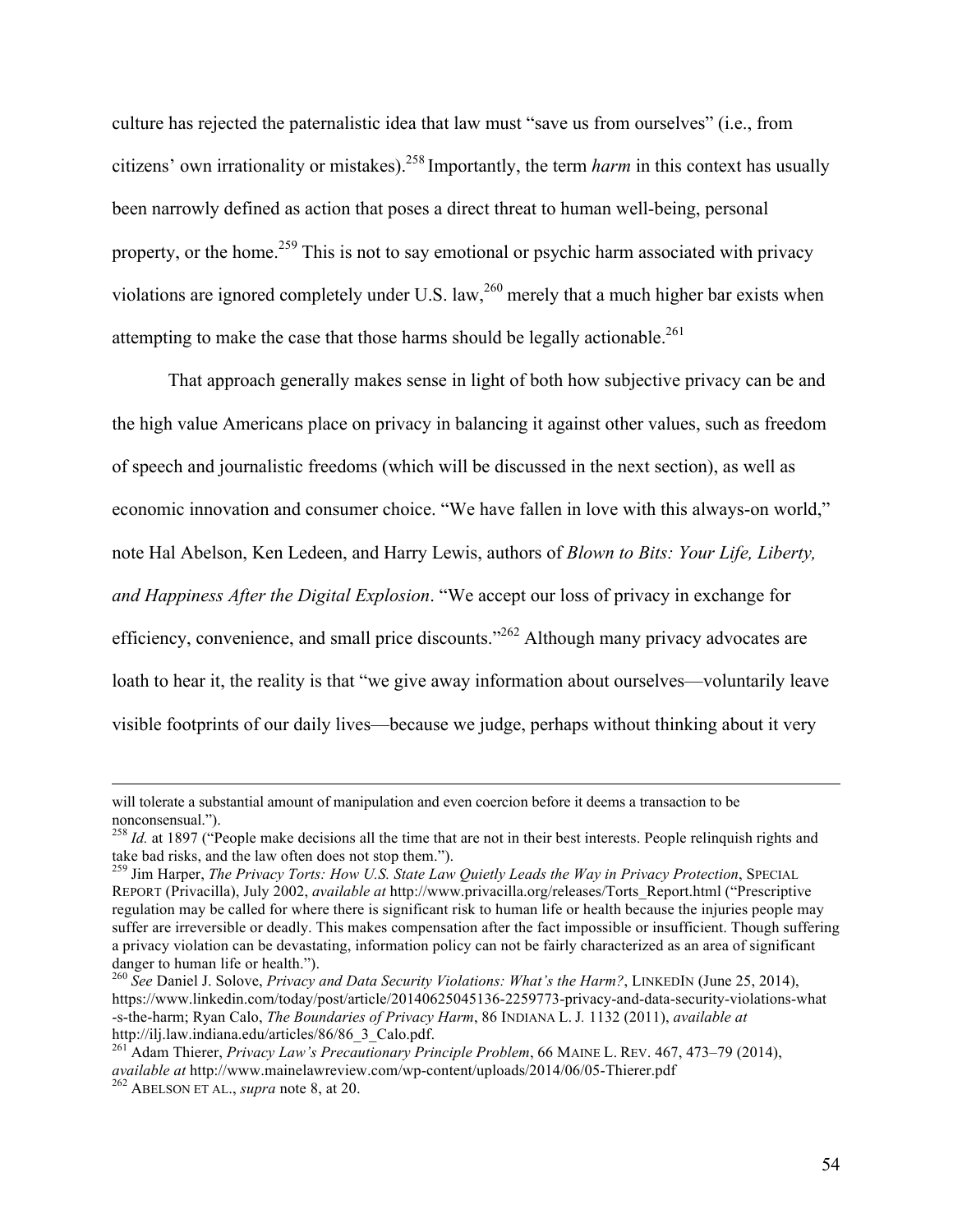culture has rejected the paternalistic idea that law must "save us from ourselves" (i.e., from citizens' own irrationality or mistakes).[258] Importantly, the term *harm* in this context has usually been narrowly defined as action that poses a direct threat to human well-being, personal property, or the home.[259] This is not to say emotional or psychic harm associated with privacy violations are ignored completely under U.S. law,[260] merely that a much higher bar exists when attempting to make the case that those harms should be legally actionable.[261]

That approach generally makes sense in light of both how subjective privacy can be and the high value Americans place on privacy in balancing it against other values, such as freedom of speech and journalistic freedoms (which will be discussed in the next section), as well as economic innovation and consumer choice. "We have fallen in love with this always-on world," note Hal Abelson, Ken Ledeen, and Harry Lewis, authors of *Blown to Bits: Your Life, Liberty, and Happiness After the Digital Explosion*. "We accept our loss of privacy in exchange for efficiency, convenience, and small price discounts."[262] Although many privacy advocates are loath to hear it, the reality is that "we give away information about ourselves—voluntarily leave visible footprints of our daily lives—because we judge, perhaps without thinking about it very

---

will tolerate a substantial amount of manipulation and even coercion before it deems a transaction to be nonconsensual.").

[258] *Id.* at 1897 ("People make decisions all the time that are not in their best interests. People relinquish rights and take bad risks, and the law often does not stop them.").

[259] Jim Harper, *The Privacy Torts: How U.S. State Law Quietly Leads the Way in Privacy Protection*, SPECIAL REPORT (Privacilla), July 2002, *available at* http://www.privacilla.org/releases/Torts_Report.html ("Prescriptive regulation may be called for where there is significant risk to human life or health because the injuries people may suffer are irreversible or deadly. This makes compensation after the fact impossible or insufficient. Though suffering a privacy violation can be devastating, information policy can not be fairly characterized as an area of significant danger to human life or health.").

[260] *See* Daniel J. Solove, *Privacy and Data Security Violations: What's the Harm?*, LINKEDIN (June 25, 2014), https://www.linkedin.com/today/post/article/20140625045136-2259773-privacy-and-data-security-violations-what-s-the-harm; Ryan Calo, *The Boundaries of Privacy Harm*, 86 INDIANA L. J. 1132 (2011), *available at* http://ilj.law.indiana.edu/articles/86/86_3_Calo.pdf.

[261] Adam Thierer, *Privacy Law's Precautionary Principle Problem*, 66 MAINE L. REV. 467, 473–79 (2014), *available at* http://www.mainelawreview.com/wp-content/uploads/2014/06/05-Thierer.pdf

[262] ABELSON ET AL., *supra* note 8, at 20.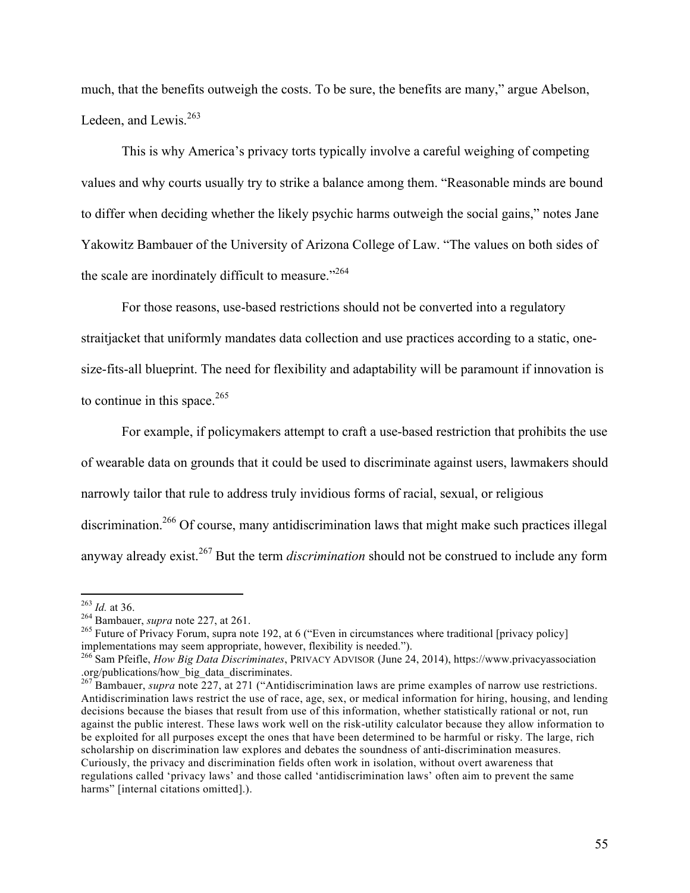much, that the benefits outweigh the costs. To be sure, the benefits are many," argue Abelson, Ledeen, and Lewis.[263]

This is why America's privacy torts typically involve a careful weighing of competing values and why courts usually try to strike a balance among them. "Reasonable minds are bound to differ when deciding whether the likely psychic harms outweigh the social gains," notes Jane Yakowitz Bambauer of the University of Arizona College of Law. "The values on both sides of the scale are inordinately difficult to measure."[264]

For those reasons, use-based restrictions should not be converted into a regulatory straitjacket that uniformly mandates data collection and use practices according to a static, one-size-fits-all blueprint. The need for flexibility and adaptability will be paramount if innovation is to continue in this space.[265]

For example, if policymakers attempt to craft a use-based restriction that prohibits the use of wearable data on grounds that it could be used to discriminate against users, lawmakers should narrowly tailor that rule to address truly invidious forms of racial, sexual, or religious discrimination.[266] Of course, many antidiscrimination laws that might make such practices illegal anyway already exist.[267] But the term *discrimination* should not be construed to include any form

---

[263] *Id.* at 36.

[264] Bambauer, *supra* note 227, at 261.

[265] Future of Privacy Forum, supra note 192, at 6 ("Even in circumstances where traditional [privacy policy] implementations may seem appropriate, however, flexibility is needed.").

[266] Sam Pfeifle, *How Big Data Discriminates*, PRIVACY ADVISOR (June 24, 2014), https://www.privacyassociation.org/publications/how_big_data_discriminates.

[267] Bambauer, *supra* note 227, at 271 ("Antidiscrimination laws are prime examples of narrow use restrictions. Antidiscrimination laws restrict the use of race, age, sex, or medical information for hiring, housing, and lending decisions because the biases that result from use of this information, whether statistically rational or not, run against the public interest. These laws work well on the risk-utility calculator because they allow information to be exploited for all purposes except the ones that have been determined to be harmful or risky. The large, rich scholarship on discrimination law explores and debates the soundness of anti-discrimination measures. Curiously, the privacy and discrimination fields often work in isolation, without overt awareness that regulations called 'privacy laws' and those called 'antidiscrimination laws' often aim to prevent the same harms" [internal citations omitted].).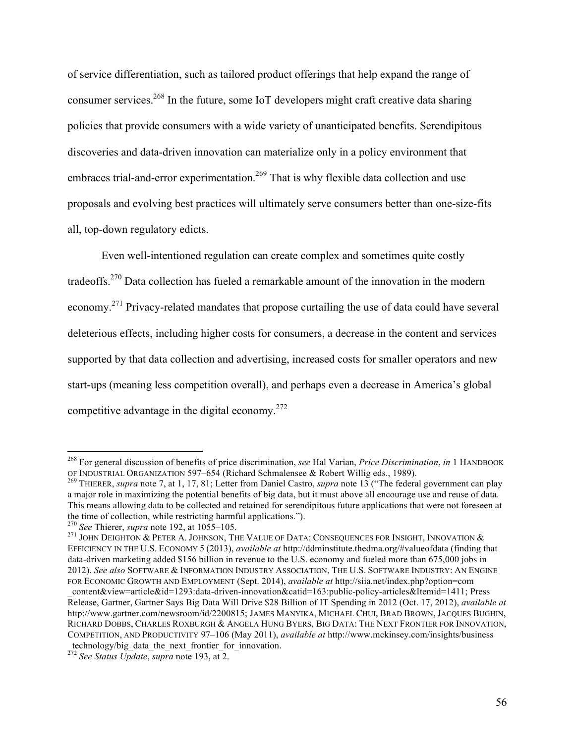of service differentiation, such as tailored product offerings that help expand the range of consumer services.[268] In the future, some IoT developers might craft creative data sharing policies that provide consumers with a wide variety of unanticipated benefits. Serendipitous discoveries and data-driven innovation can materialize only in a policy environment that embraces trial-and-error experimentation.[269] That is why flexible data collection and use proposals and evolving best practices will ultimately serve consumers better than one-size-fits all, top-down regulatory edicts.

Even well-intentioned regulation can create complex and sometimes quite costly tradeoffs.[270] Data collection has fueled a remarkable amount of the innovation in the modern economy.[271] Privacy-related mandates that propose curtailing the use of data could have several deleterious effects, including higher costs for consumers, a decrease in the content and services supported by that data collection and advertising, increased costs for smaller operators and new start-ups (meaning less competition overall), and perhaps even a decrease in America's global competitive advantage in the digital economy.[272]

---

[268] For general discussion of benefits of price discrimination, *see* Hal Varian, *Price Discrimination*, *in* 1 HANDBOOK OF INDUSTRIAL ORGANIZATION 597–654 (Richard Schmalensee & Robert Willig eds., 1989).

[269] THIERER, *supra* note 7, at 1, 17, 81; Letter from Daniel Castro, *supra* note 13 ("The federal government can play a major role in maximizing the potential benefits of big data, but it must above all encourage use and reuse of data. This means allowing data to be collected and retained for serendipitous future applications that were not foreseen at the time of collection, while restricting harmful applications.").

[270] *See* Thierer, *supra* note 192, at 1055–105.

[271] JOHN DEIGHTON & PETER A. JOHNSON, THE VALUE OF DATA: CONSEQUENCES FOR INSIGHT, INNOVATION & EFFICIENCY IN THE U.S. ECONOMY 5 (2013), *available at* http://ddminstitute.thedma.org/#valueofdata (finding that data-driven marketing added $156 billion in revenue to the U.S. economy and fueled more than 675,000 jobs in 2012). *See also* SOFTWARE & INFORMATION INDUSTRY ASSOCIATION, THE U.S. SOFTWARE INDUSTRY: AN ENGINE FOR ECONOMIC GROWTH AND EMPLOYMENT (Sept. 2014), *available at* http://siia.net/index.php?option=com_content&view=article&id=1293:data-driven-innovation&catid=163:public-policy-articles&Itemid=1411; Press Release, Gartner, Gartner Says Big Data Will Drive $28 Billion of IT Spending in 2012 (Oct. 17, 2012), *available at* http://www.gartner.com/newsroom/id/2200815; JAMES MANYIKA, MICHAEL CHUI, BRAD BROWN, JACQUES BUGHIN, RICHARD DOBBS, CHARLES ROXBURGH & ANGELA HUNG BYERS, BIG DATA: THE NEXT FRONTIER FOR INNOVATION, COMPETITION, AND PRODUCTIVITY 97–106 (May 2011), *available at* http://www.mckinsey.com/insights/business_technology/big_data_the_next_frontier_for_innovation.

[272] *See Status Update*, *supra* note 193, at 2.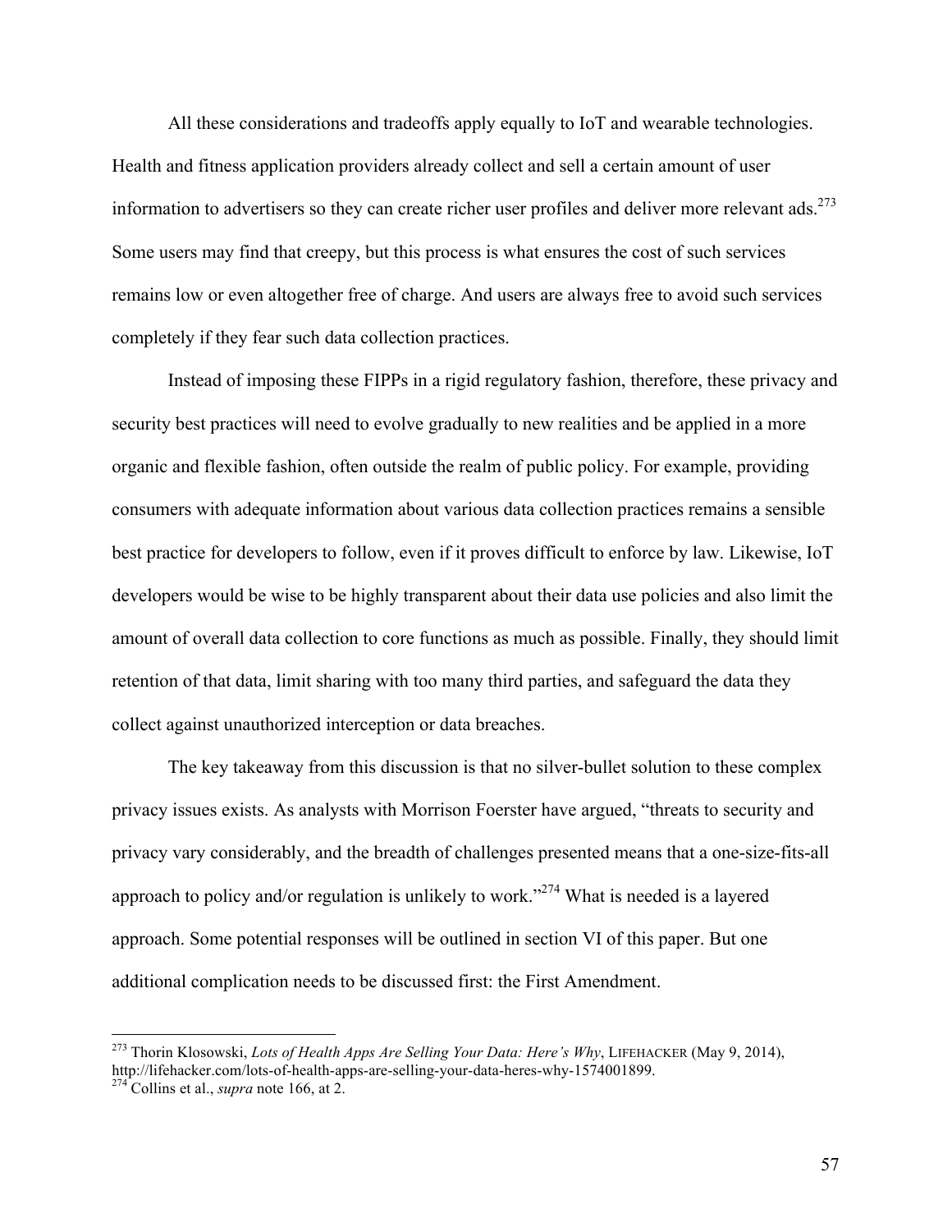All these considerations and tradeoffs apply equally to IoT and wearable technologies. Health and fitness application providers already collect and sell a certain amount of user information to advertisers so they can create richer user profiles and deliver more relevant ads.[273] Some users may find that creepy, but this process is what ensures the cost of such services remains low or even altogether free of charge. And users are always free to avoid such services completely if they fear such data collection practices.

Instead of imposing these FIPPs in a rigid regulatory fashion, therefore, these privacy and security best practices will need to evolve gradually to new realities and be applied in a more organic and flexible fashion, often outside the realm of public policy. For example, providing consumers with adequate information about various data collection practices remains a sensible best practice for developers to follow, even if it proves difficult to enforce by law. Likewise, IoT developers would be wise to be highly transparent about their data use policies and also limit the amount of overall data collection to core functions as much as possible. Finally, they should limit retention of that data, limit sharing with too many third parties, and safeguard the data they collect against unauthorized interception or data breaches.

The key takeaway from this discussion is that no silver-bullet solution to these complex privacy issues exists. As analysts with Morrison Foerster have argued, "threats to security and privacy vary considerably, and the breadth of challenges presented means that a one-size-fits-all approach to policy and/or regulation is unlikely to work."[274] What is needed is a layered approach. Some potential responses will be outlined in section VI of this paper. But one additional complication needs to be discussed first: the First Amendment.

---

[273] Thorin Klosowski, *Lots of Health Apps Are Selling Your Data: Here's Why*, LIFEHACKER (May 9, 2014), http://lifehacker.com/lots-of-health-apps-are-selling-your-data-heres-why-1574001899.

[274] Collins et al., *supra* note 166, at 2.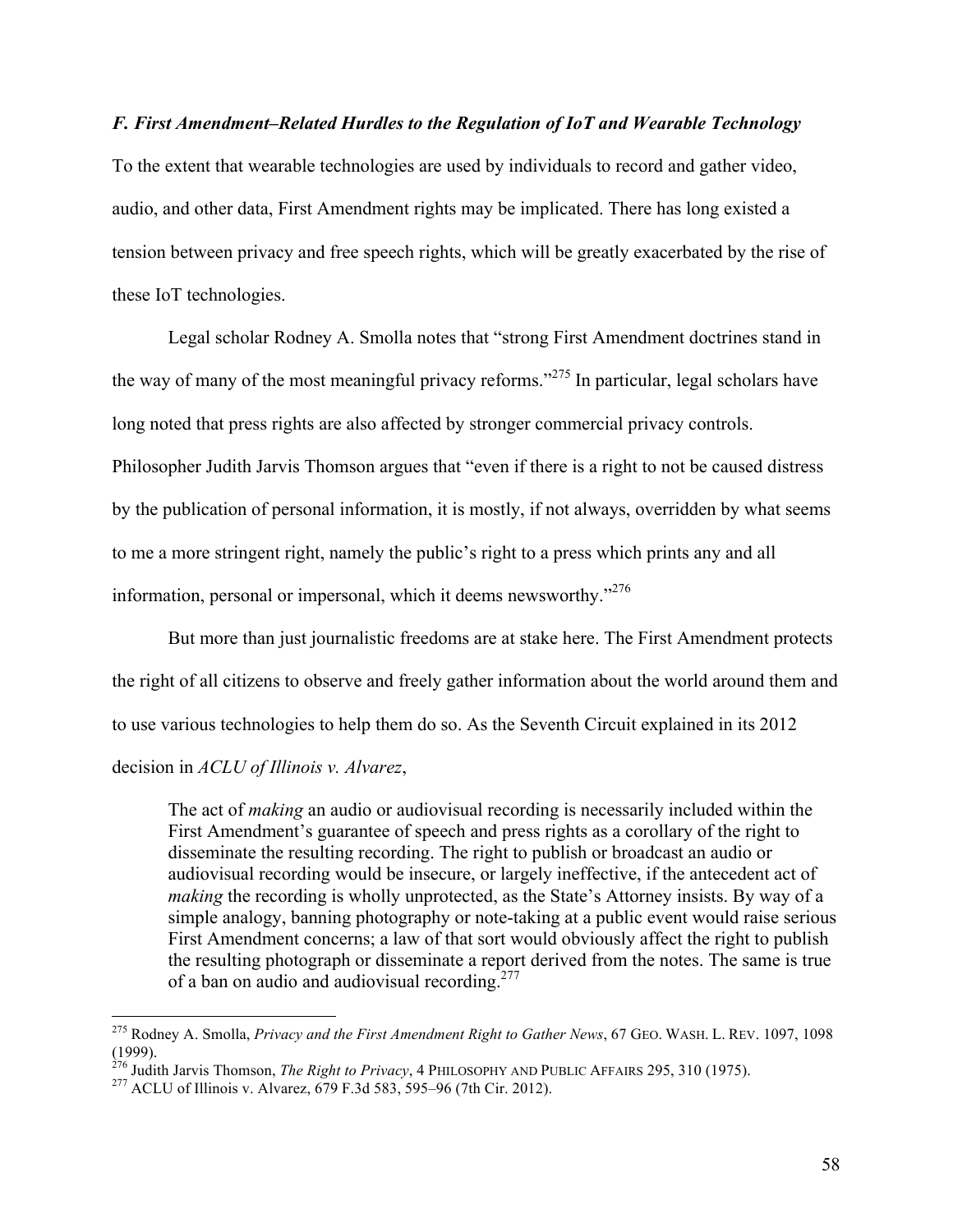### *F. First Amendment–Related Hurdles to the Regulation of IoT and Wearable Technology*

To the extent that wearable technologies are used by individuals to record and gather video, audio, and other data, First Amendment rights may be implicated. There has long existed a tension between privacy and free speech rights, which will be greatly exacerbated by the rise of these IoT technologies.

Legal scholar Rodney A. Smolla notes that "strong First Amendment doctrines stand in the way of many of the most meaningful privacy reforms."[275] In particular, legal scholars have long noted that press rights are also affected by stronger commercial privacy controls. Philosopher Judith Jarvis Thomson argues that "even if there is a right to not be caused distress by the publication of personal information, it is mostly, if not always, overridden by what seems to me a more stringent right, namely the public's right to a press which prints any and all information, personal or impersonal, which it deems newsworthy."[276]

But more than just journalistic freedoms are at stake here. The First Amendment protects the right of all citizens to observe and freely gather information about the world around them and to use various technologies to help them do so. As the Seventh Circuit explained in its 2012 decision in *ACLU of Illinois v. Alvarez*,

> The act of *making* an audio or audiovisual recording is necessarily included within the First Amendment's guarantee of speech and press rights as a corollary of the right to disseminate the resulting recording. The right to publish or broadcast an audio or audiovisual recording would be insecure, or largely ineffective, if the antecedent act of *making* the recording is wholly unprotected, as the State's Attorney insists. By way of a simple analogy, banning photography or note-taking at a public event would raise serious First Amendment concerns; a law of that sort would obviously affect the right to publish the resulting photograph or disseminate a report derived from the notes. The same is true of a ban on audio and audiovisual recording.[277]

---

[275] Rodney A. Smolla, *Privacy and the First Amendment Right to Gather News*, 67 GEO. WASH. L. REV. 1097, 1098 (1999).

[276] Judith Jarvis Thomson, *The Right to Privacy*, 4 PHILOSOPHY AND PUBLIC AFFAIRS 295, 310 (1975).

[277] ACLU of Illinois v. Alvarez, 679 F.3d 583, 595–96 (7th Cir. 2012).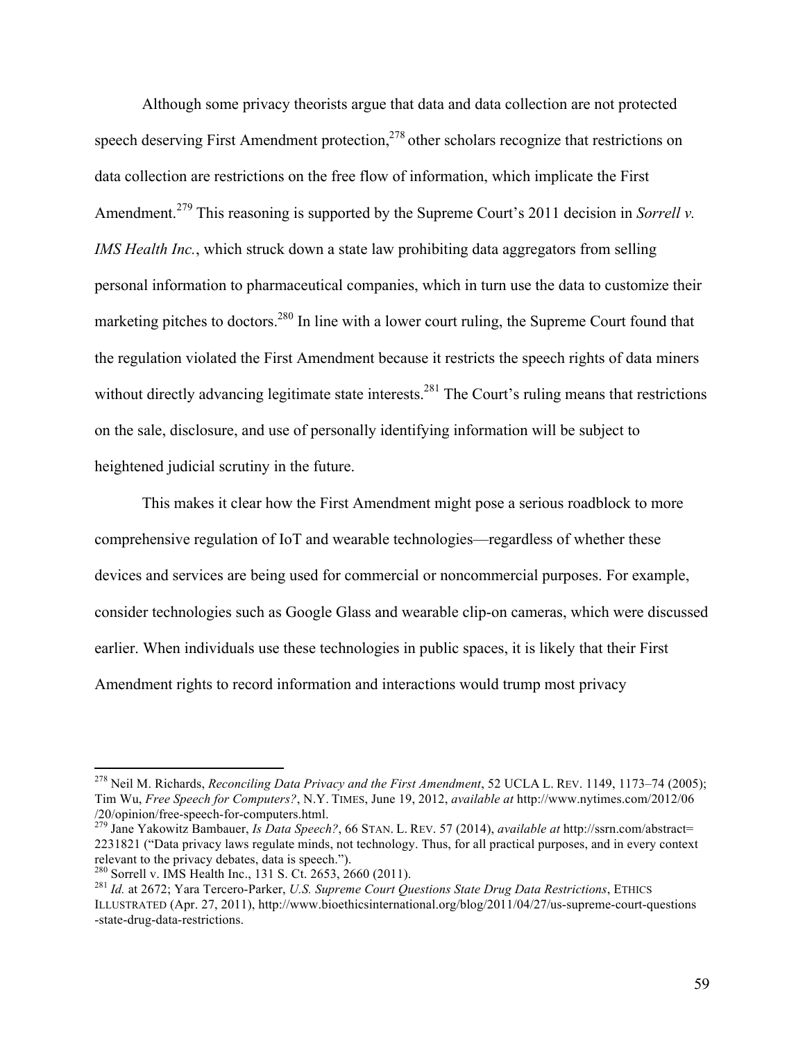Although some privacy theorists argue that data and data collection are not protected speech deserving First Amendment protection,[278] other scholars recognize that restrictions on data collection are restrictions on the free flow of information, which implicate the First Amendment.[279] This reasoning is supported by the Supreme Court's 2011 decision in *Sorrell v. IMS Health Inc.*, which struck down a state law prohibiting data aggregators from selling personal information to pharmaceutical companies, which in turn use the data to customize their marketing pitches to doctors.[280] In line with a lower court ruling, the Supreme Court found that the regulation violated the First Amendment because it restricts the speech rights of data miners without directly advancing legitimate state interests.[281] The Court's ruling means that restrictions on the sale, disclosure, and use of personally identifying information will be subject to heightened judicial scrutiny in the future.

This makes it clear how the First Amendment might pose a serious roadblock to more comprehensive regulation of IoT and wearable technologies—regardless of whether these devices and services are being used for commercial or noncommercial purposes. For example, consider technologies such as Google Glass and wearable clip-on cameras, which were discussed earlier. When individuals use these technologies in public spaces, it is likely that their First Amendment rights to record information and interactions would trump most privacy

---

[278] Neil M. Richards, *Reconciling Data Privacy and the First Amendment*, 52 UCLA L. REV. 1149, 1173–74 (2005); Tim Wu, *Free Speech for Computers?*, N.Y. TIMES, June 19, 2012, *available at* http://www.nytimes.com/2012/06/20/opinion/free-speech-for-computers.html.

[279] Jane Yakowitz Bambauer, *Is Data Speech?*, 66 STAN. L. REV. 57 (2014), *available at* http://ssrn.com/abstract=2231821 ("Data privacy laws regulate minds, not technology. Thus, for all practical purposes, and in every context relevant to the privacy debates, data is speech.").

[280] Sorrell v. IMS Health Inc., 131 S. Ct. 2653, 2660 (2011).

[281] *Id.* at 2672; Yara Tercero-Parker, *U.S. Supreme Court Questions State Drug Data Restrictions*, ETHICS ILLUSTRATED (Apr. 27, 2011), http://www.bioethicsinternational.org/blog/2011/04/27/us-supreme-court-questions-state-drug-data-restrictions.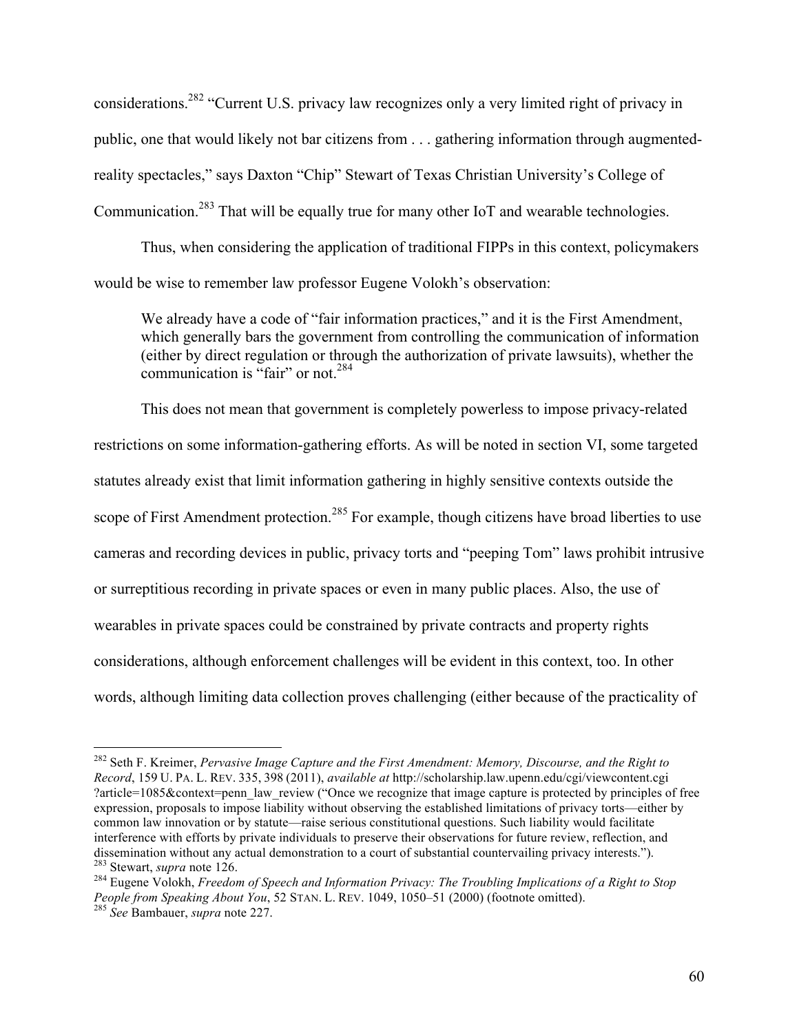considerations.[282] "Current U.S. privacy law recognizes only a very limited right of privacy in public, one that would likely not bar citizens from . . . gathering information through augmented-reality spectacles," says Daxton "Chip" Stewart of Texas Christian University's College of Communication.[283] That will be equally true for many other IoT and wearable technologies.

Thus, when considering the application of traditional FIPPs in this context, policymakers would be wise to remember law professor Eugene Volokh's observation:

> We already have a code of "fair information practices," and it is the First Amendment, which generally bars the government from controlling the communication of information (either by direct regulation or through the authorization of private lawsuits), whether the communication is "fair" or not.[284]

This does not mean that government is completely powerless to impose privacy-related restrictions on some information-gathering efforts. As will be noted in section VI, some targeted statutes already exist that limit information gathering in highly sensitive contexts outside the scope of First Amendment protection.[285] For example, though citizens have broad liberties to use cameras and recording devices in public, privacy torts and "peeping Tom" laws prohibit intrusive or surreptitious recording in private spaces or even in many public places. Also, the use of wearables in private spaces could be constrained by private contracts and property rights considerations, although enforcement challenges will be evident in this context, too. In other words, although limiting data collection proves challenging (either because of the practicality of

---

[282] Seth F. Kreimer, *Pervasive Image Capture and the First Amendment: Memory, Discourse, and the Right to Record*, 159 U. PA. L. REV. 335, 398 (2011), *available at* http://scholarship.law.upenn.edu/cgi/viewcontent.cgi?article=1085&context=penn_law_review ("Once we recognize that image capture is protected by principles of free expression, proposals to impose liability without observing the established limitations of privacy torts—either by common law innovation or by statute—raise serious constitutional questions. Such liability would facilitate interference with efforts by private individuals to preserve their observations for future review, reflection, and dissemination without any actual demonstration to a court of substantial countervailing privacy interests.").

[283] Stewart, *supra* note 126.

[284] Eugene Volokh, *Freedom of Speech and Information Privacy: The Troubling Implications of a Right to Stop People from Speaking About You*, 52 STAN. L. REV. 1049, 1050–51 (2000) (footnote omitted).

[285] *See* Bambauer, *supra* note 227.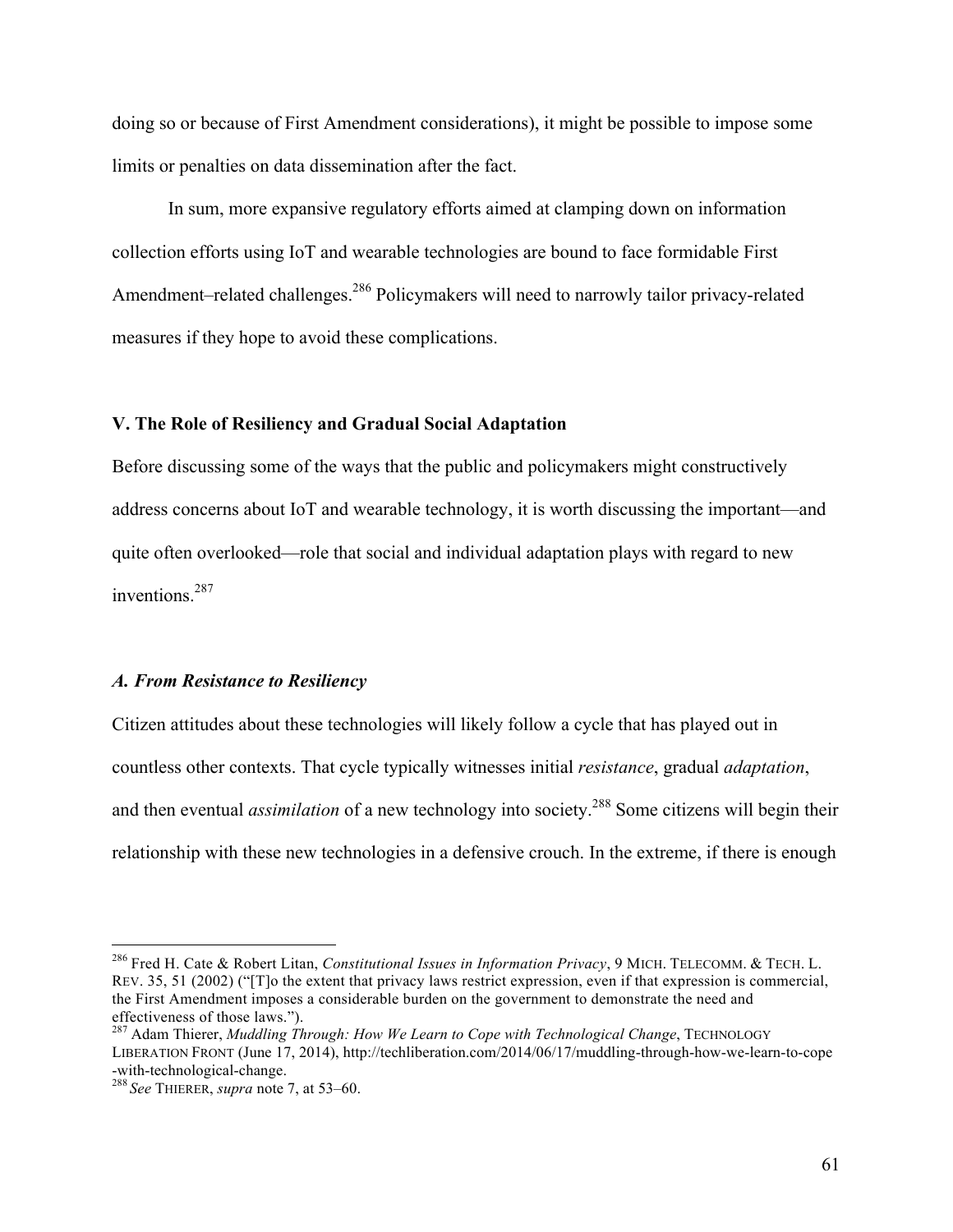doing so or because of First Amendment considerations), it might be possible to impose some limits or penalties on data dissemination after the fact.

In sum, more expansive regulatory efforts aimed at clamping down on information collection efforts using IoT and wearable technologies are bound to face formidable First Amendment–related challenges.[286] Policymakers will need to narrowly tailor privacy-related measures if they hope to avoid these complications.

## V. The Role of Resiliency and Gradual Social Adaptation

Before discussing some of the ways that the public and policymakers might constructively address concerns about IoT and wearable technology, it is worth discussing the important—and quite often overlooked—role that social and individual adaptation plays with regard to new inventions.[287]

### *A. From Resistance to Resiliency*

Citizen attitudes about these technologies will likely follow a cycle that has played out in countless other contexts. That cycle typically witnesses initial *resistance*, gradual *adaptation*, and then eventual *assimilation* of a new technology into society.[288] Some citizens will begin their relationship with these new technologies in a defensive crouch. In the extreme, if there is enough

---

[286] Fred H. Cate & Robert Litan, *Constitutional Issues in Information Privacy*, 9 MICH. TELECOMM. & TECH. L. REV. 35, 51 (2002) ("[T]o the extent that privacy laws restrict expression, even if that expression is commercial, the First Amendment imposes a considerable burden on the government to demonstrate the need and effectiveness of those laws.").

[287] Adam Thierer, *Muddling Through: How We Learn to Cope with Technological Change*, TECHNOLOGY LIBERATION FRONT (June 17, 2014), http://techliberation.com/2014/06/17/muddling-through-how-we-learn-to-cope-with-technological-change.

[288] *See* THIERER, *supra* note 7, at 53–60.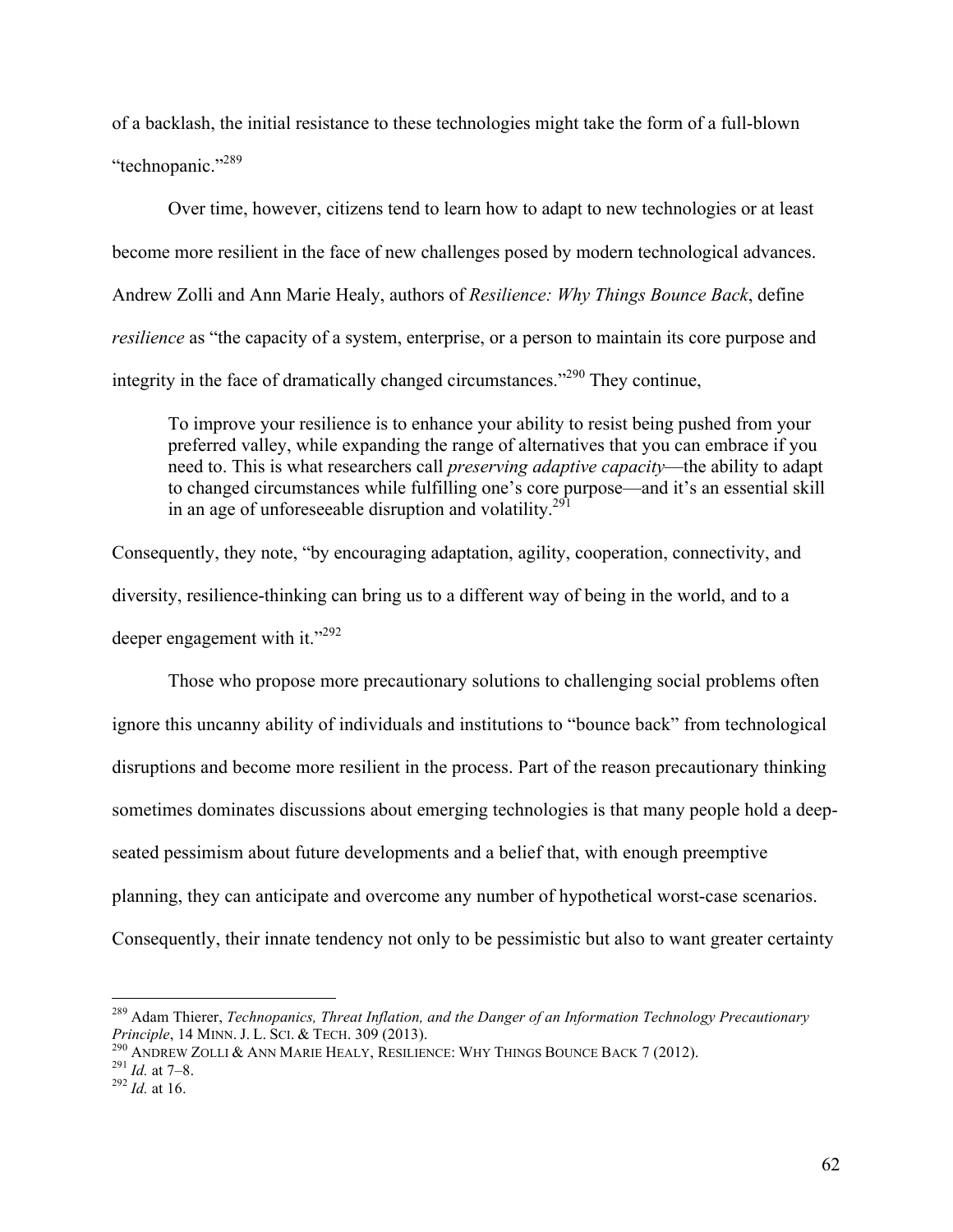of a backlash, the initial resistance to these technologies might take the form of a full-blown "technopanic."[289]

Over time, however, citizens tend to learn how to adapt to new technologies or at least become more resilient in the face of new challenges posed by modern technological advances. Andrew Zolli and Ann Marie Healy, authors of *Resilience: Why Things Bounce Back*, define *resilience* as "the capacity of a system, enterprise, or a person to maintain its core purpose and integrity in the face of dramatically changed circumstances."[290] They continue,

> To improve your resilience is to enhance your ability to resist being pushed from your preferred valley, while expanding the range of alternatives that you can embrace if you need to. This is what researchers call *preserving adaptive capacity*—the ability to adapt to changed circumstances while fulfilling one's core purpose—and it's an essential skill in an age of unforeseeable disruption and volatility.[291]

Consequently, they note, "by encouraging adaptation, agility, cooperation, connectivity, and diversity, resilience-thinking can bring us to a different way of being in the world, and to a deeper engagement with it."[292]

Those who propose more precautionary solutions to challenging social problems often ignore this uncanny ability of individuals and institutions to "bounce back" from technological disruptions and become more resilient in the process. Part of the reason precautionary thinking sometimes dominates discussions about emerging technologies is that many people hold a deep-seated pessimism about future developments and a belief that, with enough preemptive planning, they can anticipate and overcome any number of hypothetical worst-case scenarios. Consequently, their innate tendency not only to be pessimistic but also to want greater certainty

---

[289] Adam Thierer, *Technopanics, Threat Inflation, and the Danger of an Information Technology Precautionary Principle*, 14 MINN. J. L. SCI. & TECH. 309 (2013).

[290] ANDREW ZOLLI & ANN MARIE HEALY, RESILIENCE: WHY THINGS BOUNCE BACK 7 (2012).

[291] *Id.* at 7–8.

[292] *Id.* at 16.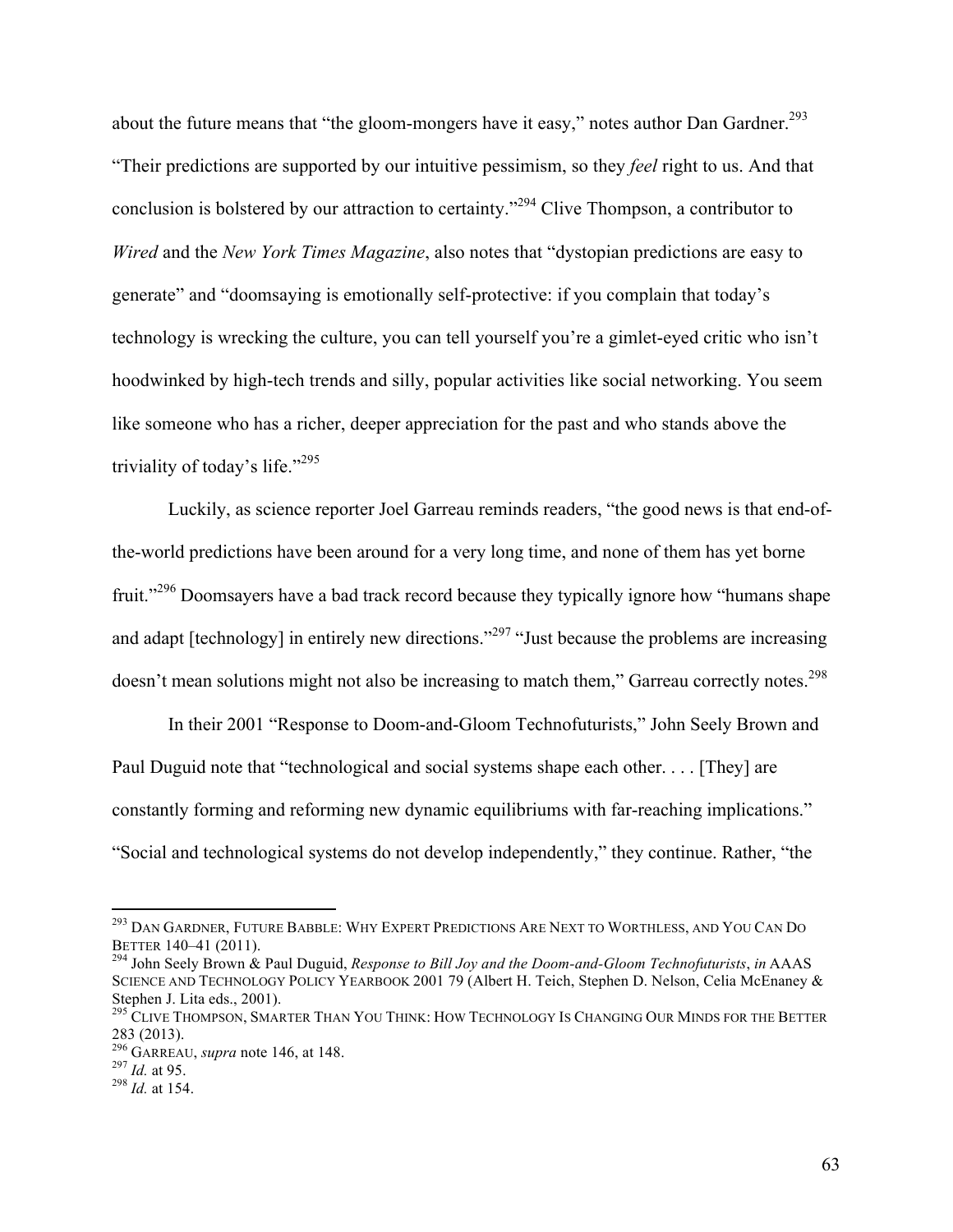about the future means that "the gloom-mongers have it easy," notes author Dan Gardner.[293] "Their predictions are supported by our intuitive pessimism, so they *feel* right to us. And that conclusion is bolstered by our attraction to certainty."[294] Clive Thompson, a contributor to *Wired* and the *New York Times Magazine*, also notes that "dystopian predictions are easy to generate" and "doomsaying is emotionally self-protective: if you complain that today's technology is wrecking the culture, you can tell yourself you're a gimlet-eyed critic who isn't hoodwinked by high-tech trends and silly, popular activities like social networking. You seem like someone who has a richer, deeper appreciation for the past and who stands above the triviality of today's life."[295]

Luckily, as science reporter Joel Garreau reminds readers, "the good news is that end-of-the-world predictions have been around for a very long time, and none of them has yet borne fruit."[296] Doomsayers have a bad track record because they typically ignore how "humans shape and adapt [technology] in entirely new directions."[297] "Just because the problems are increasing doesn't mean solutions might not also be increasing to match them," Garreau correctly notes.[298]

In their 2001 "Response to Doom-and-Gloom Technofuturists," John Seely Brown and Paul Duguid note that "technological and social systems shape each other. . . . [They] are constantly forming and reforming new dynamic equilibriums with far-reaching implications." "Social and technological systems do not develop independently," they continue. Rather, "the

---

[293] DAN GARDNER, FUTURE BABBLE: WHY EXPERT PREDICTIONS ARE NEXT TO WORTHLESS, AND YOU CAN DO BETTER 140–41 (2011).

[294] John Seely Brown & Paul Duguid, *Response to Bill Joy and the Doom-and-Gloom Technofuturists*, *in* AAAS SCIENCE AND TECHNOLOGY POLICY YEARBOOK 2001 79 (Albert H. Teich, Stephen D. Nelson, Celia McEnaney & Stephen J. Lita eds., 2001).

[295] CLIVE THOMPSON, SMARTER THAN YOU THINK: HOW TECHNOLOGY IS CHANGING OUR MINDS FOR THE BETTER 283 (2013).

[296] GARREAU, *supra* note 146, at 148.

[297] *Id.* at 95.

[298] *Id.* at 154.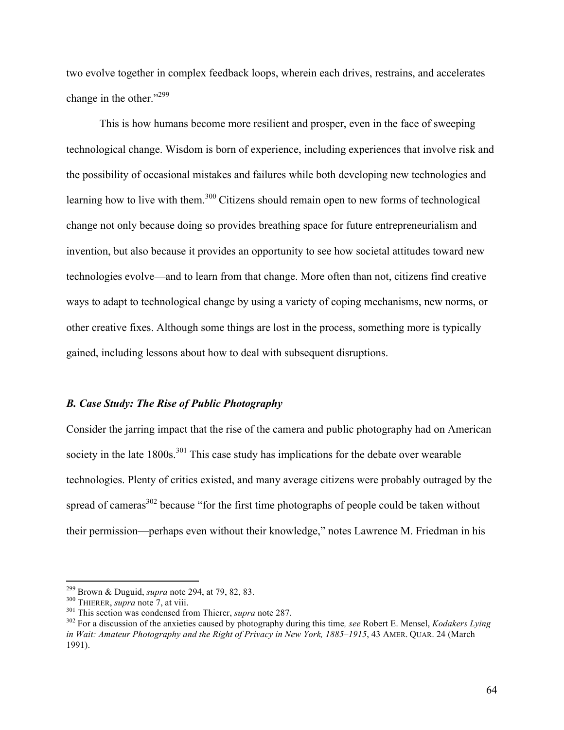two evolve together in complex feedback loops, wherein each drives, restrains, and accelerates change in the other."[299]

This is how humans become more resilient and prosper, even in the face of sweeping technological change. Wisdom is born of experience, including experiences that involve risk and the possibility of occasional mistakes and failures while both developing new technologies and learning how to live with them.[300] Citizens should remain open to new forms of technological change not only because doing so provides breathing space for future entrepreneurialism and invention, but also because it provides an opportunity to see how societal attitudes toward new technologies evolve—and to learn from that change. More often than not, citizens find creative ways to adapt to technological change by using a variety of coping mechanisms, new norms, or other creative fixes. Although some things are lost in the process, something more is typically gained, including lessons about how to deal with subsequent disruptions.

### *B. Case Study: The Rise of Public Photography*

Consider the jarring impact that the rise of the camera and public photography had on American society in the late 1800s.[301] This case study has implications for the debate over wearable technologies. Plenty of critics existed, and many average citizens were probably outraged by the spread of cameras[302] because "for the first time photographs of people could be taken without their permission—perhaps even without their knowledge," notes Lawrence M. Friedman in his

---

[299] Brown & Duguid, *supra* note 294, at 79, 82, 83.

[300] THIERER, *supra* note 7, at viii.

[301] This section was condensed from Thierer, *supra* note 287.

[302] For a discussion of the anxieties caused by photography during this time*, see* Robert E. Mensel, *Kodakers Lying in Wait: Amateur Photography and the Right of Privacy in New York, 1885–1915*, 43 AMER. QUAR. 24 (March 1991).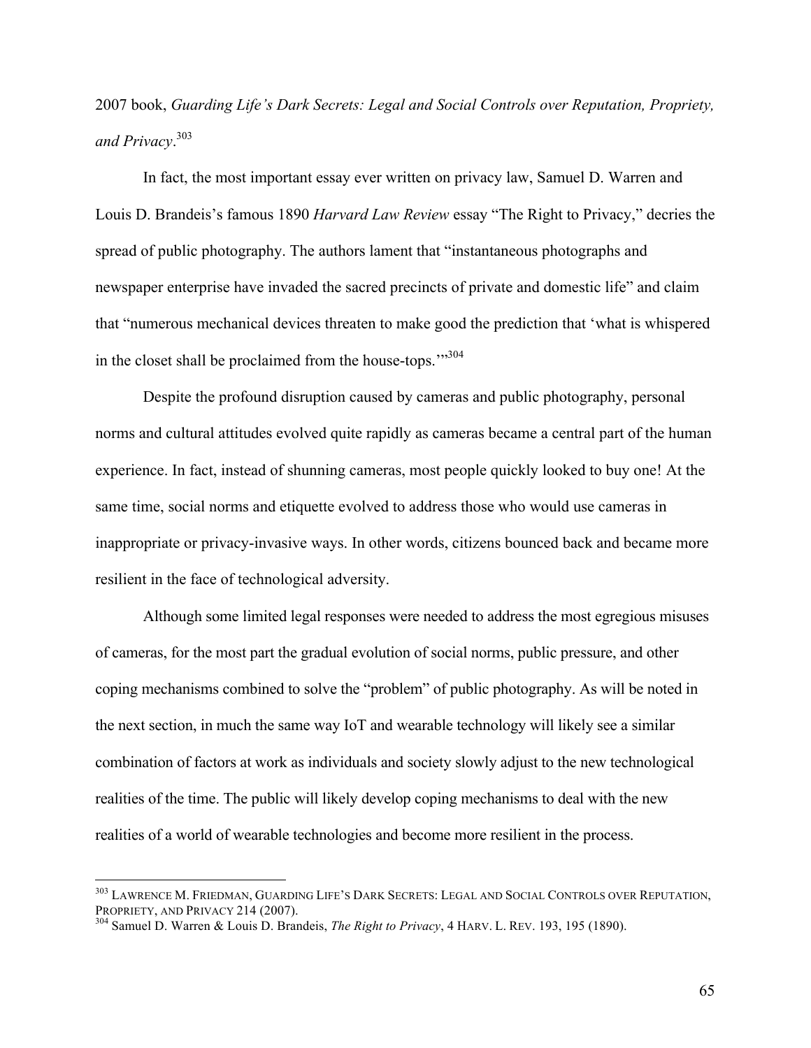2007 book, *Guarding Life's Dark Secrets: Legal and Social Controls over Reputation, Propriety, and Privacy*.[303]

In fact, the most important essay ever written on privacy law, Samuel D. Warren and Louis D. Brandeis's famous 1890 *Harvard Law Review* essay "The Right to Privacy," decries the spread of public photography. The authors lament that "instantaneous photographs and newspaper enterprise have invaded the sacred precincts of private and domestic life" and claim that "numerous mechanical devices threaten to make good the prediction that 'what is whispered in the closet shall be proclaimed from the house-tops.'"[304]

Despite the profound disruption caused by cameras and public photography, personal norms and cultural attitudes evolved quite rapidly as cameras became a central part of the human experience. In fact, instead of shunning cameras, most people quickly looked to buy one! At the same time, social norms and etiquette evolved to address those who would use cameras in inappropriate or privacy-invasive ways. In other words, citizens bounced back and became more resilient in the face of technological adversity.

Although some limited legal responses were needed to address the most egregious misuses of cameras, for the most part the gradual evolution of social norms, public pressure, and other coping mechanisms combined to solve the "problem" of public photography. As will be noted in the next section, in much the same way IoT and wearable technology will likely see a similar combination of factors at work as individuals and society slowly adjust to the new technological realities of the time. The public will likely develop coping mechanisms to deal with the new realities of a world of wearable technologies and become more resilient in the process.

---

[303] LAWRENCE M. FRIEDMAN, GUARDING LIFE'S DARK SECRETS: LEGAL AND SOCIAL CONTROLS OVER REPUTATION, PROPRIETY, AND PRIVACY 214 (2007).

[304] Samuel D. Warren & Louis D. Brandeis, *The Right to Privacy*, 4 HARV. L. REV. 193, 195 (1890).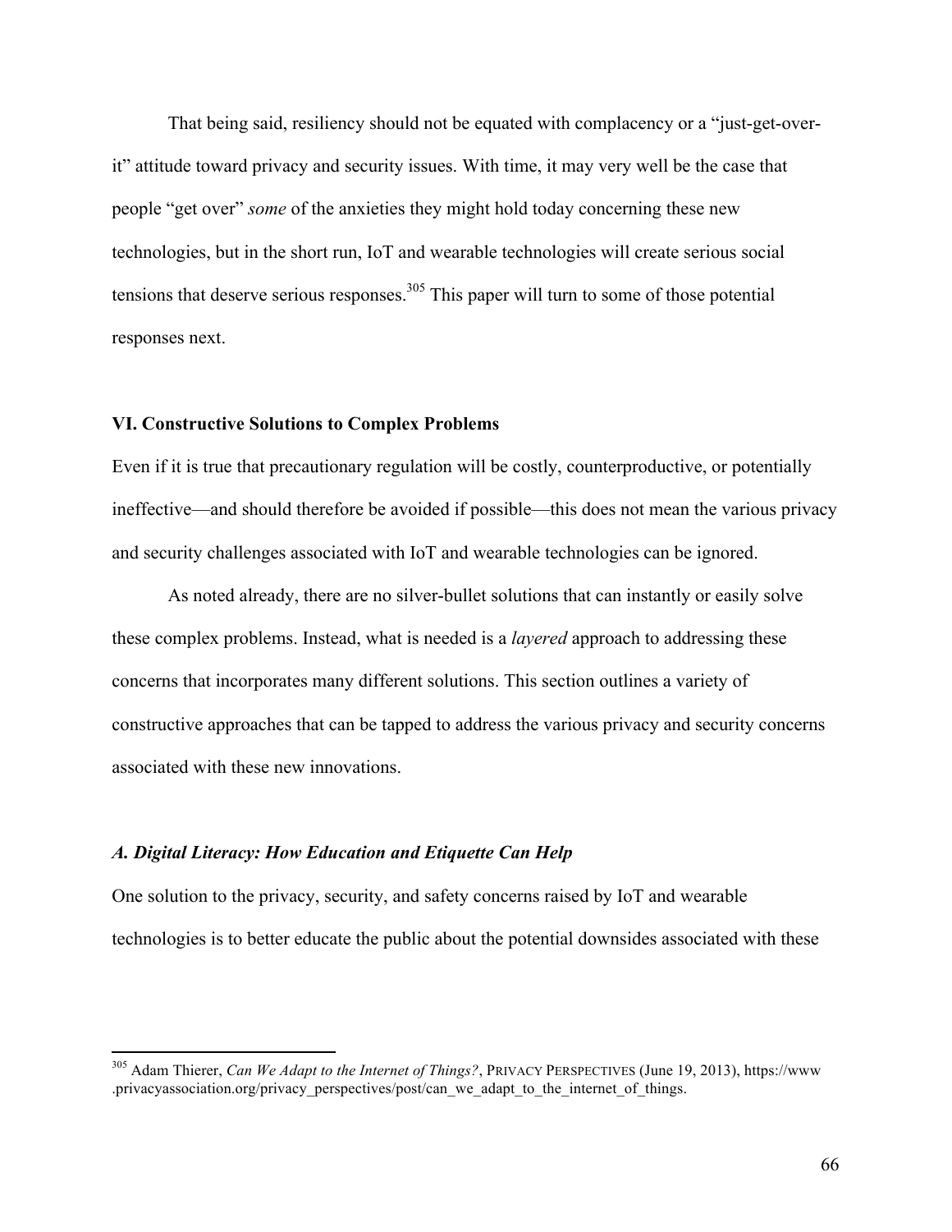That being said, resiliency should not be equated with complacency or a "just-get-over-it" attitude toward privacy and security issues. With time, it may very well be the case that people "get over" *some* of the anxieties they might hold today concerning these new technologies, but in the short run, IoT and wearable technologies will create serious social tensions that deserve serious responses.[305] This paper will turn to some of those potential responses next.

## VI. Constructive Solutions to Complex Problems

Even if it is true that precautionary regulation will be costly, counterproductive, or potentially ineffective—and should therefore be avoided if possible—this does not mean the various privacy and security challenges associated with IoT and wearable technologies can be ignored.

As noted already, there are no silver-bullet solutions that can instantly or easily solve these complex problems. Instead, what is needed is a *layered* approach to addressing these concerns that incorporates many different solutions. This section outlines a variety of constructive approaches that can be tapped to address the various privacy and security concerns associated with these new innovations.

### *A. Digital Literacy: How Education and Etiquette Can Help*

One solution to the privacy, security, and safety concerns raised by IoT and wearable technologies is to better educate the public about the potential downsides associated with these

---

[305] Adam Thierer, *Can We Adapt to the Internet of Things?*, PRIVACY PERSPECTIVES (June 19, 2013), https://www.privacyassociation.org/privacy_perspectives/post/can_we_adapt_to_the_internet_of_things.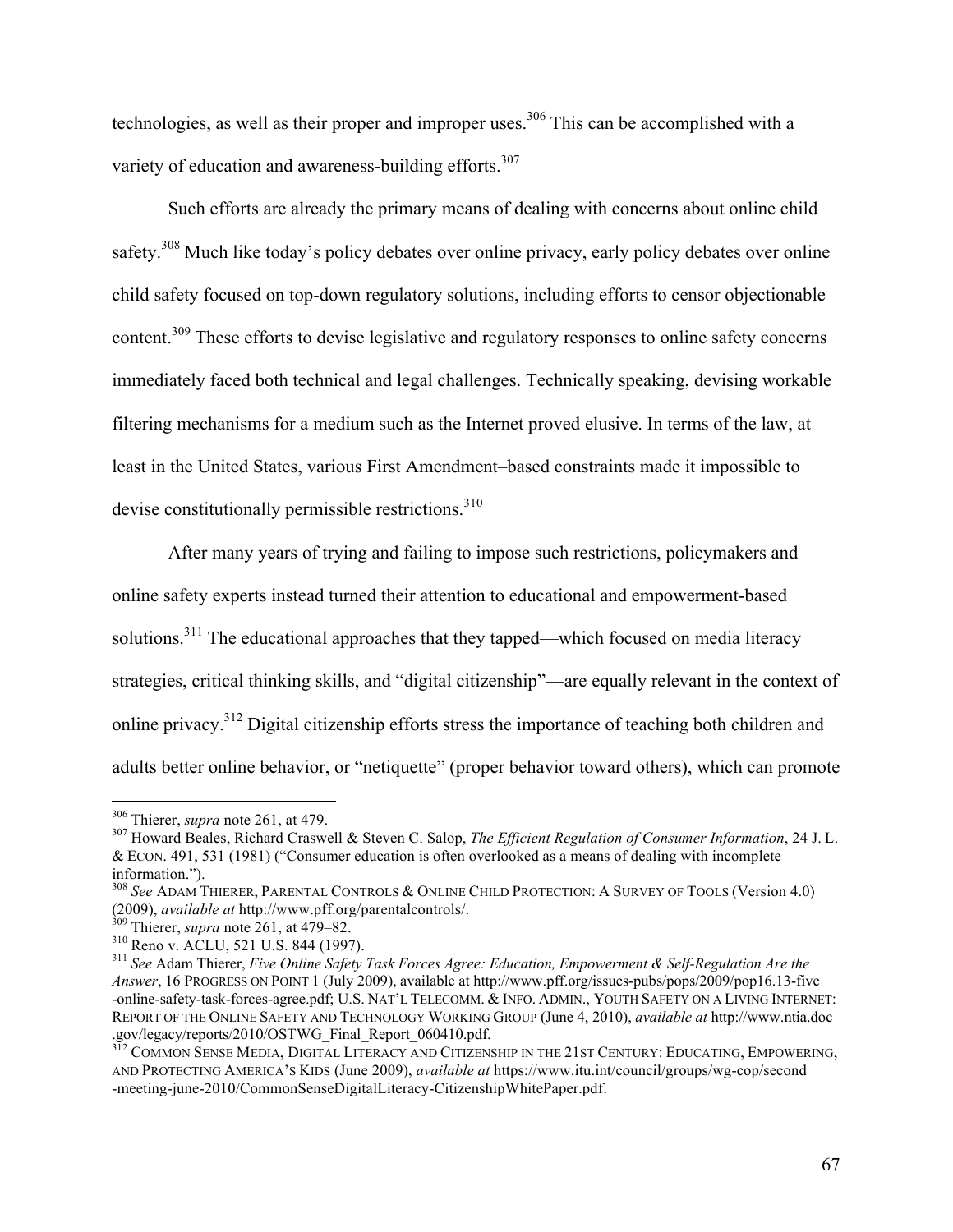technologies, as well as their proper and improper uses.[306] This can be accomplished with a variety of education and awareness-building efforts.[307]

Such efforts are already the primary means of dealing with concerns about online child safety.[308] Much like today's policy debates over online privacy, early policy debates over online child safety focused on top-down regulatory solutions, including efforts to censor objectionable content.[309] These efforts to devise legislative and regulatory responses to online safety concerns immediately faced both technical and legal challenges. Technically speaking, devising workable filtering mechanisms for a medium such as the Internet proved elusive. In terms of the law, at least in the United States, various First Amendment–based constraints made it impossible to devise constitutionally permissible restrictions.[310]

After many years of trying and failing to impose such restrictions, policymakers and online safety experts instead turned their attention to educational and empowerment-based solutions.[311] The educational approaches that they tapped—which focused on media literacy strategies, critical thinking skills, and "digital citizenship"—are equally relevant in the context of online privacy.[312] Digital citizenship efforts stress the importance of teaching both children and adults better online behavior, or "netiquette" (proper behavior toward others), which can promote

---

[306] Thierer, *supra* note 261, at 479.

[307] Howard Beales, Richard Craswell & Steven C. Salop, *The Efficient Regulation of Consumer Information*, 24 J. L. & ECON. 491, 531 (1981) ("Consumer education is often overlooked as a means of dealing with incomplete information.").

[308] *See* ADAM THIERER, PARENTAL CONTROLS & ONLINE CHILD PROTECTION: A SURVEY OF TOOLS (Version 4.0) (2009), *available at* http://www.pff.org/parentalcontrols/.

[309] Thierer, *supra* note 261, at 479–82.

[310] Reno v. ACLU, 521 U.S. 844 (1997).

[311] *See* Adam Thierer, *Five Online Safety Task Forces Agree: Education, Empowerment & Self-Regulation Are the Answer*, 16 PROGRESS ON POINT 1 (July 2009), available at http://www.pff.org/issues-pubs/pops/2009/pop16.13-five-online-safety-task-forces-agree.pdf; U.S. NAT'L TELECOMM. & INFO. ADMIN., YOUTH SAFETY ON A LIVING INTERNET: REPORT OF THE ONLINE SAFETY AND TECHNOLOGY WORKING GROUP (June 4, 2010), *available at* http://www.ntia.doc.gov/legacy/reports/2010/OSTWG_Final_Report_060410.pdf.

[312] COMMON SENSE MEDIA, DIGITAL LITERACY AND CITIZENSHIP IN THE 21ST CENTURY: EDUCATING, EMPOWERING, AND PROTECTING AMERICA'S KIDS (June 2009), *available at* https://www.itu.int/council/groups/wg-cop/second-meeting-june-2010/CommonSenseDigitalLiteracy-CitizenshipWhitePaper.pdf.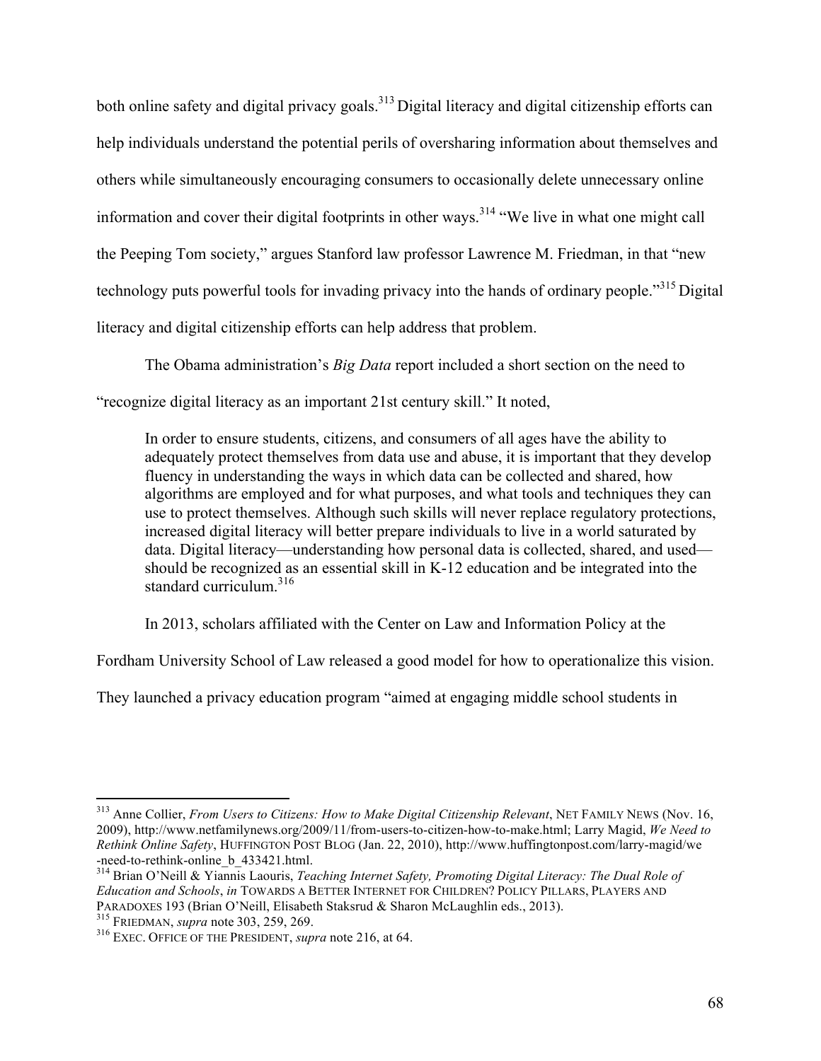both online safety and digital privacy goals.[313] Digital literacy and digital citizenship efforts can help individuals understand the potential perils of oversharing information about themselves and others while simultaneously encouraging consumers to occasionally delete unnecessary online information and cover their digital footprints in other ways.[314] "We live in what one might call the Peeping Tom society," argues Stanford law professor Lawrence M. Friedman, in that "new technology puts powerful tools for invading privacy into the hands of ordinary people."[315] Digital literacy and digital citizenship efforts can help address that problem.

The Obama administration's *Big Data* report included a short section on the need to "recognize digital literacy as an important 21st century skill." It noted,

> In order to ensure students, citizens, and consumers of all ages have the ability to adequately protect themselves from data use and abuse, it is important that they develop fluency in understanding the ways in which data can be collected and shared, how algorithms are employed and for what purposes, and what tools and techniques they can use to protect themselves. Although such skills will never replace regulatory protections, increased digital literacy will better prepare individuals to live in a world saturated by data. Digital literacy—understanding how personal data is collected, shared, and used—should be recognized as an essential skill in K-12 education and be integrated into the standard curriculum.[316]

In 2013, scholars affiliated with the Center on Law and Information Policy at the Fordham University School of Law released a good model for how to operationalize this vision. They launched a privacy education program "aimed at engaging middle school students in

---

[313] Anne Collier, *From Users to Citizens: How to Make Digital Citizenship Relevant*, NET FAMILY NEWS (Nov. 16, 2009), http://www.netfamilynews.org/2009/11/from-users-to-citizen-how-to-make.html; Larry Magid, *We Need to Rethink Online Safety*, HUFFINGTON POST BLOG (Jan. 22, 2010), http://www.huffingtonpost.com/larry-magid/we-need-to-rethink-online_b_433421.html.

[314] Brian O'Neill & Yiannis Laouris, *Teaching Internet Safety, Promoting Digital Literacy: The Dual Role of Education and Schools*, *in* TOWARDS A BETTER INTERNET FOR CHILDREN? POLICY PILLARS, PLAYERS AND PARADOXES 193 (Brian O'Neill, Elisabeth Staksrud & Sharon McLaughlin eds., 2013).

[315] FRIEDMAN, *supra* note 303, 259, 269.

[316] EXEC. OFFICE OF THE PRESIDENT, *supra* note 216, at 64.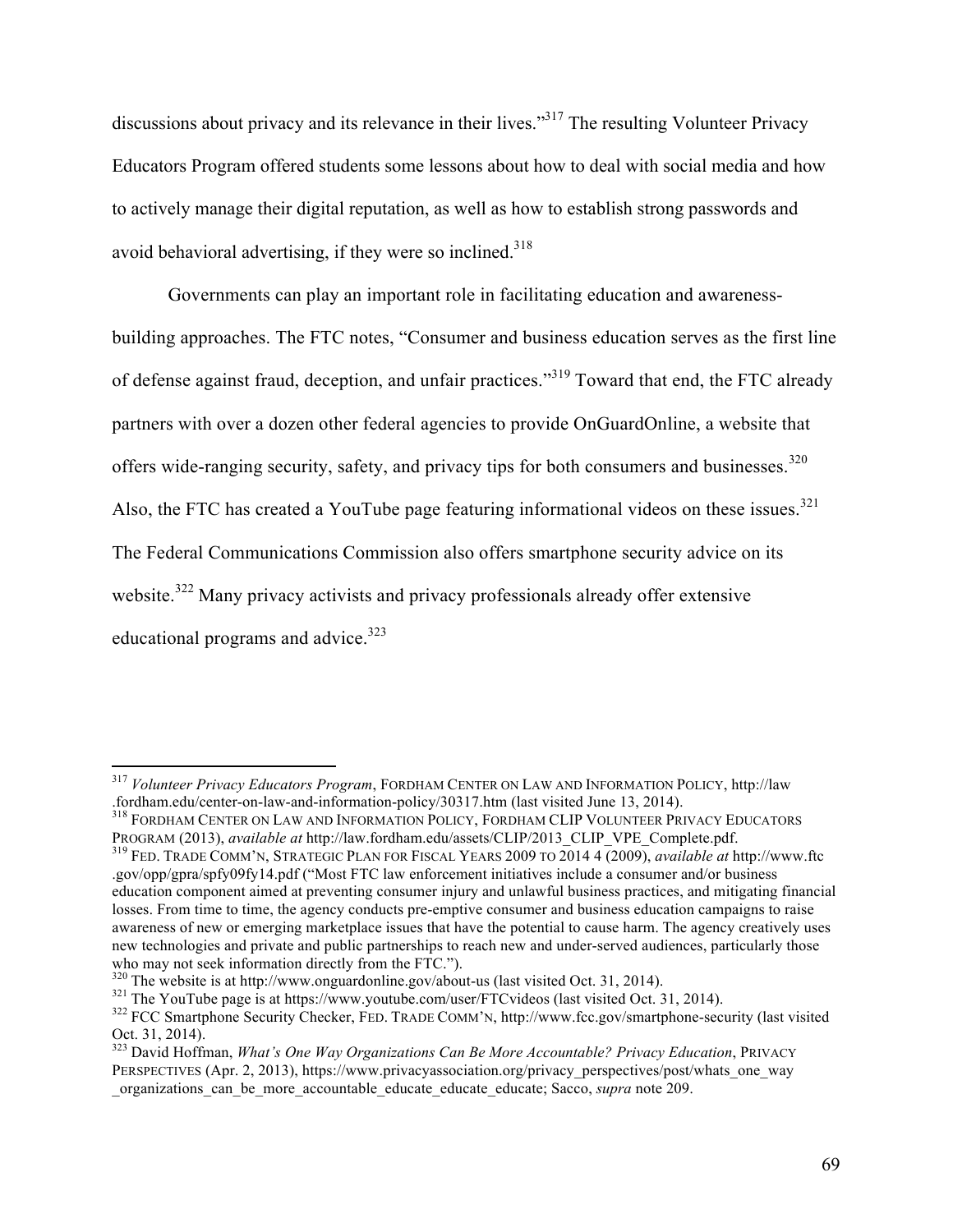discussions about privacy and its relevance in their lives."[317] The resulting Volunteer Privacy Educators Program offered students some lessons about how to deal with social media and how to actively manage their digital reputation, as well as how to establish strong passwords and avoid behavioral advertising, if they were so inclined.[318]

Governments can play an important role in facilitating education and awareness-building approaches. The FTC notes, "Consumer and business education serves as the first line of defense against fraud, deception, and unfair practices."[319] Toward that end, the FTC already partners with over a dozen other federal agencies to provide OnGuardOnline, a website that offers wide-ranging security, safety, and privacy tips for both consumers and businesses.[320] Also, the FTC has created a YouTube page featuring informational videos on these issues.[321] The Federal Communications Commission also offers smartphone security advice on its website.[322] Many privacy activists and privacy professionals already offer extensive educational programs and advice.[323]

---

[317] *Volunteer Privacy Educators Program*, FORDHAM CENTER ON LAW AND INFORMATION POLICY, http://law.fordham.edu/center-on-law-and-information-policy/30317.htm (last visited June 13, 2014).

[318] FORDHAM CENTER ON LAW AND INFORMATION POLICY, FORDHAM CLIP VOLUNTEER PRIVACY EDUCATORS PROGRAM (2013), *available at* http://law.fordham.edu/assets/CLIP/2013_CLIP_VPE_Complete.pdf.

[319] FED. TRADE COMM'N, STRATEGIC PLAN FOR FISCAL YEARS 2009 TO 2014 4 (2009), *available at* http://www.ftc.gov/opp/gpra/spfy09fy14.pdf ("Most FTC law enforcement initiatives include a consumer and/or business education component aimed at preventing consumer injury and unlawful business practices, and mitigating financial losses. From time to time, the agency conducts pre-emptive consumer and business education campaigns to raise awareness of new or emerging marketplace issues that have the potential to cause harm. The agency creatively uses new technologies and private and public partnerships to reach new and under-served audiences, particularly those who may not seek information directly from the FTC.").

[320] The website is at http://www.onguardonline.gov/about-us (last visited Oct. 31, 2014).

[321] The YouTube page is at https://www.youtube.com/user/FTCvideos (last visited Oct. 31, 2014).

[322] FCC Smartphone Security Checker, FED. TRADE COMM'N, http://www.fcc.gov/smartphone-security (last visited Oct. 31, 2014).

[323] David Hoffman, *What's One Way Organizations Can Be More Accountable? Privacy Education*, PRIVACY PERSPECTIVES (Apr. 2, 2013), https://www.privacyassociation.org/privacy_perspectives/post/whats_one_way_organizations_can_be_more_accountable_educate_educate_educate; Sacco, *supra* note 209.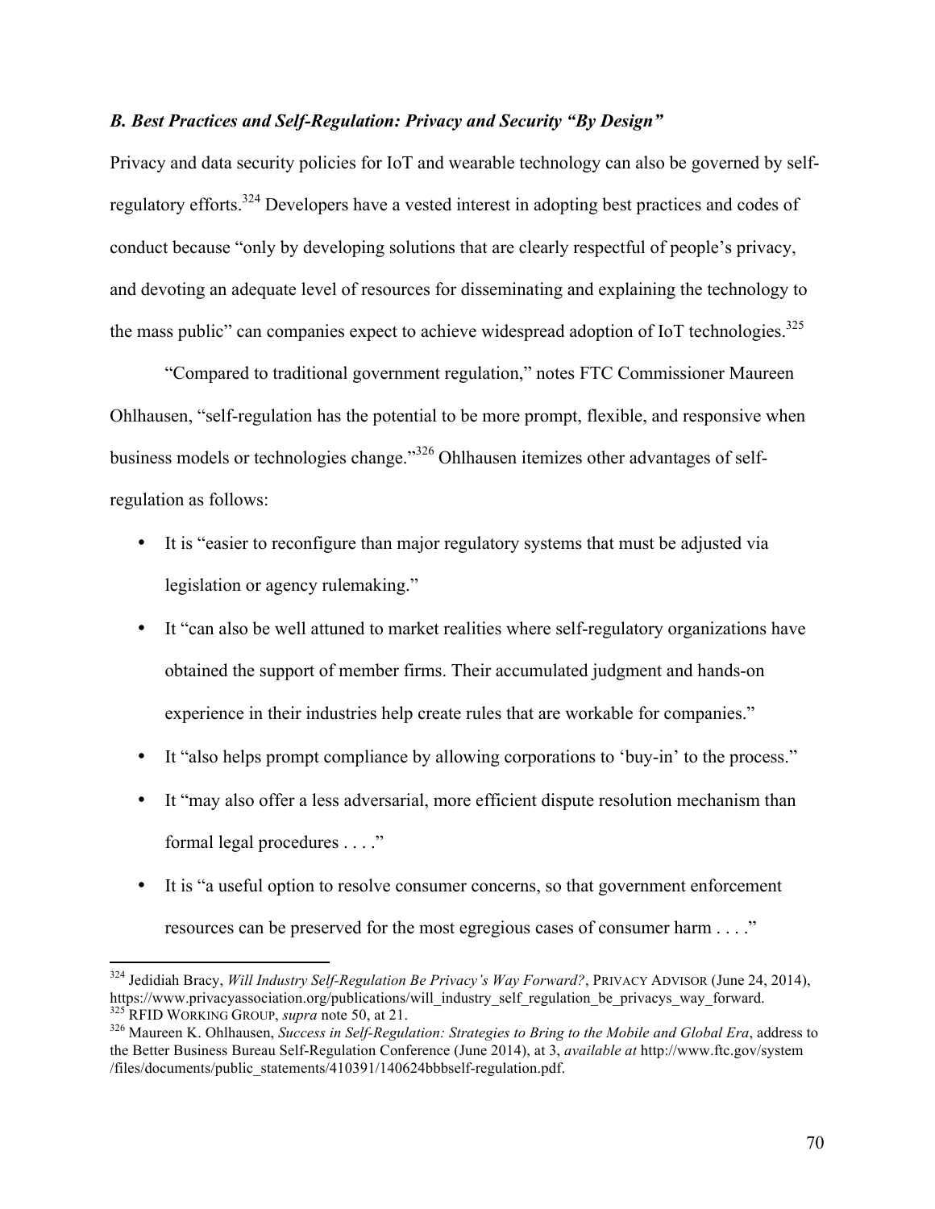### *B. Best Practices and Self-Regulation: Privacy and Security "By Design"*

Privacy and data security policies for IoT and wearable technology can also be governed by self-regulatory efforts.[324] Developers have a vested interest in adopting best practices and codes of conduct because "only by developing solutions that are clearly respectful of people's privacy, and devoting an adequate level of resources for disseminating and explaining the technology to the mass public" can companies expect to achieve widespread adoption of IoT technologies.[325]

"Compared to traditional government regulation," notes FTC Commissioner Maureen Ohlhausen, "self-regulation has the potential to be more prompt, flexible, and responsive when business models or technologies change."[326] Ohlhausen itemizes other advantages of self-regulation as follows:

- It is "easier to reconfigure than major regulatory systems that must be adjusted via legislation or agency rulemaking."
- It "can also be well attuned to market realities where self-regulatory organizations have obtained the support of member firms. Their accumulated judgment and hands-on experience in their industries help create rules that are workable for companies."
- It "also helps prompt compliance by allowing corporations to 'buy-in' to the process."
- It "may also offer a less adversarial, more efficient dispute resolution mechanism than formal legal procedures . . . ."
- It is "a useful option to resolve consumer concerns, so that government enforcement resources can be preserved for the most egregious cases of consumer harm . . . ."

---

[324] Jedidiah Bracy, *Will Industry Self-Regulation Be Privacy's Way Forward?*, PRIVACY ADVISOR (June 24, 2014), https://www.privacyassociation.org/publications/will_industry_self_regulation_be_privacys_way_forward.

[325] RFID WORKING GROUP, *supra* note 50, at 21.

[326] Maureen K. Ohlhausen, *Success in Self-Regulation: Strategies to Bring to the Mobile and Global Era*, address to the Better Business Bureau Self-Regulation Conference (June 2014), at 3, *available at* http://www.ftc.gov/system/files/documents/public_statements/410391/140624bbbself-regulation.pdf.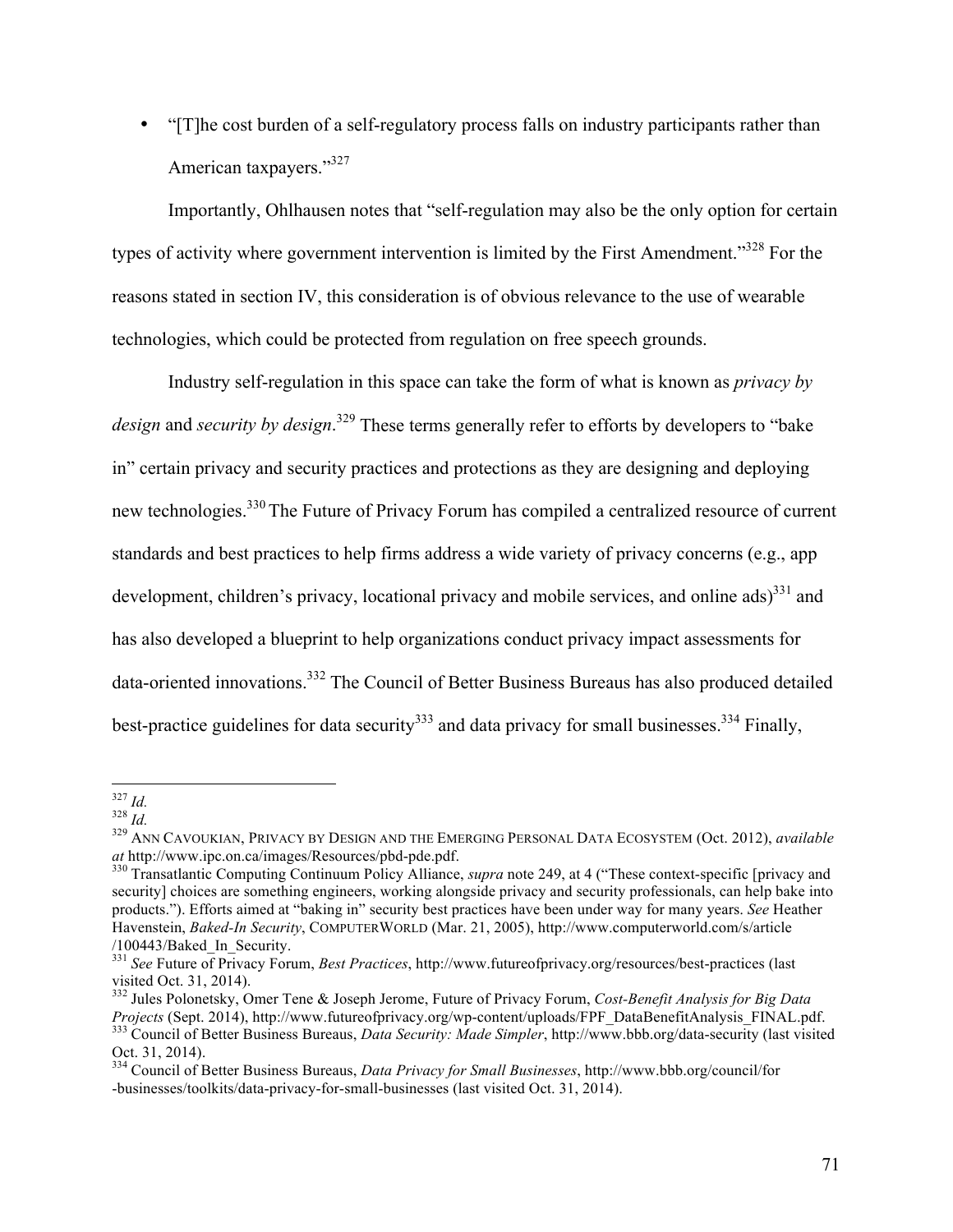- "[T]he cost burden of a self-regulatory process falls on industry participants rather than American taxpayers."[327]

Importantly, Ohlhausen notes that "self-regulation may also be the only option for certain types of activity where government intervention is limited by the First Amendment."[328] For the reasons stated in section IV, this consideration is of obvious relevance to the use of wearable technologies, which could be protected from regulation on free speech grounds.

Industry self-regulation in this space can take the form of what is known as *privacy by design* and *security by design*.[329] These terms generally refer to efforts by developers to "bake in" certain privacy and security practices and protections as they are designing and deploying new technologies.[330] The Future of Privacy Forum has compiled a centralized resource of current standards and best practices to help firms address a wide variety of privacy concerns (e.g., app development, children's privacy, locational privacy and mobile services, and online ads)[331] and has also developed a blueprint to help organizations conduct privacy impact assessments for data-oriented innovations.[332] The Council of Better Business Bureaus has also produced detailed best-practice guidelines for data security[333] and data privacy for small businesses.[334] Finally,

---

[327] *Id.*

[328] *Id.*

[329] ANN CAVOUKIAN, PRIVACY BY DESIGN AND THE EMERGING PERSONAL DATA ECOSYSTEM (Oct. 2012), *available at* http://www.ipc.on.ca/images/Resources/pbd-pde.pdf.

[330] Transatlantic Computing Continuum Policy Alliance, *supra* note 249, at 4 ("These context-specific [privacy and security] choices are something engineers, working alongside privacy and security professionals, can help bake into products."). Efforts aimed at "baking in" security best practices have been under way for many years. *See* Heather Havenstein, *Baked-In Security*, COMPUTERWORLD (Mar. 21, 2005), http://www.computerworld.com/s/article /100443/Baked_In_Security.

[331] *See* Future of Privacy Forum, *Best Practices*, http://www.futureofprivacy.org/resources/best-practices (last visited Oct. 31, 2014).

[332] Jules Polonetsky, Omer Tene & Joseph Jerome, Future of Privacy Forum, *Cost-Benefit Analysis for Big Data Projects* (Sept. 2014), http://www.futureofprivacy.org/wp-content/uploads/FPF_DataBenefitAnalysis_FINAL.pdf.

[333] Council of Better Business Bureaus, *Data Security: Made Simpler*, http://www.bbb.org/data-security (last visited Oct. 31, 2014).

[334] Council of Better Business Bureaus, *Data Privacy for Small Businesses*, http://www.bbb.org/council/for -businesses/toolkits/data-privacy-for-small-businesses (last visited Oct. 31, 2014).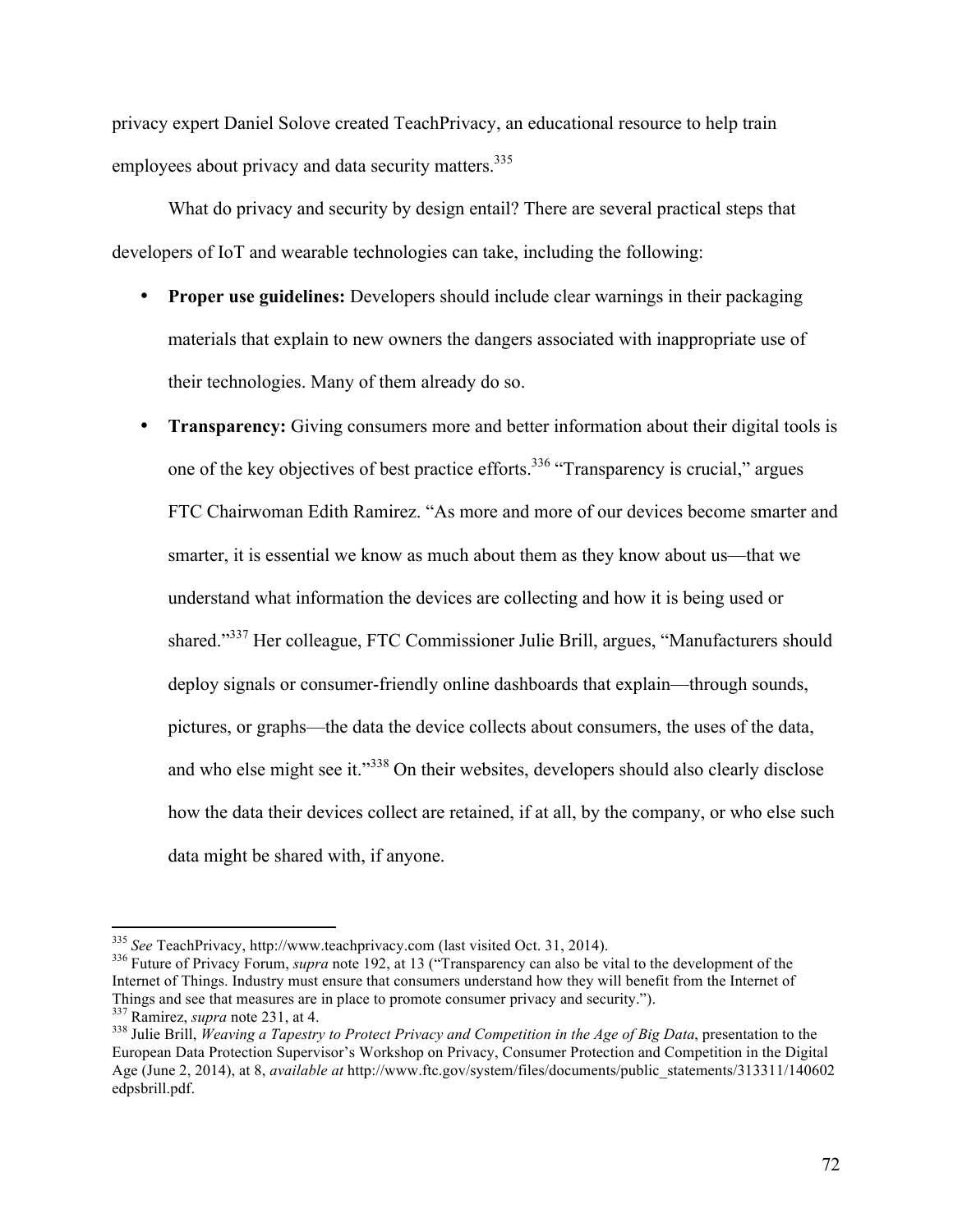privacy expert Daniel Solove created TeachPrivacy, an educational resource to help train employees about privacy and data security matters.[335]

What do privacy and security by design entail? There are several practical steps that developers of IoT and wearable technologies can take, including the following:

- **Proper use guidelines:** Developers should include clear warnings in their packaging materials that explain to new owners the dangers associated with inappropriate use of their technologies. Many of them already do so.
- **Transparency:** Giving consumers more and better information about their digital tools is one of the key objectives of best practice efforts.[336] "Transparency is crucial," argues FTC Chairwoman Edith Ramirez. "As more and more of our devices become smarter and smarter, it is essential we know as much about them as they know about us—that we understand what information the devices are collecting and how it is being used or shared."[337] Her colleague, FTC Commissioner Julie Brill, argues, "Manufacturers should deploy signals or consumer-friendly online dashboards that explain—through sounds, pictures, or graphs—the data the device collects about consumers, the uses of the data, and who else might see it."[338] On their websites, developers should also clearly disclose how the data their devices collect are retained, if at all, by the company, or who else such data might be shared with, if anyone.

---

[335] *See* TeachPrivacy, http://www.teachprivacy.com (last visited Oct. 31, 2014).

[336] Future of Privacy Forum, *supra* note 192, at 13 ("Transparency can also be vital to the development of the Internet of Things. Industry must ensure that consumers understand how they will benefit from the Internet of Things and see that measures are in place to promote consumer privacy and security.").

[337] Ramirez, *supra* note 231, at 4.

[338] Julie Brill, *Weaving a Tapestry to Protect Privacy and Competition in the Age of Big Data*, presentation to the European Data Protection Supervisor's Workshop on Privacy, Consumer Protection and Competition in the Digital Age (June 2, 2014), at 8, *available at* http://www.ftc.gov/system/files/documents/public_statements/313311/140602edpsbrill.pdf.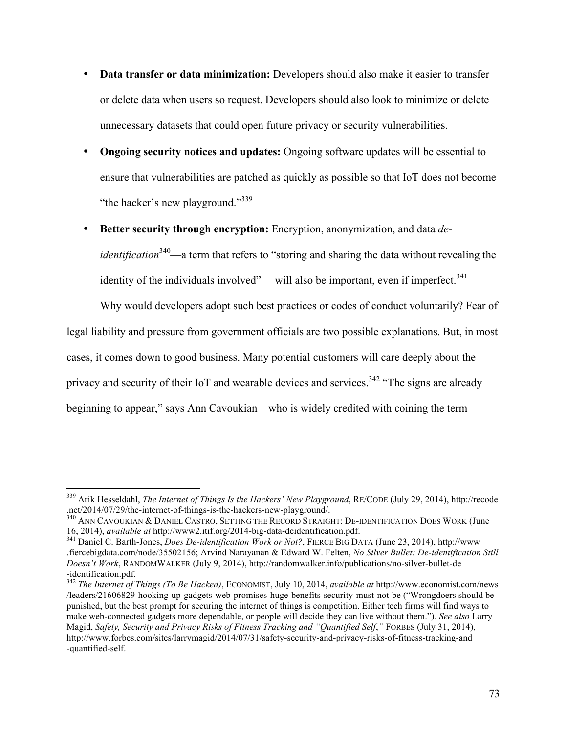- **Data transfer or data minimization:** Developers should also make it easier to transfer or delete data when users so request. Developers should also look to minimize or delete unnecessary datasets that could open future privacy or security vulnerabilities.
- **Ongoing security notices and updates:** Ongoing software updates will be essential to ensure that vulnerabilities are patched as quickly as possible so that IoT does not become "the hacker's new playground."[339]
- **Better security through encryption:** Encryption, anonymization, and data *de-identification*[340]—a term that refers to "storing and sharing the data without revealing the identity of the individuals involved"— will also be important, even if imperfect.[341]

Why would developers adopt such best practices or codes of conduct voluntarily? Fear of legal liability and pressure from government officials are two possible explanations. But, in most cases, it comes down to good business. Many potential customers will care deeply about the privacy and security of their IoT and wearable devices and services.[342] "The signs are already beginning to appear," says Ann Cavoukian—who is widely credited with coining the term

---

[339] Arik Hesseldahl, *The Internet of Things Is the Hackers' New Playground*, RE/CODE (July 29, 2014), http://recode.net/2014/07/29/the-internet-of-things-is-the-hackers-new-playground/.

[340] ANN CAVOUKIAN & DANIEL CASTRO, SETTING THE RECORD STRAIGHT: DE-IDENTIFICATION DOES WORK (June 16, 2014), *available at* http://www2.itif.org/2014-big-data-deidentification.pdf.

[341] Daniel C. Barth-Jones, *Does De-identification Work or Not?*, FIERCE BIG DATA (June 23, 2014), http://www.fiercebigdata.com/node/35502156; Arvind Narayanan & Edward W. Felten, *No Silver Bullet: De-identification Still Doesn't Work*, RANDOMWALKER (July 9, 2014), http://randomwalker.info/publications/no-silver-bullet-de-identification.pdf.

[342] *The Internet of Things (To Be Hacked)*, ECONOMIST, July 10, 2014, *available at* http://www.economist.com/news/leaders/21606829-hooking-up-gadgets-web-promises-huge-benefits-security-must-not-be ("Wrongdoers should be punished, but the best prompt for securing the internet of things is competition. Either tech firms will find ways to make web-connected gadgets more dependable, or people will decide they can live without them."). *See also* Larry Magid, *Safety, Security and Privacy Risks of Fitness Tracking and "Quantified Self*,*"* FORBES (July 31, 2014), http://www.forbes.com/sites/larrymagid/2014/07/31/safety-security-and-privacy-risks-of-fitness-tracking-and-quantified-self.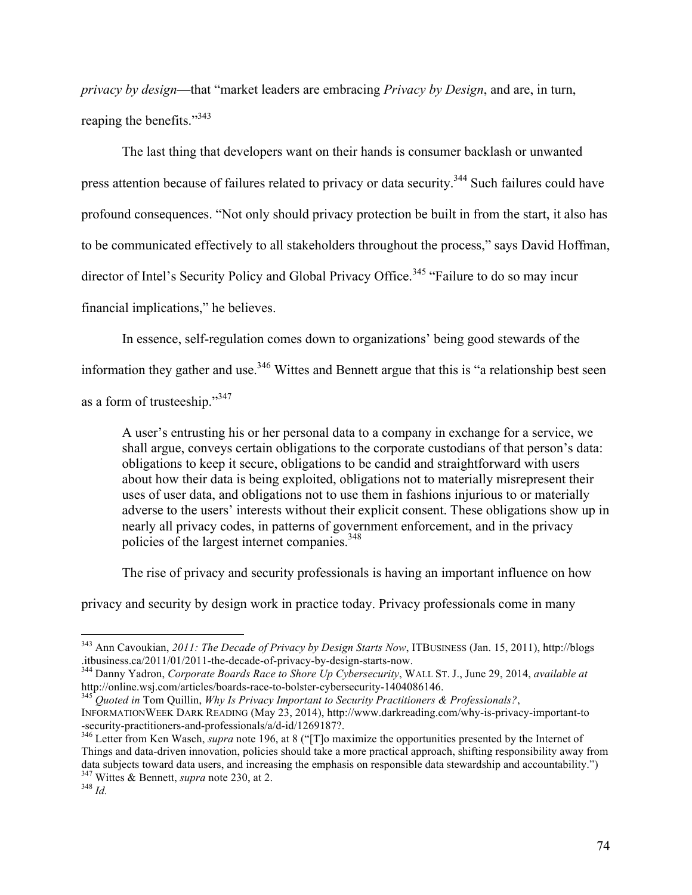*privacy by design*—that "market leaders are embracing *Privacy by Design*, and are, in turn, reaping the benefits."[343]

The last thing that developers want on their hands is consumer backlash or unwanted press attention because of failures related to privacy or data security.[344] Such failures could have profound consequences. "Not only should privacy protection be built in from the start, it also has to be communicated effectively to all stakeholders throughout the process," says David Hoffman, director of Intel's Security Policy and Global Privacy Office.[345] "Failure to do so may incur financial implications," he believes.

In essence, self-regulation comes down to organizations' being good stewards of the information they gather and use.[346] Wittes and Bennett argue that this is "a relationship best seen as a form of trusteeship."[347]

> A user's entrusting his or her personal data to a company in exchange for a service, we shall argue, conveys certain obligations to the corporate custodians of that person's data: obligations to keep it secure, obligations to be candid and straightforward with users about how their data is being exploited, obligations not to materially misrepresent their uses of user data, and obligations not to use them in fashions injurious to or materially adverse to the users' interests without their explicit consent. These obligations show up in nearly all privacy codes, in patterns of government enforcement, and in the privacy policies of the largest internet companies.[348]

The rise of privacy and security professionals is having an important influence on how privacy and security by design work in practice today. Privacy professionals come in many

---

[343] Ann Cavoukian, *2011: The Decade of Privacy by Design Starts Now*, ITBUSINESS (Jan. 15, 2011), http://blogs.itbusiness.ca/2011/01/2011-the-decade-of-privacy-by-design-starts-now.

[344] Danny Yadron, *Corporate Boards Race to Shore Up Cybersecurity*, WALL ST. J., June 29, 2014, *available at* http://online.wsj.com/articles/boards-race-to-bolster-cybersecurity-1404086146.

[345] *Quoted in* Tom Quillin, *Why Is Privacy Important to Security Practitioners & Professionals?*, INFORMATIONWEEK DARK READING (May 23, 2014), http://www.darkreading.com/why-is-privacy-important-to-security-practitioners-and-professionals/a/d-id/1269187?.

[346] Letter from Ken Wasch, *supra* note 196, at 8 ("[T]o maximize the opportunities presented by the Internet of Things and data-driven innovation, policies should take a more practical approach, shifting responsibility away from data subjects toward data users, and increasing the emphasis on responsible data stewardship and accountability.")

[347] Wittes & Bennett, *supra* note 230, at 2.

[348] *Id.*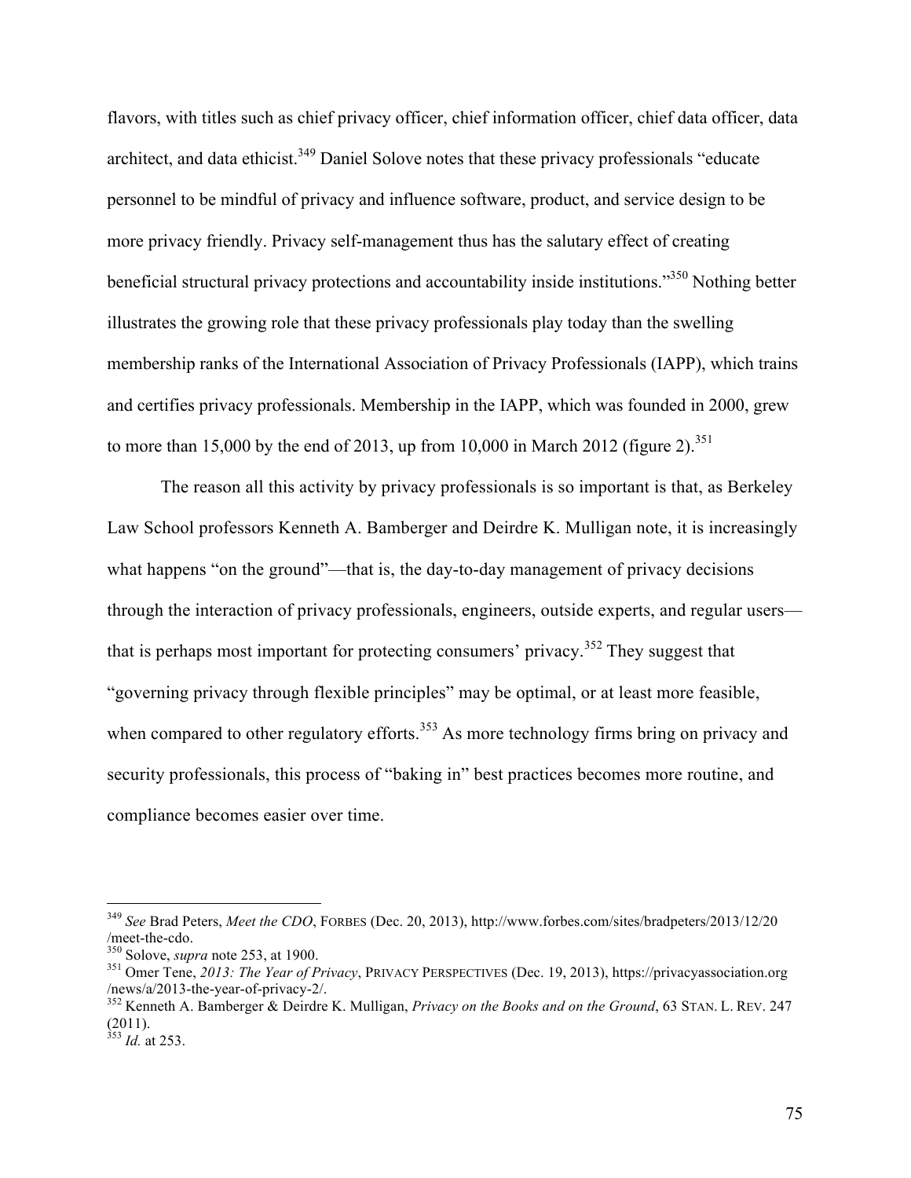flavors, with titles such as chief privacy officer, chief information officer, chief data officer, data architect, and data ethicist.[349] Daniel Solove notes that these privacy professionals "educate personnel to be mindful of privacy and influence software, product, and service design to be more privacy friendly. Privacy self-management thus has the salutary effect of creating beneficial structural privacy protections and accountability inside institutions."[350] Nothing better illustrates the growing role that these privacy professionals play today than the swelling membership ranks of the International Association of Privacy Professionals (IAPP), which trains and certifies privacy professionals. Membership in the IAPP, which was founded in 2000, grew to more than 15,000 by the end of 2013, up from 10,000 in March 2012 (figure 2).[351]

The reason all this activity by privacy professionals is so important is that, as Berkeley Law School professors Kenneth A. Bamberger and Deirdre K. Mulligan note, it is increasingly what happens "on the ground"—that is, the day-to-day management of privacy decisions through the interaction of privacy professionals, engineers, outside experts, and regular users—that is perhaps most important for protecting consumers' privacy.[352] They suggest that "governing privacy through flexible principles" may be optimal, or at least more feasible, when compared to other regulatory efforts.[353] As more technology firms bring on privacy and security professionals, this process of "baking in" best practices becomes more routine, and compliance becomes easier over time.

---

[349] *See* Brad Peters, *Meet the CDO*, FORBES (Dec. 20, 2013), http://www.forbes.com/sites/bradpeters/2013/12/20/meet-the-cdo.

[350] Solove, *supra* note 253, at 1900.

[351] Omer Tene, *2013: The Year of Privacy*, PRIVACY PERSPECTIVES (Dec. 19, 2013), https://privacyassociation.org/news/a/2013-the-year-of-privacy-2/.

[352] Kenneth A. Bamberger & Deirdre K. Mulligan, *Privacy on the Books and on the Ground*, 63 STAN. L. REV. 247 (2011).

[353] *Id.* at 253.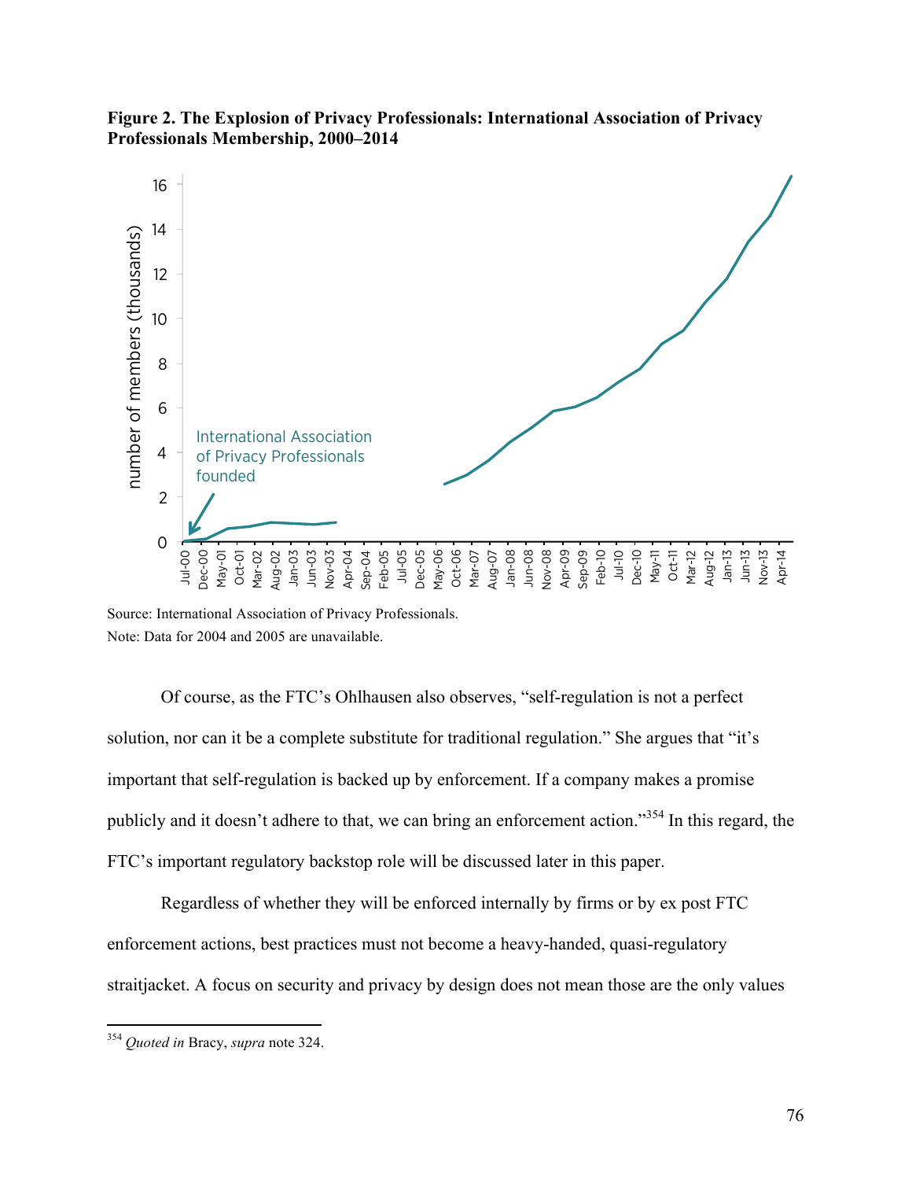**Figure 2. The Explosion of Privacy Professionals: International Association of Privacy Professionals Membership, 2000–2014**

Source: International Association of Privacy Professionals.

Note: Data for 2004 and 2005 are unavailable.

Of course, as the FTC's Ohlhausen also observes, "self-regulation is not a perfect solution, nor can it be a complete substitute for traditional regulation." She argues that "it's important that self-regulation is backed up by enforcement. If a company makes a promise publicly and it doesn't adhere to that, we can bring an enforcement action."[354] In this regard, the FTC's important regulatory backstop role will be discussed later in this paper.

Regardless of whether they will be enforced internally by firms or by ex post FTC enforcement actions, best practices must not become a heavy-handed, quasi-regulatory straitjacket. A focus on security and privacy by design does not mean those are the only values

---

[354] *Quoted in* Bracy, *supra* note 324.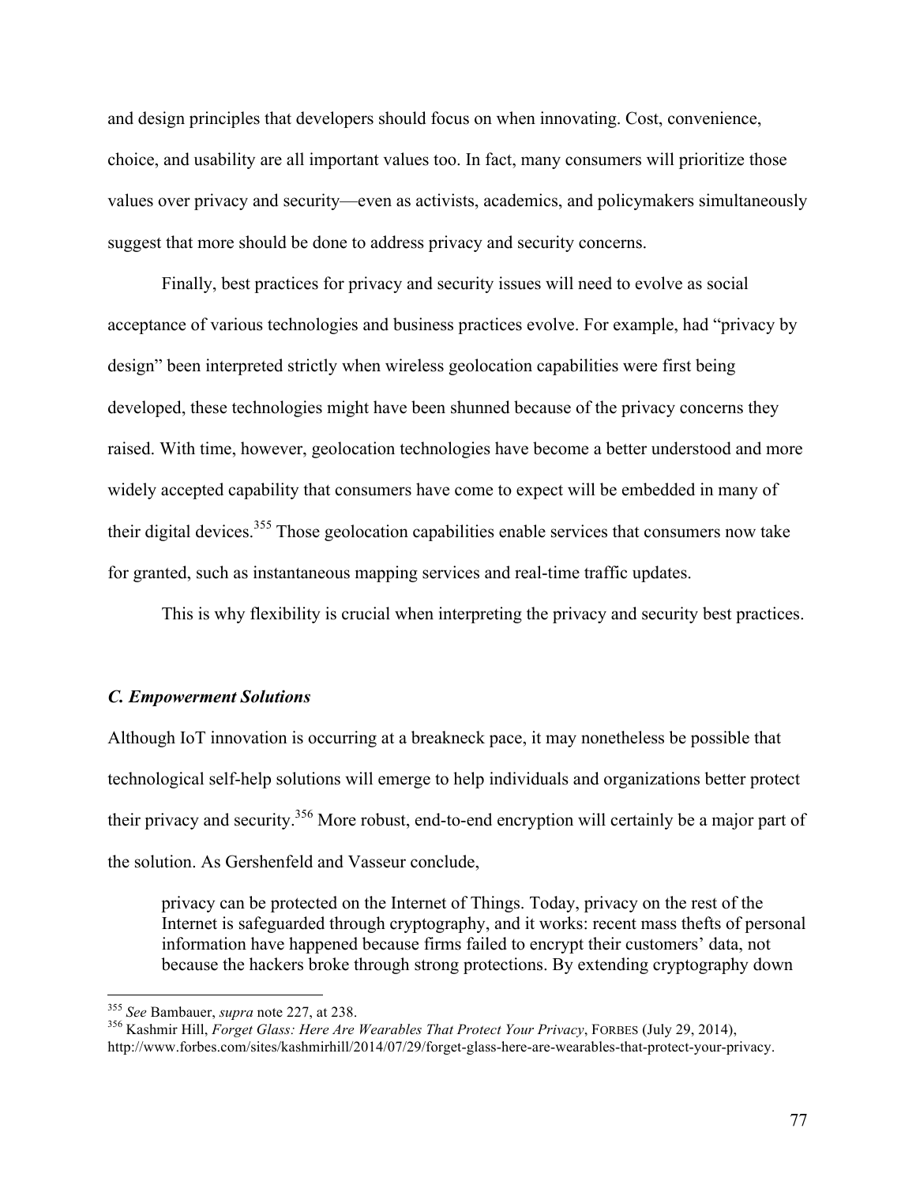and design principles that developers should focus on when innovating. Cost, convenience, choice, and usability are all important values too. In fact, many consumers will prioritize those values over privacy and security—even as activists, academics, and policymakers simultaneously suggest that more should be done to address privacy and security concerns.

Finally, best practices for privacy and security issues will need to evolve as social acceptance of various technologies and business practices evolve. For example, had "privacy by design" been interpreted strictly when wireless geolocation capabilities were first being developed, these technologies might have been shunned because of the privacy concerns they raised. With time, however, geolocation technologies have become a better understood and more widely accepted capability that consumers have come to expect will be embedded in many of their digital devices.[355] Those geolocation capabilities enable services that consumers now take for granted, such as instantaneous mapping services and real-time traffic updates.

This is why flexibility is crucial when interpreting the privacy and security best practices.

### *C. Empowerment Solutions*

Although IoT innovation is occurring at a breakneck pace, it may nonetheless be possible that technological self-help solutions will emerge to help individuals and organizations better protect their privacy and security.[356] More robust, end-to-end encryption will certainly be a major part of the solution. As Gershenfeld and Vasseur conclude,

> privacy can be protected on the Internet of Things. Today, privacy on the rest of the Internet is safeguarded through cryptography, and it works: recent mass thefts of personal information have happened because firms failed to encrypt their customers' data, not because the hackers broke through strong protections. By extending cryptography down

---

[355] *See* Bambauer, *supra* note 227, at 238.

[356] Kashmir Hill, *Forget Glass: Here Are Wearables That Protect Your Privacy*, FORBES (July 29, 2014), http://www.forbes.com/sites/kashmirhill/2014/07/29/forget-glass-here-are-wearables-that-protect-your-privacy.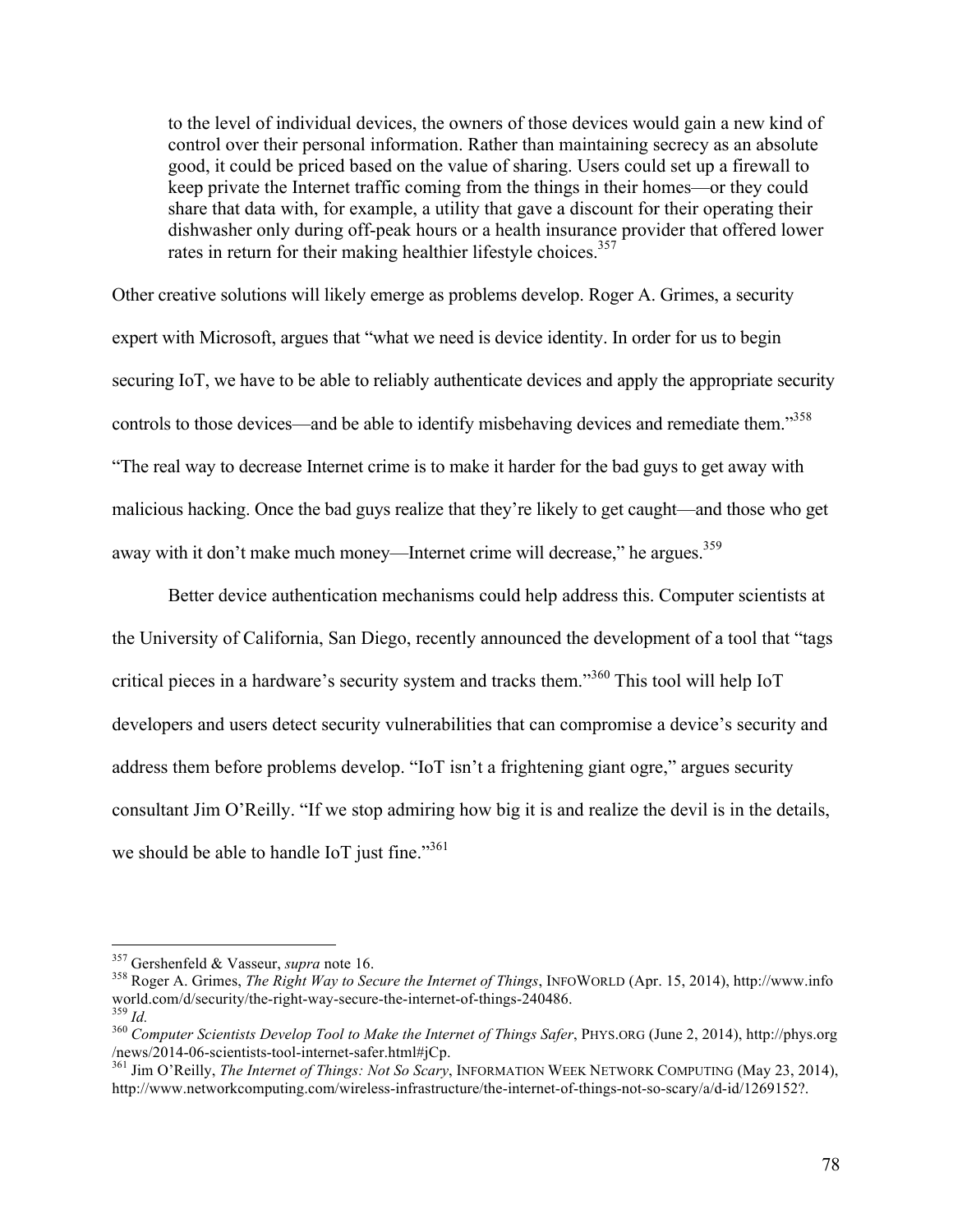> to the level of individual devices, the owners of those devices would gain a new kind of control over their personal information. Rather than maintaining secrecy as an absolute good, it could be priced based on the value of sharing. Users could set up a firewall to keep private the Internet traffic coming from the things in their homes—or they could share that data with, for example, a utility that gave a discount for their operating their dishwasher only during off-peak hours or a health insurance provider that offered lower rates in return for their making healthier lifestyle choices.[357]

Other creative solutions will likely emerge as problems develop. Roger A. Grimes, a security expert with Microsoft, argues that "what we need is device identity. In order for us to begin securing IoT, we have to be able to reliably authenticate devices and apply the appropriate security controls to those devices—and be able to identify misbehaving devices and remediate them."[358] "The real way to decrease Internet crime is to make it harder for the bad guys to get away with malicious hacking. Once the bad guys realize that they're likely to get caught—and those who get away with it don't make much money—Internet crime will decrease," he argues.[359]

Better device authentication mechanisms could help address this. Computer scientists at the University of California, San Diego, recently announced the development of a tool that "tags critical pieces in a hardware's security system and tracks them."[360] This tool will help IoT developers and users detect security vulnerabilities that can compromise a device's security and address them before problems develop. "IoT isn't a frightening giant ogre," argues security consultant Jim O'Reilly. "If we stop admiring how big it is and realize the devil is in the details, we should be able to handle IoT just fine."[361]

---

[357] Gershenfeld & Vasseur, *supra* note 16.

[358] Roger A. Grimes, *The Right Way to Secure the Internet of Things*, INFOWORLD (Apr. 15, 2014), http://www.infoworld.com/d/security/the-right-way-secure-the-internet-of-things-240486.

[359] *Id.*

[360] *Computer Scientists Develop Tool to Make the Internet of Things Safer*, PHYS.ORG (June 2, 2014), http://phys.org/news/2014-06-scientists-tool-internet-safer.html#jCp.

[361] Jim O'Reilly, *The Internet of Things: Not So Scary*, INFORMATION WEEK NETWORK COMPUTING (May 23, 2014), http://www.networkcomputing.com/wireless-infrastructure/the-internet-of-things-not-so-scary/a/d-id/1269152?.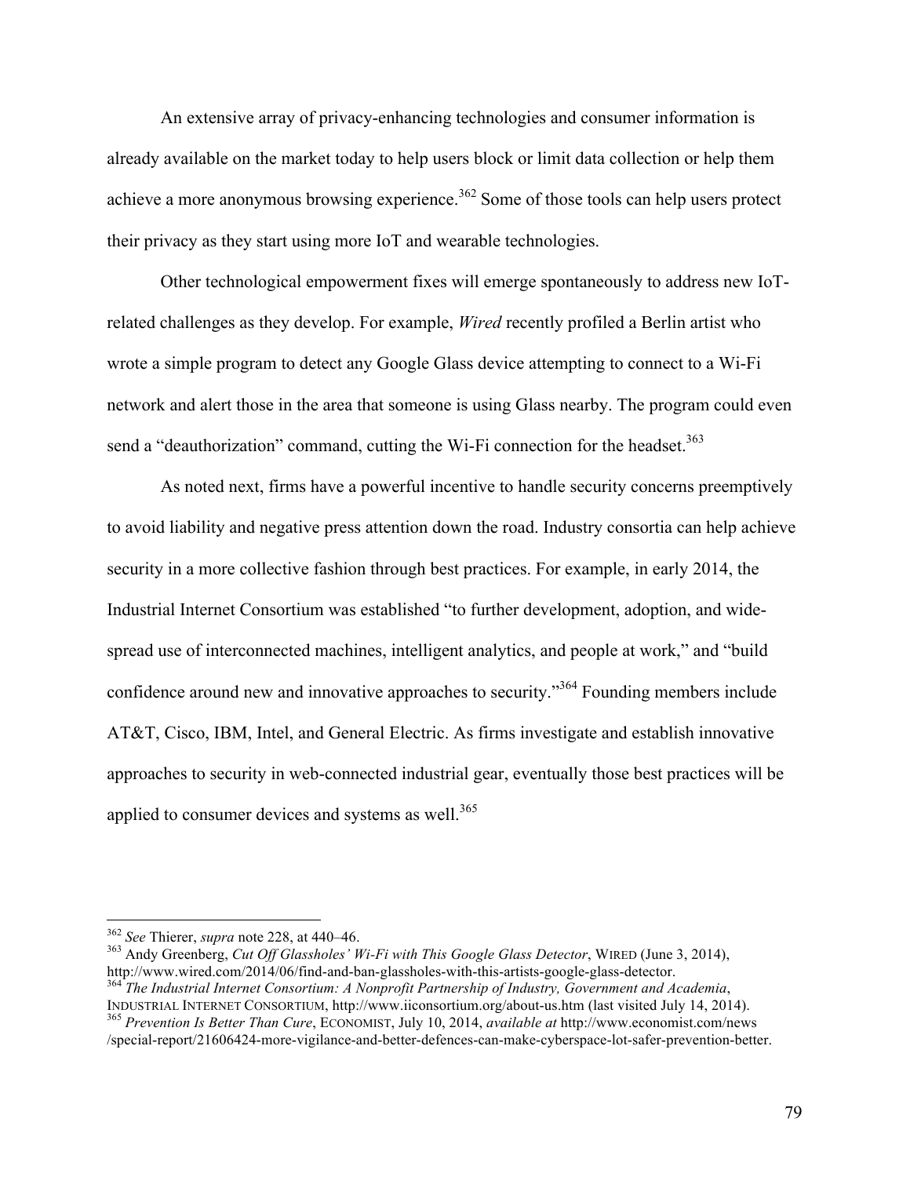An extensive array of privacy-enhancing technologies and consumer information is already available on the market today to help users block or limit data collection or help them achieve a more anonymous browsing experience.[362] Some of those tools can help users protect their privacy as they start using more IoT and wearable technologies.

Other technological empowerment fixes will emerge spontaneously to address new IoT-related challenges as they develop. For example, *Wired* recently profiled a Berlin artist who wrote a simple program to detect any Google Glass device attempting to connect to a Wi-Fi network and alert those in the area that someone is using Glass nearby. The program could even send a "deauthorization" command, cutting the Wi-Fi connection for the headset.[363]

As noted next, firms have a powerful incentive to handle security concerns preemptively to avoid liability and negative press attention down the road. Industry consortia can help achieve security in a more collective fashion through best practices. For example, in early 2014, the Industrial Internet Consortium was established "to further development, adoption, and wide-spread use of interconnected machines, intelligent analytics, and people at work," and "build confidence around new and innovative approaches to security."[364] Founding members include AT&T, Cisco, IBM, Intel, and General Electric. As firms investigate and establish innovative approaches to security in web-connected industrial gear, eventually those best practices will be applied to consumer devices and systems as well.[365]

---

[362] *See* Thierer, *supra* note 228, at 440–46.

[363] Andy Greenberg, *Cut Off Glassholes' Wi-Fi with This Google Glass Detector*, WIRED (June 3, 2014), http://www.wired.com/2014/06/find-and-ban-glassholes-with-this-artists-google-glass-detector.

[364] *The Industrial Internet Consortium: A Nonprofit Partnership of Industry, Government and Academia*, INDUSTRIAL INTERNET CONSORTIUM, http://www.iiconsortium.org/about-us.htm (last visited July 14, 2014).

[365] *Prevention Is Better Than Cure*, ECONOMIST, July 10, 2014, *available at* http://www.economist.com/news/special-report/21606424-more-vigilance-and-better-defences-can-make-cyberspace-lot-safer-prevention-better.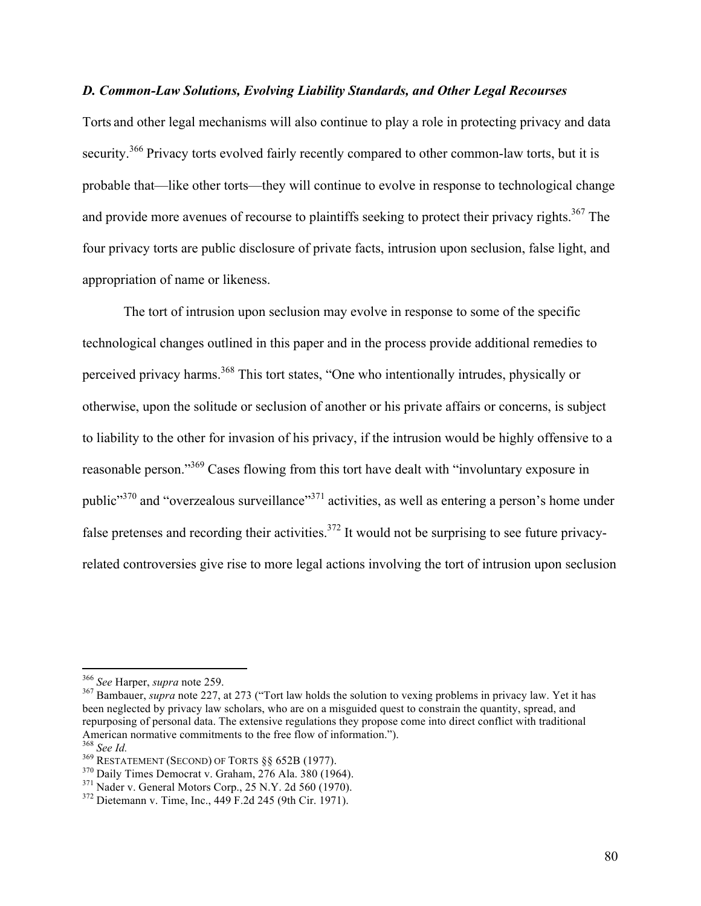### *D. Common-Law Solutions, Evolving Liability Standards, and Other Legal Recourses*

Torts and other legal mechanisms will also continue to play a role in protecting privacy and data security.[366] Privacy torts evolved fairly recently compared to other common-law torts, but it is probable that—like other torts—they will continue to evolve in response to technological change and provide more avenues of recourse to plaintiffs seeking to protect their privacy rights.[367] The four privacy torts are public disclosure of private facts, intrusion upon seclusion, false light, and appropriation of name or likeness.

The tort of intrusion upon seclusion may evolve in response to some of the specific technological changes outlined in this paper and in the process provide additional remedies to perceived privacy harms.[368] This tort states, "One who intentionally intrudes, physically or otherwise, upon the solitude or seclusion of another or his private affairs or concerns, is subject to liability to the other for invasion of his privacy, if the intrusion would be highly offensive to a reasonable person."[369] Cases flowing from this tort have dealt with "involuntary exposure in public"[370] and "overzealous surveillance"[371] activities, as well as entering a person's home under false pretenses and recording their activities.[372] It would not be surprising to see future privacy-related controversies give rise to more legal actions involving the tort of intrusion upon seclusion

---

[366] *See* Harper, *supra* note 259.

[367] Bambauer, *supra* note 227, at 273 ("Tort law holds the solution to vexing problems in privacy law. Yet it has been neglected by privacy law scholars, who are on a misguided quest to constrain the quantity, spread, and repurposing of personal data. The extensive regulations they propose come into direct conflict with traditional American normative commitments to the free flow of information.").

[368] *See Id.*

[369] RESTATEMENT (SECOND) OF TORTS §§ 652B (1977).

[370] Daily Times Democrat v. Graham, 276 Ala. 380 (1964).

[371] Nader v. General Motors Corp., 25 N.Y. 2d 560 (1970).

[372] Dietemann v. Time, Inc., 449 F.2d 245 (9th Cir. 1971).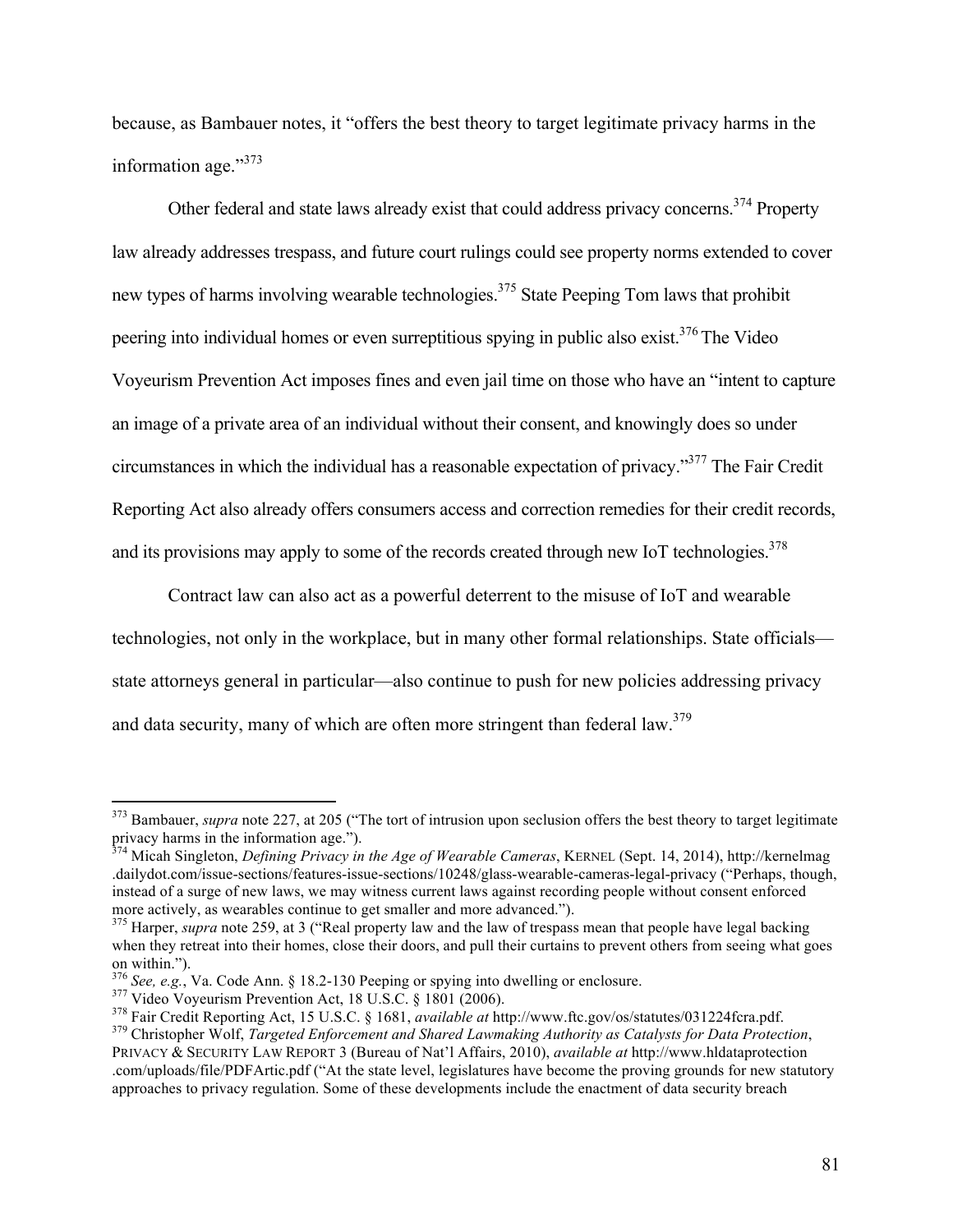because, as Bambauer notes, it "offers the best theory to target legitimate privacy harms in the information age."[373]

Other federal and state laws already exist that could address privacy concerns.[374] Property law already addresses trespass, and future court rulings could see property norms extended to cover new types of harms involving wearable technologies.[375] State Peeping Tom laws that prohibit peering into individual homes or even surreptitious spying in public also exist.[376] The Video Voyeurism Prevention Act imposes fines and even jail time on those who have an "intent to capture an image of a private area of an individual without their consent, and knowingly does so under circumstances in which the individual has a reasonable expectation of privacy."[377] The Fair Credit Reporting Act also already offers consumers access and correction remedies for their credit records, and its provisions may apply to some of the records created through new IoT technologies.[378]

Contract law can also act as a powerful deterrent to the misuse of IoT and wearable technologies, not only in the workplace, but in many other formal relationships. State officials—state attorneys general in particular—also continue to push for new policies addressing privacy and data security, many of which are often more stringent than federal law.[379]

---

[373] Bambauer, *supra* note 227, at 205 ("The tort of intrusion upon seclusion offers the best theory to target legitimate privacy harms in the information age.").

[374] Micah Singleton, *Defining Privacy in the Age of Wearable Cameras*, KERNEL (Sept. 14, 2014), http://kernelmag.dailydot.com/issue-sections/features-issue-sections/10248/glass-wearable-cameras-legal-privacy ("Perhaps, though, instead of a surge of new laws, we may witness current laws against recording people without consent enforced more actively, as wearables continue to get smaller and more advanced.").

[375] Harper, *supra* note 259, at 3 ("Real property law and the law of trespass mean that people have legal backing when they retreat into their homes, close their doors, and pull their curtains to prevent others from seeing what goes on within.").

[376] *See, e.g.*, Va. Code Ann. § 18.2-130 Peeping or spying into dwelling or enclosure.

[377] Video Voyeurism Prevention Act, 18 U.S.C. § 1801 (2006).

[378] Fair Credit Reporting Act, 15 U.S.C. § 1681, *available at* http://www.ftc.gov/os/statutes/031224fcra.pdf.

[379] Christopher Wolf, *Targeted Enforcement and Shared Lawmaking Authority as Catalysts for Data Protection*, PRIVACY & SECURITY LAW REPORT 3 (Bureau of Nat'l Affairs, 2010), *available at* http://www.hldataprotection.com/uploads/file/PDFArtic.pdf ("At the state level, legislatures have become the proving grounds for new statutory approaches to privacy regulation. Some of these developments include the enactment of data security breach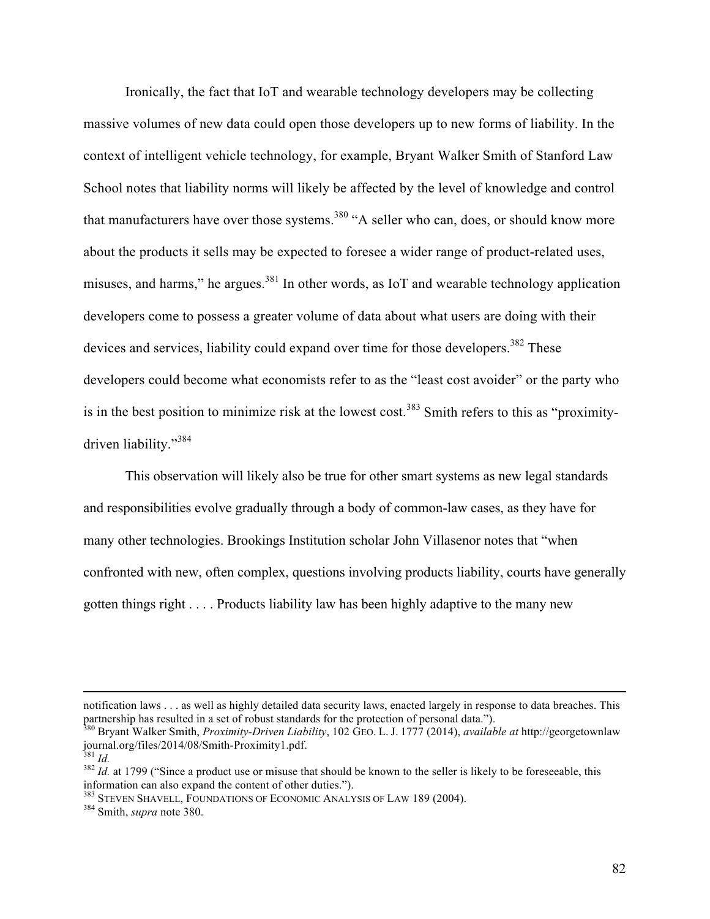Ironically, the fact that IoT and wearable technology developers may be collecting massive volumes of new data could open those developers up to new forms of liability. In the context of intelligent vehicle technology, for example, Bryant Walker Smith of Stanford Law School notes that liability norms will likely be affected by the level of knowledge and control that manufacturers have over those systems.[380] "A seller who can, does, or should know more about the products it sells may be expected to foresee a wider range of product-related uses, misuses, and harms," he argues.[381] In other words, as IoT and wearable technology application developers come to possess a greater volume of data about what users are doing with their devices and services, liability could expand over time for those developers.[382] These developers could become what economists refer to as the "least cost avoider" or the party who is in the best position to minimize risk at the lowest cost.[383] Smith refers to this as "proximity-driven liability."[384]

This observation will likely also be true for other smart systems as new legal standards and responsibilities evolve gradually through a body of common-law cases, as they have for many other technologies. Brookings Institution scholar John Villasenor notes that "when confronted with new, often complex, questions involving products liability, courts have generally gotten things right . . . . Products liability law has been highly adaptive to the many new

---

notification laws . . . as well as highly detailed data security laws, enacted largely in response to data breaches. This partnership has resulted in a set of robust standards for the protection of personal data.").

[380] Bryant Walker Smith, *Proximity-Driven Liability*, 102 GEO. L. J. 1777 (2014), *available at* http://georgetownlaw journal.org/files/2014/08/Smith-Proximity1.pdf.

[381] *Id.*

[382] *Id.* at 1799 ("Since a product use or misuse that should be known to the seller is likely to be foreseeable, this information can also expand the content of other duties.").

[383] STEVEN SHAVELL, FOUNDATIONS OF ECONOMIC ANALYSIS OF LAW 189 (2004).

[384] Smith, *supra* note 380.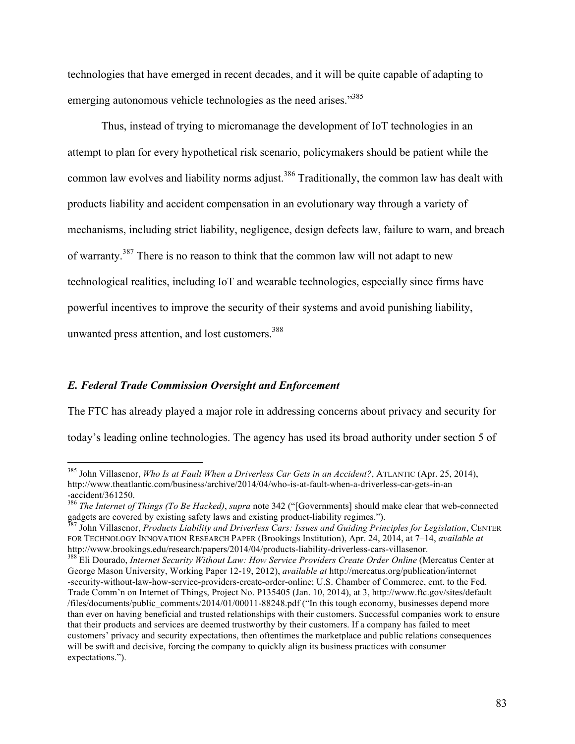technologies that have emerged in recent decades, and it will be quite capable of adapting to emerging autonomous vehicle technologies as the need arises."[385]

Thus, instead of trying to micromanage the development of IoT technologies in an attempt to plan for every hypothetical risk scenario, policymakers should be patient while the common law evolves and liability norms adjust.[386] Traditionally, the common law has dealt with products liability and accident compensation in an evolutionary way through a variety of mechanisms, including strict liability, negligence, design defects law, failure to warn, and breach of warranty.[387] There is no reason to think that the common law will not adapt to new technological realities, including IoT and wearable technologies, especially since firms have powerful incentives to improve the security of their systems and avoid punishing liability, unwanted press attention, and lost customers.[388]

### *E. Federal Trade Commission Oversight and Enforcement*

The FTC has already played a major role in addressing concerns about privacy and security for today's leading online technologies. The agency has used its broad authority under section 5 of

---

[385] John Villasenor, *Who Is at Fault When a Driverless Car Gets in an Accident?*, ATLANTIC (Apr. 25, 2014), http://www.theatlantic.com/business/archive/2014/04/who-is-at-fault-when-a-driverless-car-gets-in-an-accident/361250.

[386] *The Internet of Things (To Be Hacked)*, *supra* note 342 ("[Governments] should make clear that web-connected gadgets are covered by existing safety laws and existing product-liability regimes.").

[387] John Villasenor, *Products Liability and Driverless Cars: Issues and Guiding Principles for Legislation*, CENTER FOR TECHNOLOGY INNOVATION RESEARCH PAPER (Brookings Institution), Apr. 24, 2014, at 7–14, *available at* http://www.brookings.edu/research/papers/2014/04/products-liability-driverless-cars-villasenor.

[388] Eli Dourado, *Internet Security Without Law: How Service Providers Create Order Online* (Mercatus Center at George Mason University, Working Paper 12-19, 2012), *available at* http://mercatus.org/publication/internet-security-without-law-how-service-providers-create-order-online; U.S. Chamber of Commerce, cmt. to the Fed. Trade Comm'n on Internet of Things, Project No. P135405 (Jan. 10, 2014), at 3, http://www.ftc.gov/sites/default/files/documents/public_comments/2014/01/00011-88248.pdf ("In this tough economy, businesses depend more than ever on having beneficial and trusted relationships with their customers. Successful companies work to ensure that their products and services are deemed trustworthy by their customers. If a company has failed to meet customers' privacy and security expectations, then oftentimes the marketplace and public relations consequences will be swift and decisive, forcing the company to quickly align its business practices with consumer expectations.").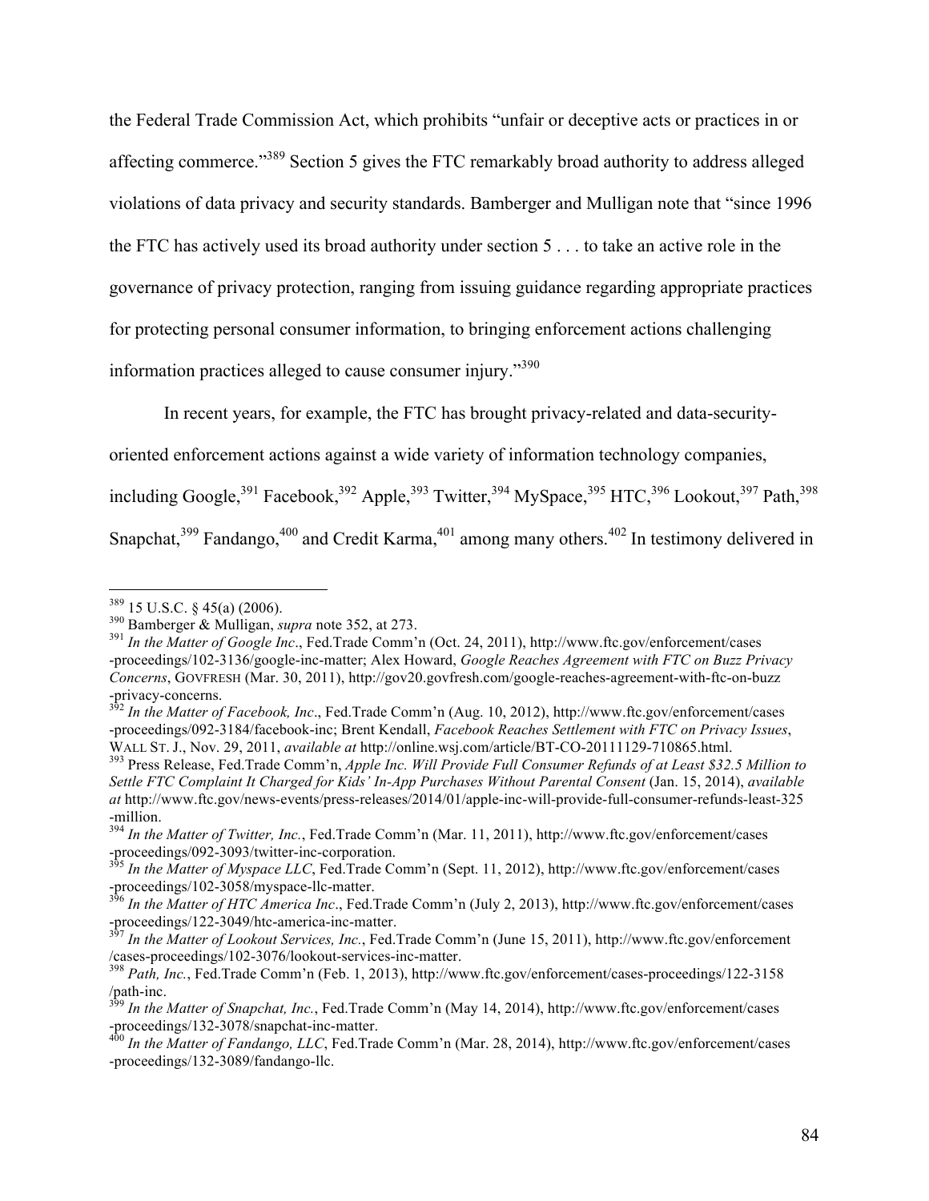the Federal Trade Commission Act, which prohibits "unfair or deceptive acts or practices in or affecting commerce."[389] Section 5 gives the FTC remarkably broad authority to address alleged violations of data privacy and security standards. Bamberger and Mulligan note that "since 1996 the FTC has actively used its broad authority under section 5 . . . to take an active role in the governance of privacy protection, ranging from issuing guidance regarding appropriate practices for protecting personal consumer information, to bringing enforcement actions challenging information practices alleged to cause consumer injury."[390]

In recent years, for example, the FTC has brought privacy-related and data-security-oriented enforcement actions against a wide variety of information technology companies, including Google,[391] Facebook,[392] Apple,[393] Twitter,[394] MySpace,[395] HTC,[396] Lookout,[397] Path,[398] Snapchat,[399] Fandango,[400] and Credit Karma,[401] among many others.[402] In testimony delivered in

---

[389] 15 U.S.C. § 45(a) (2006).

[390] Bamberger & Mulligan, *supra* note 352, at 273.

[391] *In the Matter of Google Inc*., Fed.Trade Comm'n (Oct. 24, 2011), http://www.ftc.gov/enforcement/cases-proceedings/102-3136/google-inc-matter; Alex Howard, *Google Reaches Agreement with FTC on Buzz Privacy Concerns*, GOVFRESH (Mar. 30, 2011), http://gov20.govfresh.com/google-reaches-agreement-with-ftc-on-buzz-privacy-concerns.

[392] *In the Matter of Facebook, Inc*., Fed.Trade Comm'n (Aug. 10, 2012), http://www.ftc.gov/enforcement/cases-proceedings/092-3184/facebook-inc; Brent Kendall, *Facebook Reaches Settlement with FTC on Privacy Issues*, WALL ST. J., Nov. 29, 2011, *available at* http://online.wsj.com/article/BT-CO-20111129-710865.html.

[393] Press Release, Fed.Trade Comm'n, *Apple Inc. Will Provide Full Consumer Refunds of at Least $32.5 Million to Settle FTC Complaint It Charged for Kids' In-App Purchases Without Parental Consent* (Jan. 15, 2014), *available at* http://www.ftc.gov/news-events/press-releases/2014/01/apple-inc-will-provide-full-consumer-refunds-least-325-million.

[394] *In the Matter of Twitter, Inc.*, Fed.Trade Comm'n (Mar. 11, 2011), http://www.ftc.gov/enforcement/cases-proceedings/092-3093/twitter-inc-corporation.

[395] *In the Matter of Myspace LLC*, Fed.Trade Comm'n (Sept. 11, 2012), http://www.ftc.gov/enforcement/cases-proceedings/102-3058/myspace-llc-matter.

[396] *In the Matter of HTC America Inc*., Fed.Trade Comm'n (July 2, 2013), http://www.ftc.gov/enforcement/cases-proceedings/122-3049/htc-america-inc-matter.

[397] *In the Matter of Lookout Services, Inc.*, Fed.Trade Comm'n (June 15, 2011), http://www.ftc.gov/enforcement/cases-proceedings/102-3076/lookout-services-inc-matter.

[398] *Path, Inc.*, Fed.Trade Comm'n (Feb. 1, 2013), http://www.ftc.gov/enforcement/cases-proceedings/122-3158/path-inc.

[399] *In the Matter of Snapchat, Inc.*, Fed.Trade Comm'n (May 14, 2014), http://www.ftc.gov/enforcement/cases-proceedings/132-3078/snapchat-inc-matter.

[400] *In the Matter of Fandango, LLC*, Fed.Trade Comm'n (Mar. 28, 2014), http://www.ftc.gov/enforcement/cases-proceedings/132-3089/fandango-llc.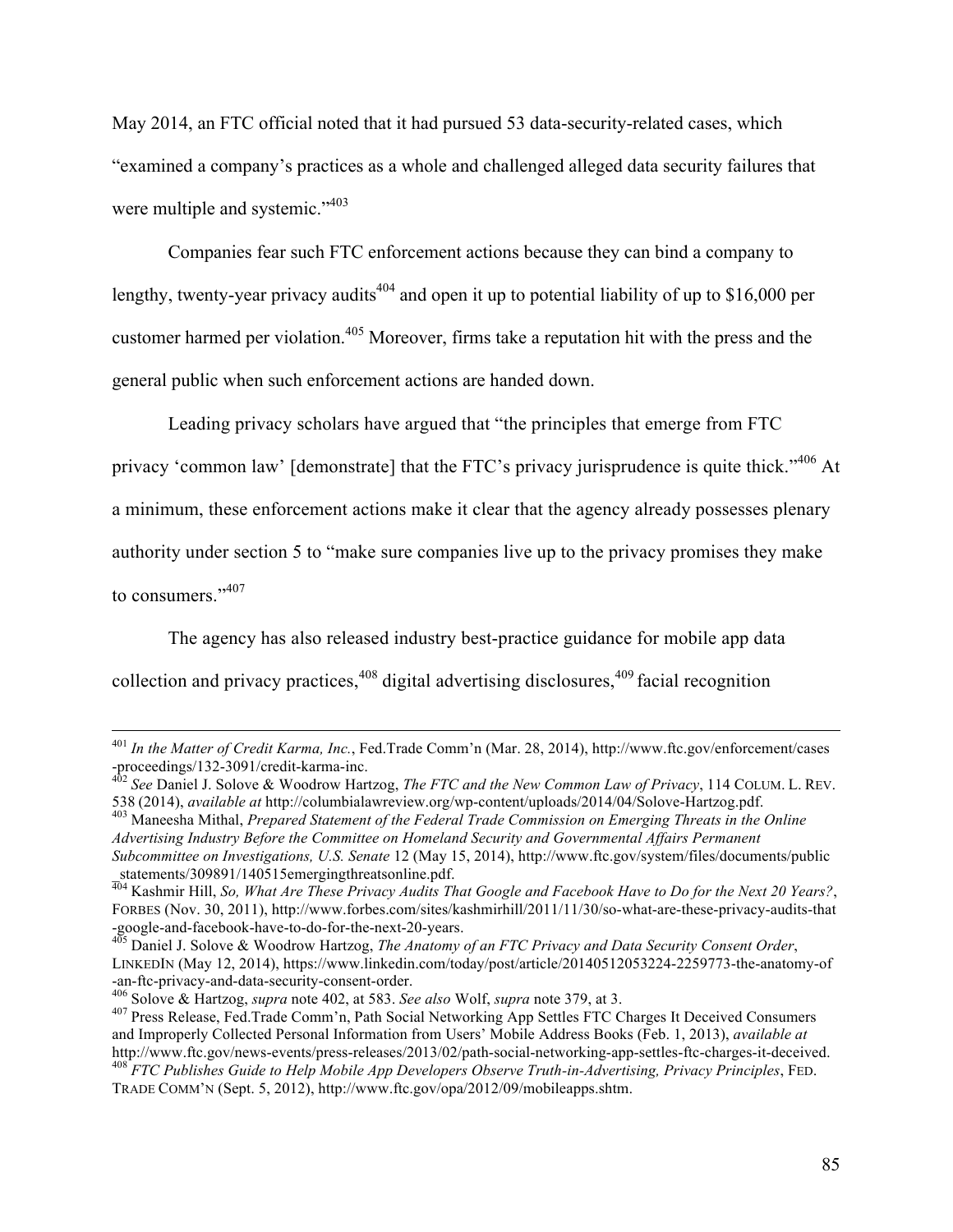May 2014, an FTC official noted that it had pursued 53 data-security-related cases, which "examined a company's practices as a whole and challenged alleged data security failures that were multiple and systemic."[403]

Companies fear such FTC enforcement actions because they can bind a company to lengthy, twenty-year privacy audits[404] and open it up to potential liability of up to $16,000 per customer harmed per violation.[405] Moreover, firms take a reputation hit with the press and the general public when such enforcement actions are handed down.

Leading privacy scholars have argued that "the principles that emerge from FTC privacy 'common law' [demonstrate] that the FTC's privacy jurisprudence is quite thick."[406] At a minimum, these enforcement actions make it clear that the agency already possesses plenary authority under section 5 to "make sure companies live up to the privacy promises they make to consumers."[407]

The agency has also released industry best-practice guidance for mobile app data collection and privacy practices,[408] digital advertising disclosures,[409] facial recognition

---

[401] *In the Matter of Credit Karma, Inc.*, Fed.Trade Comm'n (Mar. 28, 2014), http://www.ftc.gov/enforcement/cases-proceedings/132-3091/credit-karma-inc.

[402] *See* Daniel J. Solove & Woodrow Hartzog, *The FTC and the New Common Law of Privacy*, 114 COLUM. L. REV. 538 (2014), *available at* http://columbialawreview.org/wp-content/uploads/2014/04/Solove-Hartzog.pdf.

[403] Maneesha Mithal, *Prepared Statement of the Federal Trade Commission on Emerging Threats in the Online Advertising Industry Before the Committee on Homeland Security and Governmental Affairs Permanent Subcommittee on Investigations, U.S. Senate* 12 (May 15, 2014), http://www.ftc.gov/system/files/documents/public_statements/309891/140515emergingthreatsonline.pdf.

[404] Kashmir Hill, *So, What Are These Privacy Audits That Google and Facebook Have to Do for the Next 20 Years?*, FORBES (Nov. 30, 2011), http://www.forbes.com/sites/kashmirhill/2011/11/30/so-what-are-these-privacy-audits-that-google-and-facebook-have-to-do-for-the-next-20-years.

[405] Daniel J. Solove & Woodrow Hartzog, *The Anatomy of an FTC Privacy and Data Security Consent Order*, LINKEDIN (May 12, 2014), https://www.linkedin.com/today/post/article/20140512053224-2259773-the-anatomy-of-an-ftc-privacy-and-data-security-consent-order.

[406] Solove & Hartzog, *supra* note 402, at 583. *See also* Wolf, *supra* note 379, at 3.

[407] Press Release, Fed.Trade Comm'n, Path Social Networking App Settles FTC Charges It Deceived Consumers and Improperly Collected Personal Information from Users' Mobile Address Books (Feb. 1, 2013), *available at* http://www.ftc.gov/news-events/press-releases/2013/02/path-social-networking-app-settles-ftc-charges-it-deceived.

[408] *FTC Publishes Guide to Help Mobile App Developers Observe Truth-in-Advertising, Privacy Principles*, FED. TRADE COMM'N (Sept. 5, 2012), http://www.ftc.gov/opa/2012/09/mobileapps.shtm.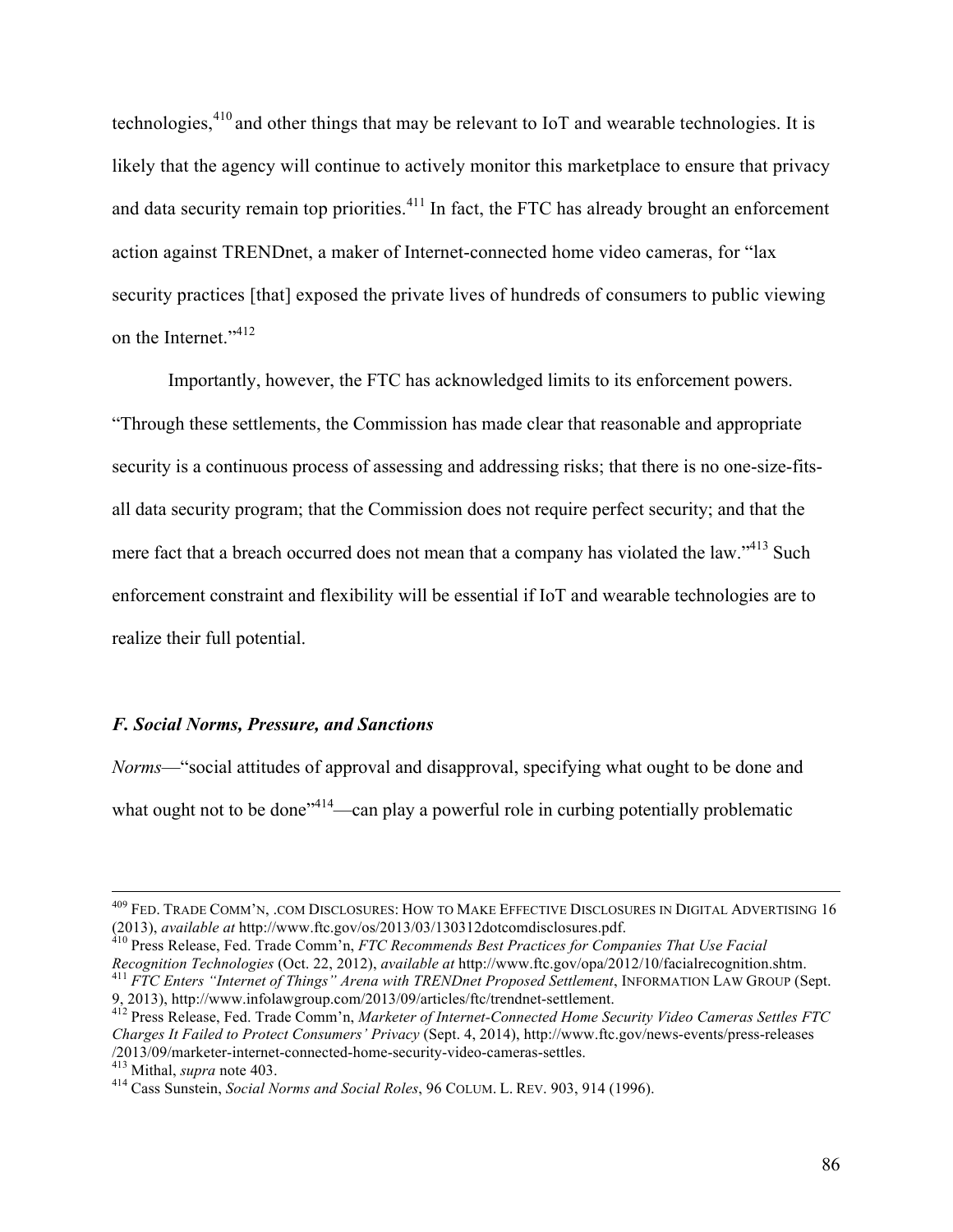technologies,[410] and other things that may be relevant to IoT and wearable technologies. It is likely that the agency will continue to actively monitor this marketplace to ensure that privacy and data security remain top priorities.[411] In fact, the FTC has already brought an enforcement action against TRENDnet, a maker of Internet-connected home video cameras, for "lax security practices [that] exposed the private lives of hundreds of consumers to public viewing on the Internet."[412]

Importantly, however, the FTC has acknowledged limits to its enforcement powers. "Through these settlements, the Commission has made clear that reasonable and appropriate security is a continuous process of assessing and addressing risks; that there is no one-size-fits-all data security program; that the Commission does not require perfect security; and that the mere fact that a breach occurred does not mean that a company has violated the law."[413] Such enforcement constraint and flexibility will be essential if IoT and wearable technologies are to realize their full potential.

### *F. Social Norms, Pressure, and Sanctions*

*Norms*—"social attitudes of approval and disapproval, specifying what ought to be done and what ought not to be done"[414]—can play a powerful role in curbing potentially problematic

---

[409] FED. TRADE COMM'N, .COM DISCLOSURES: HOW TO MAKE EFFECTIVE DISCLOSURES IN DIGITAL ADVERTISING 16 (2013), *available at* http://www.ftc.gov/os/2013/03/130312dotcomdisclosures.pdf.

[410] Press Release, Fed. Trade Comm'n, *FTC Recommends Best Practices for Companies That Use Facial Recognition Technologies* (Oct. 22, 2012), *available at* http://www.ftc.gov/opa/2012/10/facialrecognition.shtm.

[411] *FTC Enters "Internet of Things" Arena with TRENDnet Proposed Settlement*, INFORMATION LAW GROUP (Sept. 9, 2013), http://www.infolawgroup.com/2013/09/articles/ftc/trendnet-settlement.

[412] Press Release, Fed. Trade Comm'n, *Marketer of Internet-Connected Home Security Video Cameras Settles FTC Charges It Failed to Protect Consumers' Privacy* (Sept. 4, 2014), http://www.ftc.gov/news-events/press-releases/2013/09/marketer-internet-connected-home-security-video-cameras-settles.

[413] Mithal, *supra* note 403.

[414] Cass Sunstein, *Social Norms and Social Roles*, 96 COLUM. L. REV. 903, 914 (1996).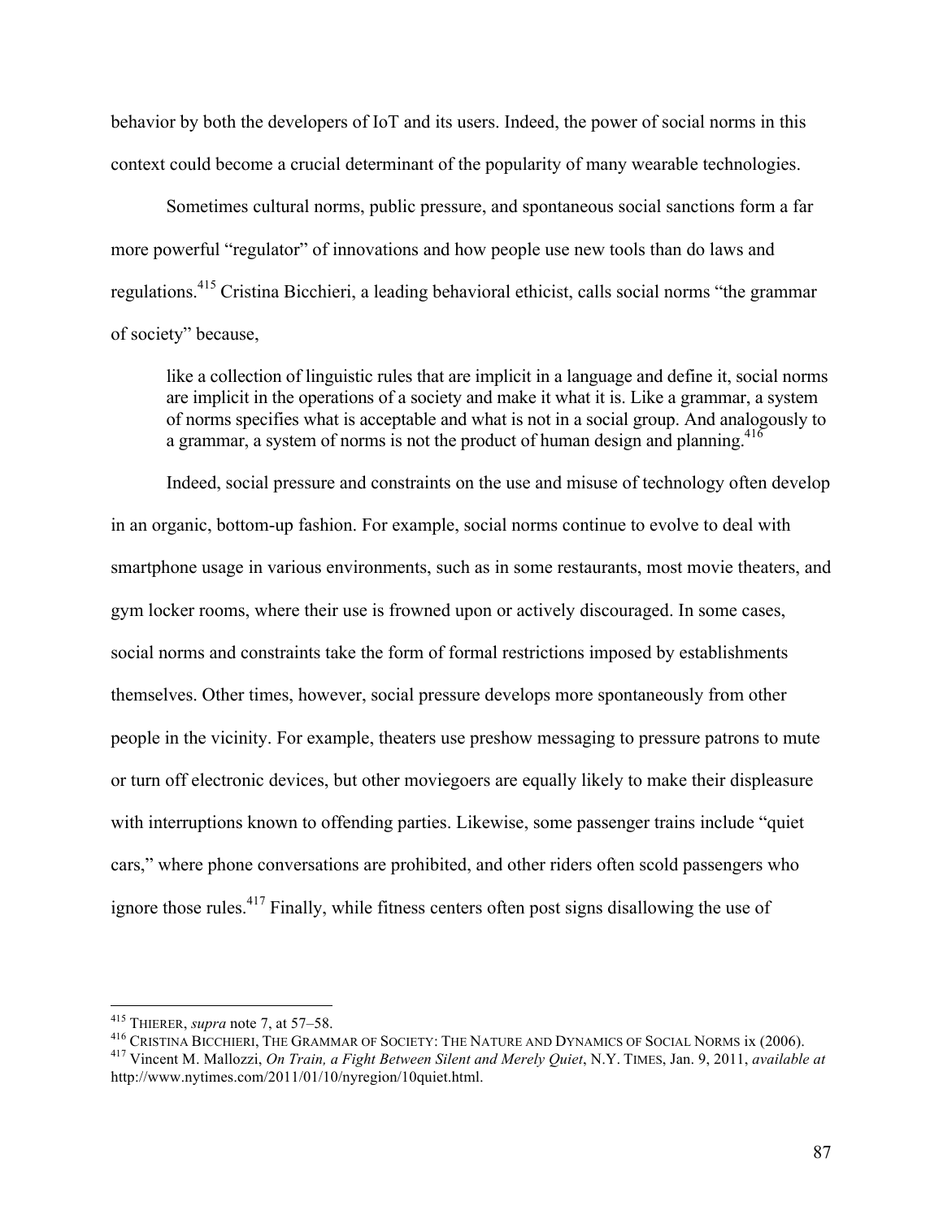behavior by both the developers of IoT and its users. Indeed, the power of social norms in this context could become a crucial determinant of the popularity of many wearable technologies.

Sometimes cultural norms, public pressure, and spontaneous social sanctions form a far more powerful "regulator" of innovations and how people use new tools than do laws and regulations.[415] Cristina Bicchieri, a leading behavioral ethicist, calls social norms "the grammar of society" because,

> like a collection of linguistic rules that are implicit in a language and define it, social norms are implicit in the operations of a society and make it what it is. Like a grammar, a system of norms specifies what is acceptable and what is not in a social group. And analogously to a grammar, a system of norms is not the product of human design and planning.[416]

Indeed, social pressure and constraints on the use and misuse of technology often develop in an organic, bottom-up fashion. For example, social norms continue to evolve to deal with smartphone usage in various environments, such as in some restaurants, most movie theaters, and gym locker rooms, where their use is frowned upon or actively discouraged. In some cases, social norms and constraints take the form of formal restrictions imposed by establishments themselves. Other times, however, social pressure develops more spontaneously from other people in the vicinity. For example, theaters use preshow messaging to pressure patrons to mute or turn off electronic devices, but other moviegoers are equally likely to make their displeasure with interruptions known to offending parties. Likewise, some passenger trains include "quiet cars," where phone conversations are prohibited, and other riders often scold passengers who ignore those rules.[417] Finally, while fitness centers often post signs disallowing the use of

---

[415] THIERER, *supra* note 7, at 57–58.

[416] CRISTINA BICCHIERI, THE GRAMMAR OF SOCIETY: THE NATURE AND DYNAMICS OF SOCIAL NORMS ix (2006).

[417] Vincent M. Mallozzi, *On Train, a Fight Between Silent and Merely Quiet*, N.Y. TIMES, Jan. 9, 2011, *available at* http://www.nytimes.com/2011/01/10/nyregion/10quiet.html.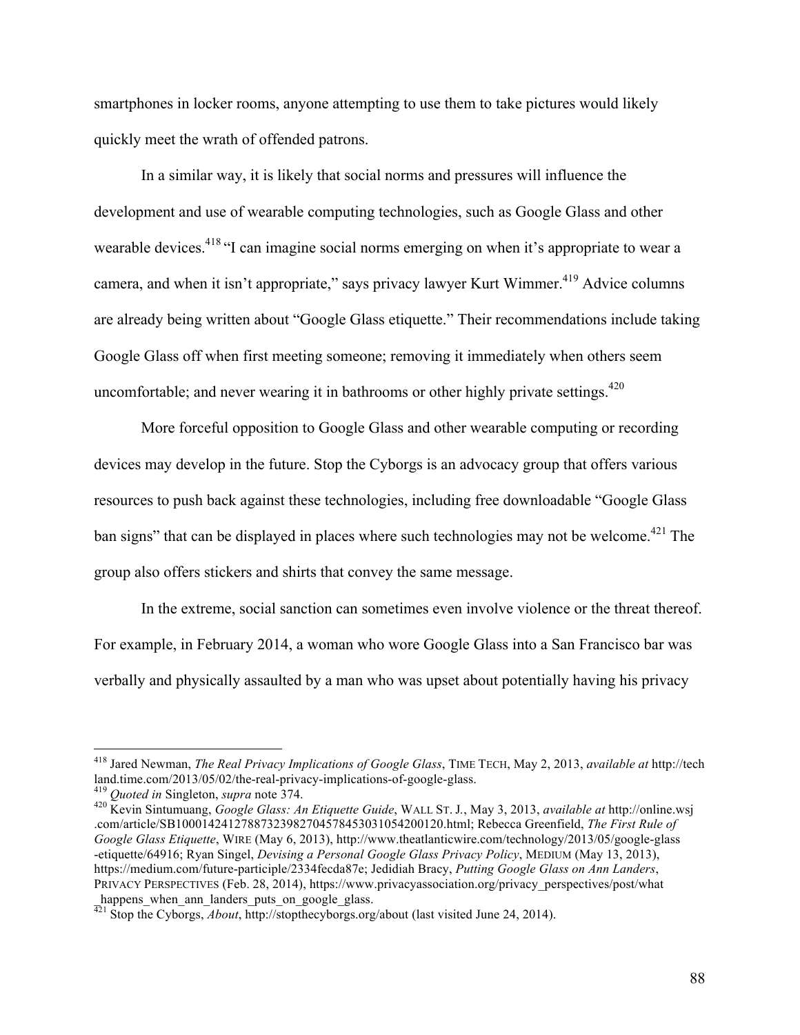smartphones in locker rooms, anyone attempting to use them to take pictures would likely quickly meet the wrath of offended patrons.

In a similar way, it is likely that social norms and pressures will influence the development and use of wearable computing technologies, such as Google Glass and other wearable devices.[418] "I can imagine social norms emerging on when it's appropriate to wear a camera, and when it isn't appropriate," says privacy lawyer Kurt Wimmer.[419] Advice columns are already being written about "Google Glass etiquette." Their recommendations include taking Google Glass off when first meeting someone; removing it immediately when others seem uncomfortable; and never wearing it in bathrooms or other highly private settings.[420]

More forceful opposition to Google Glass and other wearable computing or recording devices may develop in the future. Stop the Cyborgs is an advocacy group that offers various resources to push back against these technologies, including free downloadable "Google Glass ban signs" that can be displayed in places where such technologies may not be welcome.[421] The group also offers stickers and shirts that convey the same message.

In the extreme, social sanction can sometimes even involve violence or the threat thereof. For example, in February 2014, a woman who wore Google Glass into a San Francisco bar was verbally and physically assaulted by a man who was upset about potentially having his privacy

---

[418] Jared Newman, *The Real Privacy Implications of Google Glass*, TIME TECH, May 2, 2013, *available at* http://techland.time.com/2013/05/02/the-real-privacy-implications-of-google-glass.

[419] *Quoted in* Singleton, *supra* note 374.

[420] Kevin Sintumuang, *Google Glass: An Etiquette Guide*, WALL ST. J., May 3, 2013, *available at* http://online.wsj.com/article/SB10001424127887323982704578453031054200120.html; Rebecca Greenfield, *The First Rule of Google Glass Etiquette*, WIRE (May 6, 2013), http://www.theatlanticwire.com/technology/2013/05/google-glass-etiquette/64916; Ryan Singel, *Devising a Personal Google Glass Privacy Policy*, MEDIUM (May 13, 2013), https://medium.com/future-participle/2334fecda87e; Jedidiah Bracy, *Putting Google Glass on Ann Landers*, PRIVACY PERSPECTIVES (Feb. 28, 2014), https://www.privacyassociation.org/privacy_perspectives/post/what_happens_when_ann_landers_puts_on_google_glass.

[421] Stop the Cyborgs, *About*, http://stopthecyborgs.org/about (last visited June 24, 2014).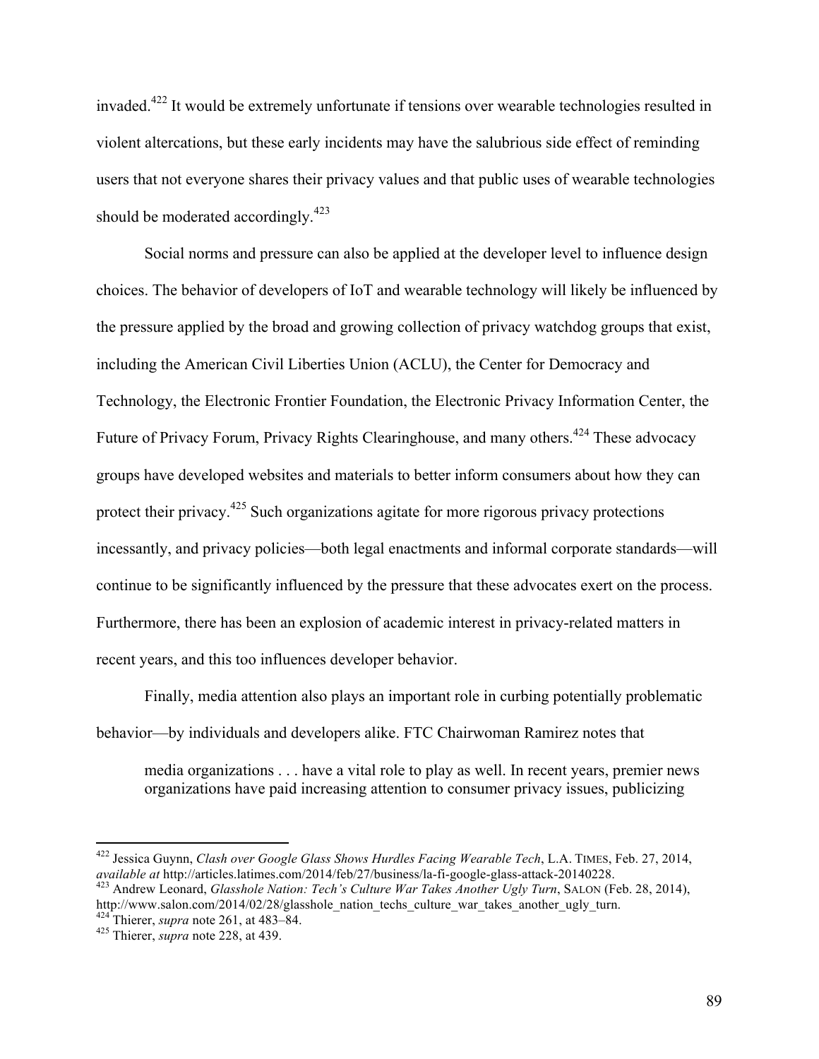invaded.[422] It would be extremely unfortunate if tensions over wearable technologies resulted in violent altercations, but these early incidents may have the salubrious side effect of reminding users that not everyone shares their privacy values and that public uses of wearable technologies should be moderated accordingly.[423]

Social norms and pressure can also be applied at the developer level to influence design choices. The behavior of developers of IoT and wearable technology will likely be influenced by the pressure applied by the broad and growing collection of privacy watchdog groups that exist, including the American Civil Liberties Union (ACLU), the Center for Democracy and Technology, the Electronic Frontier Foundation, the Electronic Privacy Information Center, the Future of Privacy Forum, Privacy Rights Clearinghouse, and many others.[424] These advocacy groups have developed websites and materials to better inform consumers about how they can protect their privacy.[425] Such organizations agitate for more rigorous privacy protections incessantly, and privacy policies—both legal enactments and informal corporate standards—will continue to be significantly influenced by the pressure that these advocates exert on the process. Furthermore, there has been an explosion of academic interest in privacy-related matters in recent years, and this too influences developer behavior.

Finally, media attention also plays an important role in curbing potentially problematic behavior—by individuals and developers alike. FTC Chairwoman Ramirez notes that

> media organizations . . . have a vital role to play as well. In recent years, premier news organizations have paid increasing attention to consumer privacy issues, publicizing

---

[422] Jessica Guynn, *Clash over Google Glass Shows Hurdles Facing Wearable Tech*, L.A. TIMES, Feb. 27, 2014, *available at* http://articles.latimes.com/2014/feb/27/business/la-fi-google-glass-attack-20140228.

[423] Andrew Leonard, *Glasshole Nation: Tech's Culture War Takes Another Ugly Turn*, SALON (Feb. 28, 2014), http://www.salon.com/2014/02/28/glasshole_nation_techs_culture_war_takes_another_ugly_turn.

[424] Thierer, *supra* note 261, at 483–84.

[425] Thierer, *supra* note 228, at 439.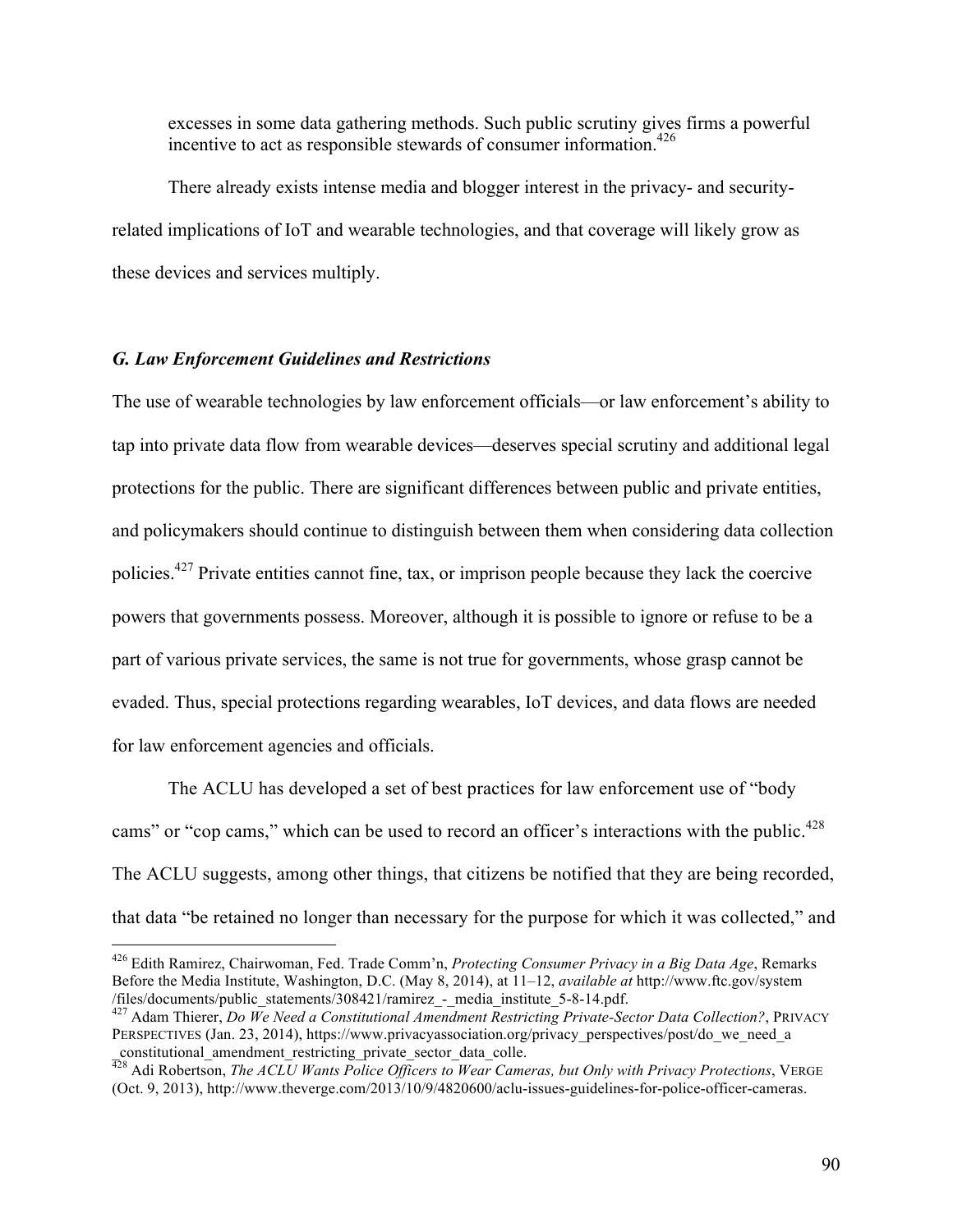> excesses in some data gathering methods. Such public scrutiny gives firms a powerful incentive to act as responsible stewards of consumer information.[426]

There already exists intense media and blogger interest in the privacy- and security-related implications of IoT and wearable technologies, and that coverage will likely grow as these devices and services multiply.

### *G. Law Enforcement Guidelines and Restrictions*

The use of wearable technologies by law enforcement officials—or law enforcement's ability to tap into private data flow from wearable devices—deserves special scrutiny and additional legal protections for the public. There are significant differences between public and private entities, and policymakers should continue to distinguish between them when considering data collection policies.[427] Private entities cannot fine, tax, or imprison people because they lack the coercive powers that governments possess. Moreover, although it is possible to ignore or refuse to be a part of various private services, the same is not true for governments, whose grasp cannot be evaded. Thus, special protections regarding wearables, IoT devices, and data flows are needed for law enforcement agencies and officials.

The ACLU has developed a set of best practices for law enforcement use of "body cams" or "cop cams," which can be used to record an officer's interactions with the public.[428] The ACLU suggests, among other things, that citizens be notified that they are being recorded, that data "be retained no longer than necessary for the purpose for which it was collected," and

---

[426] Edith Ramirez, Chairwoman, Fed. Trade Comm'n, *Protecting Consumer Privacy in a Big Data Age*, Remarks Before the Media Institute, Washington, D.C. (May 8, 2014), at 11–12, *available at* http://www.ftc.gov/system/files/documents/public_statements/308421/ramirez_-_media_institute_5-8-14.pdf.

[427] Adam Thierer, *Do We Need a Constitutional Amendment Restricting Private-Sector Data Collection?*, PRIVACY PERSPECTIVES (Jan. 23, 2014), https://www.privacyassociation.org/privacy_perspectives/post/do_we_need_a_constitutional_amendment_restricting_private_sector_data_colle.

[428] Adi Robertson, *The ACLU Wants Police Officers to Wear Cameras, but Only with Privacy Protections*, VERGE (Oct. 9, 2013), http://www.theverge.com/2013/10/9/4820600/aclu-issues-guidelines-for-police-officer-cameras.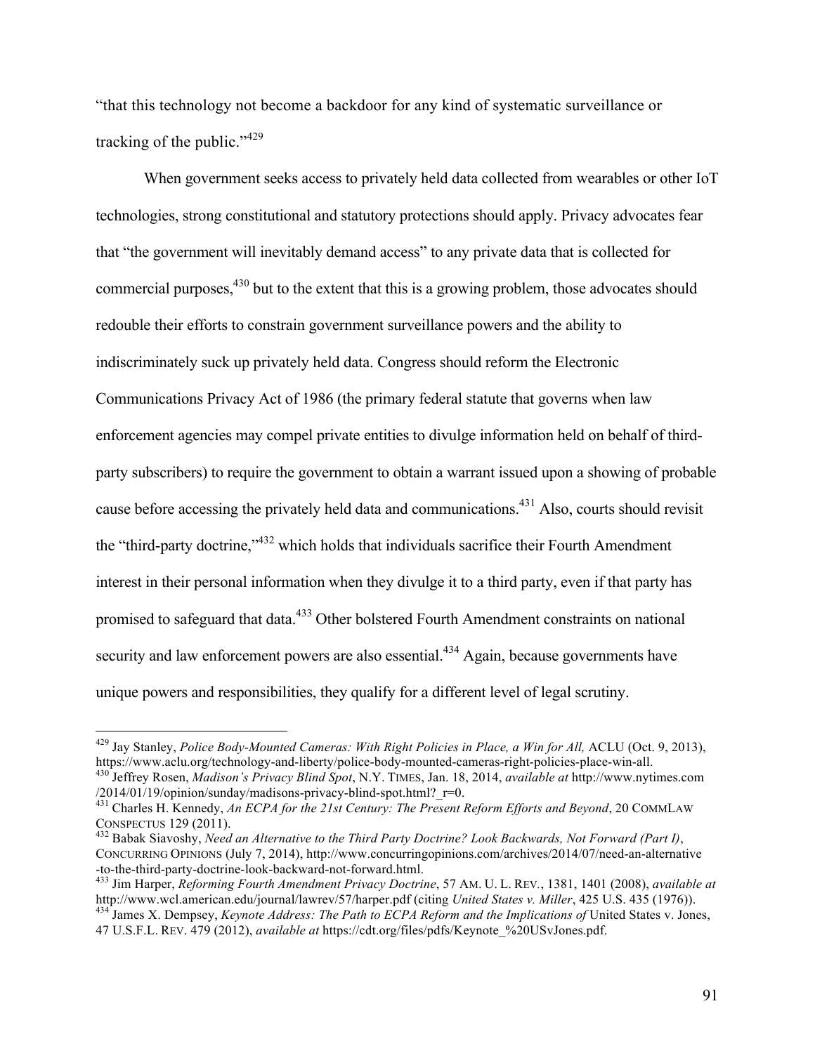"that this technology not become a backdoor for any kind of systematic surveillance or tracking of the public."[429]

When government seeks access to privately held data collected from wearables or other IoT technologies, strong constitutional and statutory protections should apply. Privacy advocates fear that "the government will inevitably demand access" to any private data that is collected for commercial purposes,[430] but to the extent that this is a growing problem, those advocates should redouble their efforts to constrain government surveillance powers and the ability to indiscriminately suck up privately held data. Congress should reform the Electronic Communications Privacy Act of 1986 (the primary federal statute that governs when law enforcement agencies may compel private entities to divulge information held on behalf of third-party subscribers) to require the government to obtain a warrant issued upon a showing of probable cause before accessing the privately held data and communications.[431] Also, courts should revisit the "third-party doctrine,"[432] which holds that individuals sacrifice their Fourth Amendment interest in their personal information when they divulge it to a third party, even if that party has promised to safeguard that data.[433] Other bolstered Fourth Amendment constraints on national security and law enforcement powers are also essential.[434] Again, because governments have unique powers and responsibilities, they qualify for a different level of legal scrutiny.

---

[429] Jay Stanley, *Police Body-Mounted Cameras: With Right Policies in Place, a Win for All,* ACLU (Oct. 9, 2013), https://www.aclu.org/technology-and-liberty/police-body-mounted-cameras-right-policies-place-win-all.

[430] Jeffrey Rosen, *Madison's Privacy Blind Spot*, N.Y. TIMES, Jan. 18, 2014, *available at* http://www.nytimes.com/2014/01/19/opinion/sunday/madisons-privacy-blind-spot.html?_r=0.

[431] Charles H. Kennedy, *An ECPA for the 21st Century: The Present Reform Efforts and Beyond*, 20 COMMLAW CONSPECTUS 129 (2011).

[432] Babak Siavoshy, *Need an Alternative to the Third Party Doctrine? Look Backwards, Not Forward (Part I)*, CONCURRING OPINIONS (July 7, 2014), http://www.concurringopinions.com/archives/2014/07/need-an-alternative-to-the-third-party-doctrine-look-backward-not-forward.html.

[433] Jim Harper, *Reforming Fourth Amendment Privacy Doctrine*, 57 AM. U. L. REV., 1381, 1401 (2008), *available at* http://www.wcl.american.edu/journal/lawrev/57/harper.pdf (citing *United States v. Miller*, 425 U.S. 435 (1976)).

[434] James X. Dempsey, *Keynote Address: The Path to ECPA Reform and the Implications of* United States v. Jones, 47 U.S.F.L. REV. 479 (2012), *available at* https://cdt.org/files/pdfs/Keynote_%20USvJones.pdf.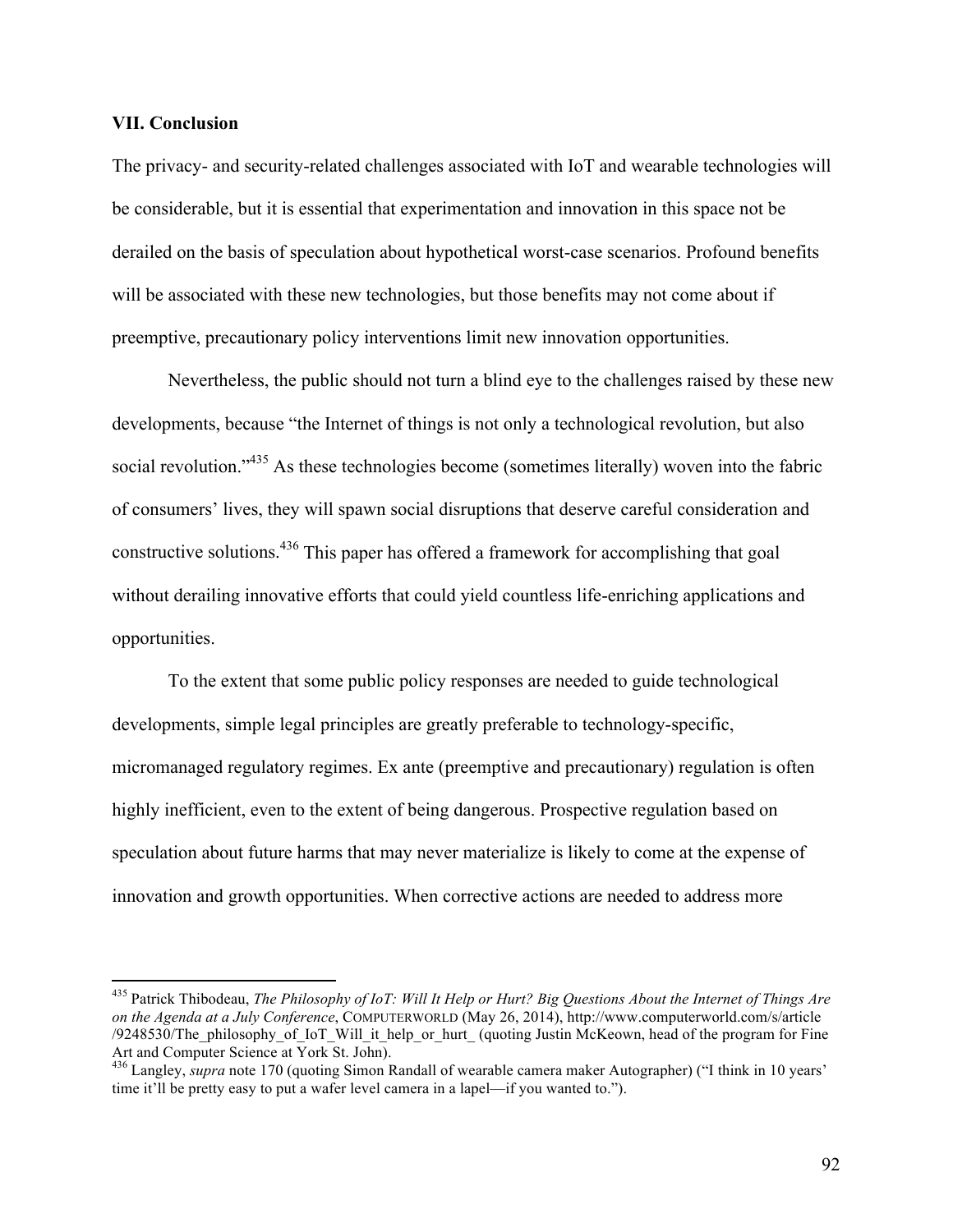## VII. Conclusion

The privacy- and security-related challenges associated with IoT and wearable technologies will be considerable, but it is essential that experimentation and innovation in this space not be derailed on the basis of speculation about hypothetical worst-case scenarios. Profound benefits will be associated with these new technologies, but those benefits may not come about if preemptive, precautionary policy interventions limit new innovation opportunities.

Nevertheless, the public should not turn a blind eye to the challenges raised by these new developments, because "the Internet of things is not only a technological revolution, but also social revolution."[435] As these technologies become (sometimes literally) woven into the fabric of consumers' lives, they will spawn social disruptions that deserve careful consideration and constructive solutions.[436] This paper has offered a framework for accomplishing that goal without derailing innovative efforts that could yield countless life-enriching applications and opportunities.

To the extent that some public policy responses are needed to guide technological developments, simple legal principles are greatly preferable to technology-specific, micromanaged regulatory regimes. Ex ante (preemptive and precautionary) regulation is often highly inefficient, even to the extent of being dangerous. Prospective regulation based on speculation about future harms that may never materialize is likely to come at the expense of innovation and growth opportunities. When corrective actions are needed to address more

---

[435] Patrick Thibodeau, *The Philosophy of IoT: Will It Help or Hurt? Big Questions About the Internet of Things Are on the Agenda at a July Conference*, COMPUTERWORLD (May 26, 2014), http://www.computerworld.com/s/article/9248530/The_philosophy_of_IoT_Will_it_help_or_hurt_ (quoting Justin McKeown, head of the program for Fine Art and Computer Science at York St. John).

[436] Langley, *supra* note 170 (quoting Simon Randall of wearable camera maker Autographer) ("I think in 10 years' time it'll be pretty easy to put a wafer level camera in a lapel—if you wanted to.").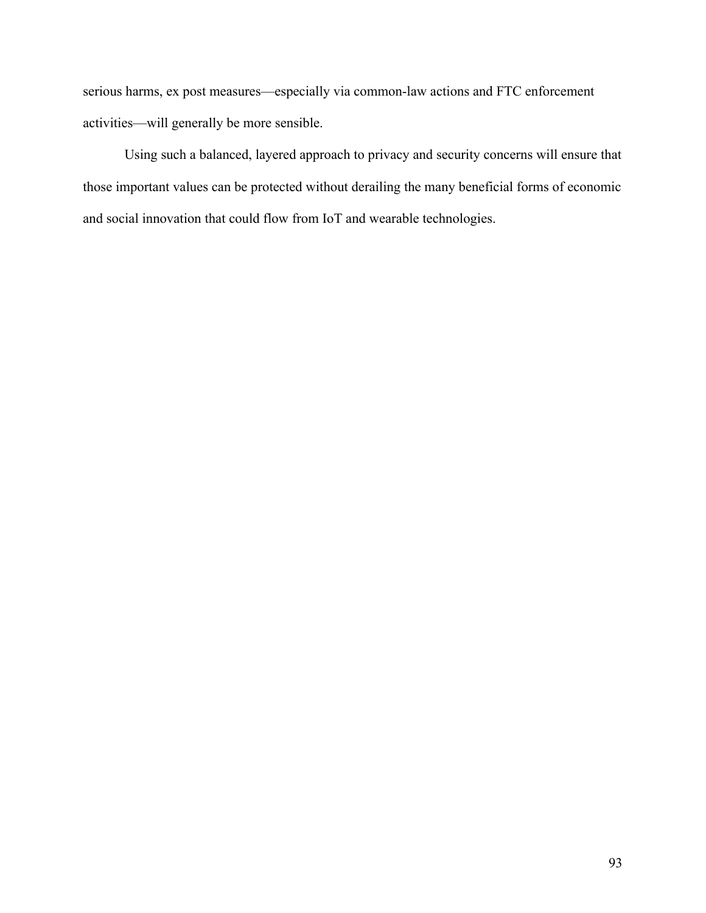serious harms, ex post measures—especially via common-law actions and FTC enforcement activities—will generally be more sensible.

Using such a balanced, layered approach to privacy and security concerns will ensure that those important values can be protected without derailing the many beneficial forms of economic and social innovation that could flow from IoT and wearable technologies.